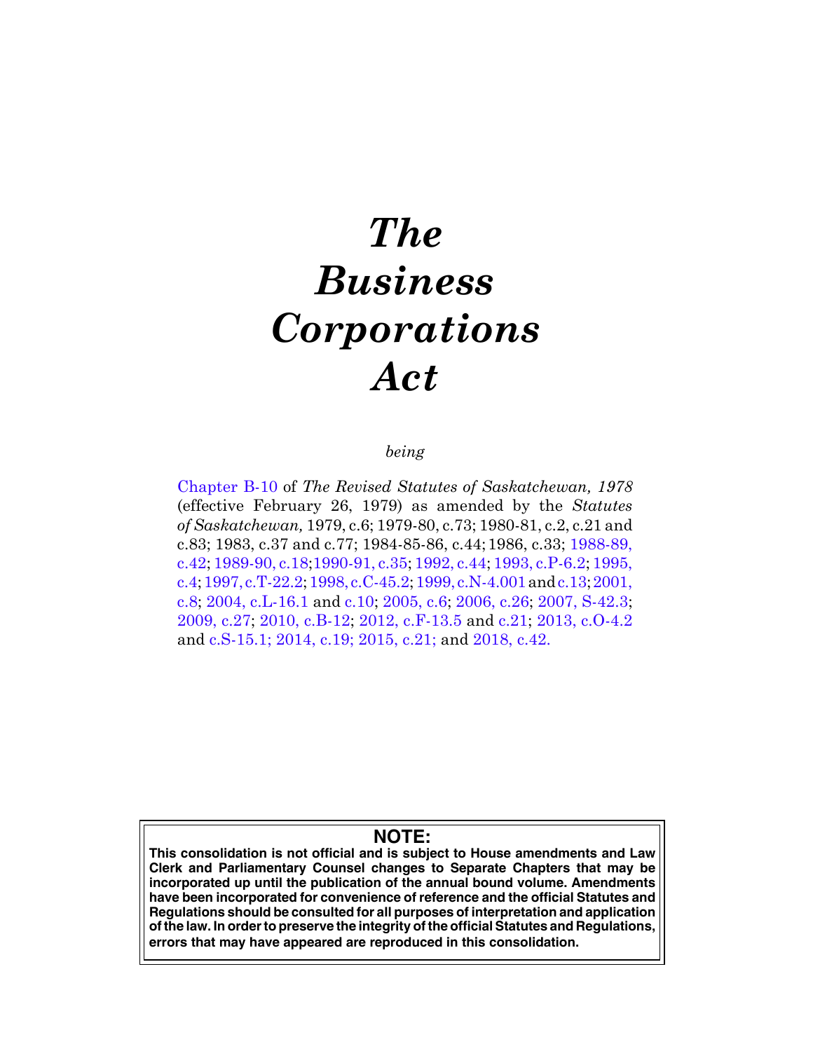# *The Business Corporations Act*

*being*

Chapter B-10 of *The Revised Statutes of Saskatchewan, 1978* (effective February 26, 1979) as amended by the *Statutes of Saskatchewan,* 1979, c.6; 1979-80, c.73; 1980-81, c.2, c.21 and c.83; 1983, c.37 and c.77; 1984-85-86, c.44; 1986, c.33; 1988-89, c.42; 1989-90, c.18; 1990-91, c.35; 1992, c.44; 1993, c.P-6.2; 1995, c.4; 1997, c.T-22.2; 1998, c.C-45.2; 1999, c.N-4.001 and c.13; 2001, c.8; 2004, c.L-16.1 and c.10; 2005, c.6; 2006, c.26; 2007, S-42.3; 2009, c.27; 2010, c.B-12; 2012, c.F-13.5 and c.21; 2013, c.O-4.2 and c.S-15.1; 2014, c.19; 2015, c.21; and 2018, c.42.

**NOTE:**

**This consolidation is not official and is subject to House amendments and Law Clerk and Parliamentary Counsel changes to Separate Chapters that may be incorporated up until the publication of the annual bound volume. Amendments have been incorporated for convenience of reference and the official Statutes and Regulations should be consulted for all purposes of interpretation and application of the law. In order to preserve the integrity of the official Statutes and Regulations, errors that may have appeared are reproduced in this consolidation.**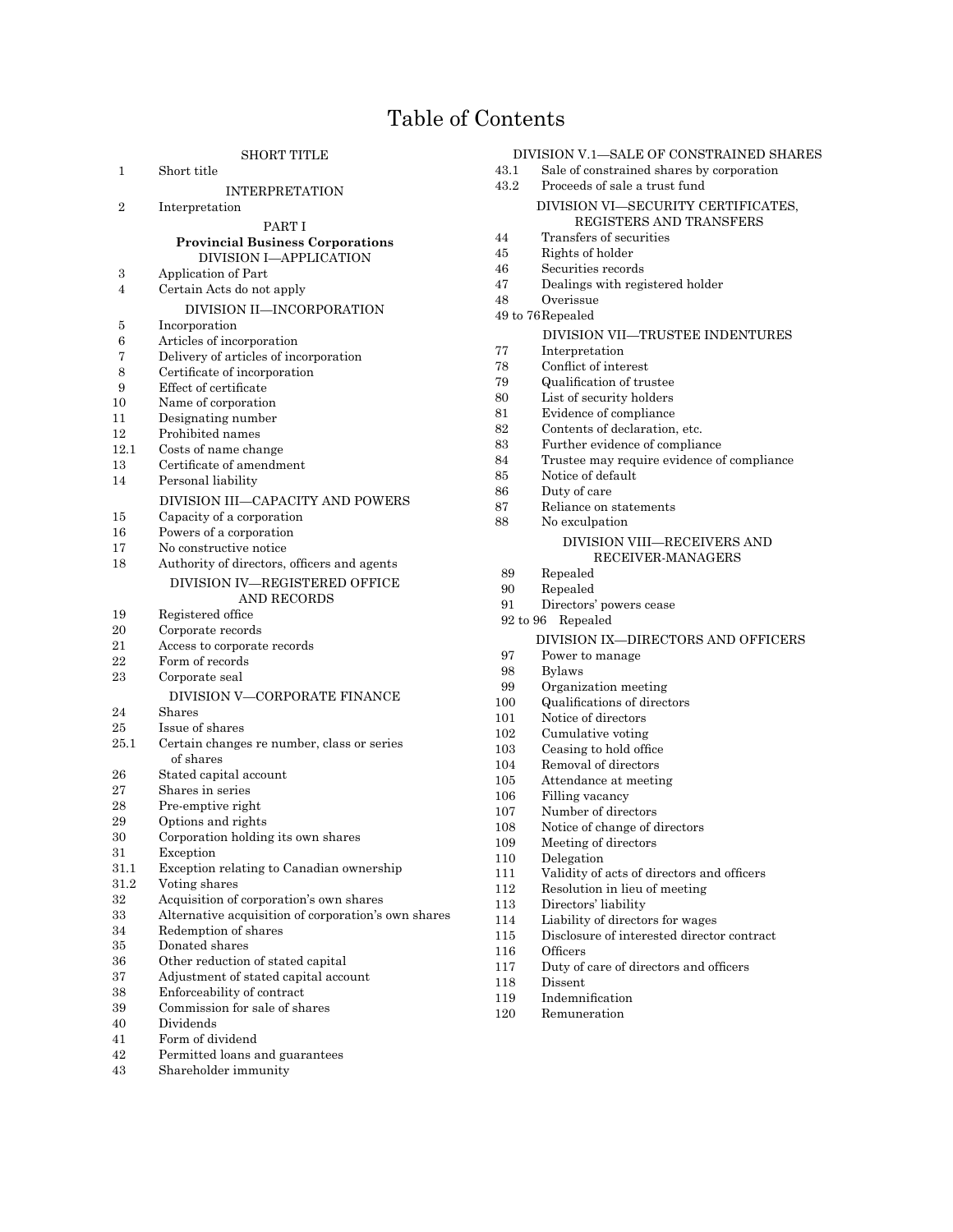# Table of Contents

SHORT TITLE

1 Short title

INTERPRETATION

2 Interpretation

PART I

**Provincial Business Corporations**

DIVISION I—APPLICATION

3 Application of Part
4 Certain Acts do not apply

DIVISION II—INCORPORATION

5 Incorporation
6 Articles of incorporation
7 Delivery of articles of incorporation
8 Certificate of incorporation
9 Effect of certificate
10 Name of corporation
11 Designating number
12 Prohibited names
12.1 Costs of name change
13 Certificate of amendment
14 Personal liability

DIVISION III—CAPACITY AND POWERS

15 Capacity of a corporation
16 Powers of a corporation
17 No constructive notice
18 Authority of directors, officers and agents

DIVISION IV—REGISTERED OFFICE AND RECORDS

19 Registered office
20 Corporate records
21 Access to corporate records
22 Form of records
23 Corporate seal

DIVISION V—CORPORATE FINANCE

24 Shares
25 Issue of shares
25.1 Certain changes re number, class or series of shares
26 Stated capital account
27 Shares in series
28 Pre-emptive right
29 Options and rights
30 Corporation holding its own shares
31 Exception
31.1 Exception relating to Canadian ownership
31.2 Voting shares
32 Acquisition of corporation's own shares
33 Alternative acquisition of corporation's own shares
34 Redemption of shares
35 Donated shares
36 Other reduction of stated capital
37 Adjustment of stated capital account
38 Enforceability of contract
39 Commission for sale of shares
40 Dividends
41 Form of dividend
42 Permitted loans and guarantees
43 Shareholder immunity

DIVISION V.1—SALE OF CONSTRAINED SHARES

43.1 Sale of constrained shares by corporation
43.2 Proceeds of sale a trust fund

DIVISION VI—SECURITY CERTIFICATES, REGISTERS AND TRANSFERS

44 Transfers of securities
45 Rights of holder
46 Securities records
47 Dealings with registered holder
48 Overissue
49 to 76 Repealed

DIVISION VII—TRUSTEE INDENTURES

77 Interpretation
78 Conflict of interest
79 Qualification of trustee
80 List of security holders
81 Evidence of compliance
82 Contents of declaration, etc.
83 Further evidence of compliance
84 Trustee may require evidence of compliance
85 Notice of default
86 Duty of care
87 Reliance on statements
88 No exculpation

DIVISION VIII—RECEIVERS AND RECEIVER-MANAGERS

89 Repealed
90 Repealed
91 Directors' powers cease
92 to 96 Repealed

DIVISION IX—DIRECTORS AND OFFICERS

97 Power to manage
98 Bylaws
99 Organization meeting
100 Qualifications of directors
101 Notice of directors
102 Cumulative voting
103 Ceasing to hold office
104 Removal of directors
105 Attendance at meeting
106 Filling vacancy
107 Number of directors
108 Notice of change of directors
109 Meeting of directors
110 Delegation
111 Validity of acts of directors and officers
112 Resolution in lieu of meeting
113 Directors' liability
114 Liability of directors for wages
115 Disclosure of interested director contract
116 Officers
117 Duty of care of directors and officers
118 Dissent
119 Indemnification
120 Remuneration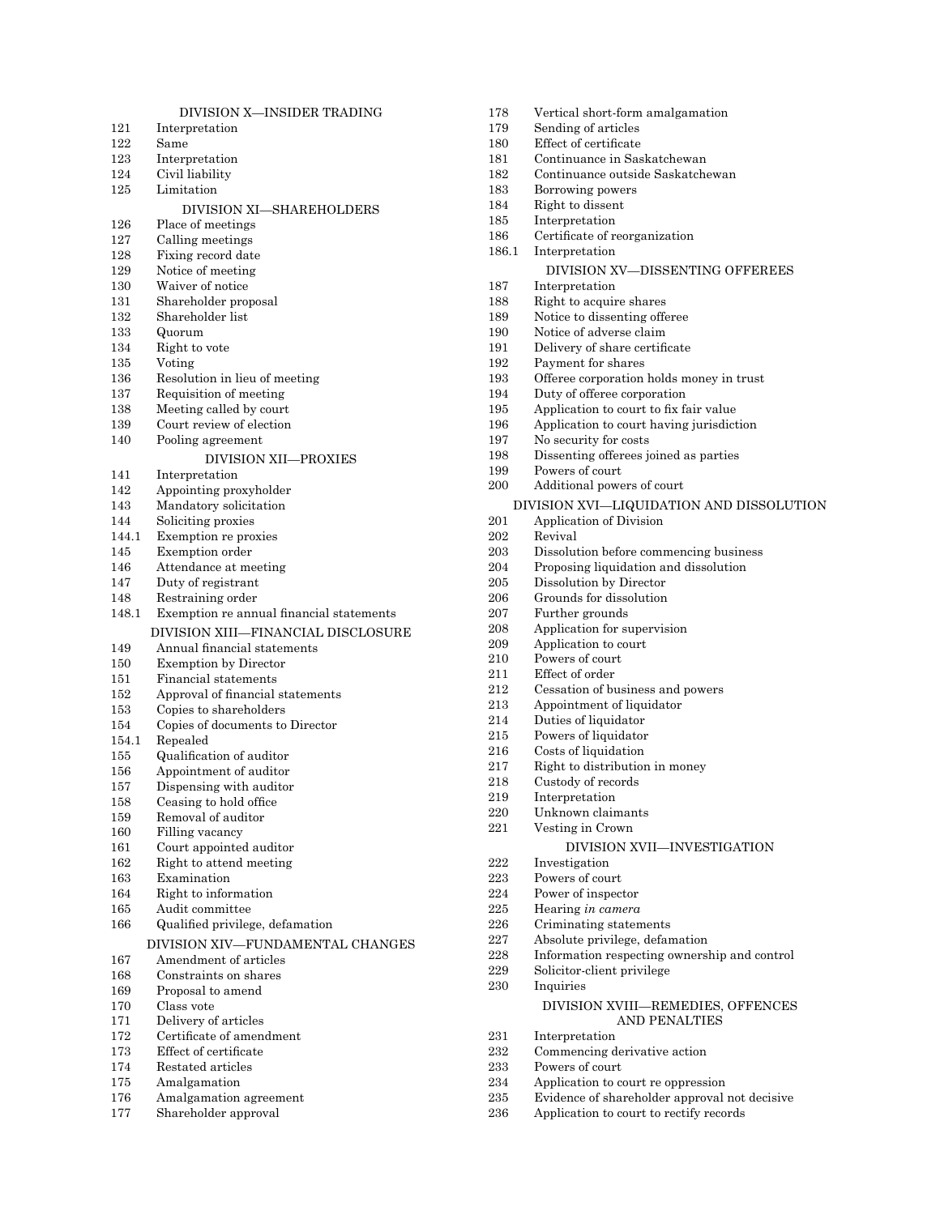DIVISION X—INSIDER TRADING

121 Interpretation
122 Same
123 Interpretation
124 Civil liability
125 Limitation

DIVISION XI—SHAREHOLDERS

126 Place of meetings
127 Calling meetings
128 Fixing record date
129 Notice of meeting
130 Waiver of notice
131 Shareholder proposal
132 Shareholder list
133 Quorum
134 Right to vote
135 Voting
136 Resolution in lieu of meeting
137 Requisition of meeting
138 Meeting called by court
139 Court review of election
140 Pooling agreement

DIVISION XII—PROXIES

141 Interpretation
142 Appointing proxyholder
143 Mandatory solicitation
144 Soliciting proxies
144.1 Exemption re proxies
145 Exemption order
146 Attendance at meeting
147 Duty of registrant
148 Restraining order
148.1 Exemption re annual financial statements

DIVISION XIII—FINANCIAL DISCLOSURE

149 Annual financial statements
150 Exemption by Director
151 Financial statements
152 Approval of financial statements
153 Copies to shareholders
154 Copies of documents to Director
154.1 Repealed
155 Qualification of auditor
156 Appointment of auditor
157 Dispensing with auditor
158 Ceasing to hold office
159 Removal of auditor
160 Filling vacancy
161 Court appointed auditor
162 Right to attend meeting
163 Examination
164 Right to information
165 Audit committee
166 Qualified privilege, defamation

DIVISION XIV—FUNDAMENTAL CHANGES

167 Amendment of articles
168 Constraints on shares
169 Proposal to amend
170 Class vote
171 Delivery of articles
172 Certificate of amendment
173 Effect of certificate
174 Restated articles
175 Amalgamation
176 Amalgamation agreement
177 Shareholder approval
178 Vertical short-form amalgamation
179 Sending of articles
180 Effect of certificate
181 Continuance in Saskatchewan
182 Continuance outside Saskatchewan
183 Borrowing powers
184 Right to dissent
185 Interpretation
186 Certificate of reorganization
186.1 Interpretation

DIVISION XV—DISSENTING OFFEREES

187 Interpretation
188 Right to acquire shares
189 Notice to dissenting offeree
190 Notice of adverse claim
191 Delivery of share certificate
192 Payment for shares
193 Offeree corporation holds money in trust
194 Duty of offeree corporation
195 Application to court to fix fair value
196 Application to court having jurisdiction
197 No security for costs
198 Dissenting offerees joined as parties
199 Powers of court
200 Additional powers of court

DIVISION XVI—LIQUIDATION AND DISSOLUTION

201 Application of Division
202 Revival
203 Dissolution before commencing business
204 Proposing liquidation and dissolution
205 Dissolution by Director
206 Grounds for dissolution
207 Further grounds
208 Application for supervision
209 Application to court
210 Powers of court
211 Effect of order
212 Cessation of business and powers
213 Appointment of liquidator
214 Duties of liquidator
215 Powers of liquidator
216 Costs of liquidation
217 Right to distribution in money
218 Custody of records
219 Interpretation
220 Unknown claimants
221 Vesting in Crown

DIVISION XVII—INVESTIGATION

222 Investigation
223 Powers of court
224 Power of inspector
225 Hearing *in camera*
226 Criminating statements
227 Absolute privilege, defamation
228 Information respecting ownership and control
229 Solicitor-client privilege
230 Inquiries

DIVISION XVIII—REMEDIES, OFFENCES AND PENALTIES

231 Interpretation
232 Commencing derivative action
233 Powers of court
234 Application to court re oppression
235 Evidence of shareholder approval not decisive
236 Application to court to rectify records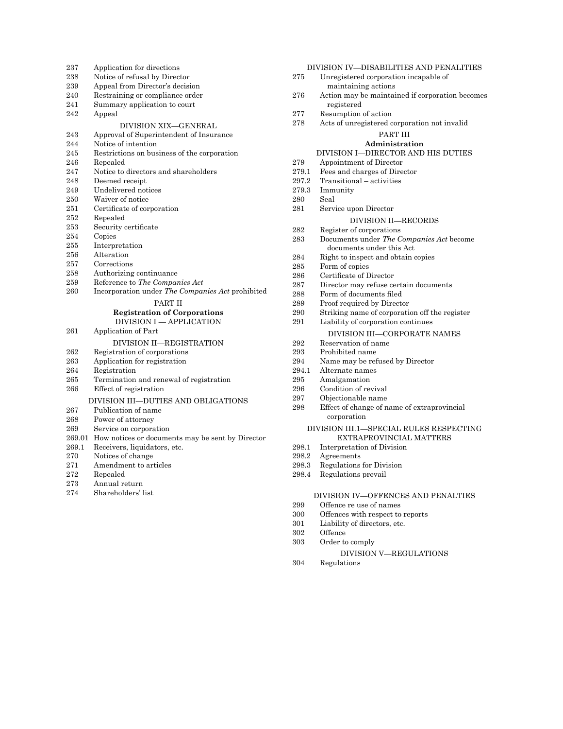237 Application for directions
238 Notice of refusal by Director
239 Appeal from Director's decision
240 Restraining or compliance order
241 Summary application to court
242 Appeal

DIVISION XIX—GENERAL

243 Approval of Superintendent of Insurance
244 Notice of intention
245 Restrictions on business of the corporation
246 Repealed
247 Notice to directors and shareholders
248 Deemed receipt
249 Undelivered notices
250 Waiver of notice
251 Certificate of corporation
252 Repealed
253 Security certificate
254 Copies
255 Interpretation
256 Alteration
257 Corrections
258 Authorizing continuance
259 Reference to *The Companies Act*
260 Incorporation under *The Companies Act* prohibited

PART II

**Registration of Corporations**

DIVISION I — APPLICATION

261 Application of Part

DIVISION II—REGISTRATION

262 Registration of corporations
263 Application for registration
264 Registration
265 Termination and renewal of registration
266 Effect of registration

DIVISION III—DUTIES AND OBLIGATIONS

267 Publication of name
268 Power of attorney
269 Service on corporation
269.01 How notices or documents may be sent by Director
269.1 Receivers, liquidators, etc.
270 Notices of change
271 Amendment to articles
272 Repealed
273 Annual return
274 Shareholders' list

DIVISION IV—DISABILITIES AND PENALITIES

275 Unregistered corporation incapable of maintaining actions
276 Action may be maintained if corporation becomes registered
277 Resumption of action
278 Acts of unregistered corporation not invalid

PART III

**Administration**

DIVISION I—DIRECTOR AND HIS DUTIES

279 Appointment of Director
279.1 Fees and charges of Director
297.2 Transitional – activities
279.3 Immunity
280 Seal
281 Service upon Director

DIVISION II—RECORDS

282 Register of corporations
283 Documents under *The Companies Act* become documents under this Act
284 Right to inspect and obtain copies
285 Form of copies
286 Certificate of Director
287 Director may refuse certain documents
288 Form of documents filed
289 Proof required by Director
290 Striking name of corporation off the register
291 Liability of corporation continues

DIVISION III—CORPORATE NAMES

292 Reservation of name
293 Prohibited name
294 Name may be refused by Director
294.1 Alternate names
295 Amalgamation
296 Condition of revival
297 Objectionable name
298 Effect of change of name of extraprovincial corporation

DIVISION III.1—SPECIAL RULES RESPECTING EXTRAPROVINCIAL MATTERS

298.1 Interpretation of Division
298.2 Agreements
298.3 Regulations for Division
298.4 Regulations prevail

DIVISION IV—OFFENCES AND PENALTIES

299 Offence re use of names
300 Offences with respect to reports
301 Liability of directors, etc.
302 Offence
303 Order to comply

DIVISION V—REGULATIONS

304 Regulations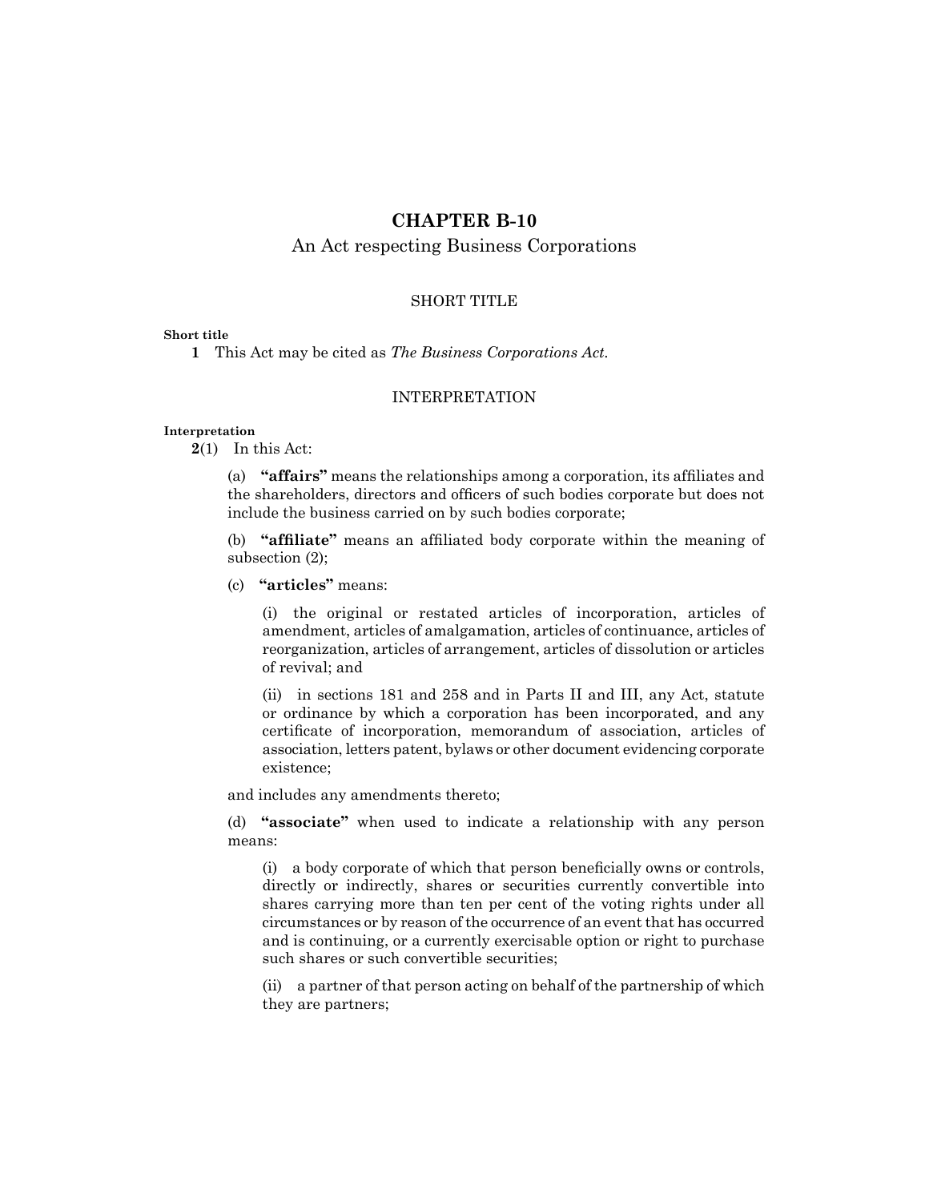# CHAPTER B-10

An Act respecting Business Corporations

## SHORT TITLE

**Short title**

**1** This Act may be cited as *The Business Corporations Act*.

## INTERPRETATION

**Interpretation**

**2**(1) In this Act:

(a) **"affairs"** means the relationships among a corporation, its affiliates and the shareholders, directors and officers of such bodies corporate but does not include the business carried on by such bodies corporate;

(b) **"affiliate"** means an affiliated body corporate within the meaning of subsection (2);

(c) **"articles"** means:

(i) the original or restated articles of incorporation, articles of amendment, articles of amalgamation, articles of continuance, articles of reorganization, articles of arrangement, articles of dissolution or articles of revival; and

(ii) in sections 181 and 258 and in Parts II and III, any Act, statute or ordinance by which a corporation has been incorporated, and any certificate of incorporation, memorandum of association, articles of association, letters patent, bylaws or other document evidencing corporate existence;

and includes any amendments thereto;

(d) **"associate"** when used to indicate a relationship with any person means:

(i) a body corporate of which that person beneficially owns or controls, directly or indirectly, shares or securities currently convertible into shares carrying more than ten per cent of the voting rights under all circumstances or by reason of the occurrence of an event that has occurred and is continuing, or a currently exercisable option or right to purchase such shares or such convertible securities;

(ii) a partner of that person acting on behalf of the partnership of which they are partners;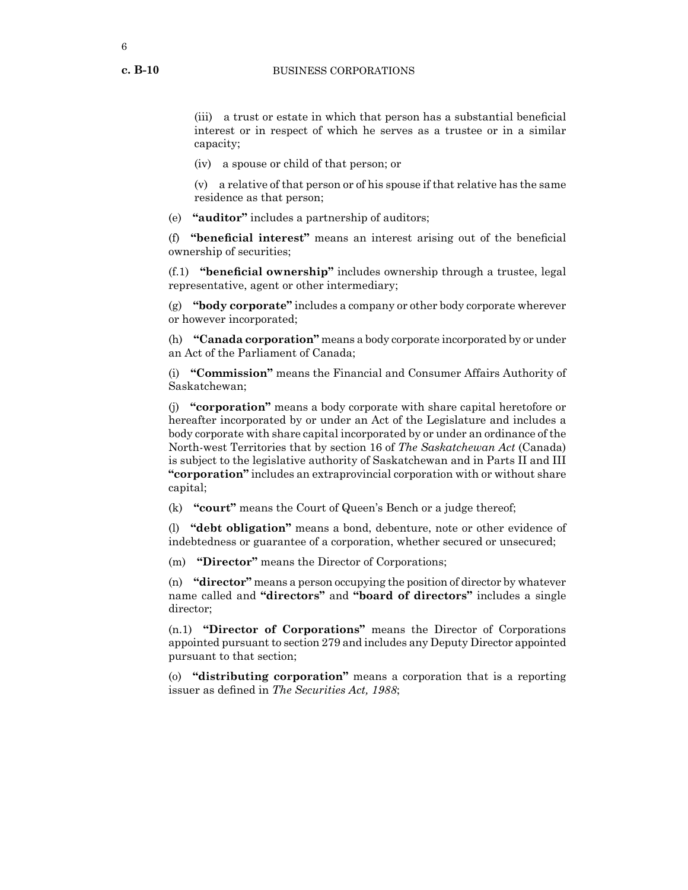(iii) a trust or estate in which that person has a substantial beneficial interest or in respect of which he serves as a trustee or in a similar capacity;

(iv) a spouse or child of that person; or

(v) a relative of that person or of his spouse if that relative has the same residence as that person;

(e) **"auditor"** includes a partnership of auditors;

(f) **"beneficial interest"** means an interest arising out of the beneficial ownership of securities;

(f.1) **"beneficial ownership"** includes ownership through a trustee, legal representative, agent or other intermediary;

(g) **"body corporate"** includes a company or other body corporate wherever or however incorporated;

(h) **"Canada corporation"** means a body corporate incorporated by or under an Act of the Parliament of Canada;

(i) **"Commission"** means the Financial and Consumer Affairs Authority of Saskatchewan;

(j) **"corporation"** means a body corporate with share capital heretofore or hereafter incorporated by or under an Act of the Legislature and includes a body corporate with share capital incorporated by or under an ordinance of the North-west Territories that by section 16 of *The Saskatchewan Act* (Canada) is subject to the legislative authority of Saskatchewan and in Parts II and III **"corporation"** includes an extraprovincial corporation with or without share capital;

(k) **"court"** means the Court of Queen's Bench or a judge thereof;

(l) **"debt obligation"** means a bond, debenture, note or other evidence of indebtedness or guarantee of a corporation, whether secured or unsecured;

(m) **"Director"** means the Director of Corporations;

(n) **"director"** means a person occupying the position of director by whatever name called and **"directors"** and **"board of directors"** includes a single director;

(n.1) **"Director of Corporations"** means the Director of Corporations appointed pursuant to section 279 and includes any Deputy Director appointed pursuant to that section;

(o) **"distributing corporation"** means a corporation that is a reporting issuer as defined in *The Securities Act, 1988*;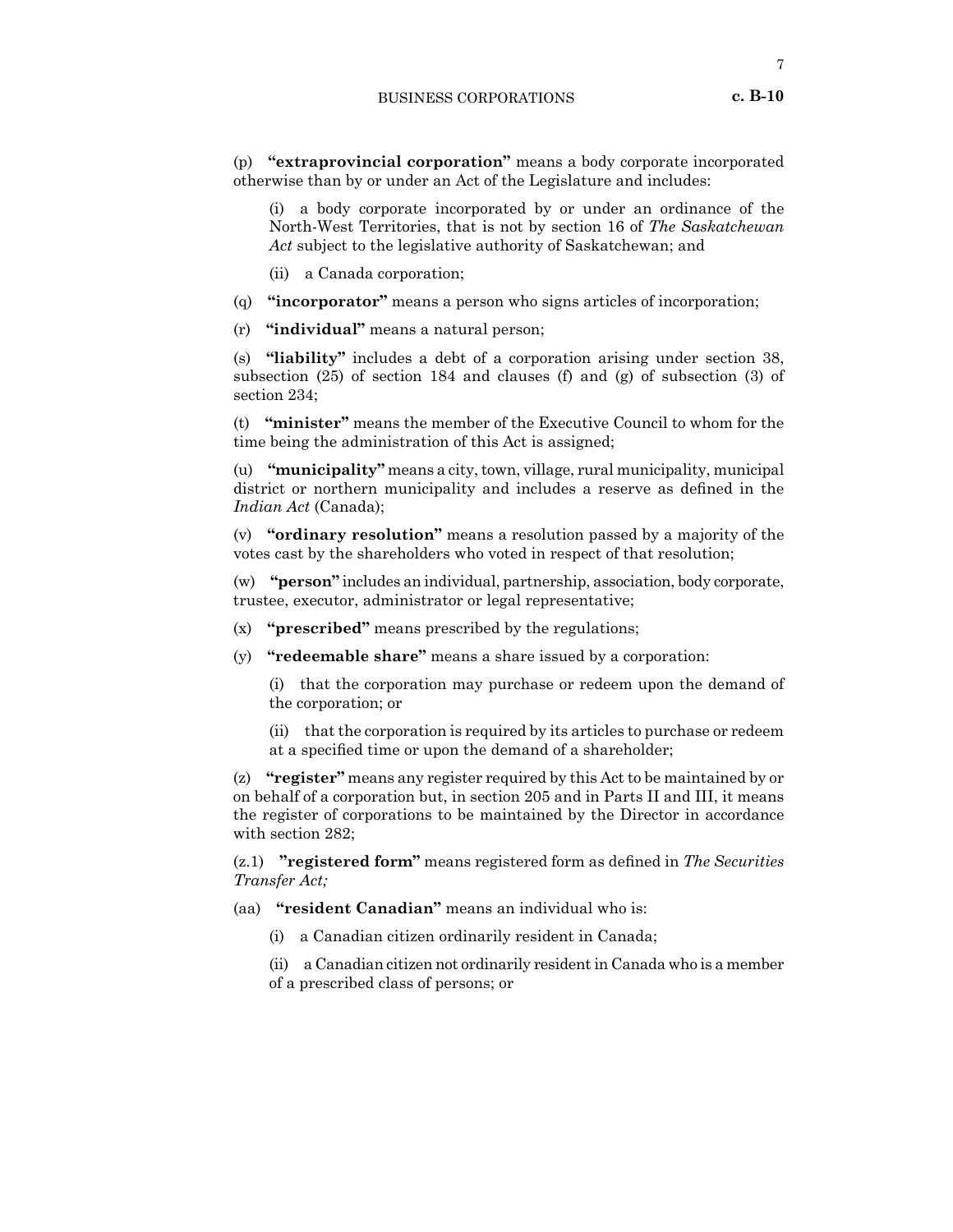(p) **"extraprovincial corporation"** means a body corporate incorporated otherwise than by or under an Act of the Legislature and includes:

(i) a body corporate incorporated by or under an ordinance of the North-West Territories, that is not by section 16 of *The Saskatchewan Act* subject to the legislative authority of Saskatchewan; and

(ii) a Canada corporation;

(q) **"incorporator"** means a person who signs articles of incorporation;

(r) **"individual"** means a natural person;

(s) **"liability"** includes a debt of a corporation arising under section 38, subsection (25) of section 184 and clauses (f) and (g) of subsection (3) of section 234;

(t) **"minister"** means the member of the Executive Council to whom for the time being the administration of this Act is assigned;

(u) **"municipality"** means a city, town, village, rural municipality, municipal district or northern municipality and includes a reserve as defined in the *Indian Act* (Canada);

(v) **"ordinary resolution"** means a resolution passed by a majority of the votes cast by the shareholders who voted in respect of that resolution;

(w) **"person"** includes an individual, partnership, association, body corporate, trustee, executor, administrator or legal representative;

(x) **"prescribed"** means prescribed by the regulations;

(y) **"redeemable share"** means a share issued by a corporation:

(i) that the corporation may purchase or redeem upon the demand of the corporation; or

(ii) that the corporation is required by its articles to purchase or redeem at a specified time or upon the demand of a shareholder;

(z) **"register"** means any register required by this Act to be maintained by or on behalf of a corporation but, in section 205 and in Parts II and III, it means the register of corporations to be maintained by the Director in accordance with section 282;

(z.1) **"registered form"** means registered form as defined in *The Securities Transfer Act;*

(aa) **"resident Canadian"** means an individual who is:

(i) a Canadian citizen ordinarily resident in Canada;

(ii) a Canadian citizen not ordinarily resident in Canada who is a member of a prescribed class of persons; or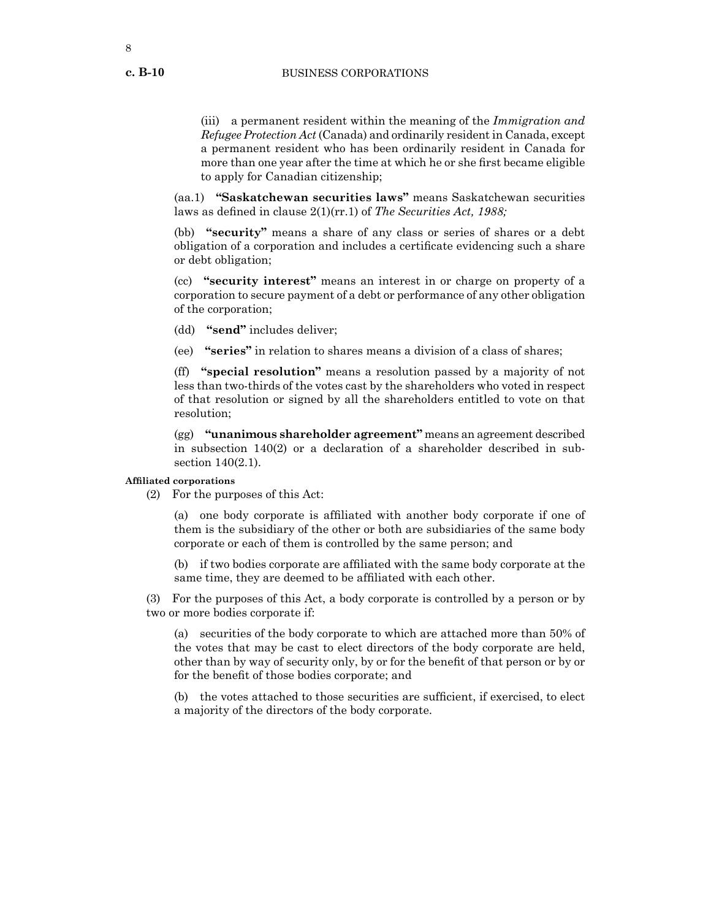(iii) a permanent resident within the meaning of the *Immigration and Refugee Protection Act* (Canada) and ordinarily resident in Canada, except a permanent resident who has been ordinarily resident in Canada for more than one year after the time at which he or she first became eligible to apply for Canadian citizenship;

(aa.1) **"Saskatchewan securities laws"** means Saskatchewan securities laws as defined in clause 2(1)(rr.1) of *The Securities Act, 1988;*

(bb) **"security"** means a share of any class or series of shares or a debt obligation of a corporation and includes a certificate evidencing such a share or debt obligation;

(cc) **"security interest"** means an interest in or charge on property of a corporation to secure payment of a debt or performance of any other obligation of the corporation;

(dd) **"send"** includes deliver;

(ee) **"series"** in relation to shares means a division of a class of shares;

(ff) **"special resolution"** means a resolution passed by a majority of not less than two-thirds of the votes cast by the shareholders who voted in respect of that resolution or signed by all the shareholders entitled to vote on that resolution;

(gg) **"unanimous shareholder agreement"** means an agreement described in subsection 140(2) or a declaration of a shareholder described in subsection 140(2.1).

**Affiliated corporations**

(2) For the purposes of this Act:

(a) one body corporate is affiliated with another body corporate if one of them is the subsidiary of the other or both are subsidiaries of the same body corporate or each of them is controlled by the same person; and

(b) if two bodies corporate are affiliated with the same body corporate at the same time, they are deemed to be affiliated with each other.

(3) For the purposes of this Act, a body corporate is controlled by a person or by two or more bodies corporate if:

(a) securities of the body corporate to which are attached more than 50% of the votes that may be cast to elect directors of the body corporate are held, other than by way of security only, by or for the benefit of that person or by or for the benefit of those bodies corporate; and

(b) the votes attached to those securities are sufficient, if exercised, to elect a majority of the directors of the body corporate.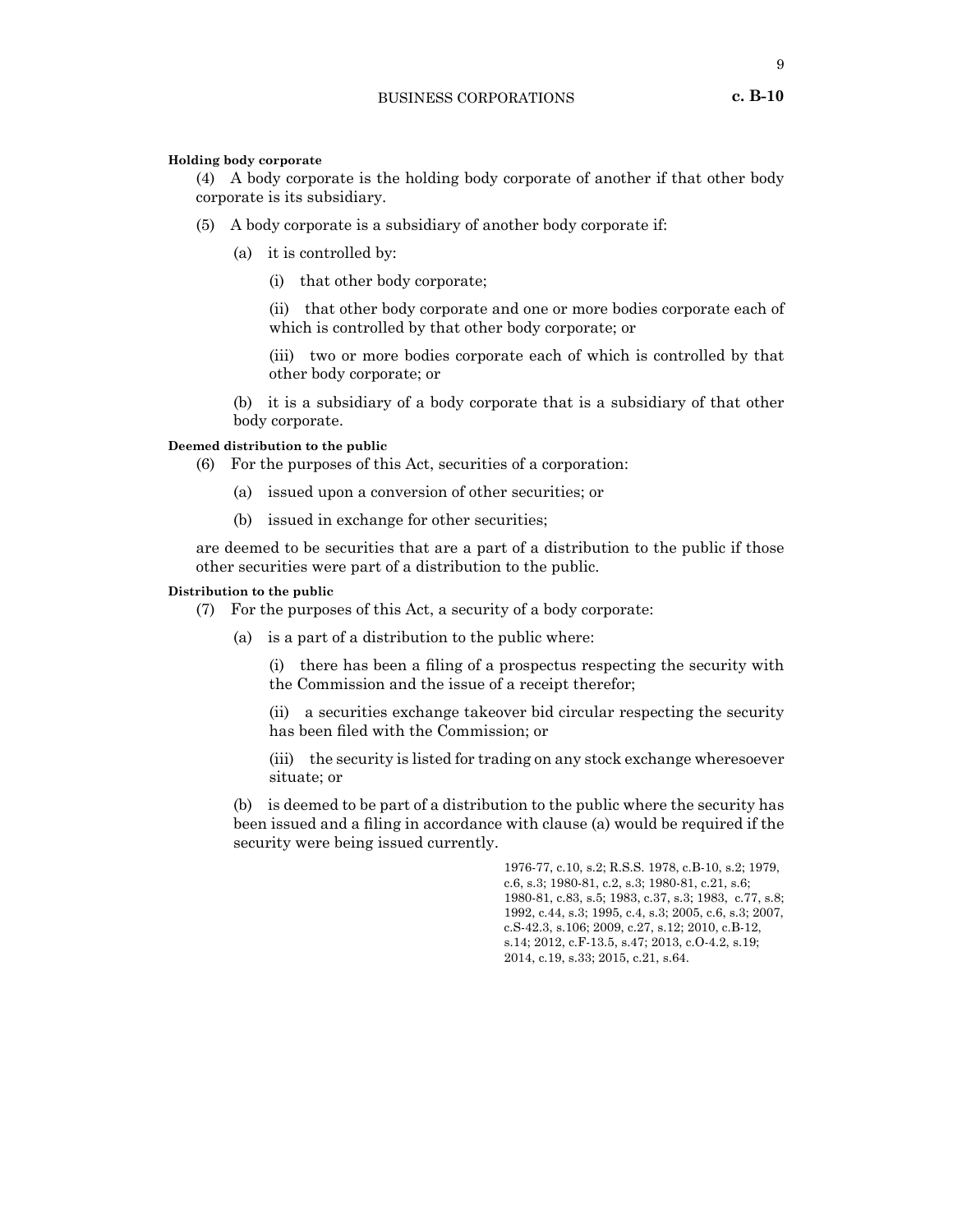**Holding body corporate**

(4) A body corporate is the holding body corporate of another if that other body corporate is its subsidiary.

(5) A body corporate is a subsidiary of another body corporate if:

(a) it is controlled by:

(i) that other body corporate;

(ii) that other body corporate and one or more bodies corporate each of which is controlled by that other body corporate; or

(iii) two or more bodies corporate each of which is controlled by that other body corporate; or

(b) it is a subsidiary of a body corporate that is a subsidiary of that other body corporate.

**Deemed distribution to the public**

(6) For the purposes of this Act, securities of a corporation:

(a) issued upon a conversion of other securities; or

(b) issued in exchange for other securities;

are deemed to be securities that are a part of a distribution to the public if those other securities were part of a distribution to the public.

**Distribution to the public**

(7) For the purposes of this Act, a security of a body corporate:

(a) is a part of a distribution to the public where:

(i) there has been a filing of a prospectus respecting the security with the Commission and the issue of a receipt therefor;

(ii) a securities exchange takeover bid circular respecting the security has been filed with the Commission; or

(iii) the security is listed for trading on any stock exchange wheresoever situate; or

(b) is deemed to be part of a distribution to the public where the security has been issued and a filing in accordance with clause (a) would be required if the security were being issued currently.

1976-77, c.10, s.2; R.S.S. 1978, c.B-10, s.2; 1979, c.6, s.3; 1980-81, c.2, s.3; 1980-81, c.21, s.6; 1980-81, c.83, s.5; 1983, c.37, s.3; 1983, c.77, s.8; 1992, c.44, s.3; 1995, c.4, s.3; 2005, c.6, s.3; 2007, c.S-42.3, s.106; 2009, c.27, s.12; 2010, c.B-12, s.14; 2012, c.F-13.5, s.47; 2013, c.O-4.2, s.19; 2014, c.19, s.33; 2015, c.21, s.64.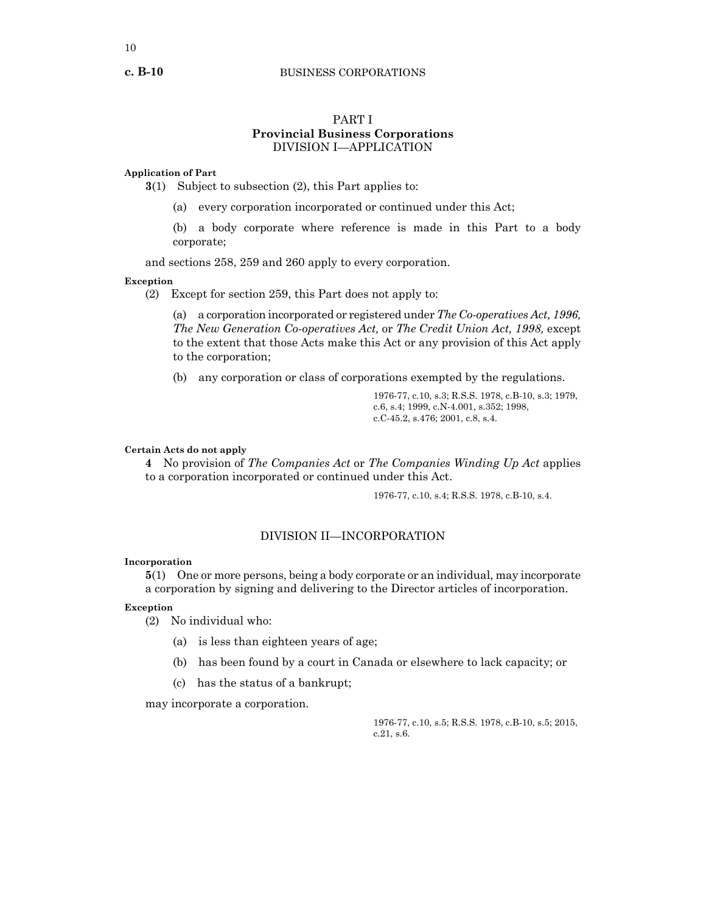# PART I
## Provincial Business Corporations
### DIVISION I—APPLICATION

**Application of Part**

**3**(1) Subject to subsection (2), this Part applies to:

(a) every corporation incorporated or continued under this Act;

(b) a body corporate where reference is made in this Part to a body corporate;

and sections 258, 259 and 260 apply to every corporation.

**Exception**

(2) Except for section 259, this Part does not apply to:

(a) a corporation incorporated or registered under *The Co-operatives Act, 1996, The New Generation Co-operatives Act,* or *The Credit Union Act, 1998,* except to the extent that those Acts make this Act or any provision of this Act apply to the corporation;

(b) any corporation or class of corporations exempted by the regulations.

1976-77, c.10, s.3; R.S.S. 1978, c.B-10, s.3; 1979, c.6, s.4; 1999, c.N-4.001, s.352; 1998, c.C-45.2, s.476; 2001, c.8, s.4.

**Certain Acts do not apply**

**4** No provision of *The Companies Act* or *The Companies Winding Up Act* applies to a corporation incorporated or continued under this Act.

1976-77, c.10, s.4; R.S.S. 1978, c.B-10, s.4.

### DIVISION II—INCORPORATION

**Incorporation**

**5**(1) One or more persons, being a body corporate or an individual, may incorporate a corporation by signing and delivering to the Director articles of incorporation.

**Exception**

(2) No individual who:

(a) is less than eighteen years of age;

(b) has been found by a court in Canada or elsewhere to lack capacity; or

(c) has the status of a bankrupt;

may incorporate a corporation.

1976-77, c.10, s.5; R.S.S. 1978, c.B-10, s.5; 2015, c.21, s.6.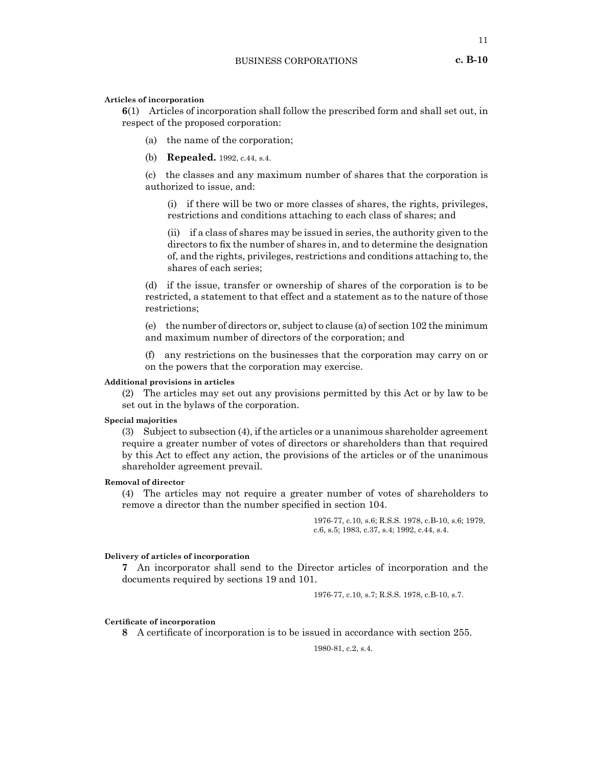**Articles of incorporation**

**6**(1) Articles of incorporation shall follow the prescribed form and shall set out, in respect of the proposed corporation:

(a) the name of the corporation;

(b) **Repealed.** 1992, c.44, s.4.

(c) the classes and any maximum number of shares that the corporation is authorized to issue, and:

(i) if there will be two or more classes of shares, the rights, privileges, restrictions and conditions attaching to each class of shares; and

(ii) if a class of shares may be issued in series, the authority given to the directors to fix the number of shares in, and to determine the designation of, and the rights, privileges, restrictions and conditions attaching to, the shares of each series;

(d) if the issue, transfer or ownership of shares of the corporation is to be restricted, a statement to that effect and a statement as to the nature of those restrictions;

(e) the number of directors or, subject to clause (a) of section 102 the minimum and maximum number of directors of the corporation; and

(f) any restrictions on the businesses that the corporation may carry on or on the powers that the corporation may exercise.

**Additional provisions in articles**

(2) The articles may set out any provisions permitted by this Act or by law to be set out in the bylaws of the corporation.

**Special majorities**

(3) Subject to subsection (4), if the articles or a unanimous shareholder agreement require a greater number of votes of directors or shareholders than that required by this Act to effect any action, the provisions of the articles or of the unanimous shareholder agreement prevail.

**Removal of director**

(4) The articles may not require a greater number of votes of shareholders to remove a director than the number specified in section 104.

1976-77, c.10, s.6; R.S.S. 1978, c.B-10, s.6; 1979, c.6, s.5; 1983, c.37, s.4; 1992, c.44, s.4.

**Delivery of articles of incorporation**

**7** An incorporator shall send to the Director articles of incorporation and the documents required by sections 19 and 101.

1976-77, c.10, s.7; R.S.S. 1978, c.B-10, s.7.

**Certificate of incorporation**

**8** A certificate of incorporation is to be issued in accordance with section 255.

1980-81, c.2, s.4.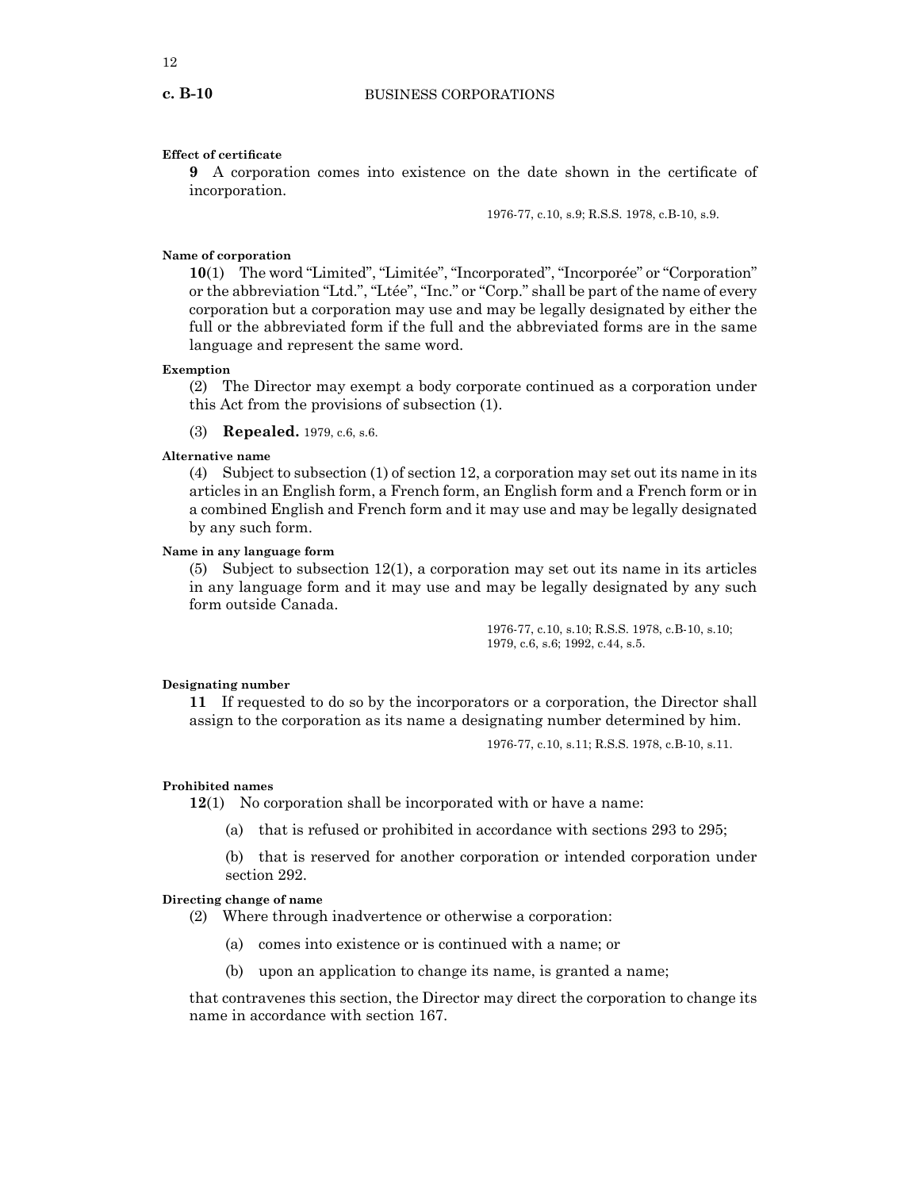**Effect of certificate**

**9** A corporation comes into existence on the date shown in the certificate of incorporation.

1976-77, c.10, s.9; R.S.S. 1978, c.B-10, s.9.

**Name of corporation**

**10**(1) The word “Limited”, “Limitée”, “Incorporated”, “Incorporée” or “Corporation” or the abbreviation “Ltd.”, “Ltée”, “Inc.” or “Corp.” shall be part of the name of every corporation but a corporation may use and may be legally designated by either the full or the abbreviated form if the full and the abbreviated forms are in the same language and represent the same word.

**Exemption**

(2) The Director may exempt a body corporate continued as a corporation under this Act from the provisions of subsection (1).

(3) **Repealed.** 1979, c.6, s.6.

**Alternative name**

(4) Subject to subsection (1) of section 12, a corporation may set out its name in its articles in an English form, a French form, an English form and a French form or in a combined English and French form and it may use and may be legally designated by any such form.

**Name in any language form**

(5) Subject to subsection 12(1), a corporation may set out its name in its articles in any language form and it may use and may be legally designated by any such form outside Canada.

1976-77, c.10, s.10; R.S.S. 1978, c.B-10, s.10; 1979, c.6, s.6; 1992, c.44, s.5.

**Designating number**

**11** If requested to do so by the incorporators or a corporation, the Director shall assign to the corporation as its name a designating number determined by him.

1976-77, c.10, s.11; R.S.S. 1978, c.B-10, s.11.

**Prohibited names**

**12**(1) No corporation shall be incorporated with or have a name:

(a) that is refused or prohibited in accordance with sections 293 to 295;

(b) that is reserved for another corporation or intended corporation under section 292.

**Directing change of name**

(2) Where through inadvertence or otherwise a corporation:

(a) comes into existence or is continued with a name; or

(b) upon an application to change its name, is granted a name;

that contravenes this section, the Director may direct the corporation to change its name in accordance with section 167.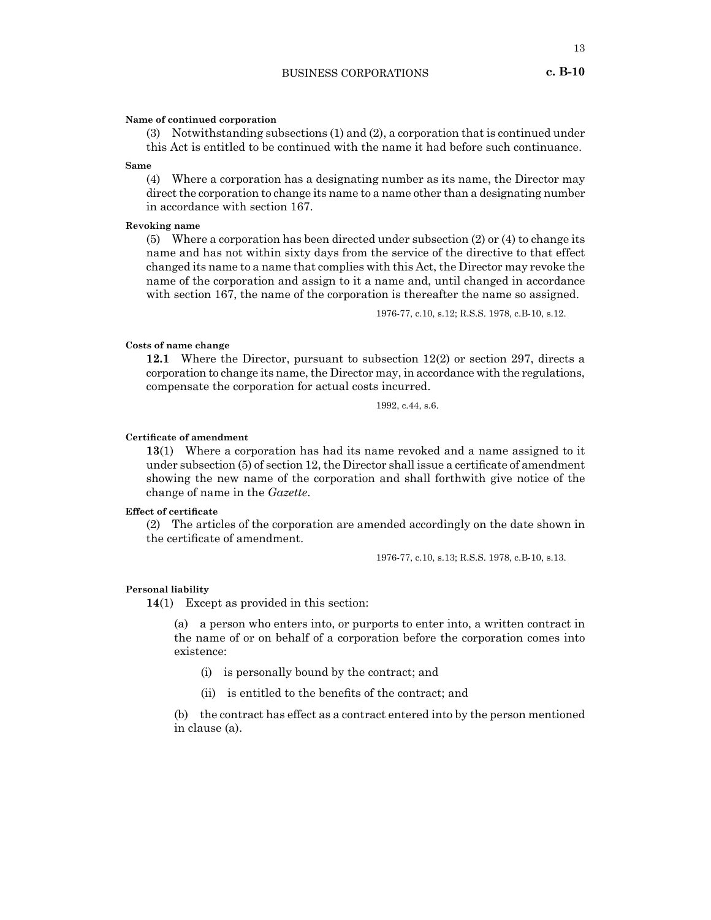**Name of continued corporation**

(3) Notwithstanding subsections (1) and (2), a corporation that is continued under this Act is entitled to be continued with the name it had before such continuance.

**Same**

(4) Where a corporation has a designating number as its name, the Director may direct the corporation to change its name to a name other than a designating number in accordance with section 167.

**Revoking name**

(5) Where a corporation has been directed under subsection (2) or (4) to change its name and has not within sixty days from the service of the directive to that effect changed its name to a name that complies with this Act, the Director may revoke the name of the corporation and assign to it a name and, until changed in accordance with section 167, the name of the corporation is thereafter the name so assigned.

1976-77, c.10, s.12; R.S.S. 1978, c.B-10, s.12.

**Costs of name change**

**12.1** Where the Director, pursuant to subsection 12(2) or section 297, directs a corporation to change its name, the Director may, in accordance with the regulations, compensate the corporation for actual costs incurred.

1992, c.44, s.6.

**Certificate of amendment**

**13**(1) Where a corporation has had its name revoked and a name assigned to it under subsection (5) of section 12, the Director shall issue a certificate of amendment showing the new name of the corporation and shall forthwith give notice of the change of name in the *Gazette*.

**Effect of certificate**

(2) The articles of the corporation are amended accordingly on the date shown in the certificate of amendment.

1976-77, c.10, s.13; R.S.S. 1978, c.B-10, s.13.

**Personal liability**

**14**(1) Except as provided in this section:

(a) a person who enters into, or purports to enter into, a written contract in the name of or on behalf of a corporation before the corporation comes into existence:

(i) is personally bound by the contract; and

(ii) is entitled to the benefits of the contract; and

(b) the contract has effect as a contract entered into by the person mentioned in clause (a).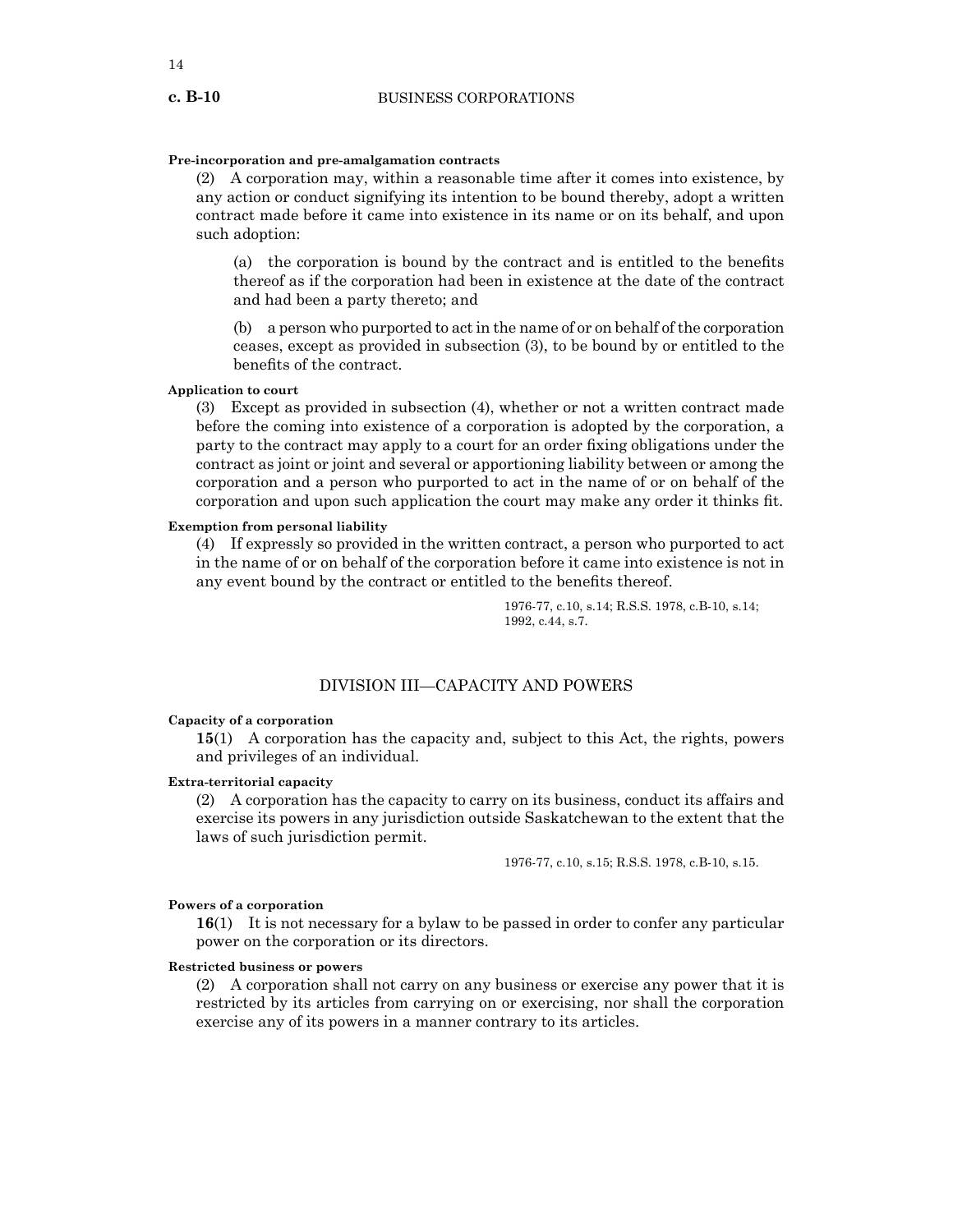**Pre-incorporation and pre-amalgamation contracts**

(2) A corporation may, within a reasonable time after it comes into existence, by any action or conduct signifying its intention to be bound thereby, adopt a written contract made before it came into existence in its name or on its behalf, and upon such adoption:

(a) the corporation is bound by the contract and is entitled to the benefits thereof as if the corporation had been in existence at the date of the contract and had been a party thereto; and

(b) a person who purported to act in the name of or on behalf of the corporation ceases, except as provided in subsection (3), to be bound by or entitled to the benefits of the contract.

**Application to court**

(3) Except as provided in subsection (4), whether or not a written contract made before the coming into existence of a corporation is adopted by the corporation, a party to the contract may apply to a court for an order fixing obligations under the contract as joint or joint and several or apportioning liability between or among the corporation and a person who purported to act in the name of or on behalf of the corporation and upon such application the court may make any order it thinks fit.

**Exemption from personal liability**

(4) If expressly so provided in the written contract, a person who purported to act in the name of or on behalf of the corporation before it came into existence is not in any event bound by the contract or entitled to the benefits thereof.

1976-77, c.10, s.14; R.S.S. 1978, c.B-10, s.14; 1992, c.44, s.7.

## DIVISION III—CAPACITY AND POWERS

**Capacity of a corporation**

**15**(1) A corporation has the capacity and, subject to this Act, the rights, powers and privileges of an individual.

**Extra-territorial capacity**

(2) A corporation has the capacity to carry on its business, conduct its affairs and exercise its powers in any jurisdiction outside Saskatchewan to the extent that the laws of such jurisdiction permit.

1976-77, c.10, s.15; R.S.S. 1978, c.B-10, s.15.

**Powers of a corporation**

**16**(1) It is not necessary for a bylaw to be passed in order to confer any particular power on the corporation or its directors.

**Restricted business or powers**

(2) A corporation shall not carry on any business or exercise any power that it is restricted by its articles from carrying on or exercising, nor shall the corporation exercise any of its powers in a manner contrary to its articles.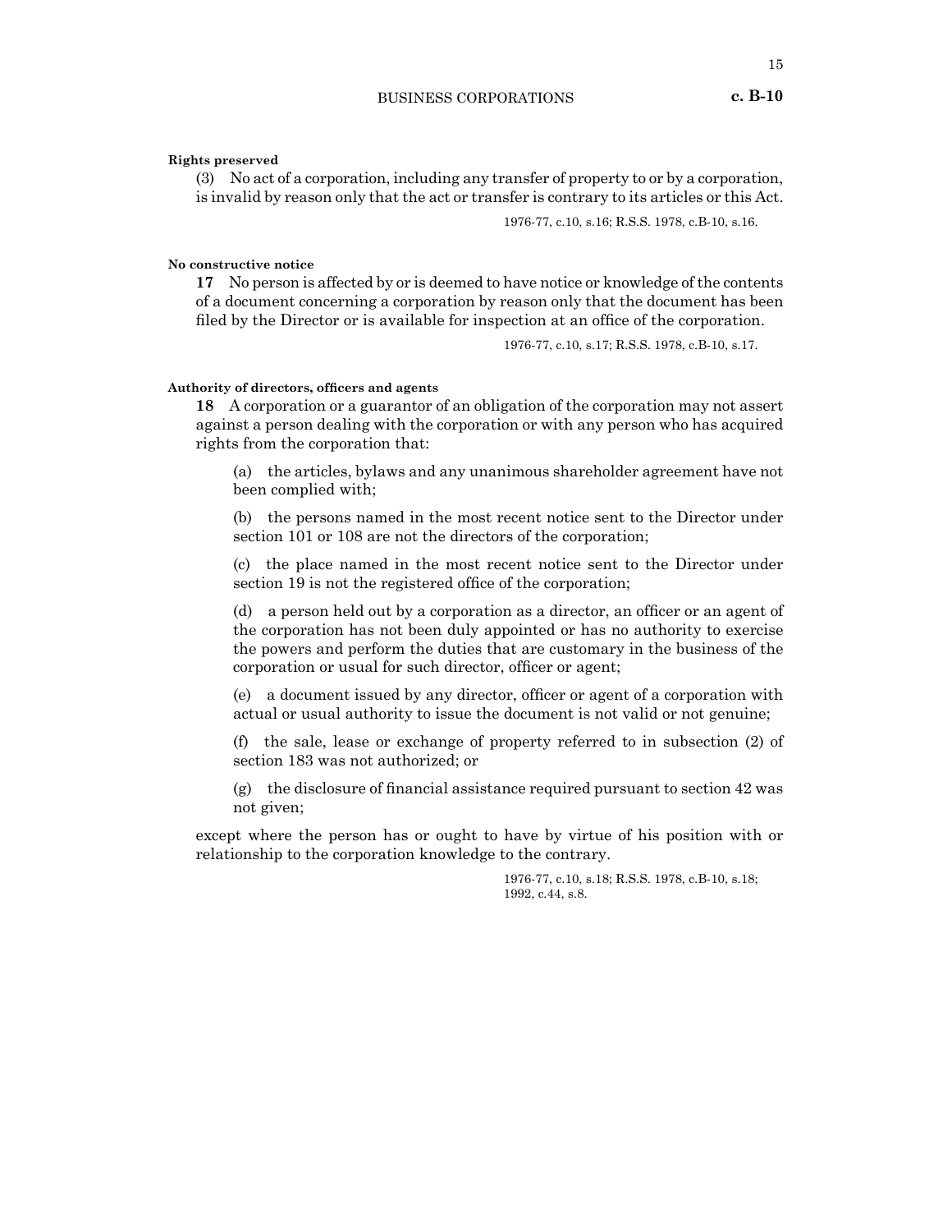**Rights preserved**

(3) No act of a corporation, including any transfer of property to or by a corporation, is invalid by reason only that the act or transfer is contrary to its articles or this Act.

1976-77, c.10, s.16; R.S.S. 1978, c.B-10, s.16.

**No constructive notice**

**17** No person is affected by or is deemed to have notice or knowledge of the contents of a document concerning a corporation by reason only that the document has been filed by the Director or is available for inspection at an office of the corporation.

1976-77, c.10, s.17; R.S.S. 1978, c.B-10, s.17.

**Authority of directors, officers and agents**

**18** A corporation or a guarantor of an obligation of the corporation may not assert against a person dealing with the corporation or with any person who has acquired rights from the corporation that:

(a) the articles, bylaws and any unanimous shareholder agreement have not been complied with;

(b) the persons named in the most recent notice sent to the Director under section 101 or 108 are not the directors of the corporation;

(c) the place named in the most recent notice sent to the Director under section 19 is not the registered office of the corporation;

(d) a person held out by a corporation as a director, an officer or an agent of the corporation has not been duly appointed or has no authority to exercise the powers and perform the duties that are customary in the business of the corporation or usual for such director, officer or agent;

(e) a document issued by any director, officer or agent of a corporation with actual or usual authority to issue the document is not valid or not genuine;

(f) the sale, lease or exchange of property referred to in subsection (2) of section 183 was not authorized; or

(g) the disclosure of financial assistance required pursuant to section 42 was not given;

except where the person has or ought to have by virtue of his position with or relationship to the corporation knowledge to the contrary.

1976-77, c.10, s.18; R.S.S. 1978, c.B-10, s.18; 1992, c.44, s.8.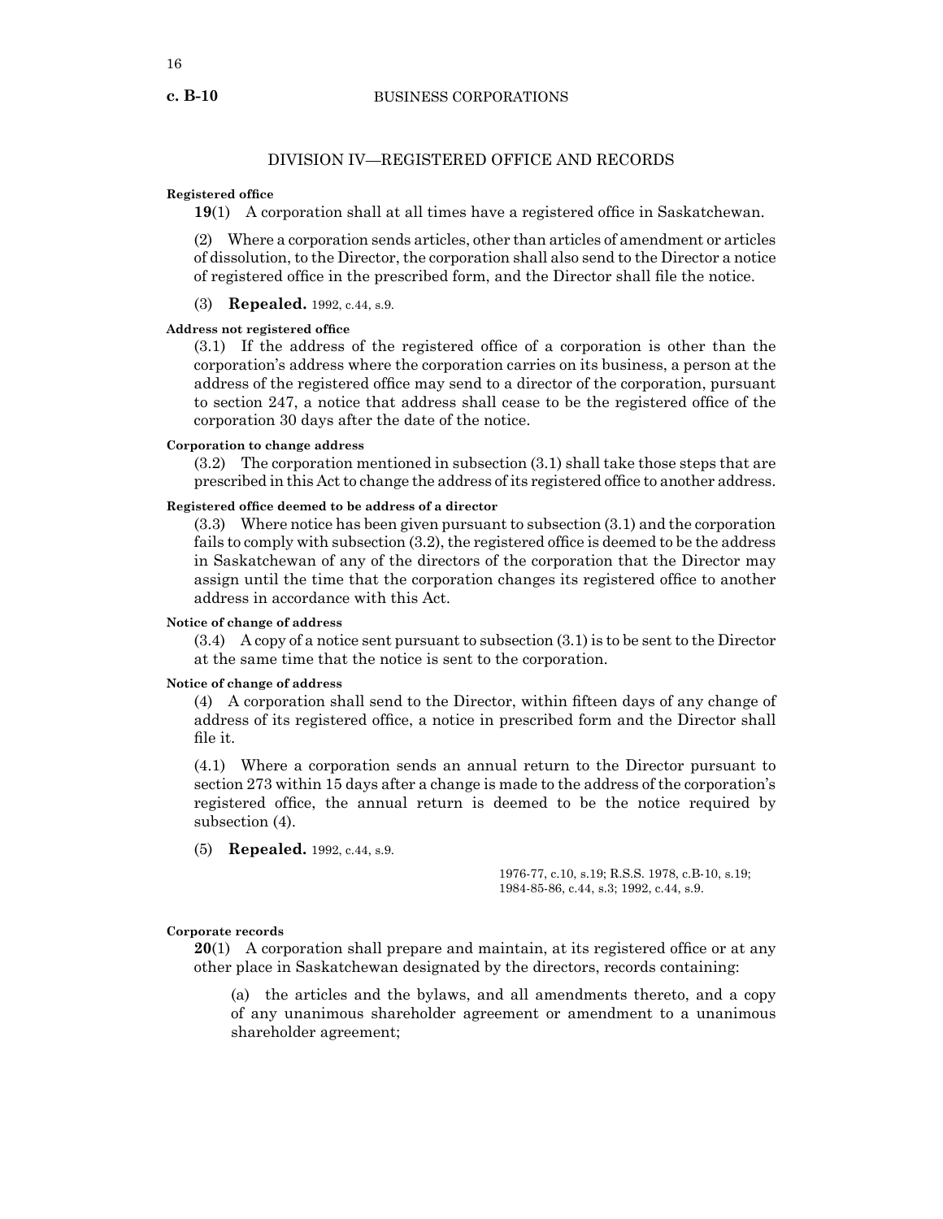## DIVISION IV—REGISTERED OFFICE AND RECORDS

**Registered office**

**19**(1) A corporation shall at all times have a registered office in Saskatchewan.

(2) Where a corporation sends articles, other than articles of amendment or articles of dissolution, to the Director, the corporation shall also send to the Director a notice of registered office in the prescribed form, and the Director shall file the notice.

(3) **Repealed.** 1992, c.44, s.9.

**Address not registered office**

(3.1) If the address of the registered office of a corporation is other than the corporation's address where the corporation carries on its business, a person at the address of the registered office may send to a director of the corporation, pursuant to section 247, a notice that address shall cease to be the registered office of the corporation 30 days after the date of the notice.

**Corporation to change address**

(3.2) The corporation mentioned in subsection (3.1) shall take those steps that are prescribed in this Act to change the address of its registered office to another address.

**Registered office deemed to be address of a director**

(3.3) Where notice has been given pursuant to subsection (3.1) and the corporation fails to comply with subsection (3.2), the registered office is deemed to be the address in Saskatchewan of any of the directors of the corporation that the Director may assign until the time that the corporation changes its registered office to another address in accordance with this Act.

**Notice of change of address**

(3.4) A copy of a notice sent pursuant to subsection (3.1) is to be sent to the Director at the same time that the notice is sent to the corporation.

**Notice of change of address**

(4) A corporation shall send to the Director, within fifteen days of any change of address of its registered office, a notice in prescribed form and the Director shall file it.

(4.1) Where a corporation sends an annual return to the Director pursuant to section 273 within 15 days after a change is made to the address of the corporation's registered office, the annual return is deemed to be the notice required by subsection (4).

(5) **Repealed.** 1992, c.44, s.9.

1976-77, c.10, s.19; R.S.S. 1978, c.B-10, s.19; 1984-85-86, c.44, s.3; 1992, c.44, s.9.

**Corporate records**

**20**(1) A corporation shall prepare and maintain, at its registered office or at any other place in Saskatchewan designated by the directors, records containing:

(a) the articles and the bylaws, and all amendments thereto, and a copy of any unanimous shareholder agreement or amendment to a unanimous shareholder agreement;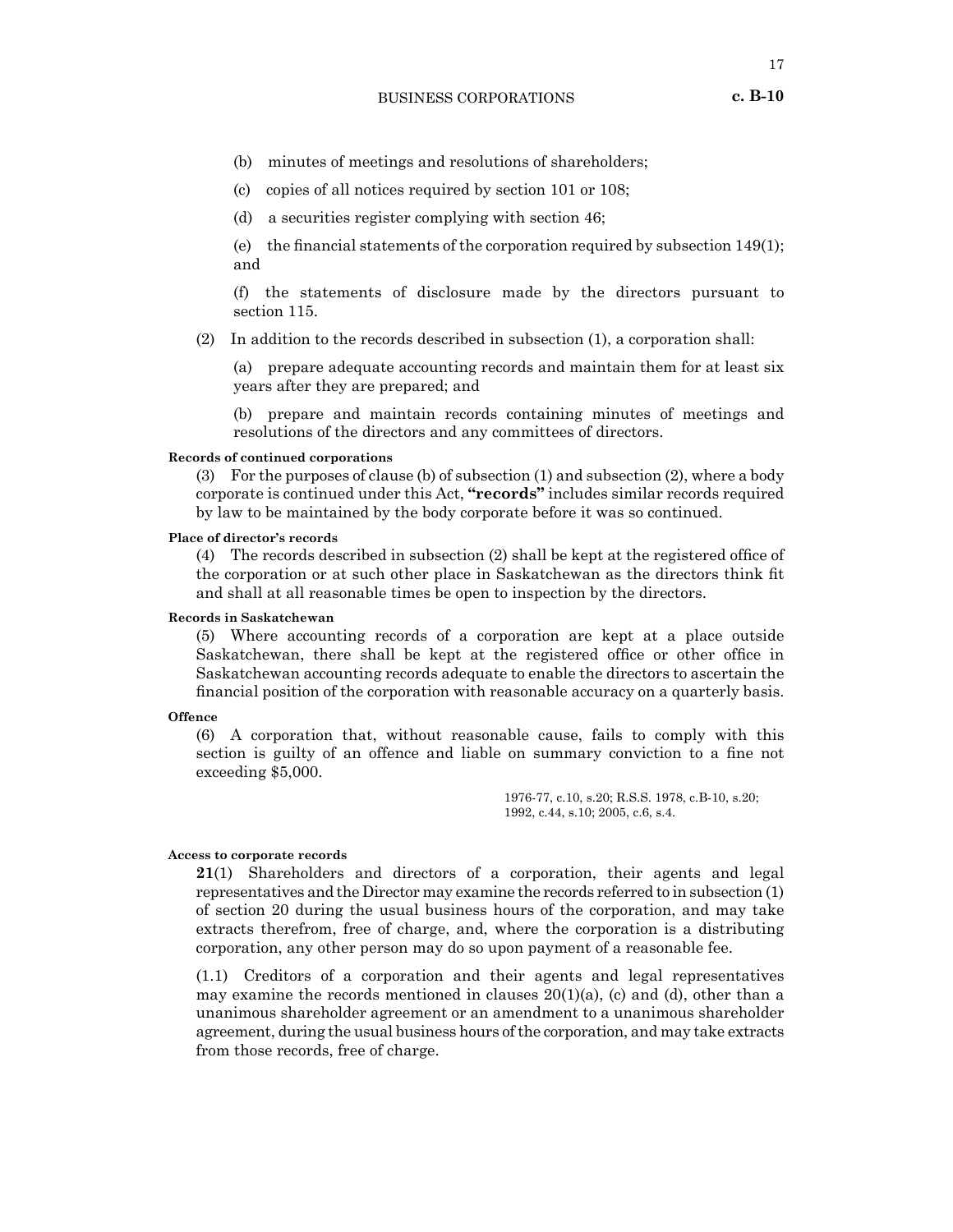(b) minutes of meetings and resolutions of shareholders;

(c) copies of all notices required by section 101 or 108;

(d) a securities register complying with section 46;

(e) the financial statements of the corporation required by subsection 149(1); and

(f) the statements of disclosure made by the directors pursuant to section 115.

(2) In addition to the records described in subsection (1), a corporation shall:

(a) prepare adequate accounting records and maintain them for at least six years after they are prepared; and

(b) prepare and maintain records containing minutes of meetings and resolutions of the directors and any committees of directors.

**Records of continued corporations**

(3) For the purposes of clause (b) of subsection (1) and subsection (2), where a body corporate is continued under this Act, **"records"** includes similar records required by law to be maintained by the body corporate before it was so continued.

**Place of director's records**

(4) The records described in subsection (2) shall be kept at the registered office of the corporation or at such other place in Saskatchewan as the directors think fit and shall at all reasonable times be open to inspection by the directors.

**Records in Saskatchewan**

(5) Where accounting records of a corporation are kept at a place outside Saskatchewan, there shall be kept at the registered office or other office in Saskatchewan accounting records adequate to enable the directors to ascertain the financial position of the corporation with reasonable accuracy on a quarterly basis.

**Offence**

(6) A corporation that, without reasonable cause, fails to comply with this section is guilty of an offence and liable on summary conviction to a fine not exceeding $5,000.

1976-77, c.10, s.20; R.S.S. 1978, c.B-10, s.20; 1992, c.44, s.10; 2005, c.6, s.4.

**Access to corporate records**

**21**(1) Shareholders and directors of a corporation, their agents and legal representatives and the Director may examine the records referred to in subsection (1) of section 20 during the usual business hours of the corporation, and may take extracts therefrom, free of charge, and, where the corporation is a distributing corporation, any other person may do so upon payment of a reasonable fee.

(1.1) Creditors of a corporation and their agents and legal representatives may examine the records mentioned in clauses 20(1)(a), (c) and (d), other than a unanimous shareholder agreement or an amendment to a unanimous shareholder agreement, during the usual business hours of the corporation, and may take extracts from those records, free of charge.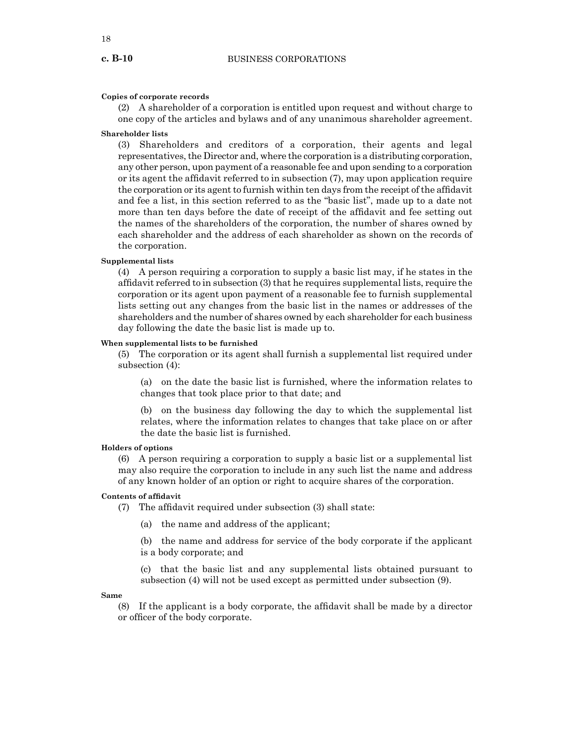**Copies of corporate records**

(2) A shareholder of a corporation is entitled upon request and without charge to one copy of the articles and bylaws and of any unanimous shareholder agreement.

**Shareholder lists**

(3) Shareholders and creditors of a corporation, their agents and legal representatives, the Director and, where the corporation is a distributing corporation, any other person, upon payment of a reasonable fee and upon sending to a corporation or its agent the affidavit referred to in subsection (7), may upon application require the corporation or its agent to furnish within ten days from the receipt of the affidavit and fee a list, in this section referred to as the "basic list", made up to a date not more than ten days before the date of receipt of the affidavit and fee setting out the names of the shareholders of the corporation, the number of shares owned by each shareholder and the address of each shareholder as shown on the records of the corporation.

**Supplemental lists**

(4) A person requiring a corporation to supply a basic list may, if he states in the affidavit referred to in subsection (3) that he requires supplemental lists, require the corporation or its agent upon payment of a reasonable fee to furnish supplemental lists setting out any changes from the basic list in the names or addresses of the shareholders and the number of shares owned by each shareholder for each business day following the date the basic list is made up to.

**When supplemental lists to be furnished**

(5) The corporation or its agent shall furnish a supplemental list required under subsection (4):

(a) on the date the basic list is furnished, where the information relates to changes that took place prior to that date; and

(b) on the business day following the day to which the supplemental list relates, where the information relates to changes that take place on or after the date the basic list is furnished.

**Holders of options**

(6) A person requiring a corporation to supply a basic list or a supplemental list may also require the corporation to include in any such list the name and address of any known holder of an option or right to acquire shares of the corporation.

**Contents of affidavit**

(7) The affidavit required under subsection (3) shall state:

(a) the name and address of the applicant;

(b) the name and address for service of the body corporate if the applicant is a body corporate; and

(c) that the basic list and any supplemental lists obtained pursuant to subsection (4) will not be used except as permitted under subsection (9).

**Same**

(8) If the applicant is a body corporate, the affidavit shall be made by a director or officer of the body corporate.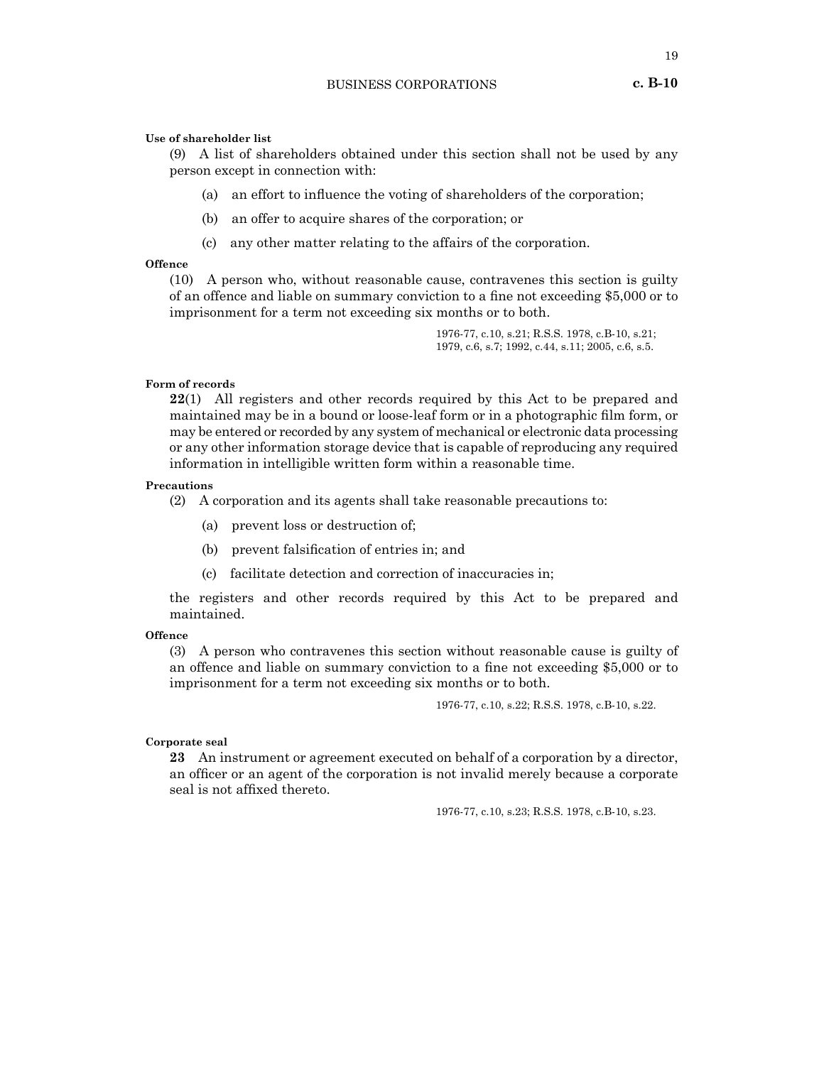**Use of shareholder list**

(9) A list of shareholders obtained under this section shall not be used by any person except in connection with:

(a) an effort to influence the voting of shareholders of the corporation;

(b) an offer to acquire shares of the corporation; or

(c) any other matter relating to the affairs of the corporation.

**Offence**

(10) A person who, without reasonable cause, contravenes this section is guilty of an offence and liable on summary conviction to a fine not exceeding $5,000 or to imprisonment for a term not exceeding six months or to both.

1976-77, c.10, s.21; R.S.S. 1978, c.B-10, s.21; 1979, c.6, s.7; 1992, c.44, s.11; 2005, c.6, s.5.

**Form of records**

**22**(1) All registers and other records required by this Act to be prepared and maintained may be in a bound or loose-leaf form or in a photographic film form, or may be entered or recorded by any system of mechanical or electronic data processing or any other information storage device that is capable of reproducing any required information in intelligible written form within a reasonable time.

**Precautions**

(2) A corporation and its agents shall take reasonable precautions to:

(a) prevent loss or destruction of;

(b) prevent falsification of entries in; and

(c) facilitate detection and correction of inaccuracies in;

the registers and other records required by this Act to be prepared and maintained.

**Offence**

(3) A person who contravenes this section without reasonable cause is guilty of an offence and liable on summary conviction to a fine not exceeding $5,000 or to imprisonment for a term not exceeding six months or to both.

1976-77, c.10, s.22; R.S.S. 1978, c.B-10, s.22.

**Corporate seal**

**23** An instrument or agreement executed on behalf of a corporation by a director, an officer or an agent of the corporation is not invalid merely because a corporate seal is not affixed thereto.

1976-77, c.10, s.23; R.S.S. 1978, c.B-10, s.23.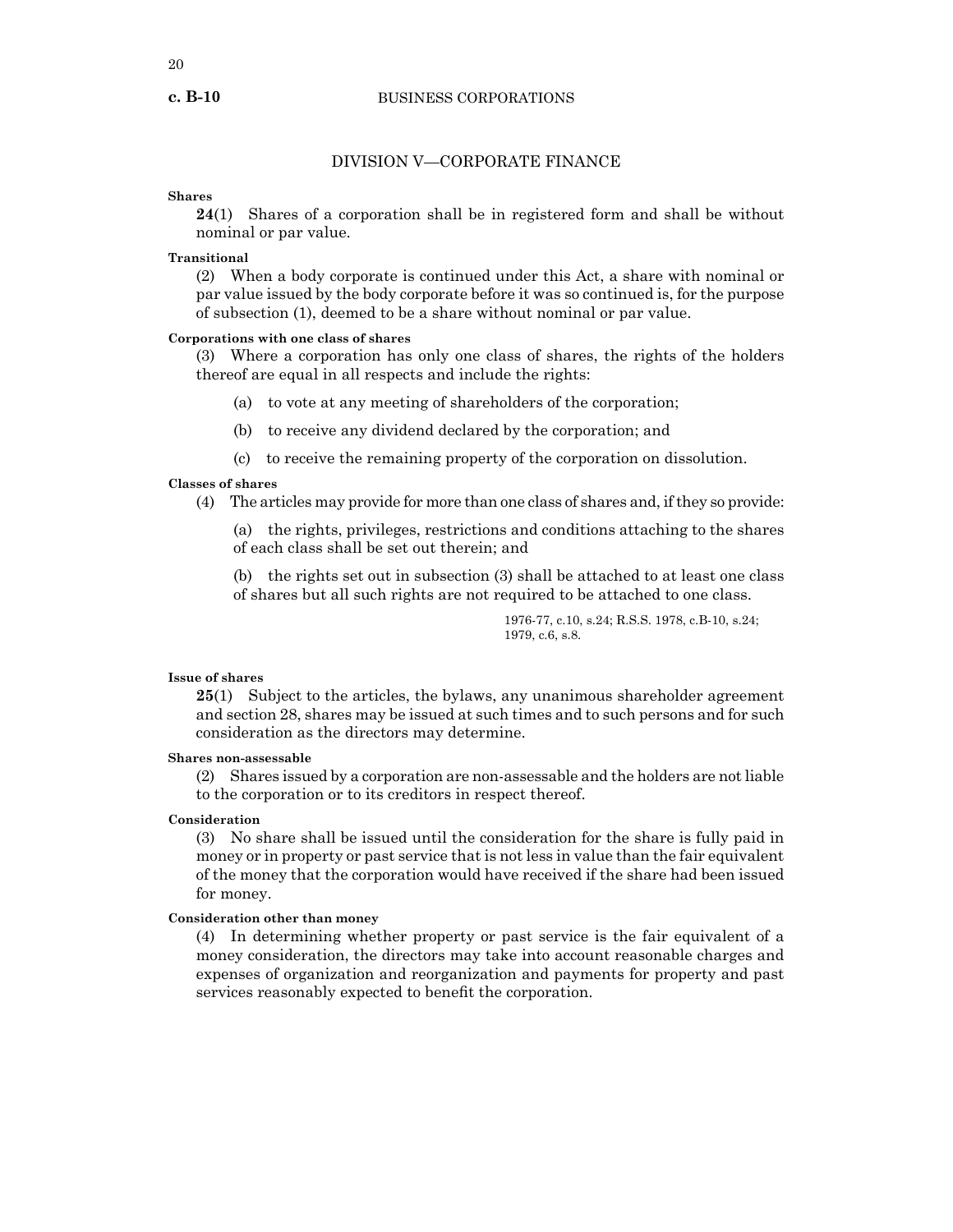## DIVISION V—CORPORATE FINANCE

**Shares**

**24**(1) Shares of a corporation shall be in registered form and shall be without nominal or par value.

**Transitional**

(2) When a body corporate is continued under this Act, a share with nominal or par value issued by the body corporate before it was so continued is, for the purpose of subsection (1), deemed to be a share without nominal or par value.

**Corporations with one class of shares**

(3) Where a corporation has only one class of shares, the rights of the holders thereof are equal in all respects and include the rights:

(a) to vote at any meeting of shareholders of the corporation;

(b) to receive any dividend declared by the corporation; and

(c) to receive the remaining property of the corporation on dissolution.

**Classes of shares**

(4) The articles may provide for more than one class of shares and, if they so provide:

(a) the rights, privileges, restrictions and conditions attaching to the shares of each class shall be set out therein; and

(b) the rights set out in subsection (3) shall be attached to at least one class of shares but all such rights are not required to be attached to one class.

1976-77, c.10, s.24; R.S.S. 1978, c.B-10, s.24; 1979, c.6, s.8.

**Issue of shares**

**25**(1) Subject to the articles, the bylaws, any unanimous shareholder agreement and section 28, shares may be issued at such times and to such persons and for such consideration as the directors may determine.

**Shares non-assessable**

(2) Shares issued by a corporation are non-assessable and the holders are not liable to the corporation or to its creditors in respect thereof.

**Consideration**

(3) No share shall be issued until the consideration for the share is fully paid in money or in property or past service that is not less in value than the fair equivalent of the money that the corporation would have received if the share had been issued for money.

**Consideration other than money**

(4) In determining whether property or past service is the fair equivalent of a money consideration, the directors may take into account reasonable charges and expenses of organization and reorganization and payments for property and past services reasonably expected to benefit the corporation.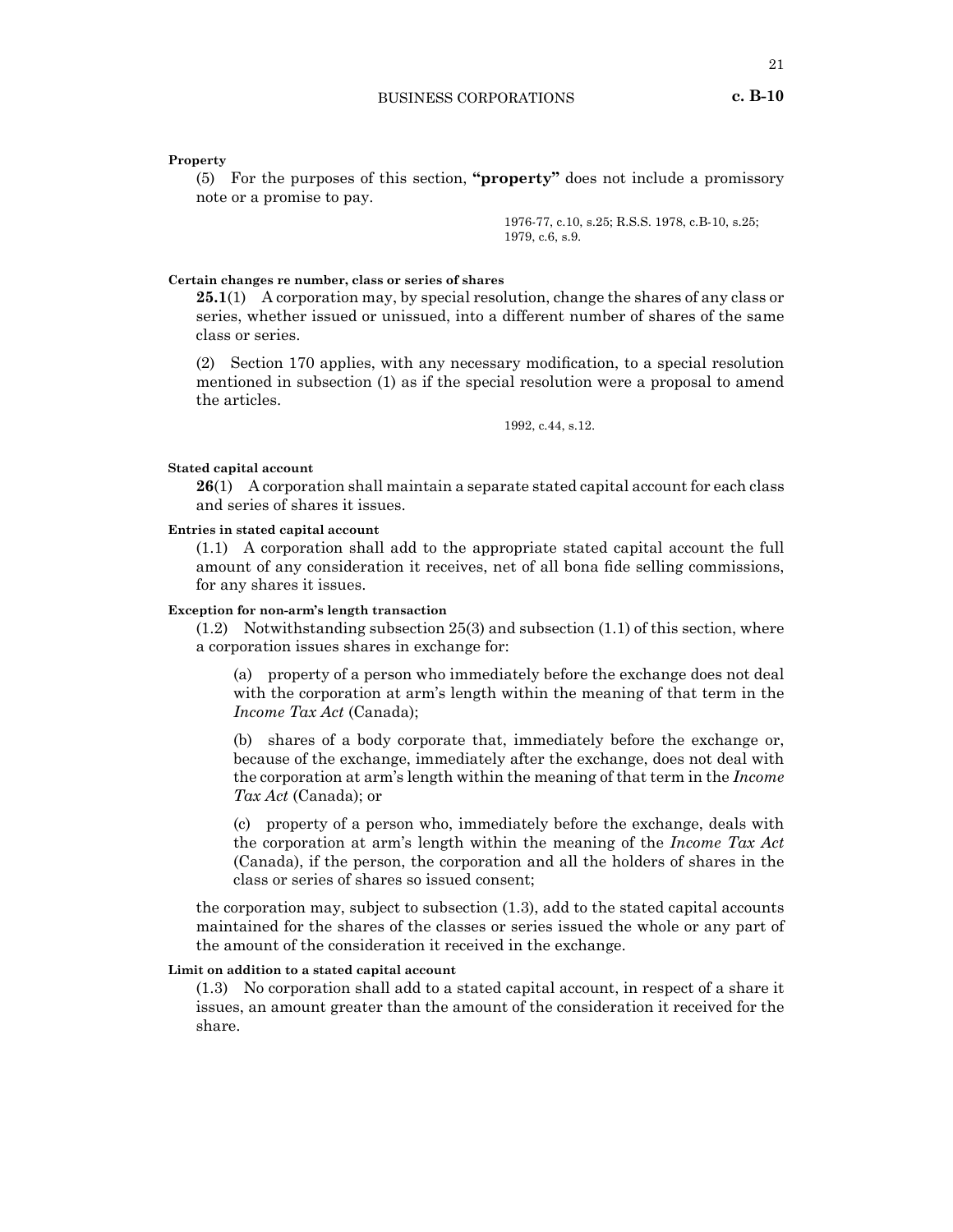**Property**

(5) For the purposes of this section, **"property"** does not include a promissory note or a promise to pay.

1976-77, c.10, s.25; R.S.S. 1978, c.B-10, s.25; 1979, c.6, s.9.

**Certain changes re number, class or series of shares**

**25.1**(1) A corporation may, by special resolution, change the shares of any class or series, whether issued or unissued, into a different number of shares of the same class or series.

(2) Section 170 applies, with any necessary modification, to a special resolution mentioned in subsection (1) as if the special resolution were a proposal to amend the articles.

1992, c.44, s.12.

**Stated capital account**

**26**(1) A corporation shall maintain a separate stated capital account for each class and series of shares it issues.

**Entries in stated capital account**

(1.1) A corporation shall add to the appropriate stated capital account the full amount of any consideration it receives, net of all bona fide selling commissions, for any shares it issues.

**Exception for non-arm's length transaction**

(1.2) Notwithstanding subsection 25(3) and subsection (1.1) of this section, where a corporation issues shares in exchange for:

(a) property of a person who immediately before the exchange does not deal with the corporation at arm's length within the meaning of that term in the *Income Tax Act* (Canada);

(b) shares of a body corporate that, immediately before the exchange or, because of the exchange, immediately after the exchange, does not deal with the corporation at arm's length within the meaning of that term in the *Income Tax Act* (Canada); or

(c) property of a person who, immediately before the exchange, deals with the corporation at arm's length within the meaning of the *Income Tax Act* (Canada), if the person, the corporation and all the holders of shares in the class or series of shares so issued consent;

the corporation may, subject to subsection (1.3), add to the stated capital accounts maintained for the shares of the classes or series issued the whole or any part of the amount of the consideration it received in the exchange.

**Limit on addition to a stated capital account**

(1.3) No corporation shall add to a stated capital account, in respect of a share it issues, an amount greater than the amount of the consideration it received for the share.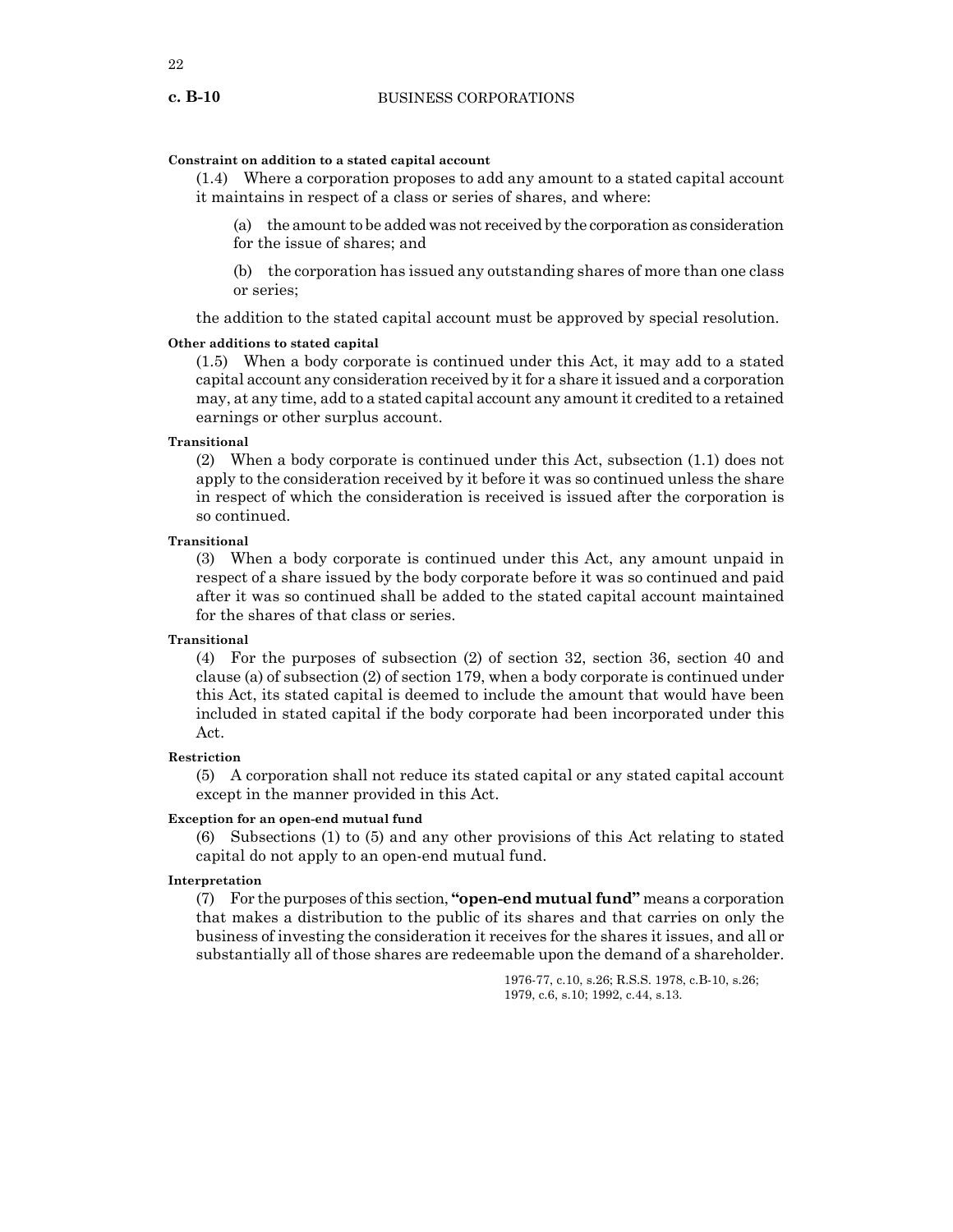**Constraint on addition to a stated capital account**

(1.4) Where a corporation proposes to add any amount to a stated capital account it maintains in respect of a class or series of shares, and where:

(a) the amount to be added was not received by the corporation as consideration for the issue of shares; and

(b) the corporation has issued any outstanding shares of more than one class or series;

the addition to the stated capital account must be approved by special resolution.

**Other additions to stated capital**

(1.5) When a body corporate is continued under this Act, it may add to a stated capital account any consideration received by it for a share it issued and a corporation may, at any time, add to a stated capital account any amount it credited to a retained earnings or other surplus account.

**Transitional**

(2) When a body corporate is continued under this Act, subsection (1.1) does not apply to the consideration received by it before it was so continued unless the share in respect of which the consideration is received is issued after the corporation is so continued.

**Transitional**

(3) When a body corporate is continued under this Act, any amount unpaid in respect of a share issued by the body corporate before it was so continued and paid after it was so continued shall be added to the stated capital account maintained for the shares of that class or series.

**Transitional**

(4) For the purposes of subsection (2) of section 32, section 36, section 40 and clause (a) of subsection (2) of section 179, when a body corporate is continued under this Act, its stated capital is deemed to include the amount that would have been included in stated capital if the body corporate had been incorporated under this Act.

**Restriction**

(5) A corporation shall not reduce its stated capital or any stated capital account except in the manner provided in this Act.

**Exception for an open-end mutual fund**

(6) Subsections (1) to (5) and any other provisions of this Act relating to stated capital do not apply to an open-end mutual fund.

**Interpretation**

(7) For the purposes of this section, **"open-end mutual fund"** means a corporation that makes a distribution to the public of its shares and that carries on only the business of investing the consideration it receives for the shares it issues, and all or substantially all of those shares are redeemable upon the demand of a shareholder.

1976-77, c.10, s.26; R.S.S. 1978, c.B-10, s.26; 1979, c.6, s.10; 1992, c.44, s.13.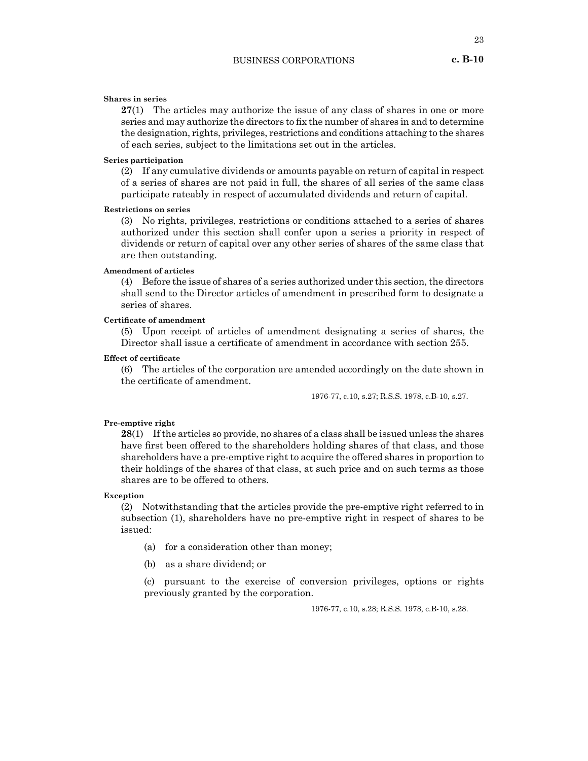**Shares in series**

**27**(1) The articles may authorize the issue of any class of shares in one or more series and may authorize the directors to fix the number of shares in and to determine the designation, rights, privileges, restrictions and conditions attaching to the shares of each series, subject to the limitations set out in the articles.

**Series participation**

(2) If any cumulative dividends or amounts payable on return of capital in respect of a series of shares are not paid in full, the shares of all series of the same class participate rateably in respect of accumulated dividends and return of capital.

**Restrictions on series**

(3) No rights, privileges, restrictions or conditions attached to a series of shares authorized under this section shall confer upon a series a priority in respect of dividends or return of capital over any other series of shares of the same class that are then outstanding.

**Amendment of articles**

(4) Before the issue of shares of a series authorized under this section, the directors shall send to the Director articles of amendment in prescribed form to designate a series of shares.

**Certificate of amendment**

(5) Upon receipt of articles of amendment designating a series of shares, the Director shall issue a certificate of amendment in accordance with section 255.

**Effect of certificate**

(6) The articles of the corporation are amended accordingly on the date shown in the certificate of amendment.

1976-77, c.10, s.27; R.S.S. 1978, c.B-10, s.27.

**Pre-emptive right**

**28**(1) If the articles so provide, no shares of a class shall be issued unless the shares have first been offered to the shareholders holding shares of that class, and those shareholders have a pre-emptive right to acquire the offered shares in proportion to their holdings of the shares of that class, at such price and on such terms as those shares are to be offered to others.

**Exception**

(2) Notwithstanding that the articles provide the pre-emptive right referred to in subsection (1), shareholders have no pre-emptive right in respect of shares to be issued:

(a) for a consideration other than money;

(b) as a share dividend; or

(c) pursuant to the exercise of conversion privileges, options or rights previously granted by the corporation.

1976-77, c.10, s.28; R.S.S. 1978, c.B-10, s.28.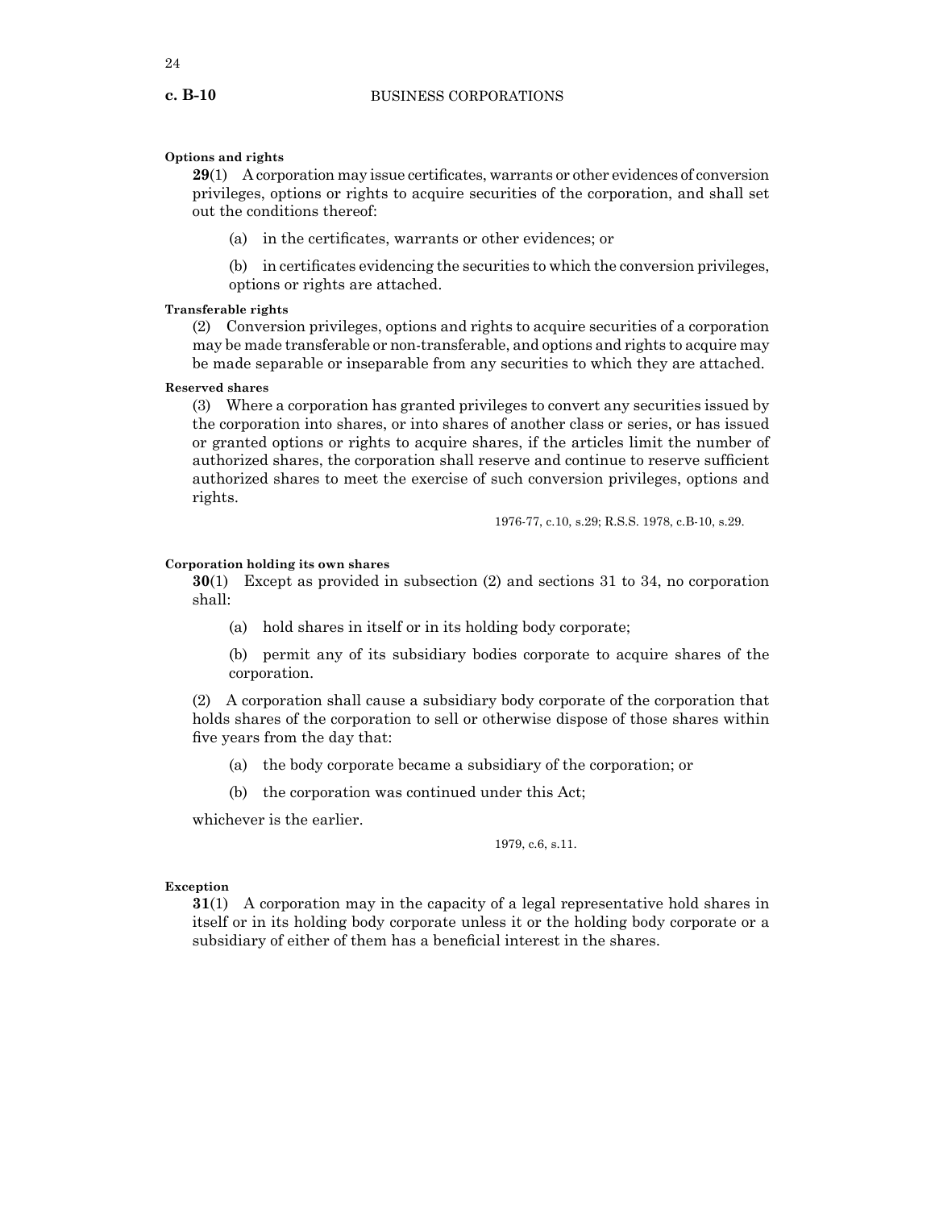**Options and rights**

**29**(1) A corporation may issue certificates, warrants or other evidences of conversion privileges, options or rights to acquire securities of the corporation, and shall set out the conditions thereof:

(a) in the certificates, warrants or other evidences; or

(b) in certificates evidencing the securities to which the conversion privileges, options or rights are attached.

**Transferable rights**

(2) Conversion privileges, options and rights to acquire securities of a corporation may be made transferable or non-transferable, and options and rights to acquire may be made separable or inseparable from any securities to which they are attached.

**Reserved shares**

(3) Where a corporation has granted privileges to convert any securities issued by the corporation into shares, or into shares of another class or series, or has issued or granted options or rights to acquire shares, if the articles limit the number of authorized shares, the corporation shall reserve and continue to reserve sufficient authorized shares to meet the exercise of such conversion privileges, options and rights.

1976-77, c.10, s.29; R.S.S. 1978, c.B-10, s.29.

**Corporation holding its own shares**

**30**(1) Except as provided in subsection (2) and sections 31 to 34, no corporation shall:

(a) hold shares in itself or in its holding body corporate;

(b) permit any of its subsidiary bodies corporate to acquire shares of the corporation.

(2) A corporation shall cause a subsidiary body corporate of the corporation that holds shares of the corporation to sell or otherwise dispose of those shares within five years from the day that:

(a) the body corporate became a subsidiary of the corporation; or

(b) the corporation was continued under this Act;

whichever is the earlier.

1979, c.6, s.11.

**Exception**

**31**(1) A corporation may in the capacity of a legal representative hold shares in itself or in its holding body corporate unless it or the holding body corporate or a subsidiary of either of them has a beneficial interest in the shares.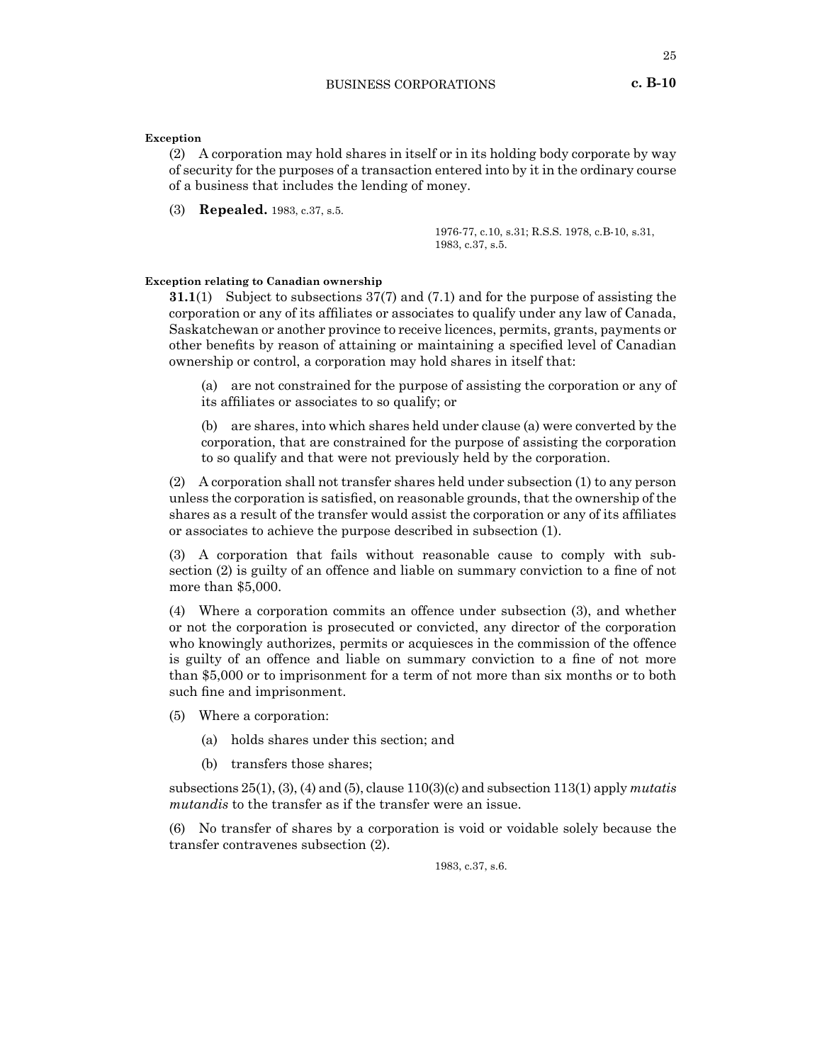**Exception**

(2) A corporation may hold shares in itself or in its holding body corporate by way of security for the purposes of a transaction entered into by it in the ordinary course of a business that includes the lending of money.

(3) **Repealed.** 1983, c.37, s.5.

1976-77, c.10, s.31; R.S.S. 1978, c.B-10, s.31, 1983, c.37, s.5.

**Exception relating to Canadian ownership**

**31.1**(1) Subject to subsections 37(7) and (7.1) and for the purpose of assisting the corporation or any of its affiliates or associates to qualify under any law of Canada, Saskatchewan or another province to receive licences, permits, grants, payments or other benefits by reason of attaining or maintaining a specified level of Canadian ownership or control, a corporation may hold shares in itself that:

(a) are not constrained for the purpose of assisting the corporation or any of its affiliates or associates to so qualify; or

(b) are shares, into which shares held under clause (a) were converted by the corporation, that are constrained for the purpose of assisting the corporation to so qualify and that were not previously held by the corporation.

(2) A corporation shall not transfer shares held under subsection (1) to any person unless the corporation is satisfied, on reasonable grounds, that the ownership of the shares as a result of the transfer would assist the corporation or any of its affiliates or associates to achieve the purpose described in subsection (1).

(3) A corporation that fails without reasonable cause to comply with subsection (2) is guilty of an offence and liable on summary conviction to a fine of not more than $5,000.

(4) Where a corporation commits an offence under subsection (3), and whether or not the corporation is prosecuted or convicted, any director of the corporation who knowingly authorizes, permits or acquiesces in the commission of the offence is guilty of an offence and liable on summary conviction to a fine of not more than $5,000 or to imprisonment for a term of not more than six months or to both such fine and imprisonment.

(5) Where a corporation:

(a) holds shares under this section; and

(b) transfers those shares;

subsections 25(1), (3), (4) and (5), clause 110(3)(c) and subsection 113(1) apply *mutatis mutandis* to the transfer as if the transfer were an issue.

(6) No transfer of shares by a corporation is void or voidable solely because the transfer contravenes subsection (2).

1983, c.37, s.6.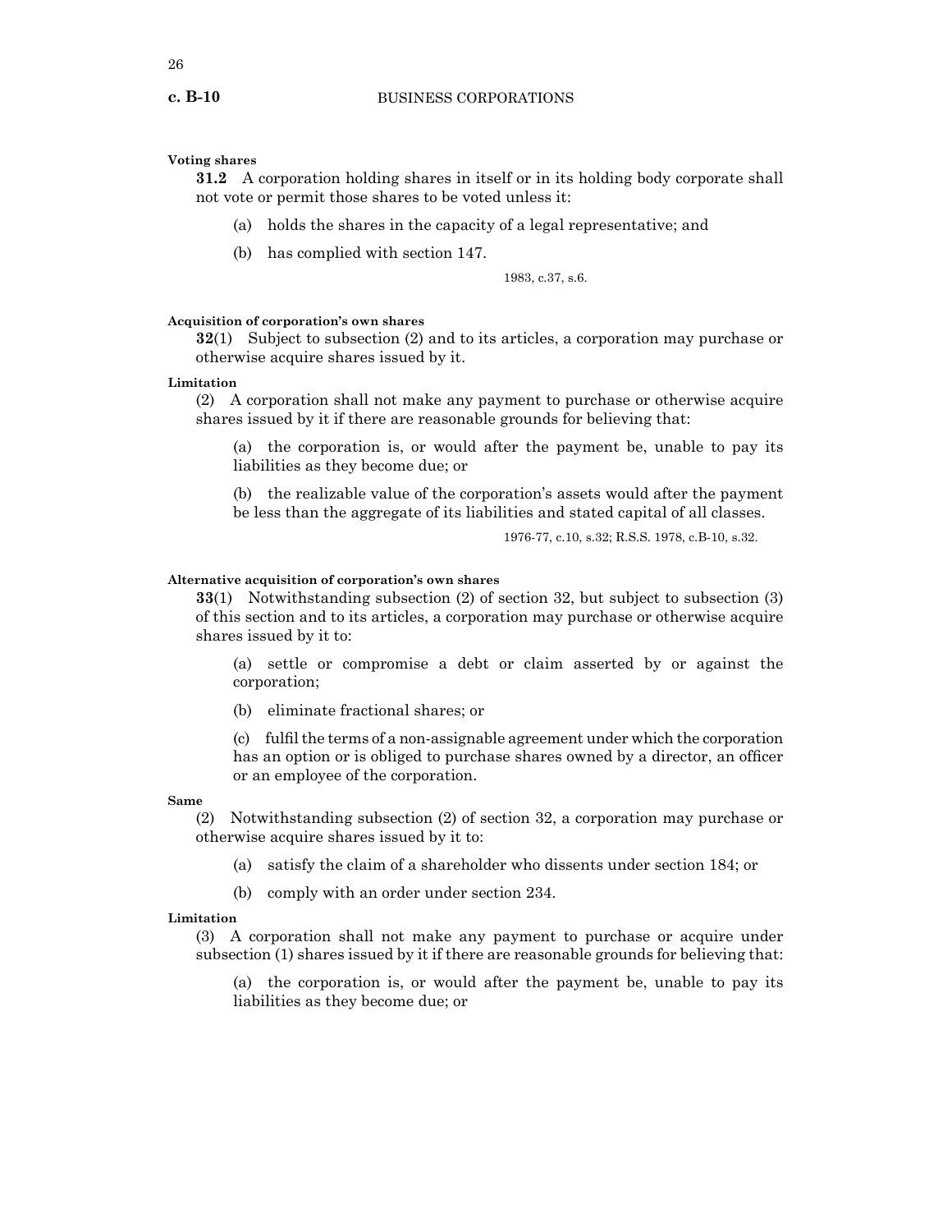**Voting shares**

**31.2** A corporation holding shares in itself or in its holding body corporate shall not vote or permit those shares to be voted unless it:

(a) holds the shares in the capacity of a legal representative; and

(b) has complied with section 147.

1983, c.37, s.6.

**Acquisition of corporation's own shares**

**32**(1) Subject to subsection (2) and to its articles, a corporation may purchase or otherwise acquire shares issued by it.

**Limitation**

(2) A corporation shall not make any payment to purchase or otherwise acquire shares issued by it if there are reasonable grounds for believing that:

(a) the corporation is, or would after the payment be, unable to pay its liabilities as they become due; or

(b) the realizable value of the corporation's assets would after the payment be less than the aggregate of its liabilities and stated capital of all classes.

1976-77, c.10, s.32; R.S.S. 1978, c.B-10, s.32.

**Alternative acquisition of corporation's own shares**

**33**(1) Notwithstanding subsection (2) of section 32, but subject to subsection (3) of this section and to its articles, a corporation may purchase or otherwise acquire shares issued by it to:

(a) settle or compromise a debt or claim asserted by or against the corporation;

(b) eliminate fractional shares; or

(c) fulfil the terms of a non-assignable agreement under which the corporation has an option or is obliged to purchase shares owned by a director, an officer or an employee of the corporation.

**Same**

(2) Notwithstanding subsection (2) of section 32, a corporation may purchase or otherwise acquire shares issued by it to:

(a) satisfy the claim of a shareholder who dissents under section 184; or

(b) comply with an order under section 234.

**Limitation**

(3) A corporation shall not make any payment to purchase or acquire under subsection (1) shares issued by it if there are reasonable grounds for believing that:

(a) the corporation is, or would after the payment be, unable to pay its liabilities as they become due; or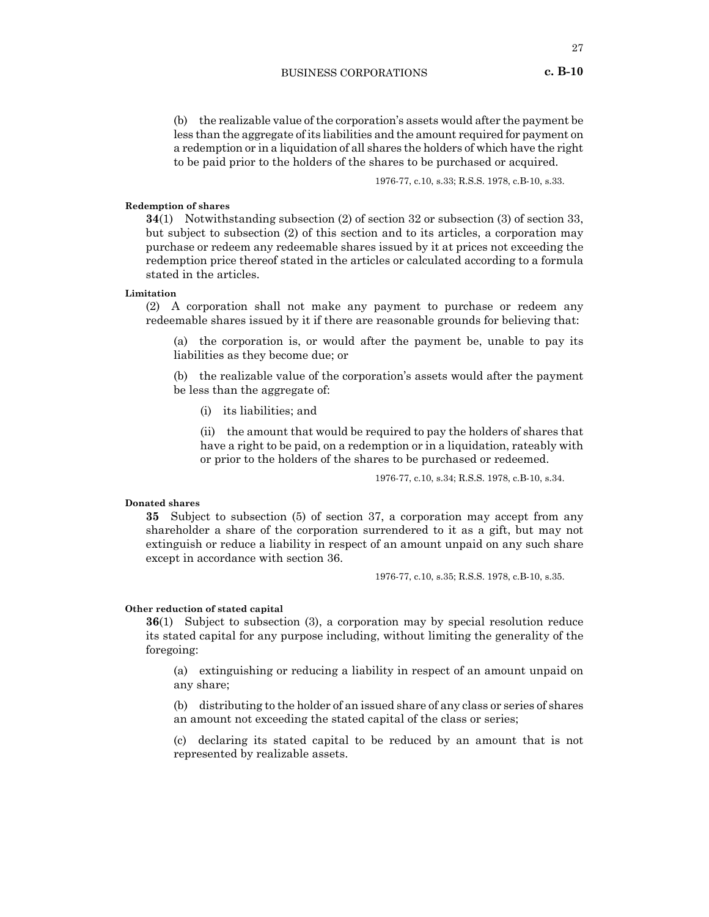(b) the realizable value of the corporation's assets would after the payment be less than the aggregate of its liabilities and the amount required for payment on a redemption or in a liquidation of all shares the holders of which have the right to be paid prior to the holders of the shares to be purchased or acquired.

1976-77, c.10, s.33; R.S.S. 1978, c.B-10, s.33.

**Redemption of shares**

**34**(1) Notwithstanding subsection (2) of section 32 or subsection (3) of section 33, but subject to subsection (2) of this section and to its articles, a corporation may purchase or redeem any redeemable shares issued by it at prices not exceeding the redemption price thereof stated in the articles or calculated according to a formula stated in the articles.

**Limitation**

(2) A corporation shall not make any payment to purchase or redeem any redeemable shares issued by it if there are reasonable grounds for believing that:

(a) the corporation is, or would after the payment be, unable to pay its liabilities as they become due; or

(b) the realizable value of the corporation's assets would after the payment be less than the aggregate of:

(i) its liabilities; and

(ii) the amount that would be required to pay the holders of shares that have a right to be paid, on a redemption or in a liquidation, rateably with or prior to the holders of the shares to be purchased or redeemed.

1976-77, c.10, s.34; R.S.S. 1978, c.B-10, s.34.

**Donated shares**

**35** Subject to subsection (5) of section 37, a corporation may accept from any shareholder a share of the corporation surrendered to it as a gift, but may not extinguish or reduce a liability in respect of an amount unpaid on any such share except in accordance with section 36.

1976-77, c.10, s.35; R.S.S. 1978, c.B-10, s.35.

**Other reduction of stated capital**

**36**(1) Subject to subsection (3), a corporation may by special resolution reduce its stated capital for any purpose including, without limiting the generality of the foregoing:

(a) extinguishing or reducing a liability in respect of an amount unpaid on any share;

(b) distributing to the holder of an issued share of any class or series of shares an amount not exceeding the stated capital of the class or series;

(c) declaring its stated capital to be reduced by an amount that is not represented by realizable assets.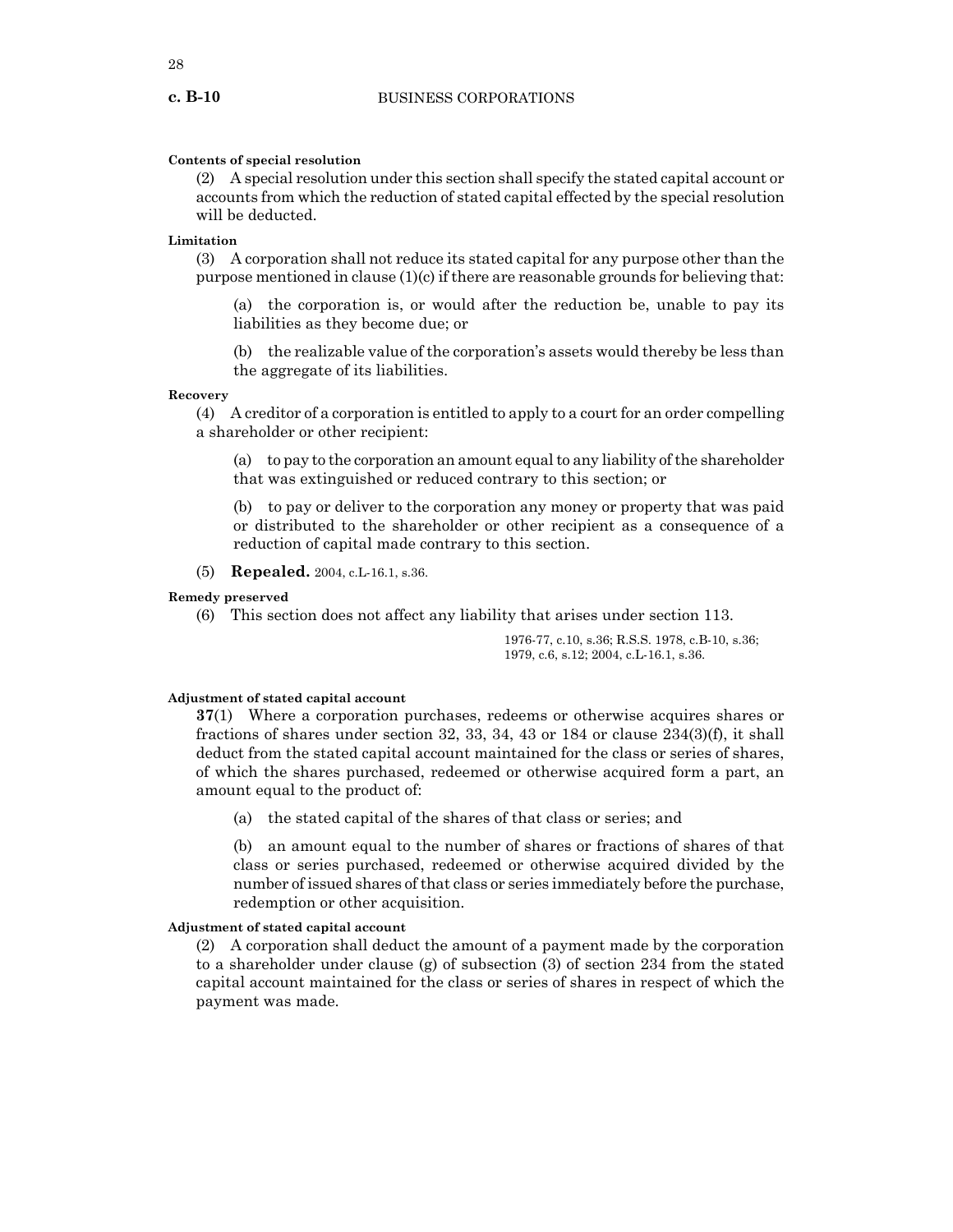**Contents of special resolution**

(2) A special resolution under this section shall specify the stated capital account or accounts from which the reduction of stated capital effected by the special resolution will be deducted.

**Limitation**

(3) A corporation shall not reduce its stated capital for any purpose other than the purpose mentioned in clause (1)(c) if there are reasonable grounds for believing that:

(a) the corporation is, or would after the reduction be, unable to pay its liabilities as they become due; or

(b) the realizable value of the corporation's assets would thereby be less than the aggregate of its liabilities.

**Recovery**

(4) A creditor of a corporation is entitled to apply to a court for an order compelling a shareholder or other recipient:

(a) to pay to the corporation an amount equal to any liability of the shareholder that was extinguished or reduced contrary to this section; or

(b) to pay or deliver to the corporation any money or property that was paid or distributed to the shareholder or other recipient as a consequence of a reduction of capital made contrary to this section.

(5) **Repealed.** 2004, c.L-16.1, s.36.

**Remedy preserved**

(6) This section does not affect any liability that arises under section 113.

1976-77, c.10, s.36; R.S.S. 1978, c.B-10, s.36; 1979, c.6, s.12; 2004, c.L-16.1, s.36.

**Adjustment of stated capital account**

**37**(1) Where a corporation purchases, redeems or otherwise acquires shares or fractions of shares under section 32, 33, 34, 43 or 184 or clause 234(3)(f), it shall deduct from the stated capital account maintained for the class or series of shares, of which the shares purchased, redeemed or otherwise acquired form a part, an amount equal to the product of:

(a) the stated capital of the shares of that class or series; and

(b) an amount equal to the number of shares or fractions of shares of that class or series purchased, redeemed or otherwise acquired divided by the number of issued shares of that class or series immediately before the purchase, redemption or other acquisition.

**Adjustment of stated capital account**

(2) A corporation shall deduct the amount of a payment made by the corporation to a shareholder under clause (g) of subsection (3) of section 234 from the stated capital account maintained for the class or series of shares in respect of which the payment was made.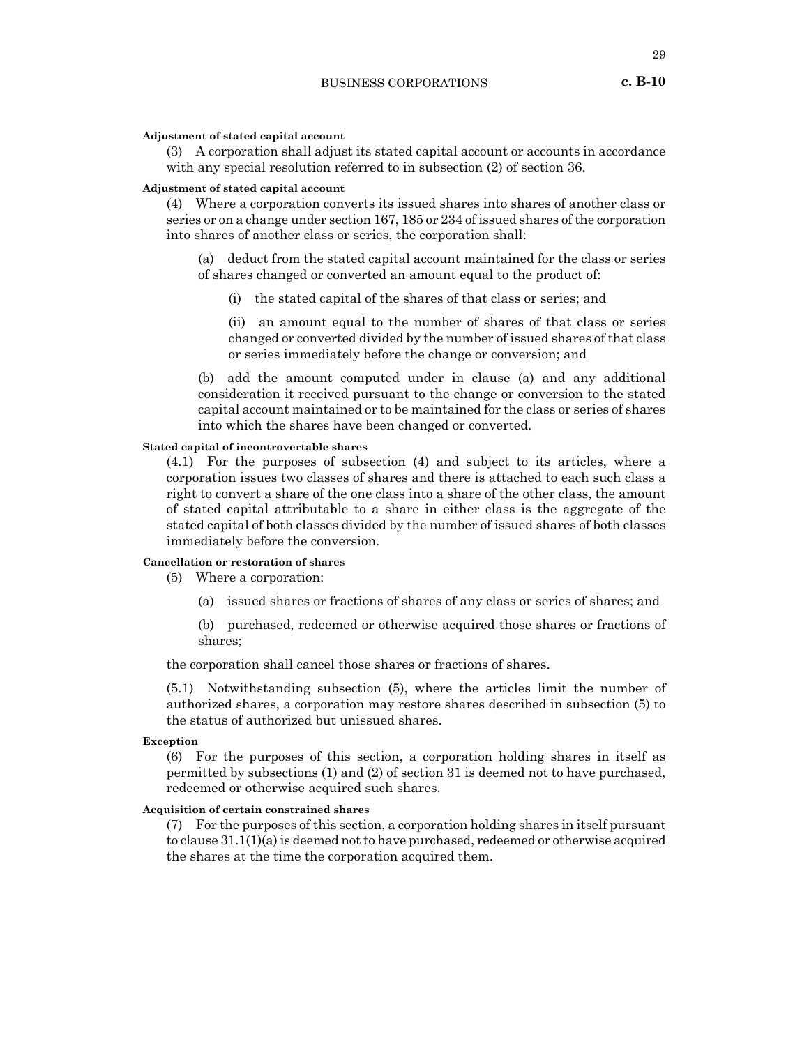**Adjustment of stated capital account**

(3) A corporation shall adjust its stated capital account or accounts in accordance with any special resolution referred to in subsection (2) of section 36.

**Adjustment of stated capital account**

(4) Where a corporation converts its issued shares into shares of another class or series or on a change under section 167, 185 or 234 of issued shares of the corporation into shares of another class or series, the corporation shall:

(a) deduct from the stated capital account maintained for the class or series of shares changed or converted an amount equal to the product of:

(i) the stated capital of the shares of that class or series; and

(ii) an amount equal to the number of shares of that class or series changed or converted divided by the number of issued shares of that class or series immediately before the change or conversion; and

(b) add the amount computed under in clause (a) and any additional consideration it received pursuant to the change or conversion to the stated capital account maintained or to be maintained for the class or series of shares into which the shares have been changed or converted.

**Stated capital of incontrovertable shares**

(4.1) For the purposes of subsection (4) and subject to its articles, where a corporation issues two classes of shares and there is attached to each such class a right to convert a share of the one class into a share of the other class, the amount of stated capital attributable to a share in either class is the aggregate of the stated capital of both classes divided by the number of issued shares of both classes immediately before the conversion.

**Cancellation or restoration of shares**

(5) Where a corporation:

(a) issued shares or fractions of shares of any class or series of shares; and

(b) purchased, redeemed or otherwise acquired those shares or fractions of shares;

the corporation shall cancel those shares or fractions of shares.

(5.1) Notwithstanding subsection (5), where the articles limit the number of authorized shares, a corporation may restore shares described in subsection (5) to the status of authorized but unissued shares.

**Exception**

(6) For the purposes of this section, a corporation holding shares in itself as permitted by subsections (1) and (2) of section 31 is deemed not to have purchased, redeemed or otherwise acquired such shares.

**Acquisition of certain constrained shares**

(7) For the purposes of this section, a corporation holding shares in itself pursuant to clause 31.1(1)(a) is deemed not to have purchased, redeemed or otherwise acquired the shares at the time the corporation acquired them.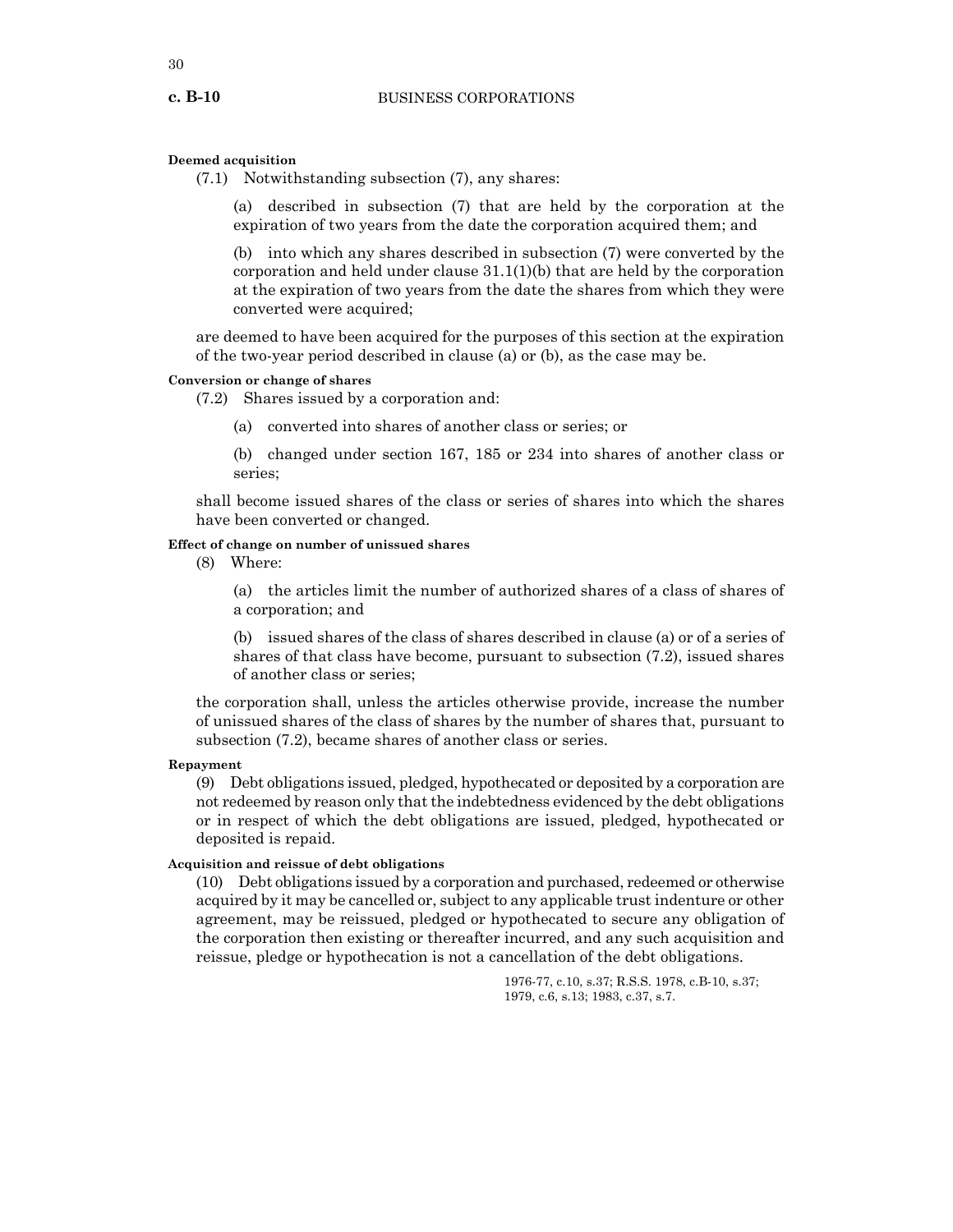**Deemed acquisition**

(7.1) Notwithstanding subsection (7), any shares:

(a) described in subsection (7) that are held by the corporation at the expiration of two years from the date the corporation acquired them; and

(b) into which any shares described in subsection (7) were converted by the corporation and held under clause 31.1(1)(b) that are held by the corporation at the expiration of two years from the date the shares from which they were converted were acquired;

are deemed to have been acquired for the purposes of this section at the expiration of the two-year period described in clause (a) or (b), as the case may be.

**Conversion or change of shares**

(7.2) Shares issued by a corporation and:

(a) converted into shares of another class or series; or

(b) changed under section 167, 185 or 234 into shares of another class or series;

shall become issued shares of the class or series of shares into which the shares have been converted or changed.

**Effect of change on number of unissued shares**

(8) Where:

(a) the articles limit the number of authorized shares of a class of shares of a corporation; and

(b) issued shares of the class of shares described in clause (a) or of a series of shares of that class have become, pursuant to subsection (7.2), issued shares of another class or series;

the corporation shall, unless the articles otherwise provide, increase the number of unissued shares of the class of shares by the number of shares that, pursuant to subsection (7.2), became shares of another class or series.

**Repayment**

(9) Debt obligations issued, pledged, hypothecated or deposited by a corporation are not redeemed by reason only that the indebtedness evidenced by the debt obligations or in respect of which the debt obligations are issued, pledged, hypothecated or deposited is repaid.

**Acquisition and reissue of debt obligations**

(10) Debt obligations issued by a corporation and purchased, redeemed or otherwise acquired by it may be cancelled or, subject to any applicable trust indenture or other agreement, may be reissued, pledged or hypothecated to secure any obligation of the corporation then existing or thereafter incurred, and any such acquisition and reissue, pledge or hypothecation is not a cancellation of the debt obligations.

1976-77, c.10, s.37; R.S.S. 1978, c.B-10, s.37; 1979, c.6, s.13; 1983, c.37, s.7.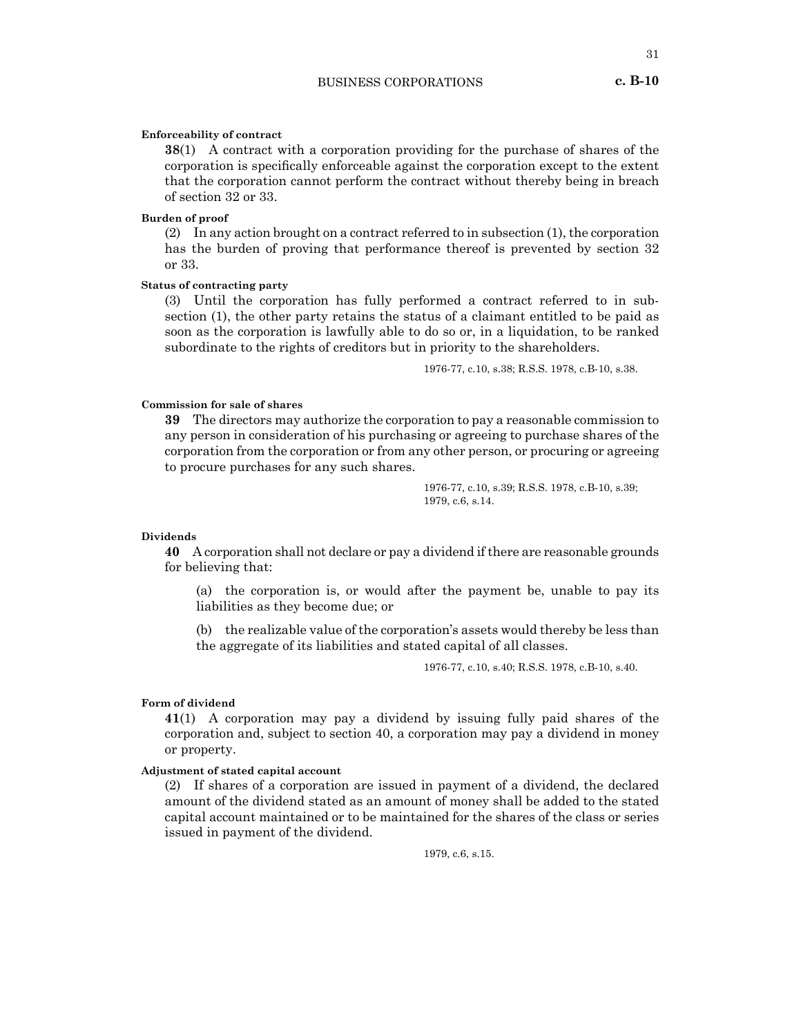**Enforceability of contract**

**38**(1) A contract with a corporation providing for the purchase of shares of the corporation is specifically enforceable against the corporation except to the extent that the corporation cannot perform the contract without thereby being in breach of section 32 or 33.

**Burden of proof**

(2) In any action brought on a contract referred to in subsection (1), the corporation has the burden of proving that performance thereof is prevented by section 32 or 33.

**Status of contracting party**

(3) Until the corporation has fully performed a contract referred to in subsection (1), the other party retains the status of a claimant entitled to be paid as soon as the corporation is lawfully able to do so or, in a liquidation, to be ranked subordinate to the rights of creditors but in priority to the shareholders.

1976-77, c.10, s.38; R.S.S. 1978, c.B-10, s.38.

**Commission for sale of shares**

**39** The directors may authorize the corporation to pay a reasonable commission to any person in consideration of his purchasing or agreeing to purchase shares of the corporation from the corporation or from any other person, or procuring or agreeing to procure purchases for any such shares.

1976-77, c.10, s.39; R.S.S. 1978, c.B-10, s.39; 1979, c.6, s.14.

**Dividends**

**40** A corporation shall not declare or pay a dividend if there are reasonable grounds for believing that:

(a) the corporation is, or would after the payment be, unable to pay its liabilities as they become due; or

(b) the realizable value of the corporation's assets would thereby be less than the aggregate of its liabilities and stated capital of all classes.

1976-77, c.10, s.40; R.S.S. 1978, c.B-10, s.40.

**Form of dividend**

**41**(1) A corporation may pay a dividend by issuing fully paid shares of the corporation and, subject to section 40, a corporation may pay a dividend in money or property.

**Adjustment of stated capital account**

(2) If shares of a corporation are issued in payment of a dividend, the declared amount of the dividend stated as an amount of money shall be added to the stated capital account maintained or to be maintained for the shares of the class or series issued in payment of the dividend.

1979, c.6, s.15.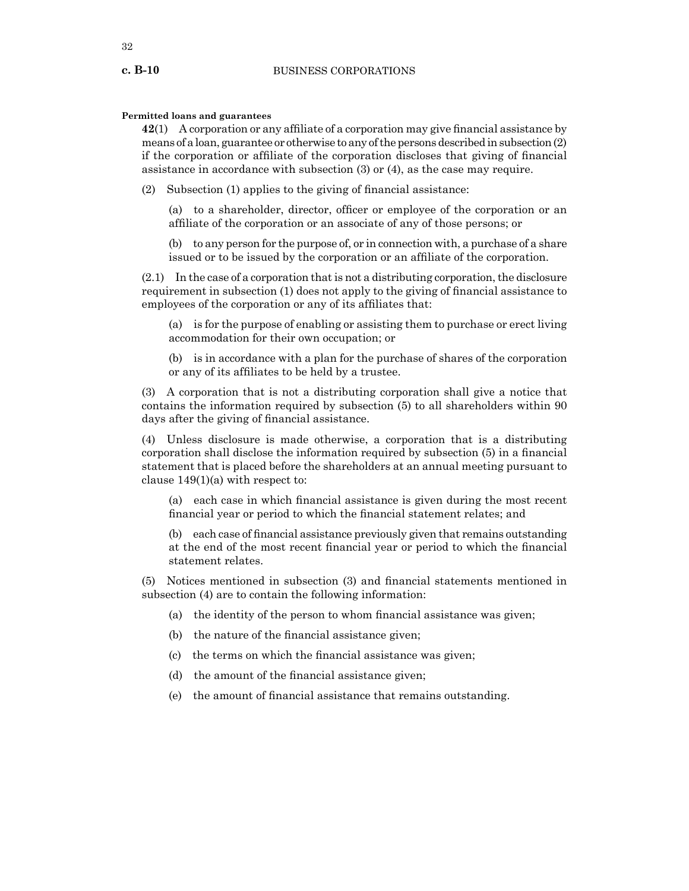**Permitted loans and guarantees**

**42**(1) A corporation or any affiliate of a corporation may give financial assistance by means of a loan, guarantee or otherwise to any of the persons described in subsection (2) if the corporation or affiliate of the corporation discloses that giving of financial assistance in accordance with subsection (3) or (4), as the case may require.

(2) Subsection (1) applies to the giving of financial assistance:

(a) to a shareholder, director, officer or employee of the corporation or an affiliate of the corporation or an associate of any of those persons; or

(b) to any person for the purpose of, or in connection with, a purchase of a share issued or to be issued by the corporation or an affiliate of the corporation.

(2.1) In the case of a corporation that is not a distributing corporation, the disclosure requirement in subsection (1) does not apply to the giving of financial assistance to employees of the corporation or any of its affiliates that:

(a) is for the purpose of enabling or assisting them to purchase or erect living accommodation for their own occupation; or

(b) is in accordance with a plan for the purchase of shares of the corporation or any of its affiliates to be held by a trustee.

(3) A corporation that is not a distributing corporation shall give a notice that contains the information required by subsection (5) to all shareholders within 90 days after the giving of financial assistance.

(4) Unless disclosure is made otherwise, a corporation that is a distributing corporation shall disclose the information required by subsection (5) in a financial statement that is placed before the shareholders at an annual meeting pursuant to clause 149(1)(a) with respect to:

(a) each case in which financial assistance is given during the most recent financial year or period to which the financial statement relates; and

(b) each case of financial assistance previously given that remains outstanding at the end of the most recent financial year or period to which the financial statement relates.

(5) Notices mentioned in subsection (3) and financial statements mentioned in subsection (4) are to contain the following information:

(a) the identity of the person to whom financial assistance was given;

(b) the nature of the financial assistance given;

(c) the terms on which the financial assistance was given;

(d) the amount of the financial assistance given;

(e) the amount of financial assistance that remains outstanding.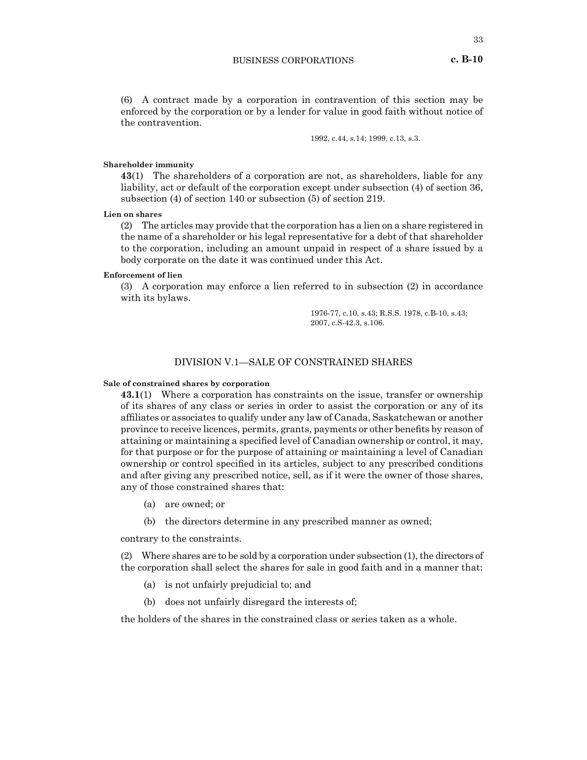(6) A contract made by a corporation in contravention of this section may be enforced by the corporation or by a lender for value in good faith without notice of the contravention.

1992, c.44, s.14; 1999, c.13, s.3.

**Shareholder immunity**

**43**(1) The shareholders of a corporation are not, as shareholders, liable for any liability, act or default of the corporation except under subsection (4) of section 36, subsection (4) of section 140 or subsection (5) of section 219.

**Lien on shares**

(2) The articles may provide that the corporation has a lien on a share registered in the name of a shareholder or his legal representative for a debt of that shareholder to the corporation, including an amount unpaid in respect of a share issued by a body corporate on the date it was continued under this Act.

**Enforcement of lien**

(3) A corporation may enforce a lien referred to in subsection (2) in accordance with its bylaws.

1976-77, c.10, s.43; R.S.S. 1978, c.B-10, s.43; 2007, c.S-42.3, s.106.

## DIVISION V.1—SALE OF CONSTRAINED SHARES

**Sale of constrained shares by corporation**

**43.1**(1) Where a corporation has constraints on the issue, transfer or ownership of its shares of any class or series in order to assist the corporation or any of its affiliates or associates to qualify under any law of Canada, Saskatchewan or another province to receive licences, permits, grants, payments or other benefits by reason of attaining or maintaining a specified level of Canadian ownership or control, it may, for that purpose or for the purpose of attaining or maintaining a level of Canadian ownership or control specified in its articles, subject to any prescribed conditions and after giving any prescribed notice, sell, as if it were the owner of those shares, any of those constrained shares that:

(a) are owned; or

(b) the directors determine in any prescribed manner as owned;

contrary to the constraints.

(2) Where shares are to be sold by a corporation under subsection (1), the directors of the corporation shall select the shares for sale in good faith and in a manner that:

(a) is not unfairly prejudicial to; and

(b) does not unfairly disregard the interests of;

the holders of the shares in the constrained class or series taken as a whole.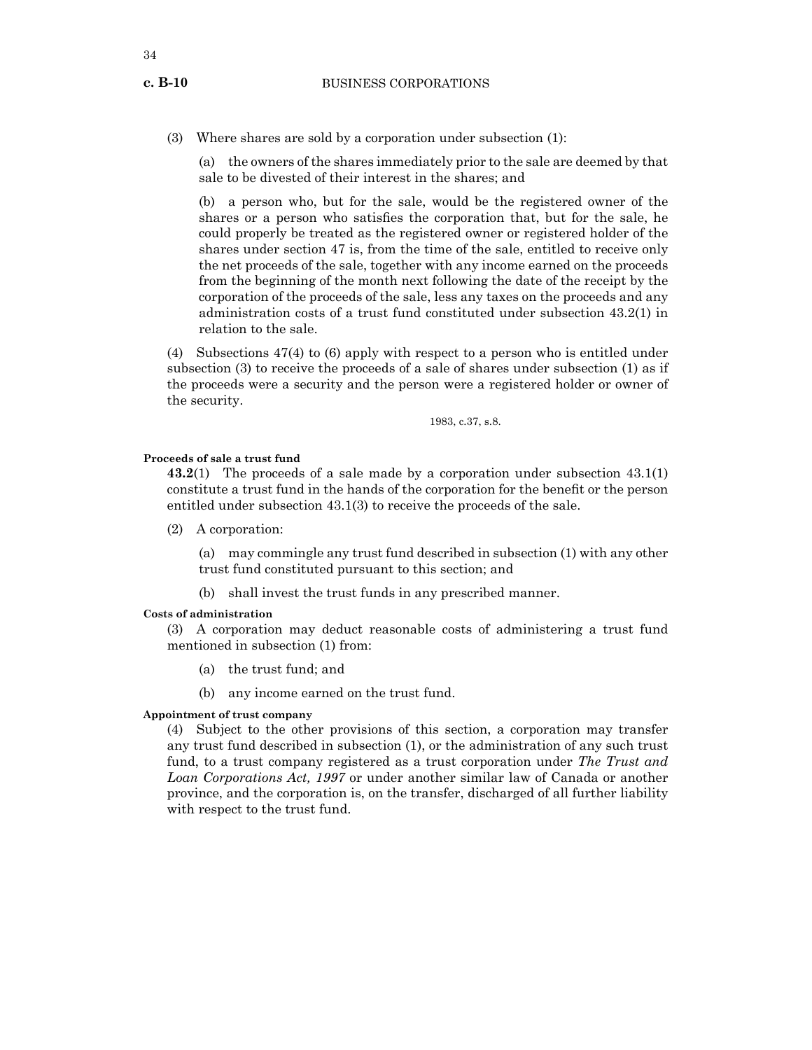(3) Where shares are sold by a corporation under subsection (1):

(a) the owners of the shares immediately prior to the sale are deemed by that sale to be divested of their interest in the shares; and

(b) a person who, but for the sale, would be the registered owner of the shares or a person who satisfies the corporation that, but for the sale, he could properly be treated as the registered owner or registered holder of the shares under section 47 is, from the time of the sale, entitled to receive only the net proceeds of the sale, together with any income earned on the proceeds from the beginning of the month next following the date of the receipt by the corporation of the proceeds of the sale, less any taxes on the proceeds and any administration costs of a trust fund constituted under subsection 43.2(1) in relation to the sale.

(4) Subsections 47(4) to (6) apply with respect to a person who is entitled under subsection (3) to receive the proceeds of a sale of shares under subsection (1) as if the proceeds were a security and the person were a registered holder or owner of the security.

1983, c.37, s.8.

**Proceeds of sale a trust fund**

**43.2**(1) The proceeds of a sale made by a corporation under subsection 43.1(1) constitute a trust fund in the hands of the corporation for the benefit or the person entitled under subsection 43.1(3) to receive the proceeds of the sale.

(2) A corporation:

(a) may commingle any trust fund described in subsection (1) with any other trust fund constituted pursuant to this section; and

(b) shall invest the trust funds in any prescribed manner.

**Costs of administration**

(3) A corporation may deduct reasonable costs of administering a trust fund mentioned in subsection (1) from:

(a) the trust fund; and

(b) any income earned on the trust fund.

**Appointment of trust company**

(4) Subject to the other provisions of this section, a corporation may transfer any trust fund described in subsection (1), or the administration of any such trust fund, to a trust company registered as a trust corporation under *The Trust and Loan Corporations Act, 1997* or under another similar law of Canada or another province, and the corporation is, on the transfer, discharged of all further liability with respect to the trust fund.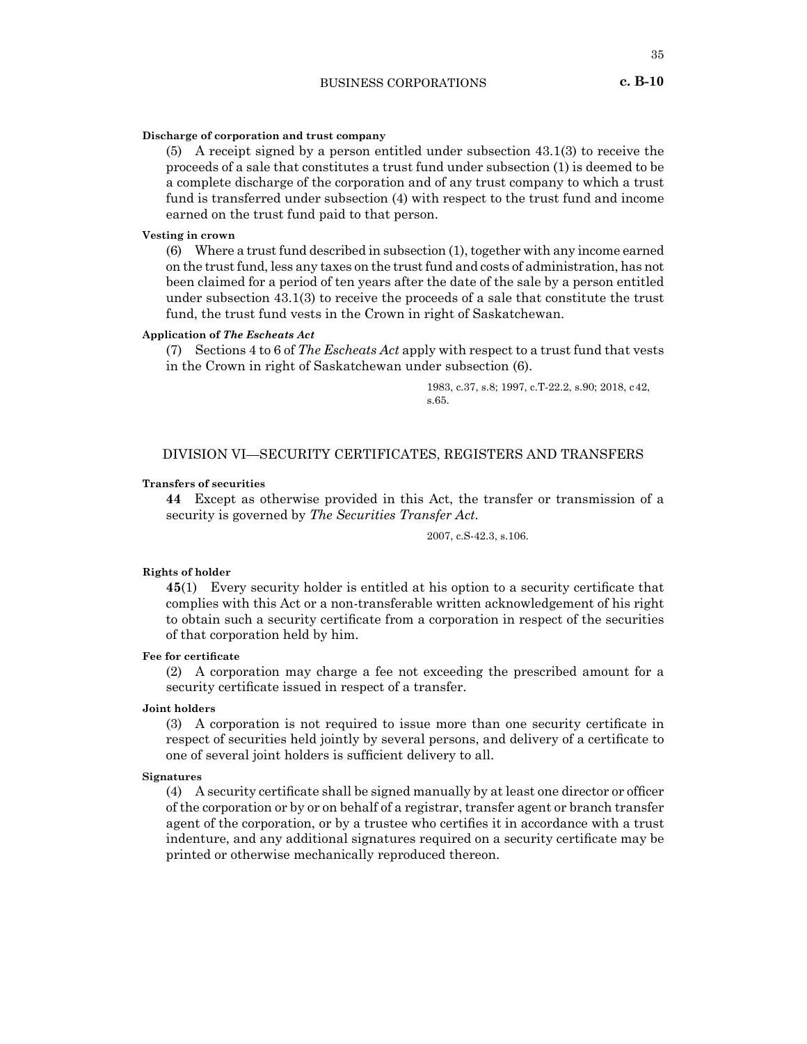**Discharge of corporation and trust company**

(5) A receipt signed by a person entitled under subsection 43.1(3) to receive the proceeds of a sale that constitutes a trust fund under subsection (1) is deemed to be a complete discharge of the corporation and of any trust company to which a trust fund is transferred under subsection (4) with respect to the trust fund and income earned on the trust fund paid to that person.

**Vesting in crown**

(6) Where a trust fund described in subsection (1), together with any income earned on the trust fund, less any taxes on the trust fund and costs of administration, has not been claimed for a period of ten years after the date of the sale by a person entitled under subsection 43.1(3) to receive the proceeds of a sale that constitute the trust fund, the trust fund vests in the Crown in right of Saskatchewan.

**Application of *The Escheats Act***

(7) Sections 4 to 6 of *The Escheats Act* apply with respect to a trust fund that vests in the Crown in right of Saskatchewan under subsection (6).

1983, c.37, s.8; 1997, c.T-22.2, s.90; 2018, c42, s.65.

## DIVISION VI—SECURITY CERTIFICATES, REGISTERS AND TRANSFERS

**Transfers of securities**

**44** Except as otherwise provided in this Act, the transfer or transmission of a security is governed by *The Securities Transfer Act*.

2007, c.S-42.3, s.106.

**Rights of holder**

**45**(1) Every security holder is entitled at his option to a security certificate that complies with this Act or a non-transferable written acknowledgement of his right to obtain such a security certificate from a corporation in respect of the securities of that corporation held by him.

**Fee for certificate**

(2) A corporation may charge a fee not exceeding the prescribed amount for a security certificate issued in respect of a transfer.

**Joint holders**

(3) A corporation is not required to issue more than one security certificate in respect of securities held jointly by several persons, and delivery of a certificate to one of several joint holders is sufficient delivery to all.

**Signatures**

(4) A security certificate shall be signed manually by at least one director or officer of the corporation or by or on behalf of a registrar, transfer agent or branch transfer agent of the corporation, or by a trustee who certifies it in accordance with a trust indenture, and any additional signatures required on a security certificate may be printed or otherwise mechanically reproduced thereon.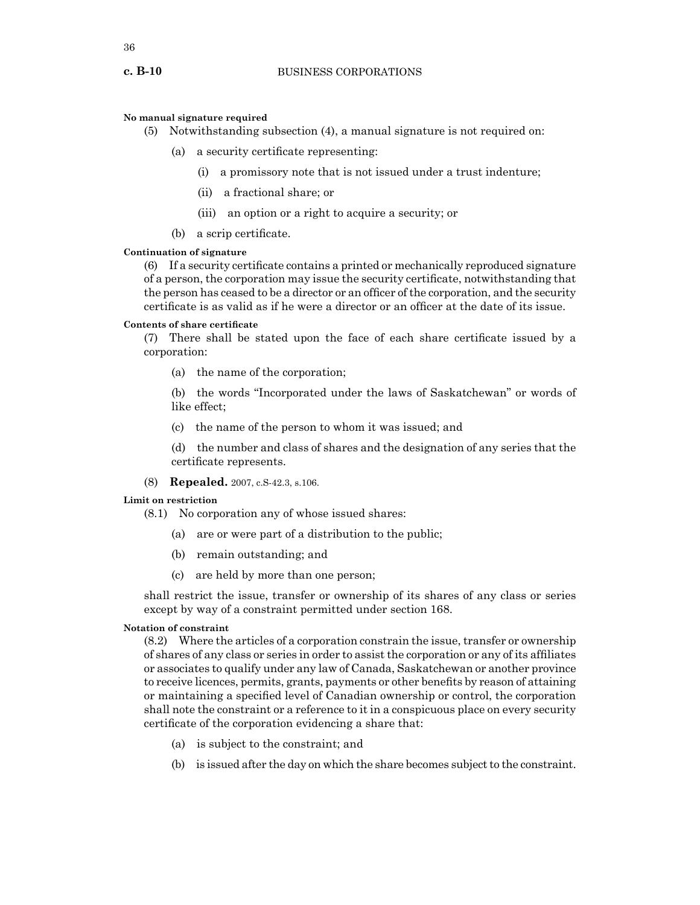**No manual signature required**

(5) Notwithstanding subsection (4), a manual signature is not required on:

(a) a security certificate representing:

(i) a promissory note that is not issued under a trust indenture;

(ii) a fractional share; or

(iii) an option or a right to acquire a security; or

(b) a scrip certificate.

**Continuation of signature**

(6) If a security certificate contains a printed or mechanically reproduced signature of a person, the corporation may issue the security certificate, notwithstanding that the person has ceased to be a director or an officer of the corporation, and the security certificate is as valid as if he were a director or an officer at the date of its issue.

**Contents of share certificate**

(7) There shall be stated upon the face of each share certificate issued by a corporation:

(a) the name of the corporation;

(b) the words "Incorporated under the laws of Saskatchewan" or words of like effect;

(c) the name of the person to whom it was issued; and

(d) the number and class of shares and the designation of any series that the certificate represents.

(8) **Repealed.** 2007, c.S-42.3, s.106.

**Limit on restriction**

(8.1) No corporation any of whose issued shares:

(a) are or were part of a distribution to the public;

(b) remain outstanding; and

(c) are held by more than one person;

shall restrict the issue, transfer or ownership of its shares of any class or series except by way of a constraint permitted under section 168.

**Notation of constraint**

(8.2) Where the articles of a corporation constrain the issue, transfer or ownership of shares of any class or series in order to assist the corporation or any of its affiliates or associates to qualify under any law of Canada, Saskatchewan or another province to receive licences, permits, grants, payments or other benefits by reason of attaining or maintaining a specified level of Canadian ownership or control, the corporation shall note the constraint or a reference to it in a conspicuous place on every security certificate of the corporation evidencing a share that:

(a) is subject to the constraint; and

(b) is issued after the day on which the share becomes subject to the constraint.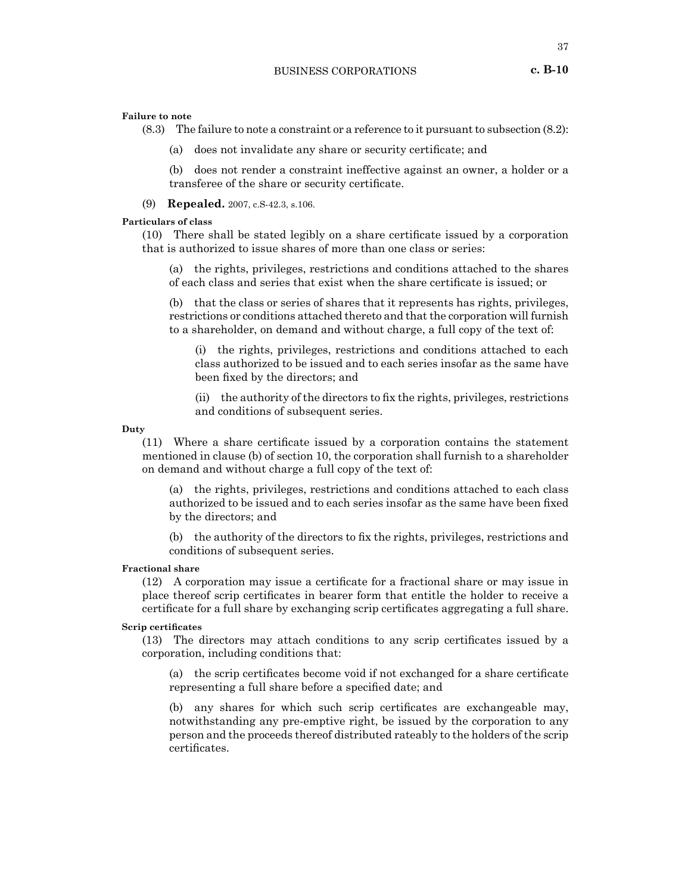**Failure to note**

(8.3) The failure to note a constraint or a reference to it pursuant to subsection (8.2):

(a) does not invalidate any share or security certificate; and

(b) does not render a constraint ineffective against an owner, a holder or a transferee of the share or security certificate.

(9) **Repealed.** 2007, c.S-42.3, s.106.

**Particulars of class**

(10) There shall be stated legibly on a share certificate issued by a corporation that is authorized to issue shares of more than one class or series:

(a) the rights, privileges, restrictions and conditions attached to the shares of each class and series that exist when the share certificate is issued; or

(b) that the class or series of shares that it represents has rights, privileges, restrictions or conditions attached thereto and that the corporation will furnish to a shareholder, on demand and without charge, a full copy of the text of:

(i) the rights, privileges, restrictions and conditions attached to each class authorized to be issued and to each series insofar as the same have been fixed by the directors; and

(ii) the authority of the directors to fix the rights, privileges, restrictions and conditions of subsequent series.

**Duty**

(11) Where a share certificate issued by a corporation contains the statement mentioned in clause (b) of section 10, the corporation shall furnish to a shareholder on demand and without charge a full copy of the text of:

(a) the rights, privileges, restrictions and conditions attached to each class authorized to be issued and to each series insofar as the same have been fixed by the directors; and

(b) the authority of the directors to fix the rights, privileges, restrictions and conditions of subsequent series.

**Fractional share**

(12) A corporation may issue a certificate for a fractional share or may issue in place thereof scrip certificates in bearer form that entitle the holder to receive a certificate for a full share by exchanging scrip certificates aggregating a full share.

**Scrip certificates**

(13) The directors may attach conditions to any scrip certificates issued by a corporation, including conditions that:

(a) the scrip certificates become void if not exchanged for a share certificate representing a full share before a specified date; and

(b) any shares for which such scrip certificates are exchangeable may, notwithstanding any pre-emptive right, be issued by the corporation to any person and the proceeds thereof distributed rateably to the holders of the scrip certificates.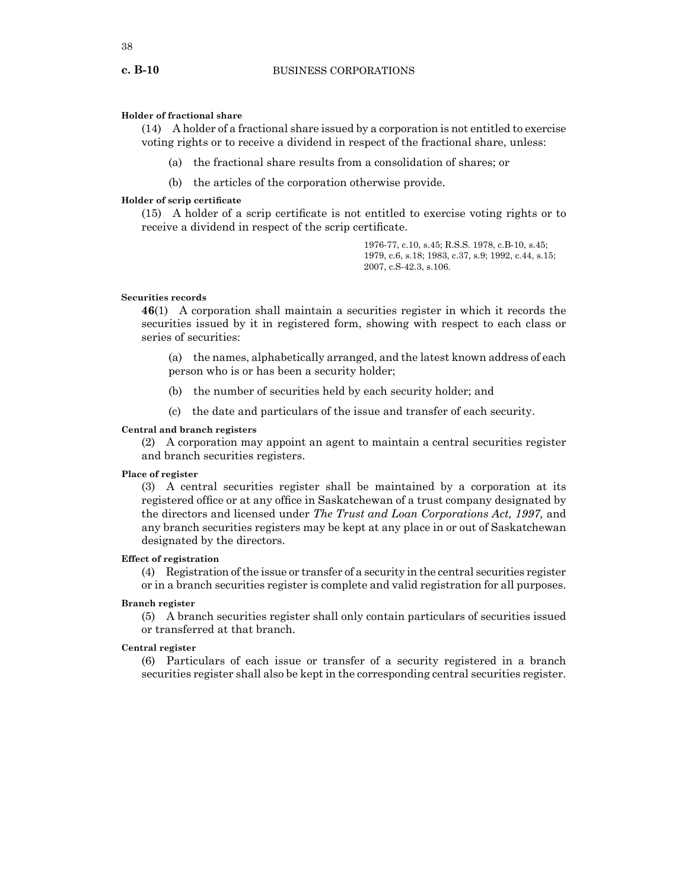**Holder of fractional share**

(14) A holder of a fractional share issued by a corporation is not entitled to exercise voting rights or to receive a dividend in respect of the fractional share, unless:

(a) the fractional share results from a consolidation of shares; or

(b) the articles of the corporation otherwise provide.

**Holder of scrip certificate**

(15) A holder of a scrip certificate is not entitled to exercise voting rights or to receive a dividend in respect of the scrip certificate.

1976-77, c.10, s.45; R.S.S. 1978, c.B-10, s.45; 1979, c.6, s.18; 1983, c.37, s.9; 1992, c.44, s.15; 2007, c.S-42.3, s.106.

**Securities records**

**46**(1) A corporation shall maintain a securities register in which it records the securities issued by it in registered form, showing with respect to each class or series of securities:

(a) the names, alphabetically arranged, and the latest known address of each person who is or has been a security holder;

(b) the number of securities held by each security holder; and

(c) the date and particulars of the issue and transfer of each security.

**Central and branch registers**

(2) A corporation may appoint an agent to maintain a central securities register and branch securities registers.

**Place of register**

(3) A central securities register shall be maintained by a corporation at its registered office or at any office in Saskatchewan of a trust company designated by the directors and licensed under *The Trust and Loan Corporations Act, 1997,* and any branch securities registers may be kept at any place in or out of Saskatchewan designated by the directors.

**Effect of registration**

(4) Registration of the issue or transfer of a security in the central securities register or in a branch securities register is complete and valid registration for all purposes.

**Branch register**

(5) A branch securities register shall only contain particulars of securities issued or transferred at that branch.

**Central register**

(6) Particulars of each issue or transfer of a security registered in a branch securities register shall also be kept in the corresponding central securities register.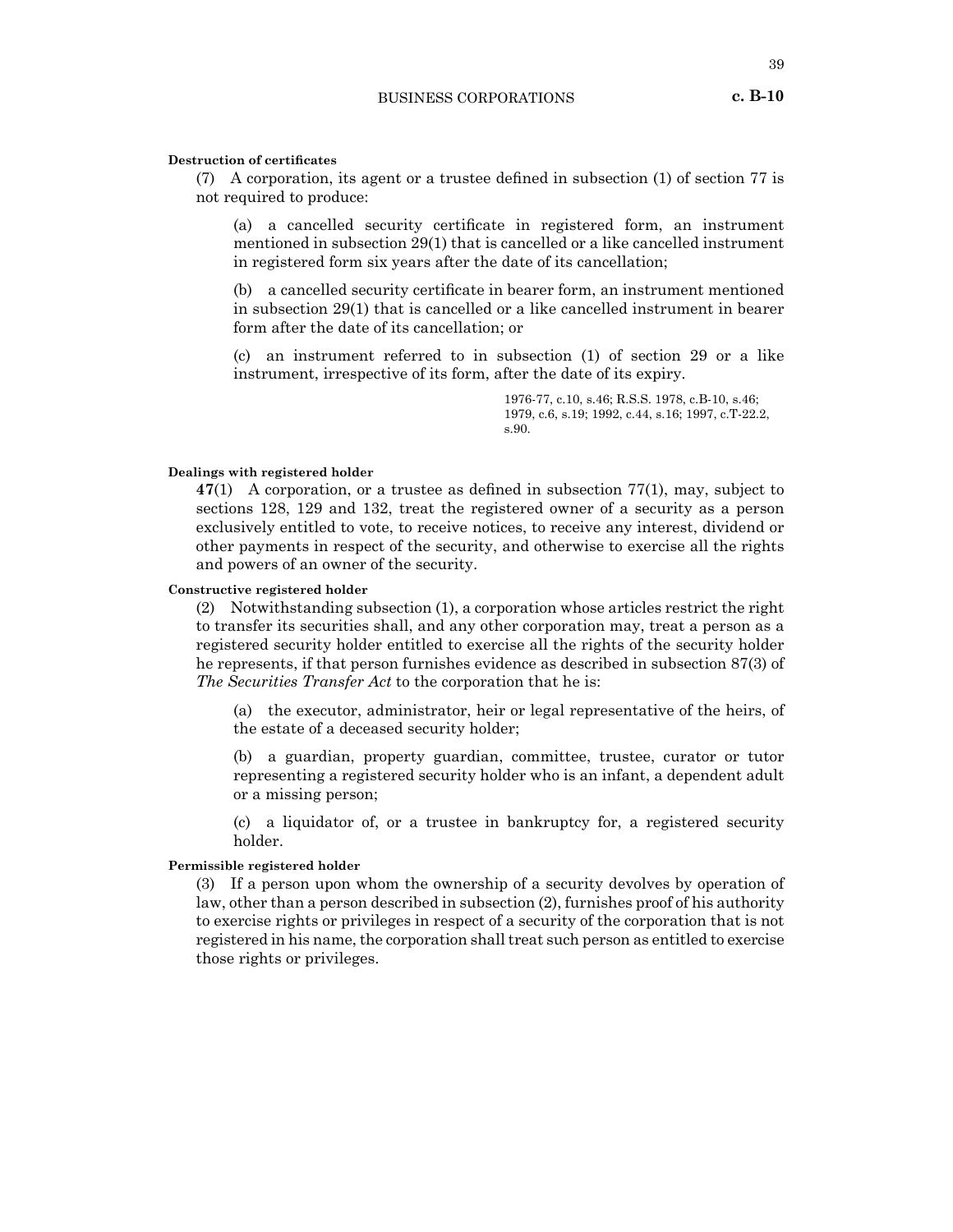**Destruction of certificates**

(7) A corporation, its agent or a trustee defined in subsection (1) of section 77 is not required to produce:

(a) a cancelled security certificate in registered form, an instrument mentioned in subsection 29(1) that is cancelled or a like cancelled instrument in registered form six years after the date of its cancellation;

(b) a cancelled security certificate in bearer form, an instrument mentioned in subsection 29(1) that is cancelled or a like cancelled instrument in bearer form after the date of its cancellation; or

(c) an instrument referred to in subsection (1) of section 29 or a like instrument, irrespective of its form, after the date of its expiry.

1976-77, c.10, s.46; R.S.S. 1978, c.B-10, s.46; 1979, c.6, s.19; 1992, c.44, s.16; 1997, c.T-22.2, s.90.

**Dealings with registered holder**

**47**(1) A corporation, or a trustee as defined in subsection 77(1), may, subject to sections 128, 129 and 132, treat the registered owner of a security as a person exclusively entitled to vote, to receive notices, to receive any interest, dividend or other payments in respect of the security, and otherwise to exercise all the rights and powers of an owner of the security.

**Constructive registered holder**

(2) Notwithstanding subsection (1), a corporation whose articles restrict the right to transfer its securities shall, and any other corporation may, treat a person as a registered security holder entitled to exercise all the rights of the security holder he represents, if that person furnishes evidence as described in subsection 87(3) of *The Securities Transfer Act* to the corporation that he is:

(a) the executor, administrator, heir or legal representative of the heirs, of the estate of a deceased security holder;

(b) a guardian, property guardian, committee, trustee, curator or tutor representing a registered security holder who is an infant, a dependent adult or a missing person;

(c) a liquidator of, or a trustee in bankruptcy for, a registered security holder.

**Permissible registered holder**

(3) If a person upon whom the ownership of a security devolves by operation of law, other than a person described in subsection (2), furnishes proof of his authority to exercise rights or privileges in respect of a security of the corporation that is not registered in his name, the corporation shall treat such person as entitled to exercise those rights or privileges.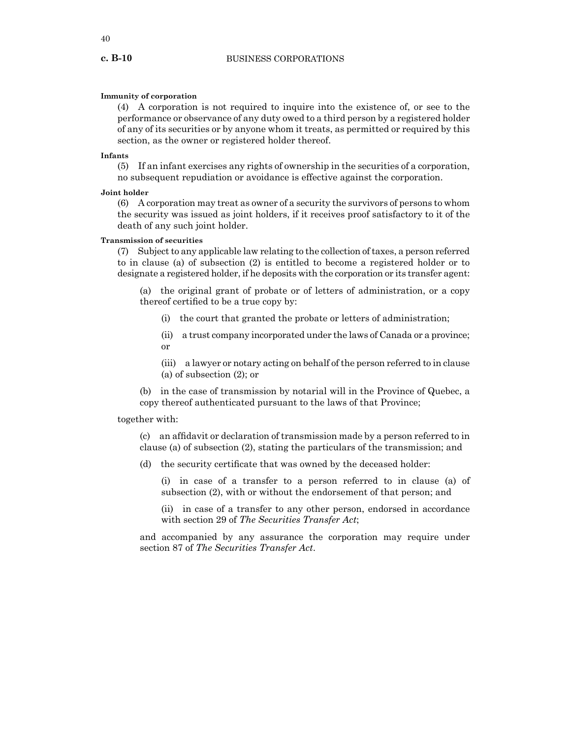**Immunity of corporation**

(4) A corporation is not required to inquire into the existence of, or see to the performance or observance of any duty owed to a third person by a registered holder of any of its securities or by anyone whom it treats, as permitted or required by this section, as the owner or registered holder thereof.

**Infants**

(5) If an infant exercises any rights of ownership in the securities of a corporation, no subsequent repudiation or avoidance is effective against the corporation.

**Joint holder**

(6) A corporation may treat as owner of a security the survivors of persons to whom the security was issued as joint holders, if it receives proof satisfactory to it of the death of any such joint holder.

**Transmission of securities**

(7) Subject to any applicable law relating to the collection of taxes, a person referred to in clause (a) of subsection (2) is entitled to become a registered holder or to designate a registered holder, if he deposits with the corporation or its transfer agent:

(a) the original grant of probate or of letters of administration, or a copy thereof certified to be a true copy by:

(i) the court that granted the probate or letters of administration;

(ii) a trust company incorporated under the laws of Canada or a province; or

(iii) a lawyer or notary acting on behalf of the person referred to in clause (a) of subsection (2); or

(b) in the case of transmission by notarial will in the Province of Quebec, a copy thereof authenticated pursuant to the laws of that Province;

together with:

(c) an affidavit or declaration of transmission made by a person referred to in clause (a) of subsection (2), stating the particulars of the transmission; and

(d) the security certificate that was owned by the deceased holder:

(i) in case of a transfer to a person referred to in clause (a) of subsection (2), with or without the endorsement of that person; and

(ii) in case of a transfer to any other person, endorsed in accordance with section 29 of *The Securities Transfer Act*;

and accompanied by any assurance the corporation may require under section 87 of *The Securities Transfer Act*.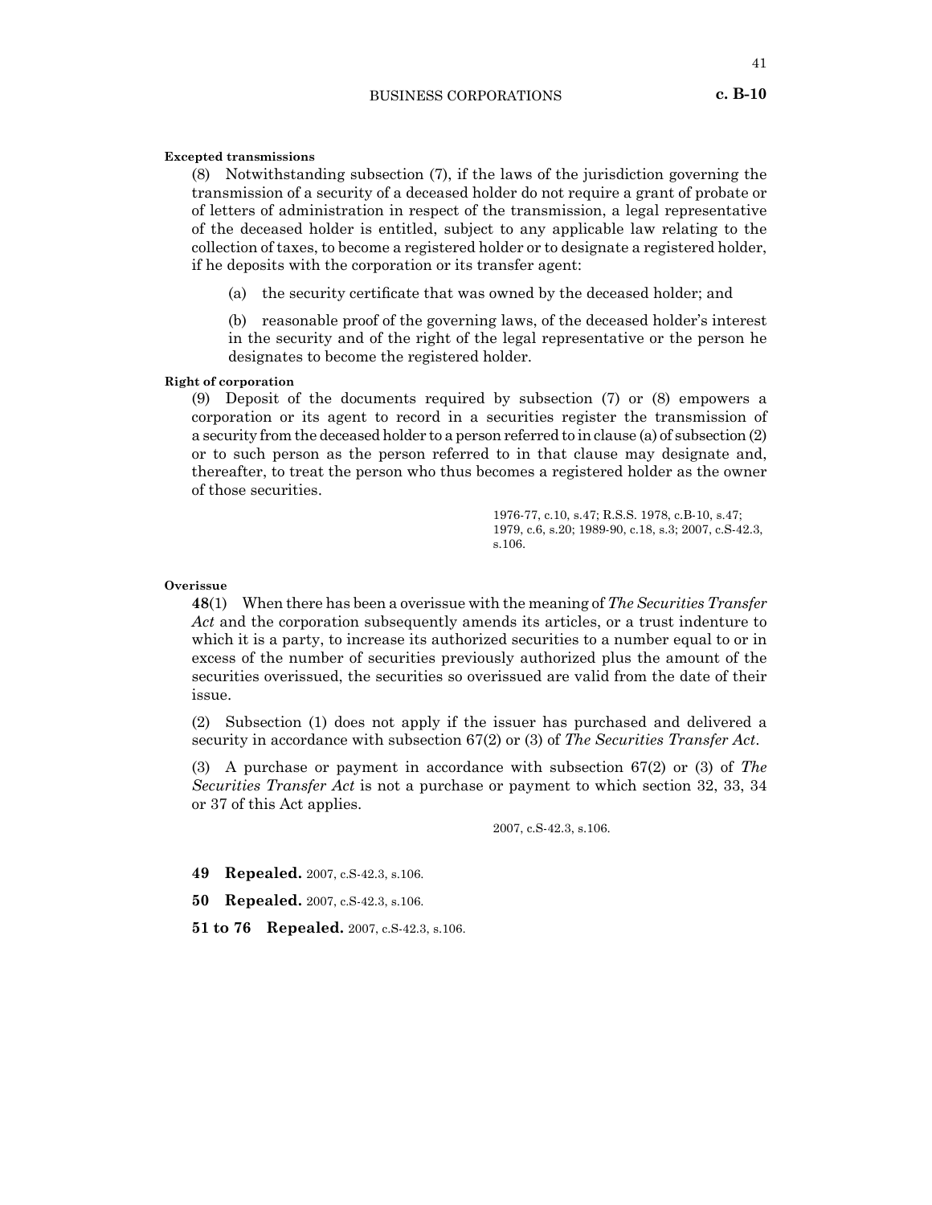**Excepted transmissions**

(8) Notwithstanding subsection (7), if the laws of the jurisdiction governing the transmission of a security of a deceased holder do not require a grant of probate or of letters of administration in respect of the transmission, a legal representative of the deceased holder is entitled, subject to any applicable law relating to the collection of taxes, to become a registered holder or to designate a registered holder, if he deposits with the corporation or its transfer agent:

(a) the security certificate that was owned by the deceased holder; and

(b) reasonable proof of the governing laws, of the deceased holder's interest in the security and of the right of the legal representative or the person he designates to become the registered holder.

**Right of corporation**

(9) Deposit of the documents required by subsection (7) or (8) empowers a corporation or its agent to record in a securities register the transmission of a security from the deceased holder to a person referred to in clause (a) of subsection (2) or to such person as the person referred to in that clause may designate and, thereafter, to treat the person who thus becomes a registered holder as the owner of those securities.

1976-77, c.10, s.47; R.S.S. 1978, c.B-10, s.47; 1979, c.6, s.20; 1989-90, c.18, s.3; 2007, c.S-42.3, s.106.

**Overissue**

**48**(1) When there has been a overissue with the meaning of *The Securities Transfer Act* and the corporation subsequently amends its articles, or a trust indenture to which it is a party, to increase its authorized securities to a number equal to or in excess of the number of securities previously authorized plus the amount of the securities overissued, the securities so overissued are valid from the date of their issue.

(2) Subsection (1) does not apply if the issuer has purchased and delivered a security in accordance with subsection 67(2) or (3) of *The Securities Transfer Act*.

(3) A purchase or payment in accordance with subsection 67(2) or (3) of *The Securities Transfer Act* is not a purchase or payment to which section 32, 33, 34 or 37 of this Act applies.

2007, c.S-42.3, s.106.

**49 Repealed.** 2007, c.S-42.3, s.106.

**50 Repealed.** 2007, c.S-42.3, s.106.

**51 to 76 Repealed.** 2007, c.S-42.3, s.106.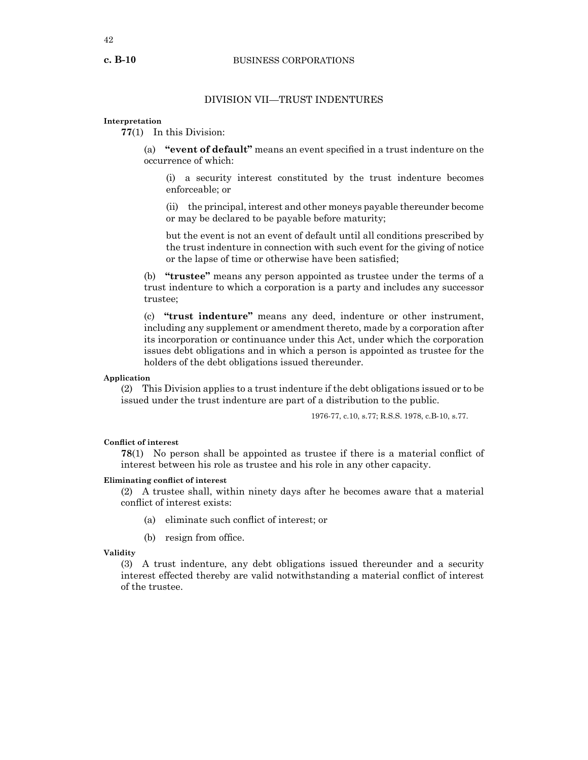## DIVISION VII—TRUST INDENTURES

**Interpretation**

**77**(1) In this Division:

(a) **"event of default"** means an event specified in a trust indenture on the occurrence of which:

(i) a security interest constituted by the trust indenture becomes enforceable; or

(ii) the principal, interest and other moneys payable thereunder become or may be declared to be payable before maturity;

but the event is not an event of default until all conditions prescribed by the trust indenture in connection with such event for the giving of notice or the lapse of time or otherwise have been satisfied;

(b) **"trustee"** means any person appointed as trustee under the terms of a trust indenture to which a corporation is a party and includes any successor trustee;

(c) **"trust indenture"** means any deed, indenture or other instrument, including any supplement or amendment thereto, made by a corporation after its incorporation or continuance under this Act, under which the corporation issues debt obligations and in which a person is appointed as trustee for the holders of the debt obligations issued thereunder.

**Application**

(2) This Division applies to a trust indenture if the debt obligations issued or to be issued under the trust indenture are part of a distribution to the public.

1976-77, c.10, s.77; R.S.S. 1978, c.B-10, s.77.

**Conflict of interest**

**78**(1) No person shall be appointed as trustee if there is a material conflict of interest between his role as trustee and his role in any other capacity.

**Eliminating conflict of interest**

(2) A trustee shall, within ninety days after he becomes aware that a material conflict of interest exists:

(a) eliminate such conflict of interest; or

(b) resign from office.

**Validity**

(3) A trust indenture, any debt obligations issued thereunder and a security interest effected thereby are valid notwithstanding a material conflict of interest of the trustee.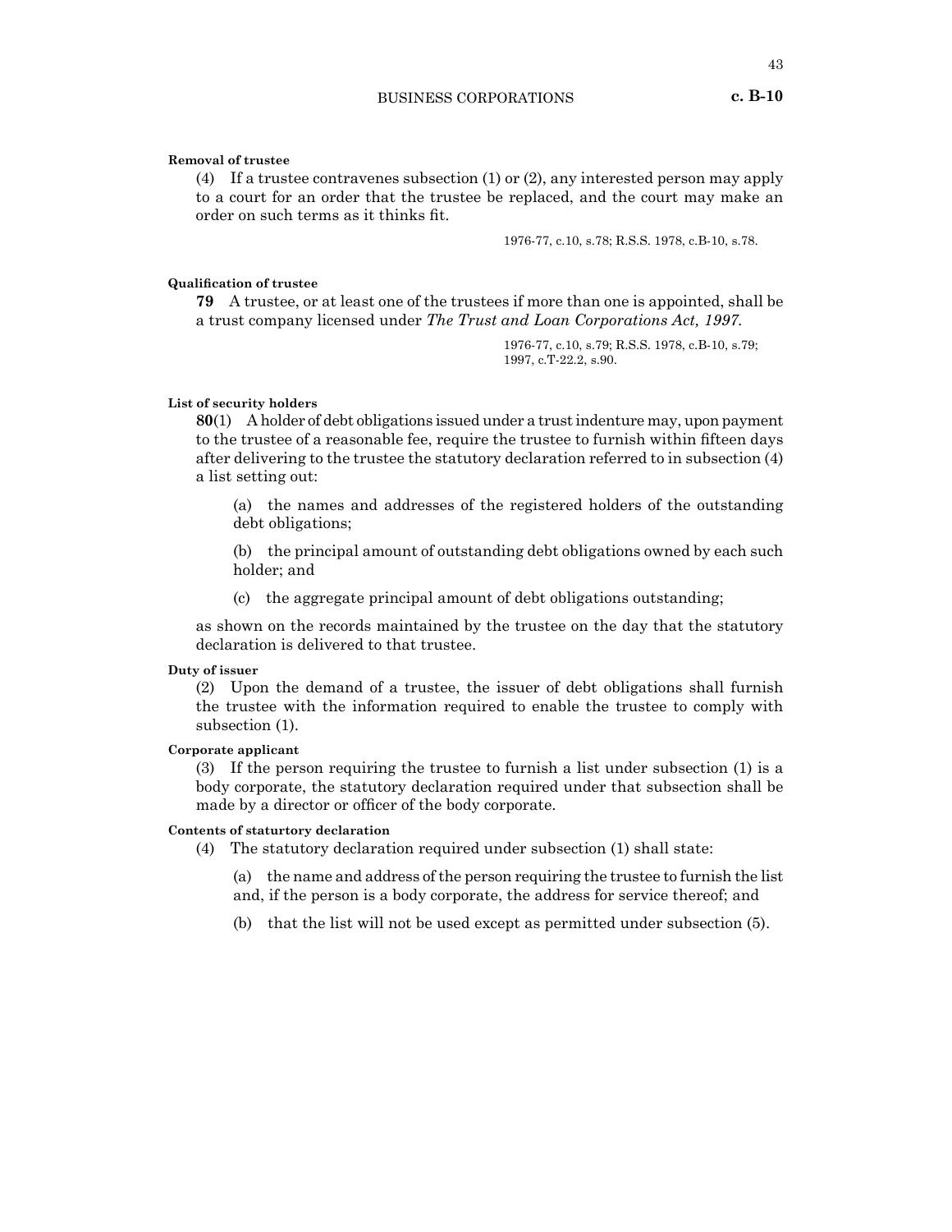**Removal of trustee**

(4) If a trustee contravenes subsection (1) or (2), any interested person may apply to a court for an order that the trustee be replaced, and the court may make an order on such terms as it thinks fit.

1976-77, c.10, s.78; R.S.S. 1978, c.B-10, s.78.

**Qualification of trustee**

**79** A trustee, or at least one of the trustees if more than one is appointed, shall be a trust company licensed under *The Trust and Loan Corporations Act, 1997*.

1976-77, c.10, s.79; R.S.S. 1978, c.B-10, s.79; 1997, c.T-22.2, s.90.

**List of security holders**

**80**(1) A holder of debt obligations issued under a trust indenture may, upon payment to the trustee of a reasonable fee, require the trustee to furnish within fifteen days after delivering to the trustee the statutory declaration referred to in subsection (4) a list setting out:

(a) the names and addresses of the registered holders of the outstanding debt obligations;

(b) the principal amount of outstanding debt obligations owned by each such holder; and

(c) the aggregate principal amount of debt obligations outstanding;

as shown on the records maintained by the trustee on the day that the statutory declaration is delivered to that trustee.

**Duty of issuer**

(2) Upon the demand of a trustee, the issuer of debt obligations shall furnish the trustee with the information required to enable the trustee to comply with subsection (1).

**Corporate applicant**

(3) If the person requiring the trustee to furnish a list under subsection (1) is a body corporate, the statutory declaration required under that subsection shall be made by a director or officer of the body corporate.

**Contents of staturtory declaration**

(4) The statutory declaration required under subsection (1) shall state:

(a) the name and address of the person requiring the trustee to furnish the list and, if the person is a body corporate, the address for service thereof; and

(b) that the list will not be used except as permitted under subsection (5).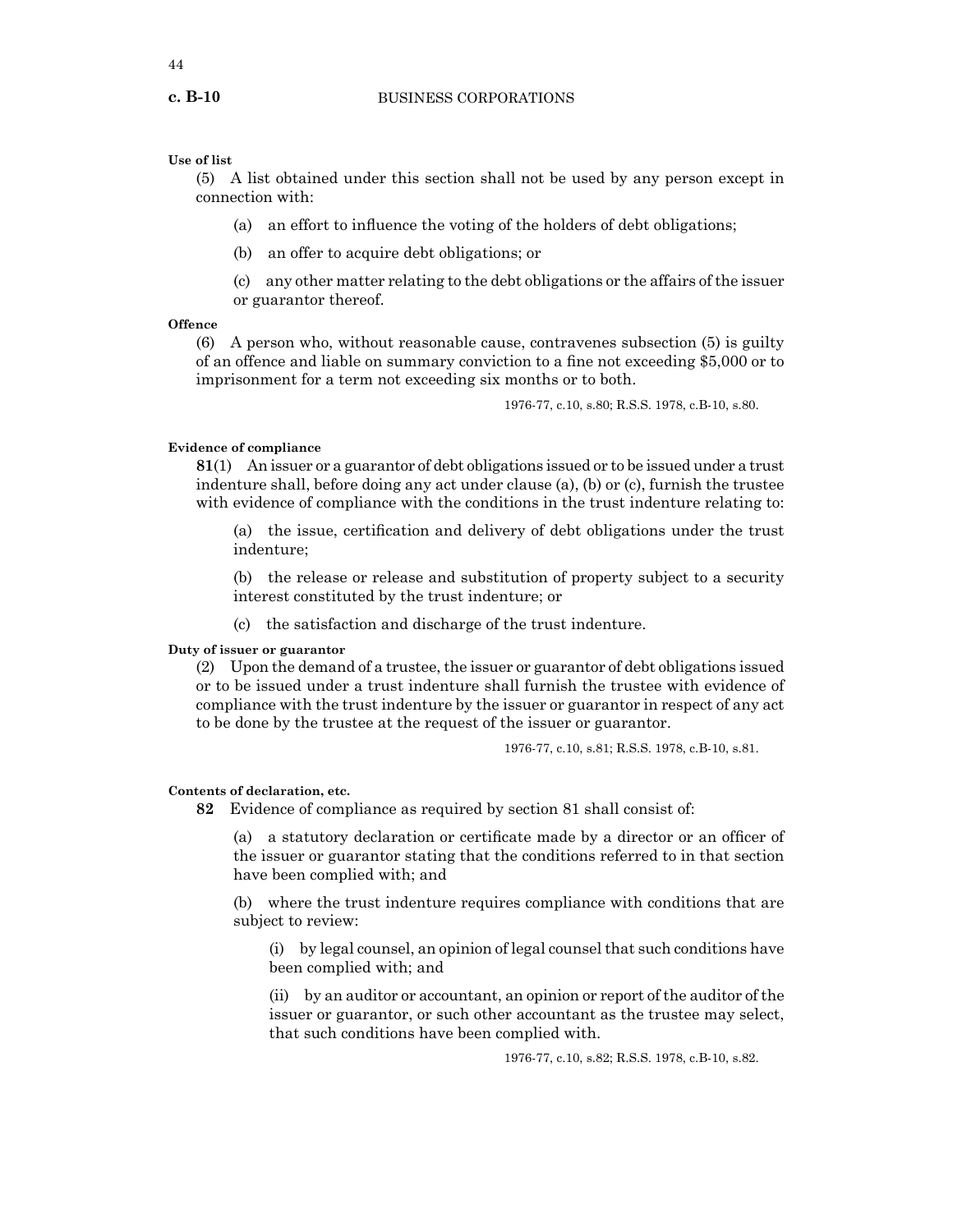**Use of list**

(5) A list obtained under this section shall not be used by any person except in connection with:

(a) an effort to influence the voting of the holders of debt obligations;

(b) an offer to acquire debt obligations; or

(c) any other matter relating to the debt obligations or the affairs of the issuer or guarantor thereof.

**Offence**

(6) A person who, without reasonable cause, contravenes subsection (5) is guilty of an offence and liable on summary conviction to a fine not exceeding $5,000 or to imprisonment for a term not exceeding six months or to both.

1976-77, c.10, s.80; R.S.S. 1978, c.B-10, s.80.

**Evidence of compliance**

**81**(1) An issuer or a guarantor of debt obligations issued or to be issued under a trust indenture shall, before doing any act under clause (a), (b) or (c), furnish the trustee with evidence of compliance with the conditions in the trust indenture relating to:

(a) the issue, certification and delivery of debt obligations under the trust indenture;

(b) the release or release and substitution of property subject to a security interest constituted by the trust indenture; or

(c) the satisfaction and discharge of the trust indenture.

**Duty of issuer or guarantor**

(2) Upon the demand of a trustee, the issuer or guarantor of debt obligations issued or to be issued under a trust indenture shall furnish the trustee with evidence of compliance with the trust indenture by the issuer or guarantor in respect of any act to be done by the trustee at the request of the issuer or guarantor.

1976-77, c.10, s.81; R.S.S. 1978, c.B-10, s.81.

**Contents of declaration, etc.**

**82** Evidence of compliance as required by section 81 shall consist of:

(a) a statutory declaration or certificate made by a director or an officer of the issuer or guarantor stating that the conditions referred to in that section have been complied with; and

(b) where the trust indenture requires compliance with conditions that are subject to review:

(i) by legal counsel, an opinion of legal counsel that such conditions have been complied with; and

(ii) by an auditor or accountant, an opinion or report of the auditor of the issuer or guarantor, or such other accountant as the trustee may select, that such conditions have been complied with.

1976-77, c.10, s.82; R.S.S. 1978, c.B-10, s.82.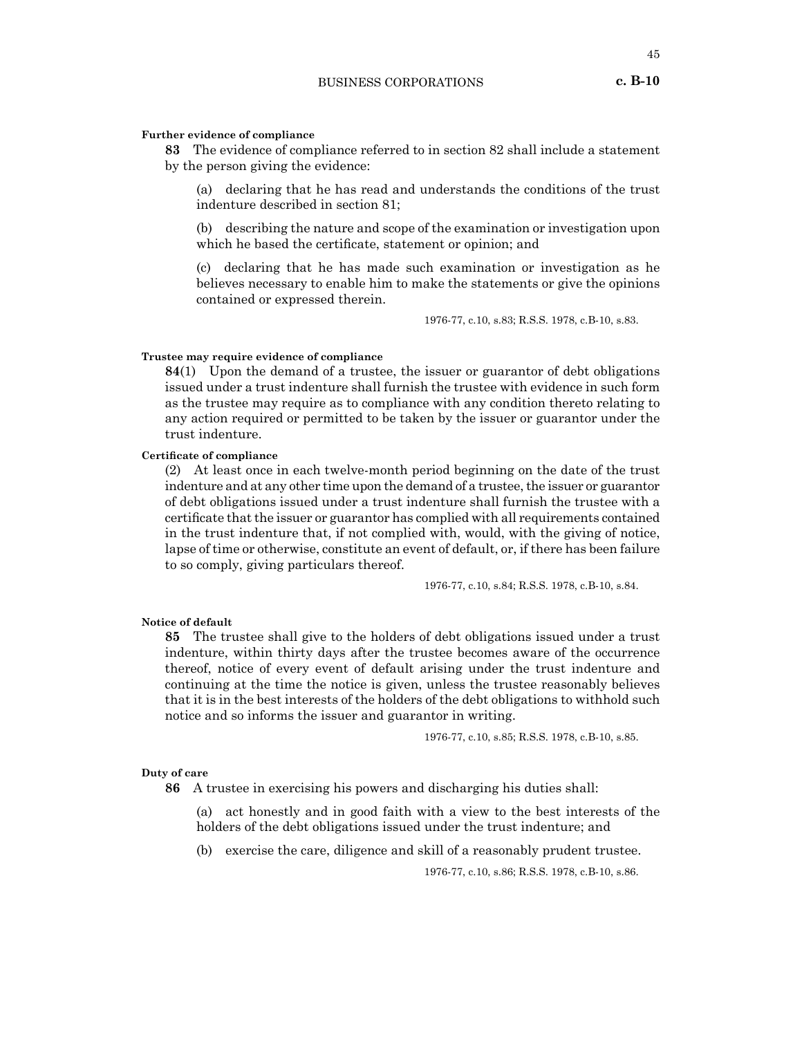**Further evidence of compliance**

**83** The evidence of compliance referred to in section 82 shall include a statement by the person giving the evidence:

(a) declaring that he has read and understands the conditions of the trust indenture described in section 81;

(b) describing the nature and scope of the examination or investigation upon which he based the certificate, statement or opinion; and

(c) declaring that he has made such examination or investigation as he believes necessary to enable him to make the statements or give the opinions contained or expressed therein.

1976-77, c.10, s.83; R.S.S. 1978, c.B-10, s.83.

**Trustee may require evidence of compliance**

**84**(1) Upon the demand of a trustee, the issuer or guarantor of debt obligations issued under a trust indenture shall furnish the trustee with evidence in such form as the trustee may require as to compliance with any condition thereto relating to any action required or permitted to be taken by the issuer or guarantor under the trust indenture.

**Certificate of compliance**

(2) At least once in each twelve-month period beginning on the date of the trust indenture and at any other time upon the demand of a trustee, the issuer or guarantor of debt obligations issued under a trust indenture shall furnish the trustee with a certificate that the issuer or guarantor has complied with all requirements contained in the trust indenture that, if not complied with, would, with the giving of notice, lapse of time or otherwise, constitute an event of default, or, if there has been failure to so comply, giving particulars thereof.

1976-77, c.10, s.84; R.S.S. 1978, c.B-10, s.84.

**Notice of default**

**85** The trustee shall give to the holders of debt obligations issued under a trust indenture, within thirty days after the trustee becomes aware of the occurrence thereof, notice of every event of default arising under the trust indenture and continuing at the time the notice is given, unless the trustee reasonably believes that it is in the best interests of the holders of the debt obligations to withhold such notice and so informs the issuer and guarantor in writing.

1976-77, c.10, s.85; R.S.S. 1978, c.B-10, s.85.

**Duty of care**

**86** A trustee in exercising his powers and discharging his duties shall:

(a) act honestly and in good faith with a view to the best interests of the holders of the debt obligations issued under the trust indenture; and

(b) exercise the care, diligence and skill of a reasonably prudent trustee.

1976-77, c.10, s.86; R.S.S. 1978, c.B-10, s.86.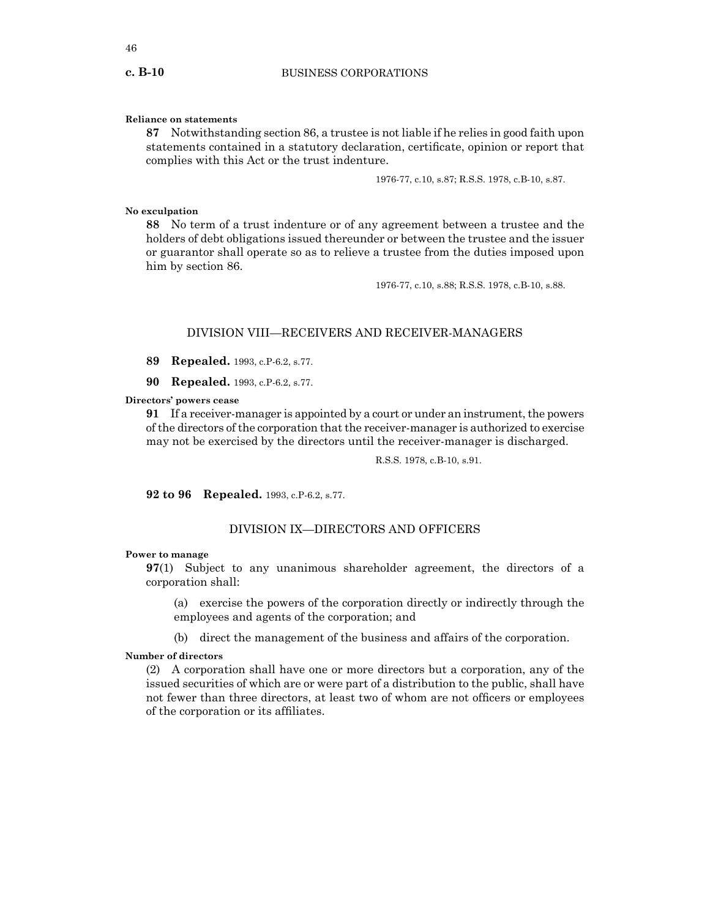**Reliance on statements**

**87** Notwithstanding section 86, a trustee is not liable if he relies in good faith upon statements contained in a statutory declaration, certificate, opinion or report that complies with this Act or the trust indenture.

1976-77, c.10, s.87; R.S.S. 1978, c.B-10, s.87.

**No exculpation**

**88** No term of a trust indenture or of any agreement between a trustee and the holders of debt obligations issued thereunder or between the trustee and the issuer or guarantor shall operate so as to relieve a trustee from the duties imposed upon him by section 86.

1976-77, c.10, s.88; R.S.S. 1978, c.B-10, s.88.

## DIVISION VIII—RECEIVERS AND RECEIVER-MANAGERS

**89 Repealed.** 1993, c.P-6.2, s.77.

**90 Repealed.** 1993, c.P-6.2, s.77.

**Directors' powers cease**

**91** If a receiver-manager is appointed by a court or under an instrument, the powers of the directors of the corporation that the receiver-manager is authorized to exercise may not be exercised by the directors until the receiver-manager is discharged.

R.S.S. 1978, c.B-10, s.91.

**92 to 96 Repealed.** 1993, c.P-6.2, s.77.

## DIVISION IX—DIRECTORS AND OFFICERS

**Power to manage**

**97**(1) Subject to any unanimous shareholder agreement, the directors of a corporation shall:

(a) exercise the powers of the corporation directly or indirectly through the employees and agents of the corporation; and

(b) direct the management of the business and affairs of the corporation.

**Number of directors**

(2) A corporation shall have one or more directors but a corporation, any of the issued securities of which are or were part of a distribution to the public, shall have not fewer than three directors, at least two of whom are not officers or employees of the corporation or its affiliates.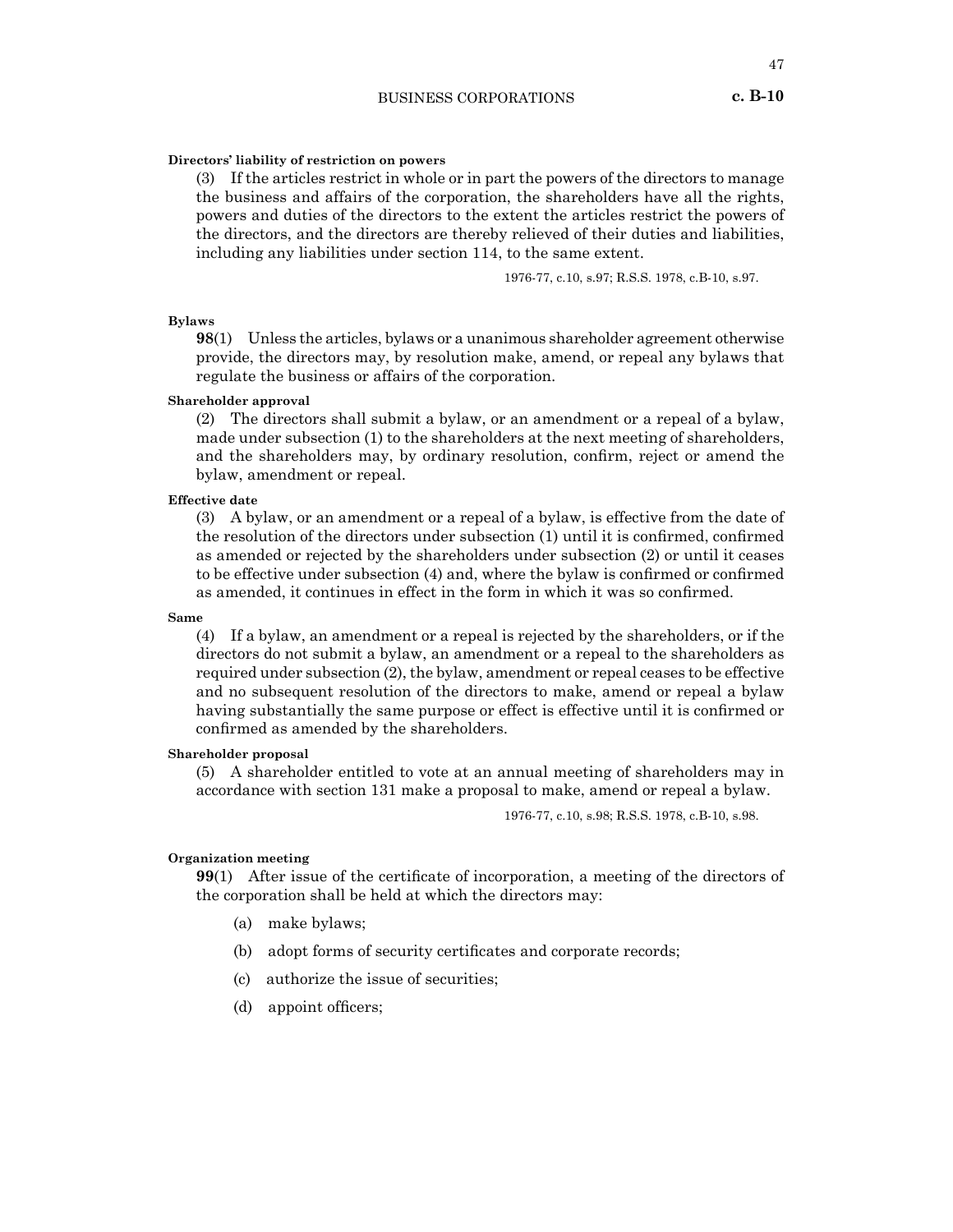**Directors' liability of restriction on powers**

(3) If the articles restrict in whole or in part the powers of the directors to manage the business and affairs of the corporation, the shareholders have all the rights, powers and duties of the directors to the extent the articles restrict the powers of the directors, and the directors are thereby relieved of their duties and liabilities, including any liabilities under section 114, to the same extent.

1976-77, c.10, s.97; R.S.S. 1978, c.B-10, s.97.

**Bylaws**

**98**(1) Unless the articles, bylaws or a unanimous shareholder agreement otherwise provide, the directors may, by resolution make, amend, or repeal any bylaws that regulate the business or affairs of the corporation.

**Shareholder approval**

(2) The directors shall submit a bylaw, or an amendment or a repeal of a bylaw, made under subsection (1) to the shareholders at the next meeting of shareholders, and the shareholders may, by ordinary resolution, confirm, reject or amend the bylaw, amendment or repeal.

**Effective date**

(3) A bylaw, or an amendment or a repeal of a bylaw, is effective from the date of the resolution of the directors under subsection (1) until it is confirmed, confirmed as amended or rejected by the shareholders under subsection (2) or until it ceases to be effective under subsection (4) and, where the bylaw is confirmed or confirmed as amended, it continues in effect in the form in which it was so confirmed.

**Same**

(4) If a bylaw, an amendment or a repeal is rejected by the shareholders, or if the directors do not submit a bylaw, an amendment or a repeal to the shareholders as required under subsection (2), the bylaw, amendment or repeal ceases to be effective and no subsequent resolution of the directors to make, amend or repeal a bylaw having substantially the same purpose or effect is effective until it is confirmed or confirmed as amended by the shareholders.

**Shareholder proposal**

(5) A shareholder entitled to vote at an annual meeting of shareholders may in accordance with section 131 make a proposal to make, amend or repeal a bylaw.

1976-77, c.10, s.98; R.S.S. 1978, c.B-10, s.98.

**Organization meeting**

**99**(1) After issue of the certificate of incorporation, a meeting of the directors of the corporation shall be held at which the directors may:

(a) make bylaws;

(b) adopt forms of security certificates and corporate records;

(c) authorize the issue of securities;

(d) appoint officers;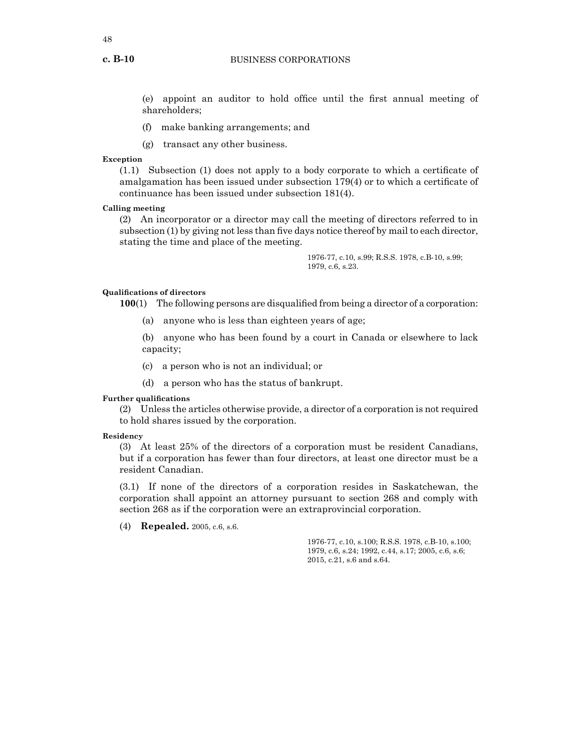(e) appoint an auditor to hold office until the first annual meeting of shareholders;

(f) make banking arrangements; and

(g) transact any other business.

**Exception**

(1.1) Subsection (1) does not apply to a body corporate to which a certificate of amalgamation has been issued under subsection 179(4) or to which a certificate of continuance has been issued under subsection 181(4).

**Calling meeting**

(2) An incorporator or a director may call the meeting of directors referred to in subsection (1) by giving not less than five days notice thereof by mail to each director, stating the time and place of the meeting.

1976-77, c.10, s.99; R.S.S. 1978, c.B-10, s.99; 1979, c.6, s.23.

**Qualifications of directors**

**100**(1) The following persons are disqualified from being a director of a corporation:

(a) anyone who is less than eighteen years of age;

(b) anyone who has been found by a court in Canada or elsewhere to lack capacity;

(c) a person who is not an individual; or

(d) a person who has the status of bankrupt.

**Further qualifications**

(2) Unless the articles otherwise provide, a director of a corporation is not required to hold shares issued by the corporation.

**Residency**

(3) At least 25% of the directors of a corporation must be resident Canadians, but if a corporation has fewer than four directors, at least one director must be a resident Canadian.

(3.1) If none of the directors of a corporation resides in Saskatchewan, the corporation shall appoint an attorney pursuant to section 268 and comply with section 268 as if the corporation were an extraprovincial corporation.

(4) **Repealed.** 2005, c.6, s.6.

1976-77, c.10, s.100; R.S.S. 1978, c.B-10, s.100; 1979, c.6, s.24; 1992, c.44, s.17; 2005, c.6, s.6; 2015, c.21, s.6 and s.64.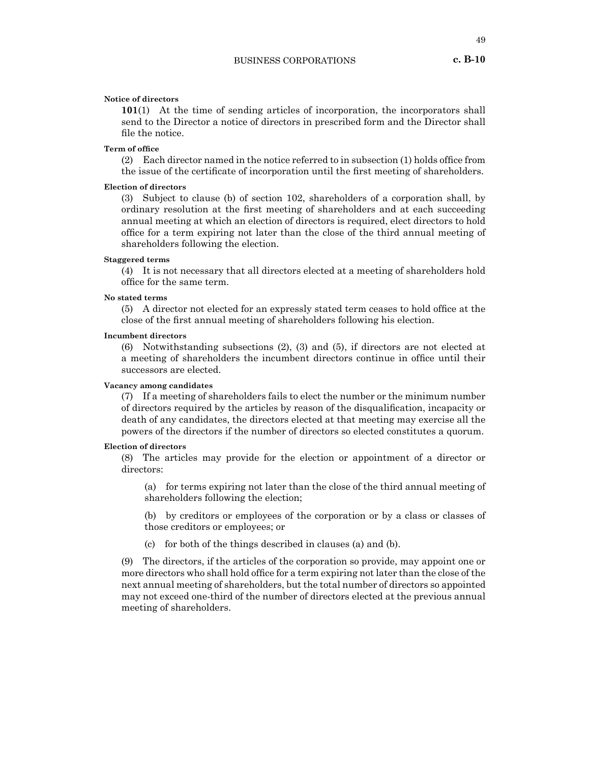**Notice of directors**

**101**(1) At the time of sending articles of incorporation, the incorporators shall send to the Director a notice of directors in prescribed form and the Director shall file the notice.

**Term of office**

(2) Each director named in the notice referred to in subsection (1) holds office from the issue of the certificate of incorporation until the first meeting of shareholders.

**Election of directors**

(3) Subject to clause (b) of section 102, shareholders of a corporation shall, by ordinary resolution at the first meeting of shareholders and at each succeeding annual meeting at which an election of directors is required, elect directors to hold office for a term expiring not later than the close of the third annual meeting of shareholders following the election.

**Staggered terms**

(4) It is not necessary that all directors elected at a meeting of shareholders hold office for the same term.

**No stated terms**

(5) A director not elected for an expressly stated term ceases to hold office at the close of the first annual meeting of shareholders following his election.

**Incumbent directors**

(6) Notwithstanding subsections (2), (3) and (5), if directors are not elected at a meeting of shareholders the incumbent directors continue in office until their successors are elected.

**Vacancy among candidates**

(7) If a meeting of shareholders fails to elect the number or the minimum number of directors required by the articles by reason of the disqualification, incapacity or death of any candidates, the directors elected at that meeting may exercise all the powers of the directors if the number of directors so elected constitutes a quorum.

**Election of directors**

(8) The articles may provide for the election or appointment of a director or directors:

(a) for terms expiring not later than the close of the third annual meeting of shareholders following the election;

(b) by creditors or employees of the corporation or by a class or classes of those creditors or employees; or

(c) for both of the things described in clauses (a) and (b).

(9) The directors, if the articles of the corporation so provide, may appoint one or more directors who shall hold office for a term expiring not later than the close of the next annual meeting of shareholders, but the total number of directors so appointed may not exceed one-third of the number of directors elected at the previous annual meeting of shareholders.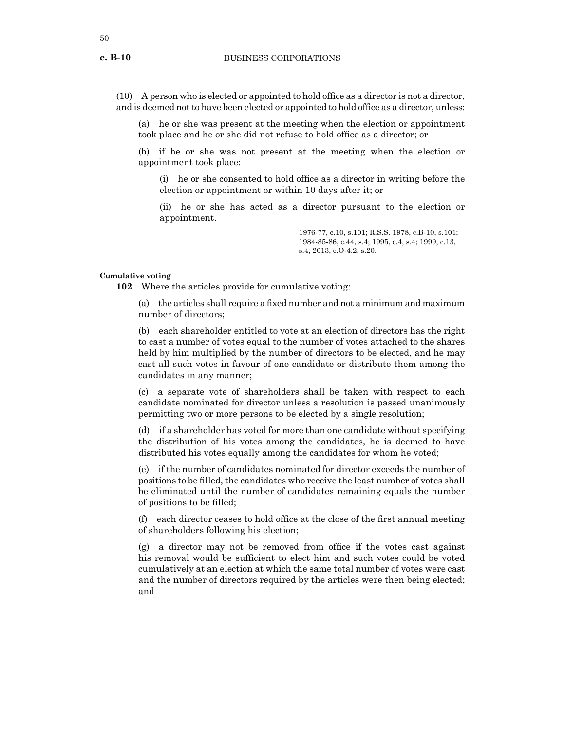(10) A person who is elected or appointed to hold office as a director is not a director, and is deemed not to have been elected or appointed to hold office as a director, unless:

(a) he or she was present at the meeting when the election or appointment took place and he or she did not refuse to hold office as a director; or

(b) if he or she was not present at the meeting when the election or appointment took place:

(i) he or she consented to hold office as a director in writing before the election or appointment or within 10 days after it; or

(ii) he or she has acted as a director pursuant to the election or appointment.

1976-77, c.10, s.101; R.S.S. 1978, c.B-10, s.101; 1984-85-86, c.44, s.4; 1995, c.4, s.4; 1999, c.13, s.4; 2013, c.O-4.2, s.20.

**Cumulative voting**

**102** Where the articles provide for cumulative voting:

(a) the articles shall require a fixed number and not a minimum and maximum number of directors;

(b) each shareholder entitled to vote at an election of directors has the right to cast a number of votes equal to the number of votes attached to the shares held by him multiplied by the number of directors to be elected, and he may cast all such votes in favour of one candidate or distribute them among the candidates in any manner;

(c) a separate vote of shareholders shall be taken with respect to each candidate nominated for director unless a resolution is passed unanimously permitting two or more persons to be elected by a single resolution;

(d) if a shareholder has voted for more than one candidate without specifying the distribution of his votes among the candidates, he is deemed to have distributed his votes equally among the candidates for whom he voted;

(e) if the number of candidates nominated for director exceeds the number of positions to be filled, the candidates who receive the least number of votes shall be eliminated until the number of candidates remaining equals the number of positions to be filled;

(f) each director ceases to hold office at the close of the first annual meeting of shareholders following his election;

(g) a director may not be removed from office if the votes cast against his removal would be sufficient to elect him and such votes could be voted cumulatively at an election at which the same total number of votes were cast and the number of directors required by the articles were then being elected; and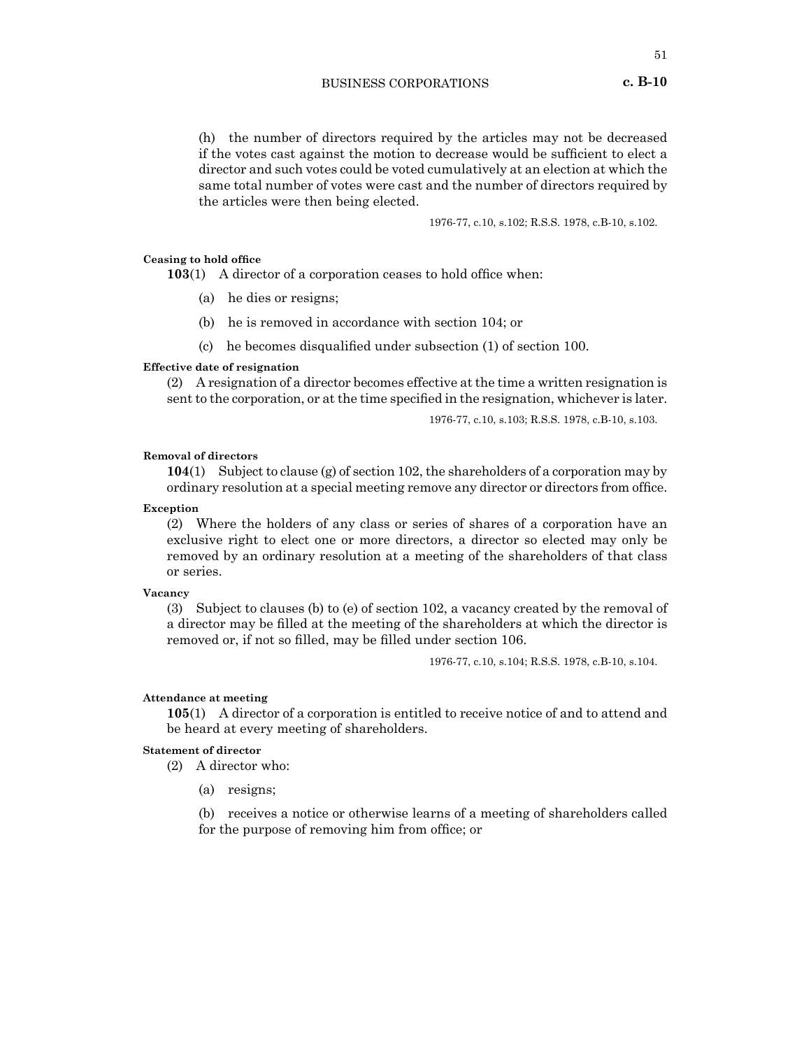(h) the number of directors required by the articles may not be decreased if the votes cast against the motion to decrease would be sufficient to elect a director and such votes could be voted cumulatively at an election at which the same total number of votes were cast and the number of directors required by the articles were then being elected.

1976-77, c.10, s.102; R.S.S. 1978, c.B-10, s.102.

**Ceasing to hold office**

**103**(1) A director of a corporation ceases to hold office when:

(a) he dies or resigns;

(b) he is removed in accordance with section 104; or

(c) he becomes disqualified under subsection (1) of section 100.

**Effective date of resignation**

(2) A resignation of a director becomes effective at the time a written resignation is sent to the corporation, or at the time specified in the resignation, whichever is later.

1976-77, c.10, s.103; R.S.S. 1978, c.B-10, s.103.

**Removal of directors**

**104**(1) Subject to clause (g) of section 102, the shareholders of a corporation may by ordinary resolution at a special meeting remove any director or directors from office.

**Exception**

(2) Where the holders of any class or series of shares of a corporation have an exclusive right to elect one or more directors, a director so elected may only be removed by an ordinary resolution at a meeting of the shareholders of that class or series.

**Vacancy**

(3) Subject to clauses (b) to (e) of section 102, a vacancy created by the removal of a director may be filled at the meeting of the shareholders at which the director is removed or, if not so filled, may be filled under section 106.

1976-77, c.10, s.104; R.S.S. 1978, c.B-10, s.104.

**Attendance at meeting**

**105**(1) A director of a corporation is entitled to receive notice of and to attend and be heard at every meeting of shareholders.

**Statement of director**

(2) A director who:

(a) resigns;

(b) receives a notice or otherwise learns of a meeting of shareholders called for the purpose of removing him from office; or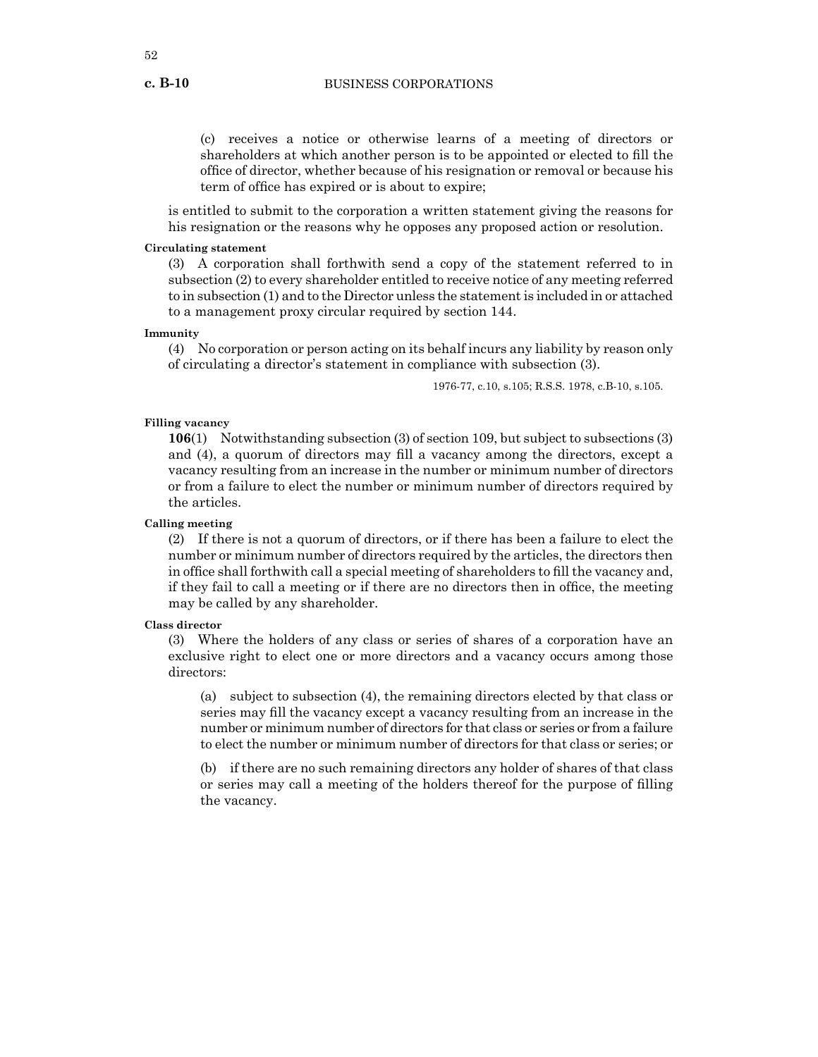(c) receives a notice or otherwise learns of a meeting of directors or shareholders at which another person is to be appointed or elected to fill the office of director, whether because of his resignation or removal or because his term of office has expired or is about to expire;

is entitled to submit to the corporation a written statement giving the reasons for his resignation or the reasons why he opposes any proposed action or resolution.

**Circulating statement**

(3) A corporation shall forthwith send a copy of the statement referred to in subsection (2) to every shareholder entitled to receive notice of any meeting referred to in subsection (1) and to the Director unless the statement is included in or attached to a management proxy circular required by section 144.

**Immunity**

(4) No corporation or person acting on its behalf incurs any liability by reason only of circulating a director's statement in compliance with subsection (3).

1976-77, c.10, s.105; R.S.S. 1978, c.B-10, s.105.

**Filling vacancy**

**106**(1) Notwithstanding subsection (3) of section 109, but subject to subsections (3) and (4), a quorum of directors may fill a vacancy among the directors, except a vacancy resulting from an increase in the number or minimum number of directors or from a failure to elect the number or minimum number of directors required by the articles.

**Calling meeting**

(2) If there is not a quorum of directors, or if there has been a failure to elect the number or minimum number of directors required by the articles, the directors then in office shall forthwith call a special meeting of shareholders to fill the vacancy and, if they fail to call a meeting or if there are no directors then in office, the meeting may be called by any shareholder.

**Class director**

(3) Where the holders of any class or series of shares of a corporation have an exclusive right to elect one or more directors and a vacancy occurs among those directors:

(a) subject to subsection (4), the remaining directors elected by that class or series may fill the vacancy except a vacancy resulting from an increase in the number or minimum number of directors for that class or series or from a failure to elect the number or minimum number of directors for that class or series; or

(b) if there are no such remaining directors any holder of shares of that class or series may call a meeting of the holders thereof for the purpose of filling the vacancy.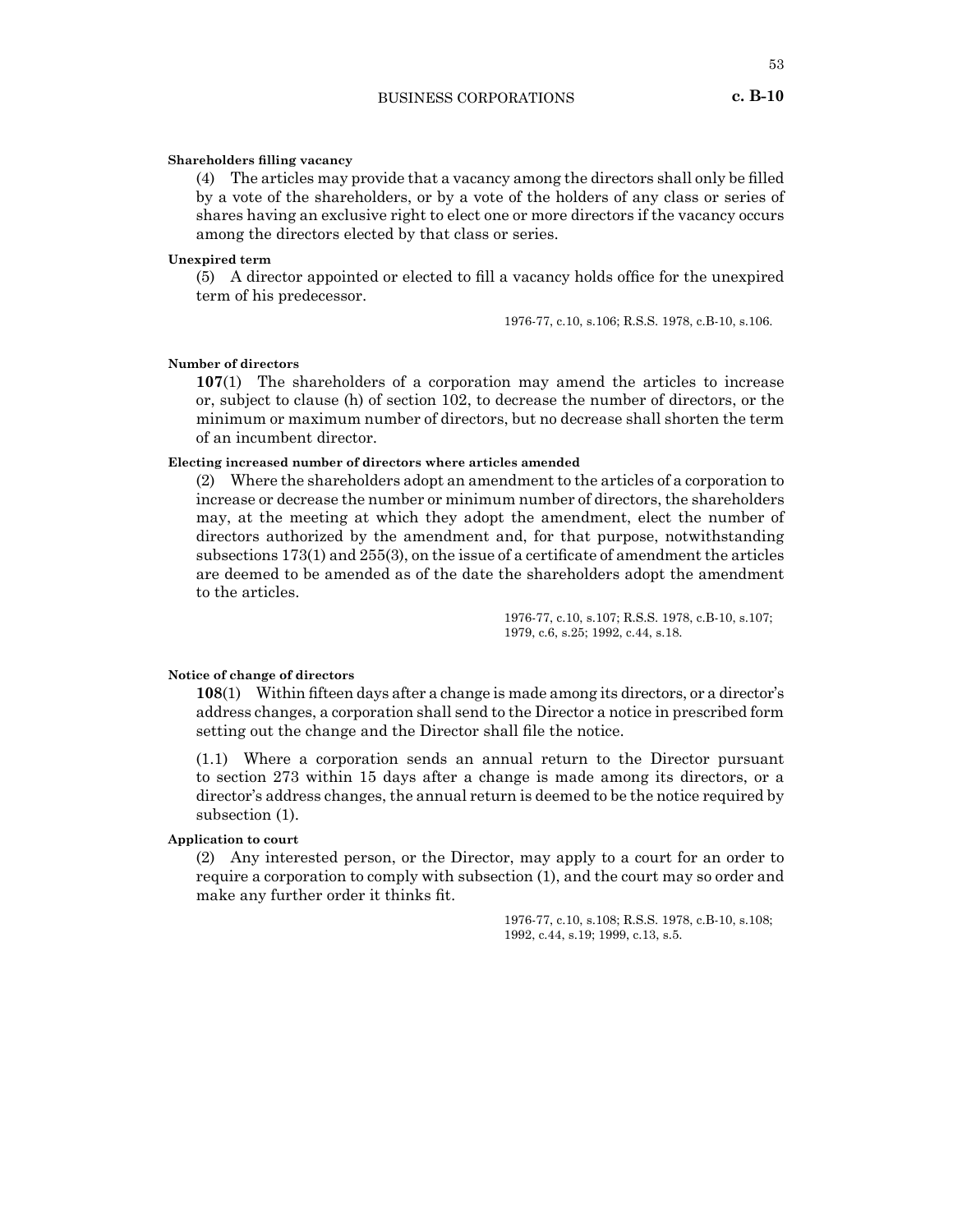**Shareholders filling vacancy**

(4) The articles may provide that a vacancy among the directors shall only be filled by a vote of the shareholders, or by a vote of the holders of any class or series of shares having an exclusive right to elect one or more directors if the vacancy occurs among the directors elected by that class or series.

**Unexpired term**

(5) A director appointed or elected to fill a vacancy holds office for the unexpired term of his predecessor.

1976-77, c.10, s.106; R.S.S. 1978, c.B-10, s.106.

**Number of directors**

**107**(1) The shareholders of a corporation may amend the articles to increase or, subject to clause (h) of section 102, to decrease the number of directors, or the minimum or maximum number of directors, but no decrease shall shorten the term of an incumbent director.

**Electing increased number of directors where articles amended**

(2) Where the shareholders adopt an amendment to the articles of a corporation to increase or decrease the number or minimum number of directors, the shareholders may, at the meeting at which they adopt the amendment, elect the number of directors authorized by the amendment and, for that purpose, notwithstanding subsections 173(1) and 255(3), on the issue of a certificate of amendment the articles are deemed to be amended as of the date the shareholders adopt the amendment to the articles.

1976-77, c.10, s.107; R.S.S. 1978, c.B-10, s.107; 1979, c.6, s.25; 1992, c.44, s.18.

**Notice of change of directors**

**108**(1) Within fifteen days after a change is made among its directors, or a director's address changes, a corporation shall send to the Director a notice in prescribed form setting out the change and the Director shall file the notice.

(1.1) Where a corporation sends an annual return to the Director pursuant to section 273 within 15 days after a change is made among its directors, or a director's address changes, the annual return is deemed to be the notice required by subsection (1).

**Application to court**

(2) Any interested person, or the Director, may apply to a court for an order to require a corporation to comply with subsection (1), and the court may so order and make any further order it thinks fit.

1976-77, c.10, s.108; R.S.S. 1978, c.B-10, s.108; 1992, c.44, s.19; 1999, c.13, s.5.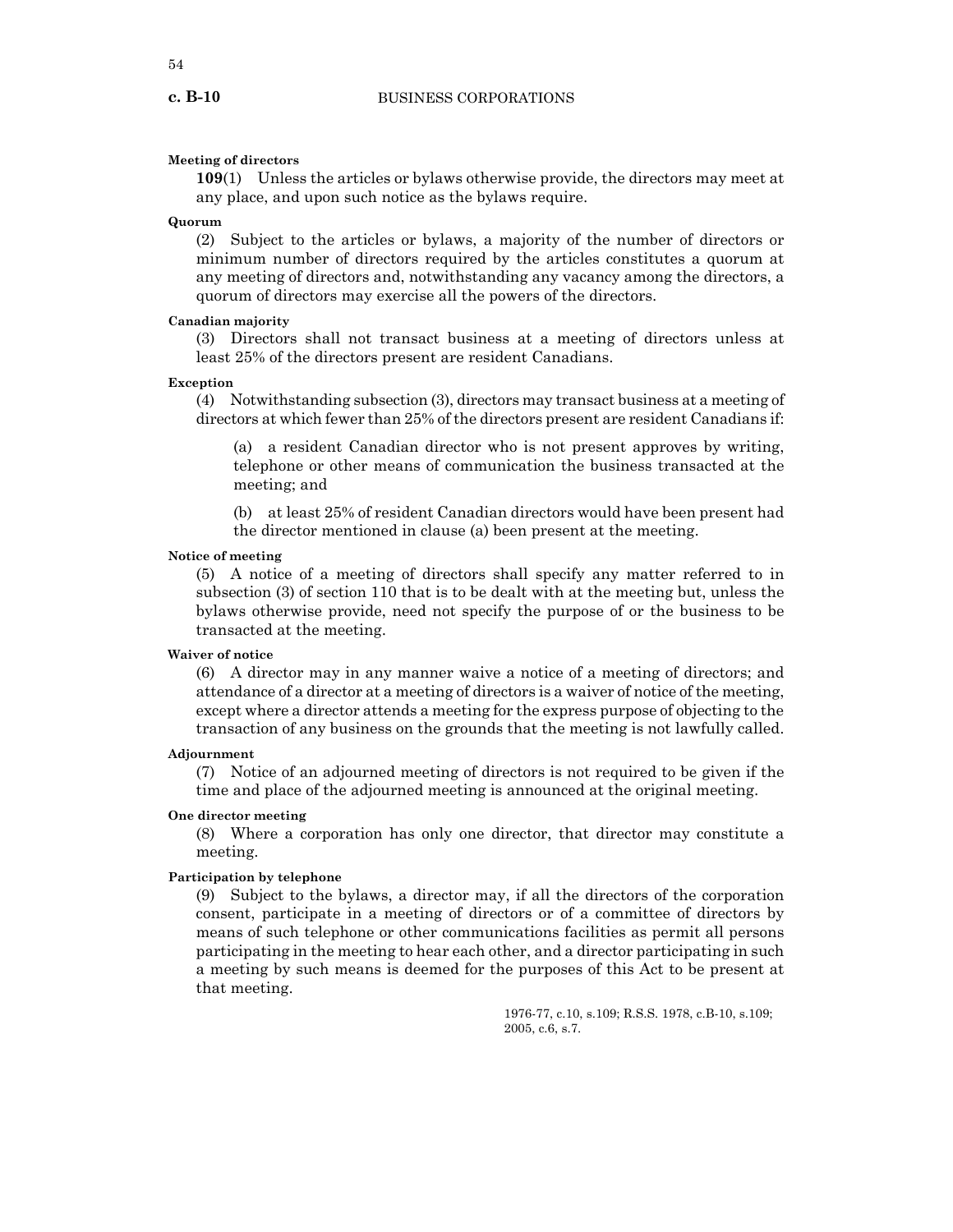**Meeting of directors**

**109**(1) Unless the articles or bylaws otherwise provide, the directors may meet at any place, and upon such notice as the bylaws require.

**Quorum**

(2) Subject to the articles or bylaws, a majority of the number of directors or minimum number of directors required by the articles constitutes a quorum at any meeting of directors and, notwithstanding any vacancy among the directors, a quorum of directors may exercise all the powers of the directors.

**Canadian majority**

(3) Directors shall not transact business at a meeting of directors unless at least 25% of the directors present are resident Canadians.

**Exception**

(4) Notwithstanding subsection (3), directors may transact business at a meeting of directors at which fewer than 25% of the directors present are resident Canadians if:

(a) a resident Canadian director who is not present approves by writing, telephone or other means of communication the business transacted at the meeting; and

(b) at least 25% of resident Canadian directors would have been present had the director mentioned in clause (a) been present at the meeting.

**Notice of meeting**

(5) A notice of a meeting of directors shall specify any matter referred to in subsection (3) of section 110 that is to be dealt with at the meeting but, unless the bylaws otherwise provide, need not specify the purpose of or the business to be transacted at the meeting.

**Waiver of notice**

(6) A director may in any manner waive a notice of a meeting of directors; and attendance of a director at a meeting of directors is a waiver of notice of the meeting, except where a director attends a meeting for the express purpose of objecting to the transaction of any business on the grounds that the meeting is not lawfully called.

**Adjournment**

(7) Notice of an adjourned meeting of directors is not required to be given if the time and place of the adjourned meeting is announced at the original meeting.

**One director meeting**

(8) Where a corporation has only one director, that director may constitute a meeting.

**Participation by telephone**

(9) Subject to the bylaws, a director may, if all the directors of the corporation consent, participate in a meeting of directors or of a committee of directors by means of such telephone or other communications facilities as permit all persons participating in the meeting to hear each other, and a director participating in such a meeting by such means is deemed for the purposes of this Act to be present at that meeting.

1976-77, c.10, s.109; R.S.S. 1978, c.B-10, s.109; 2005, c.6, s.7.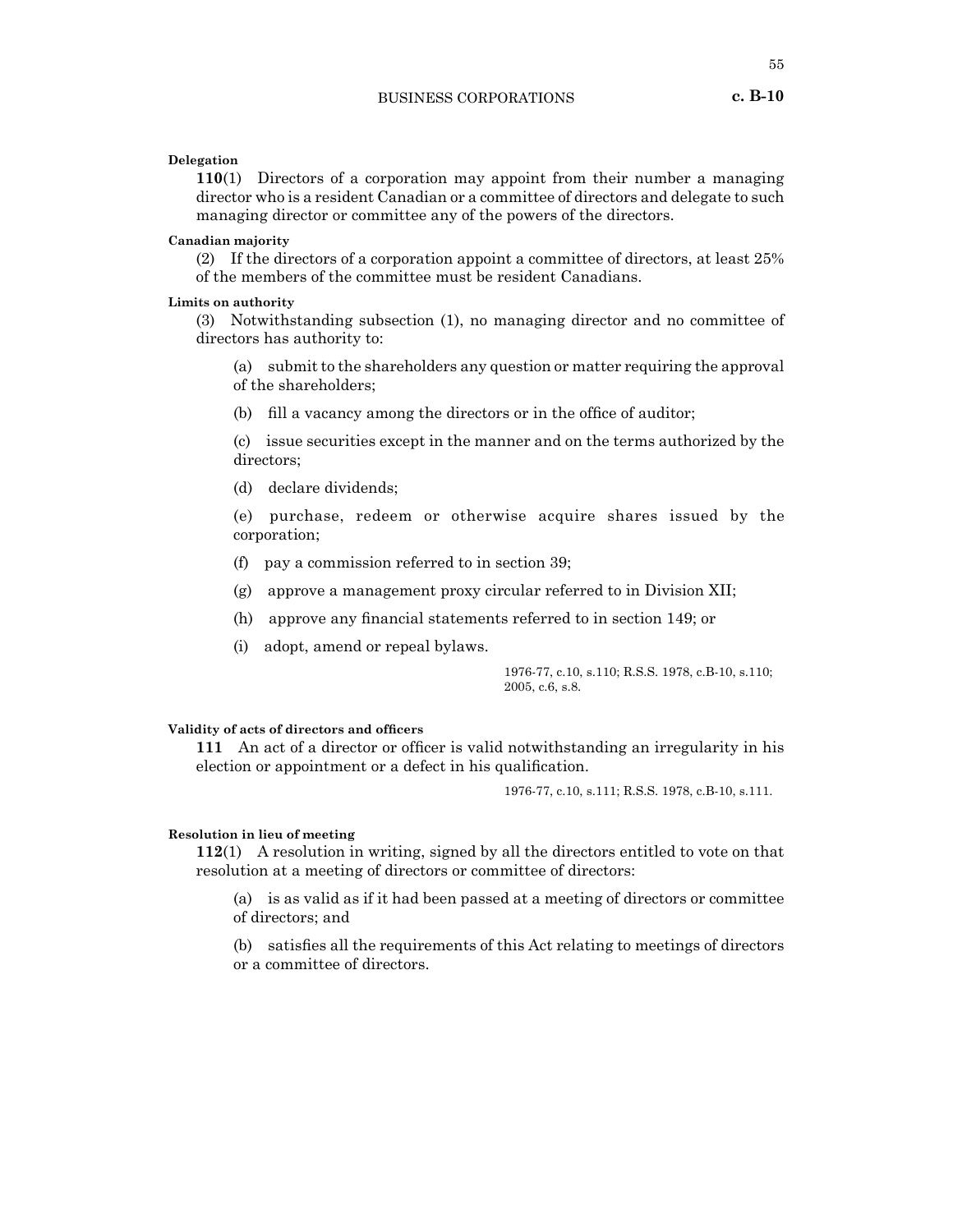**Delegation**

**110**(1) Directors of a corporation may appoint from their number a managing director who is a resident Canadian or a committee of directors and delegate to such managing director or committee any of the powers of the directors.

**Canadian majority**

(2) If the directors of a corporation appoint a committee of directors, at least 25% of the members of the committee must be resident Canadians.

**Limits on authority**

(3) Notwithstanding subsection (1), no managing director and no committee of directors has authority to:

(a) submit to the shareholders any question or matter requiring the approval of the shareholders;

(b) fill a vacancy among the directors or in the office of auditor;

(c) issue securities except in the manner and on the terms authorized by the directors;

(d) declare dividends;

(e) purchase, redeem or otherwise acquire shares issued by the corporation;

(f) pay a commission referred to in section 39;

(g) approve a management proxy circular referred to in Division XII;

(h) approve any financial statements referred to in section 149; or

(i) adopt, amend or repeal bylaws.

1976-77, c.10, s.110; R.S.S. 1978, c.B-10, s.110; 2005, c.6, s.8.

**Validity of acts of directors and officers**

**111** An act of a director or officer is valid notwithstanding an irregularity in his election or appointment or a defect in his qualification.

1976-77, c.10, s.111; R.S.S. 1978, c.B-10, s.111.

**Resolution in lieu of meeting**

**112**(1) A resolution in writing, signed by all the directors entitled to vote on that resolution at a meeting of directors or committee of directors:

(a) is as valid as if it had been passed at a meeting of directors or committee of directors; and

(b) satisfies all the requirements of this Act relating to meetings of directors or a committee of directors.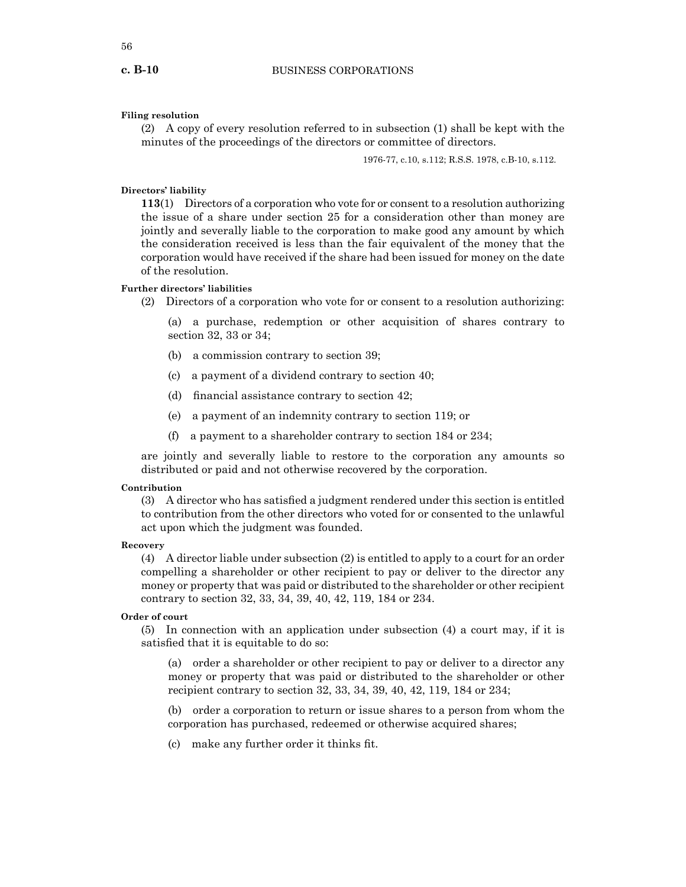**Filing resolution**

(2) A copy of every resolution referred to in subsection (1) shall be kept with the minutes of the proceedings of the directors or committee of directors.

1976-77, c.10, s.112; R.S.S. 1978, c.B-10, s.112.

**Directors' liability**

**113**(1) Directors of a corporation who vote for or consent to a resolution authorizing the issue of a share under section 25 for a consideration other than money are jointly and severally liable to the corporation to make good any amount by which the consideration received is less than the fair equivalent of the money that the corporation would have received if the share had been issued for money on the date of the resolution.

**Further directors' liabilities**

(2) Directors of a corporation who vote for or consent to a resolution authorizing:

(a) a purchase, redemption or other acquisition of shares contrary to section 32, 33 or 34;

(b) a commission contrary to section 39;

(c) a payment of a dividend contrary to section 40;

(d) financial assistance contrary to section 42;

(e) a payment of an indemnity contrary to section 119; or

(f) a payment to a shareholder contrary to section 184 or 234;

are jointly and severally liable to restore to the corporation any amounts so distributed or paid and not otherwise recovered by the corporation.

**Contribution**

(3) A director who has satisfied a judgment rendered under this section is entitled to contribution from the other directors who voted for or consented to the unlawful act upon which the judgment was founded.

**Recovery**

(4) A director liable under subsection (2) is entitled to apply to a court for an order compelling a shareholder or other recipient to pay or deliver to the director any money or property that was paid or distributed to the shareholder or other recipient contrary to section 32, 33, 34, 39, 40, 42, 119, 184 or 234.

**Order of court**

(5) In connection with an application under subsection (4) a court may, if it is satisfied that it is equitable to do so:

(a) order a shareholder or other recipient to pay or deliver to a director any money or property that was paid or distributed to the shareholder or other recipient contrary to section 32, 33, 34, 39, 40, 42, 119, 184 or 234;

(b) order a corporation to return or issue shares to a person from whom the corporation has purchased, redeemed or otherwise acquired shares;

(c) make any further order it thinks fit.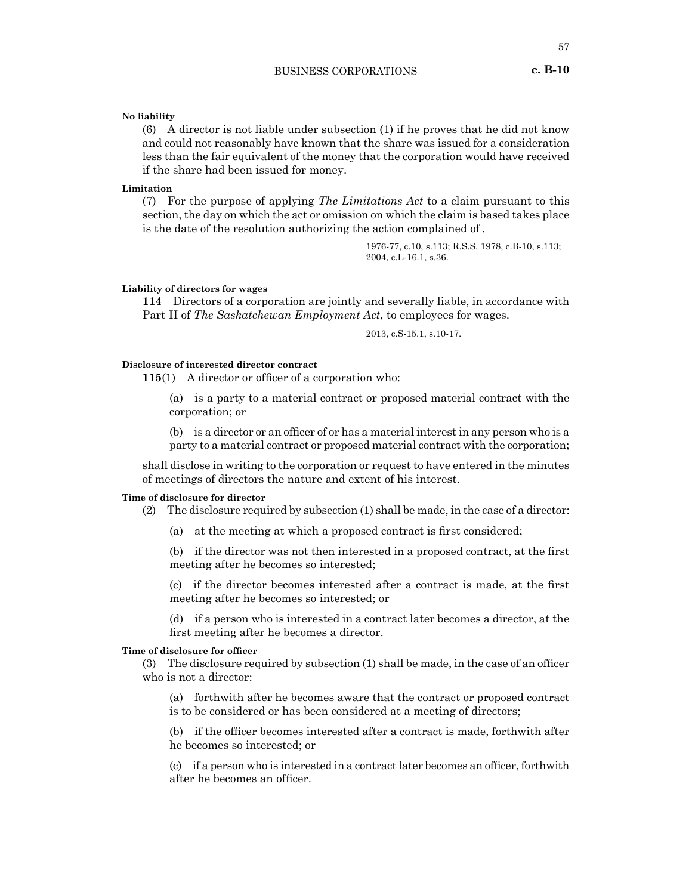**No liability**

(6) A director is not liable under subsection (1) if he proves that he did not know and could not reasonably have known that the share was issued for a consideration less than the fair equivalent of the money that the corporation would have received if the share had been issued for money.

**Limitation**

(7) For the purpose of applying *The Limitations Act* to a claim pursuant to this section, the day on which the act or omission on which the claim is based takes place is the date of the resolution authorizing the action complained of .

1976-77, c.10, s.113; R.S.S. 1978, c.B-10, s.113; 2004, c.L-16.1, s.36.

**Liability of directors for wages**

**114** Directors of a corporation are jointly and severally liable, in accordance with Part II of *The Saskatchewan Employment Act*, to employees for wages.

2013, c.S-15.1, s.10-17.

**Disclosure of interested director contract**

**115**(1) A director or officer of a corporation who:

(a) is a party to a material contract or proposed material contract with the corporation; or

(b) is a director or an officer of or has a material interest in any person who is a party to a material contract or proposed material contract with the corporation;

shall disclose in writing to the corporation or request to have entered in the minutes of meetings of directors the nature and extent of his interest.

**Time of disclosure for director**

(2) The disclosure required by subsection (1) shall be made, in the case of a director:

(a) at the meeting at which a proposed contract is first considered;

(b) if the director was not then interested in a proposed contract, at the first meeting after he becomes so interested;

(c) if the director becomes interested after a contract is made, at the first meeting after he becomes so interested; or

(d) if a person who is interested in a contract later becomes a director, at the first meeting after he becomes a director.

**Time of disclosure for officer**

(3) The disclosure required by subsection (1) shall be made, in the case of an officer who is not a director:

(a) forthwith after he becomes aware that the contract or proposed contract is to be considered or has been considered at a meeting of directors;

(b) if the officer becomes interested after a contract is made, forthwith after he becomes so interested; or

(c) if a person who is interested in a contract later becomes an officer, forthwith after he becomes an officer.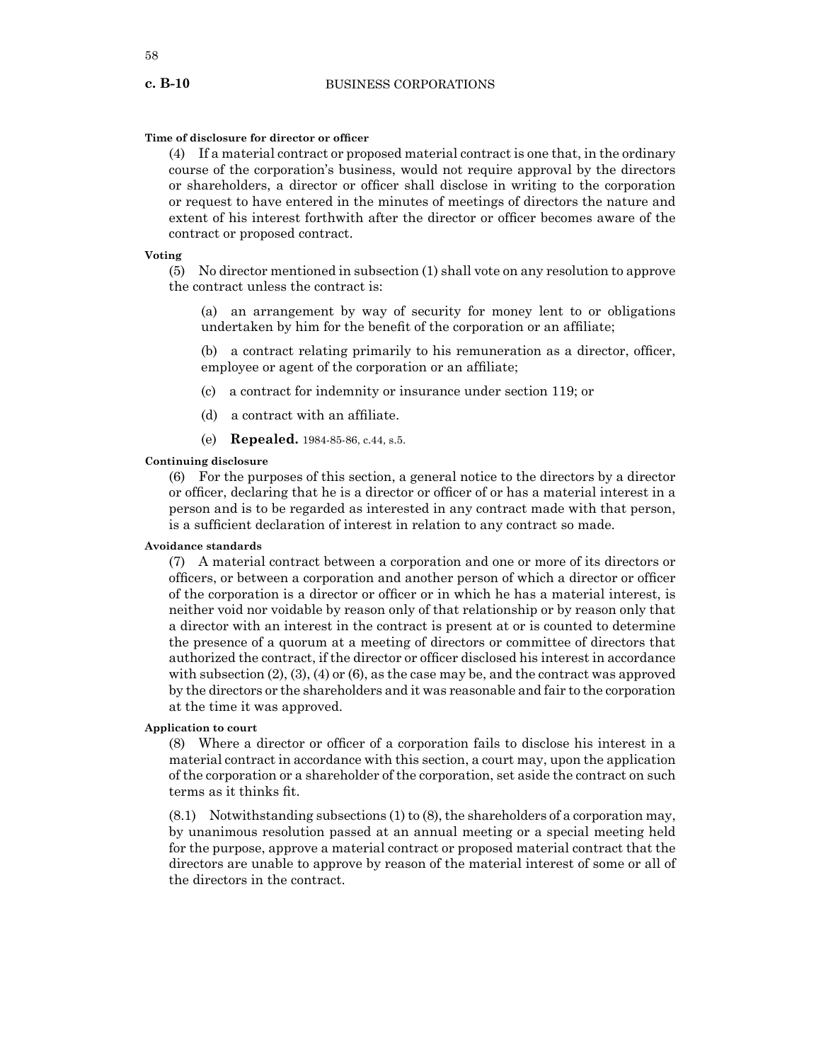**Time of disclosure for director or officer**

(4) If a material contract or proposed material contract is one that, in the ordinary course of the corporation's business, would not require approval by the directors or shareholders, a director or officer shall disclose in writing to the corporation or request to have entered in the minutes of meetings of directors the nature and extent of his interest forthwith after the director or officer becomes aware of the contract or proposed contract.

**Voting**

(5) No director mentioned in subsection (1) shall vote on any resolution to approve the contract unless the contract is:

(a) an arrangement by way of security for money lent to or obligations undertaken by him for the benefit of the corporation or an affiliate;

(b) a contract relating primarily to his remuneration as a director, officer, employee or agent of the corporation or an affiliate;

(c) a contract for indemnity or insurance under section 119; or

(d) a contract with an affiliate.

(e) **Repealed.** 1984-85-86, c.44, s.5.

**Continuing disclosure**

(6) For the purposes of this section, a general notice to the directors by a director or officer, declaring that he is a director or officer of or has a material interest in a person and is to be regarded as interested in any contract made with that person, is a sufficient declaration of interest in relation to any contract so made.

**Avoidance standards**

(7) A material contract between a corporation and one or more of its directors or officers, or between a corporation and another person of which a director or officer of the corporation is a director or officer or in which he has a material interest, is neither void nor voidable by reason only of that relationship or by reason only that a director with an interest in the contract is present at or is counted to determine the presence of a quorum at a meeting of directors or committee of directors that authorized the contract, if the director or officer disclosed his interest in accordance with subsection (2), (3), (4) or (6), as the case may be, and the contract was approved by the directors or the shareholders and it was reasonable and fair to the corporation at the time it was approved.

**Application to court**

(8) Where a director or officer of a corporation fails to disclose his interest in a material contract in accordance with this section, a court may, upon the application of the corporation or a shareholder of the corporation, set aside the contract on such terms as it thinks fit.

(8.1) Notwithstanding subsections (1) to (8), the shareholders of a corporation may, by unanimous resolution passed at an annual meeting or a special meeting held for the purpose, approve a material contract or proposed material contract that the directors are unable to approve by reason of the material interest of some or all of the directors in the contract.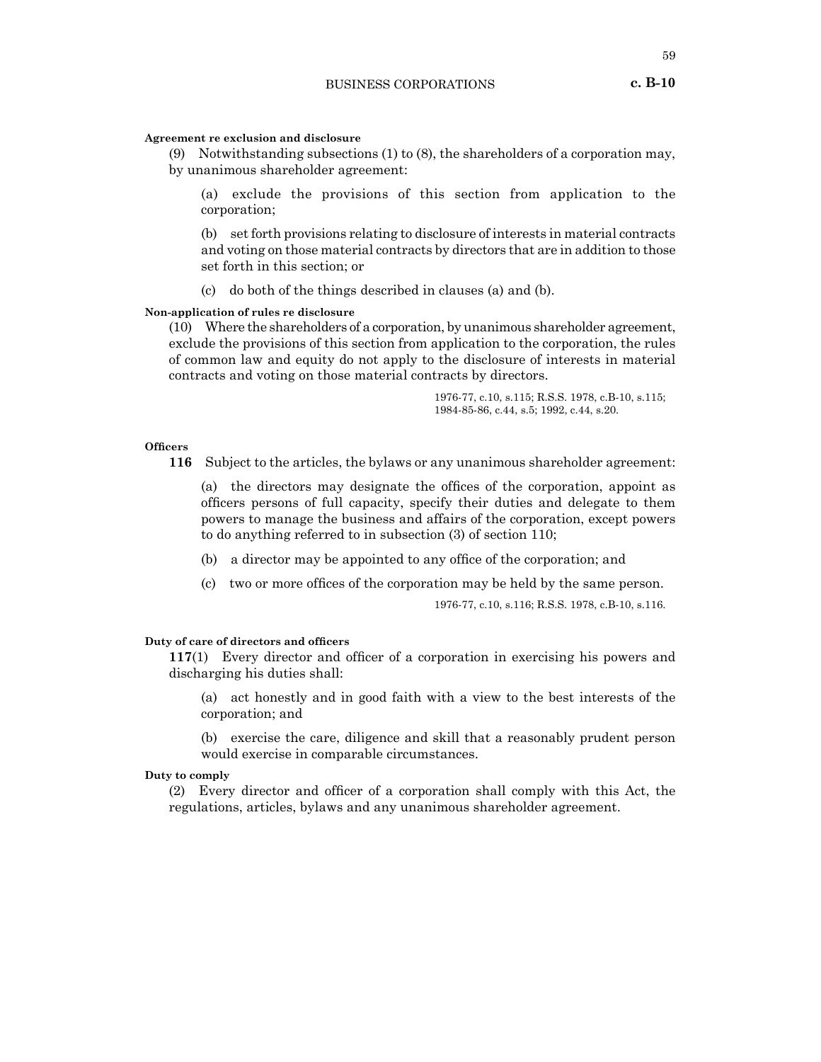**Agreement re exclusion and disclosure**

(9) Notwithstanding subsections (1) to (8), the shareholders of a corporation may, by unanimous shareholder agreement:

(a) exclude the provisions of this section from application to the corporation;

(b) set forth provisions relating to disclosure of interests in material contracts and voting on those material contracts by directors that are in addition to those set forth in this section; or

(c) do both of the things described in clauses (a) and (b).

**Non-application of rules re disclosure**

(10) Where the shareholders of a corporation, by unanimous shareholder agreement, exclude the provisions of this section from application to the corporation, the rules of common law and equity do not apply to the disclosure of interests in material contracts and voting on those material contracts by directors.

1976-77, c.10, s.115; R.S.S. 1978, c.B-10, s.115; 1984-85-86, c.44, s.5; 1992, c.44, s.20.

**Officers**

**116** Subject to the articles, the bylaws or any unanimous shareholder agreement:

(a) the directors may designate the offices of the corporation, appoint as officers persons of full capacity, specify their duties and delegate to them powers to manage the business and affairs of the corporation, except powers to do anything referred to in subsection (3) of section 110;

(b) a director may be appointed to any office of the corporation; and

(c) two or more offices of the corporation may be held by the same person.

1976-77, c.10, s.116; R.S.S. 1978, c.B-10, s.116.

**Duty of care of directors and officers**

**117**(1) Every director and officer of a corporation in exercising his powers and discharging his duties shall:

(a) act honestly and in good faith with a view to the best interests of the corporation; and

(b) exercise the care, diligence and skill that a reasonably prudent person would exercise in comparable circumstances.

**Duty to comply**

(2) Every director and officer of a corporation shall comply with this Act, the regulations, articles, bylaws and any unanimous shareholder agreement.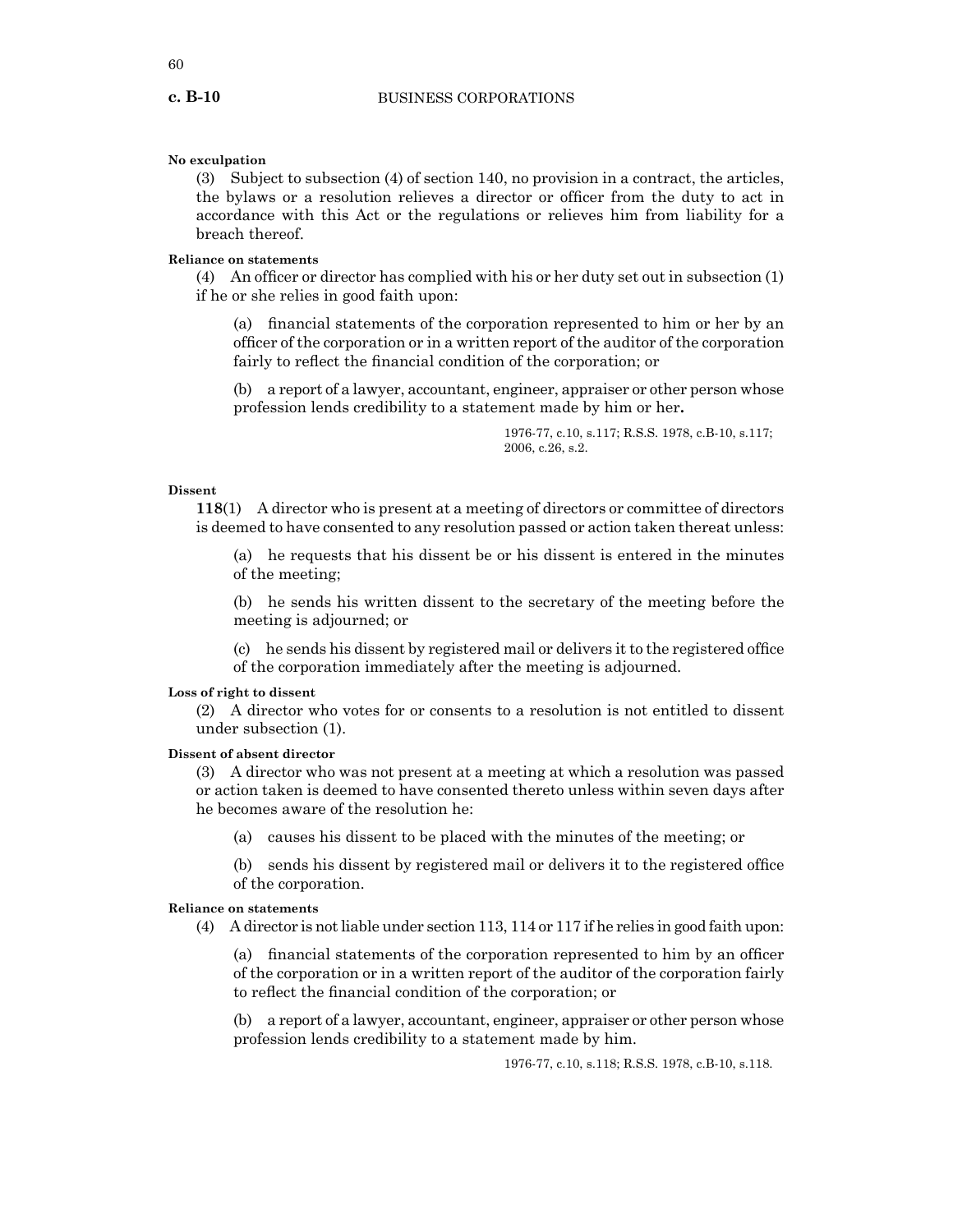**No exculpation**

(3) Subject to subsection (4) of section 140, no provision in a contract, the articles, the bylaws or a resolution relieves a director or officer from the duty to act in accordance with this Act or the regulations or relieves him from liability for a breach thereof.

**Reliance on statements**

(4) An officer or director has complied with his or her duty set out in subsection (1) if he or she relies in good faith upon:

(a) financial statements of the corporation represented to him or her by an officer of the corporation or in a written report of the auditor of the corporation fairly to reflect the financial condition of the corporation; or

(b) a report of a lawyer, accountant, engineer, appraiser or other person whose profession lends credibility to a statement made by him or her.

1976-77, c.10, s.117; R.S.S. 1978, c.B-10, s.117; 2006, c.26, s.2.

**Dissent**

**118**(1) A director who is present at a meeting of directors or committee of directors is deemed to have consented to any resolution passed or action taken thereat unless:

(a) he requests that his dissent be or his dissent is entered in the minutes of the meeting;

(b) he sends his written dissent to the secretary of the meeting before the meeting is adjourned; or

(c) he sends his dissent by registered mail or delivers it to the registered office of the corporation immediately after the meeting is adjourned.

**Loss of right to dissent**

(2) A director who votes for or consents to a resolution is not entitled to dissent under subsection (1).

**Dissent of absent director**

(3) A director who was not present at a meeting at which a resolution was passed or action taken is deemed to have consented thereto unless within seven days after he becomes aware of the resolution he:

(a) causes his dissent to be placed with the minutes of the meeting; or

(b) sends his dissent by registered mail or delivers it to the registered office of the corporation.

**Reliance on statements**

(4) A director is not liable under section 113, 114 or 117 if he relies in good faith upon:

(a) financial statements of the corporation represented to him by an officer of the corporation or in a written report of the auditor of the corporation fairly to reflect the financial condition of the corporation; or

(b) a report of a lawyer, accountant, engineer, appraiser or other person whose profession lends credibility to a statement made by him.

1976-77, c.10, s.118; R.S.S. 1978, c.B-10, s.118.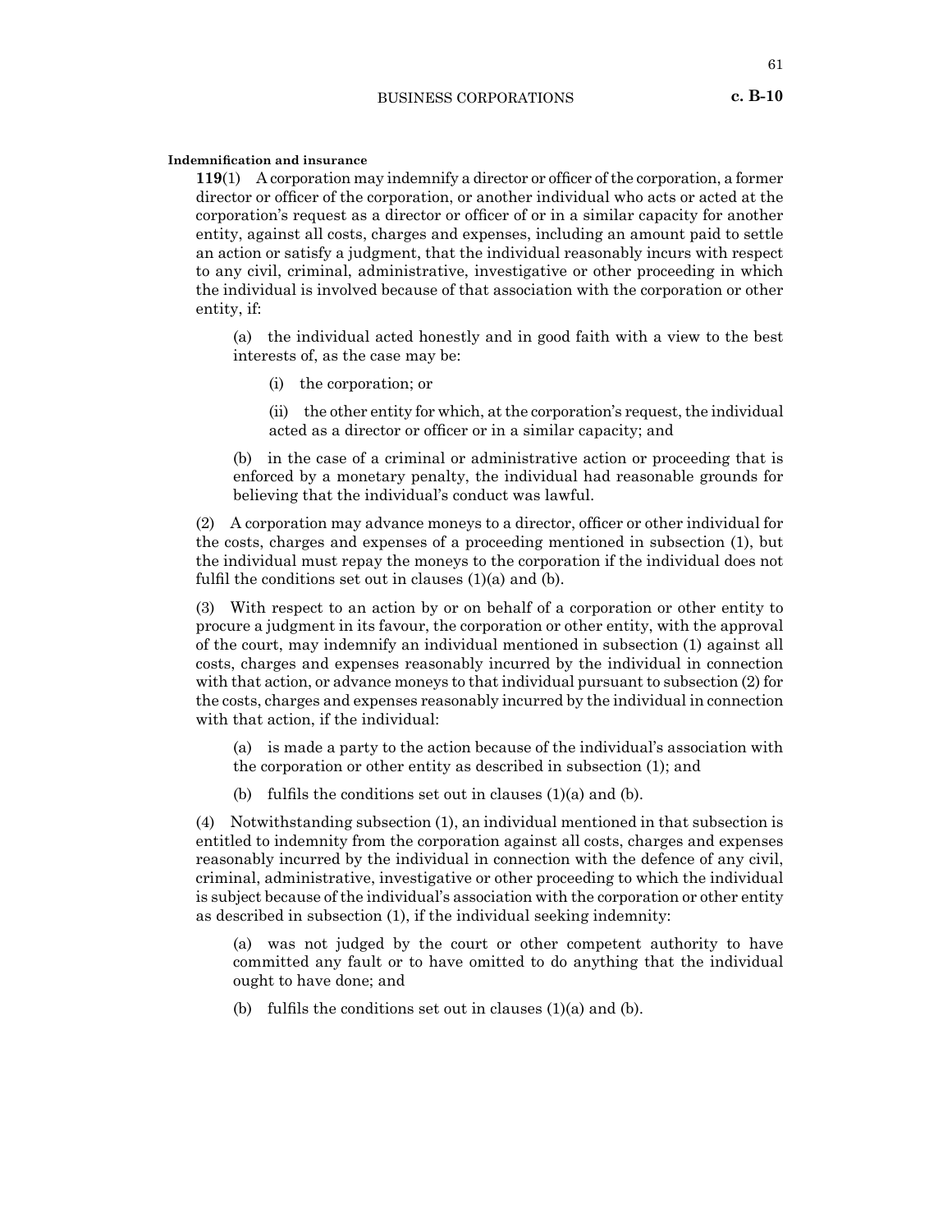**Indemnification and insurance**

**119**(1) A corporation may indemnify a director or officer of the corporation, a former director or officer of the corporation, or another individual who acts or acted at the corporation's request as a director or officer of or in a similar capacity for another entity, against all costs, charges and expenses, including an amount paid to settle an action or satisfy a judgment, that the individual reasonably incurs with respect to any civil, criminal, administrative, investigative or other proceeding in which the individual is involved because of that association with the corporation or other entity, if:

(a) the individual acted honestly and in good faith with a view to the best interests of, as the case may be:

(i) the corporation; or

(ii) the other entity for which, at the corporation's request, the individual acted as a director or officer or in a similar capacity; and

(b) in the case of a criminal or administrative action or proceeding that is enforced by a monetary penalty, the individual had reasonable grounds for believing that the individual's conduct was lawful.

(2) A corporation may advance moneys to a director, officer or other individual for the costs, charges and expenses of a proceeding mentioned in subsection (1), but the individual must repay the moneys to the corporation if the individual does not fulfil the conditions set out in clauses (1)(a) and (b).

(3) With respect to an action by or on behalf of a corporation or other entity to procure a judgment in its favour, the corporation or other entity, with the approval of the court, may indemnify an individual mentioned in subsection (1) against all costs, charges and expenses reasonably incurred by the individual in connection with that action, or advance moneys to that individual pursuant to subsection (2) for the costs, charges and expenses reasonably incurred by the individual in connection with that action, if the individual:

(a) is made a party to the action because of the individual's association with the corporation or other entity as described in subsection (1); and

(b) fulfils the conditions set out in clauses (1)(a) and (b).

(4) Notwithstanding subsection (1), an individual mentioned in that subsection is entitled to indemnity from the corporation against all costs, charges and expenses reasonably incurred by the individual in connection with the defence of any civil, criminal, administrative, investigative or other proceeding to which the individual is subject because of the individual's association with the corporation or other entity as described in subsection (1), if the individual seeking indemnity:

(a) was not judged by the court or other competent authority to have committed any fault or to have omitted to do anything that the individual ought to have done; and

(b) fulfils the conditions set out in clauses (1)(a) and (b).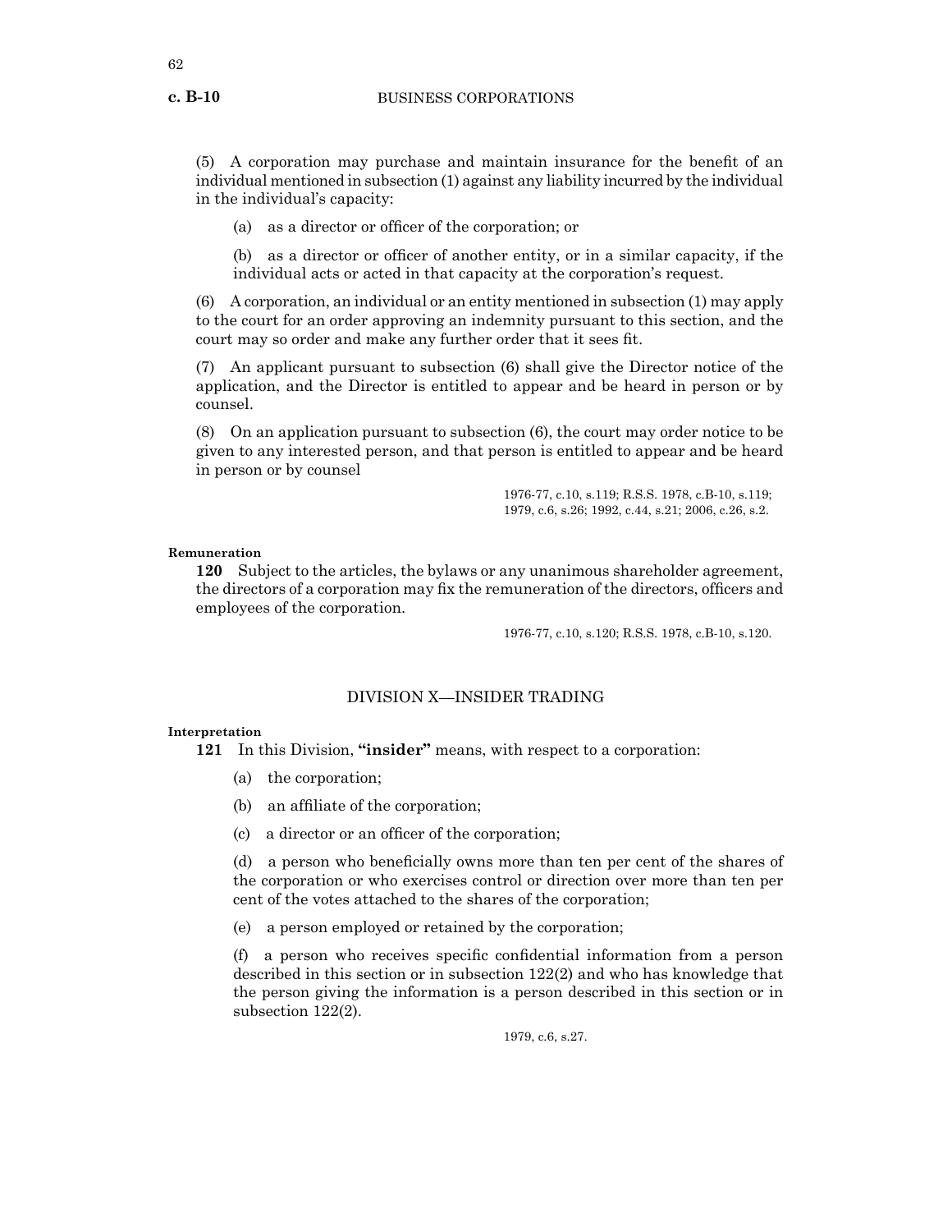(5) A corporation may purchase and maintain insurance for the benefit of an individual mentioned in subsection (1) against any liability incurred by the individual in the individual's capacity:

(a) as a director or officer of the corporation; or

(b) as a director or officer of another entity, or in a similar capacity, if the individual acts or acted in that capacity at the corporation's request.

(6) A corporation, an individual or an entity mentioned in subsection (1) may apply to the court for an order approving an indemnity pursuant to this section, and the court may so order and make any further order that it sees fit.

(7) An applicant pursuant to subsection (6) shall give the Director notice of the application, and the Director is entitled to appear and be heard in person or by counsel.

(8) On an application pursuant to subsection (6), the court may order notice to be given to any interested person, and that person is entitled to appear and be heard in person or by counsel

1976-77, c.10, s.119; R.S.S. 1978, c.B-10, s.119; 1979, c.6, s.26; 1992, c.44, s.21; 2006, c.26, s.2.

**Remuneration**

**120** Subject to the articles, the bylaws or any unanimous shareholder agreement, the directors of a corporation may fix the remuneration of the directors, officers and employees of the corporation.

1976-77, c.10, s.120; R.S.S. 1978, c.B-10, s.120.

## DIVISION X—INSIDER TRADING

**Interpretation**

**121** In this Division, **"insider"** means, with respect to a corporation:

(a) the corporation;

(b) an affiliate of the corporation;

(c) a director or an officer of the corporation;

(d) a person who beneficially owns more than ten per cent of the shares of the corporation or who exercises control or direction over more than ten per cent of the votes attached to the shares of the corporation;

(e) a person employed or retained by the corporation;

(f) a person who receives specific confidential information from a person described in this section or in subsection 122(2) and who has knowledge that the person giving the information is a person described in this section or in subsection 122(2).

1979, c.6, s.27.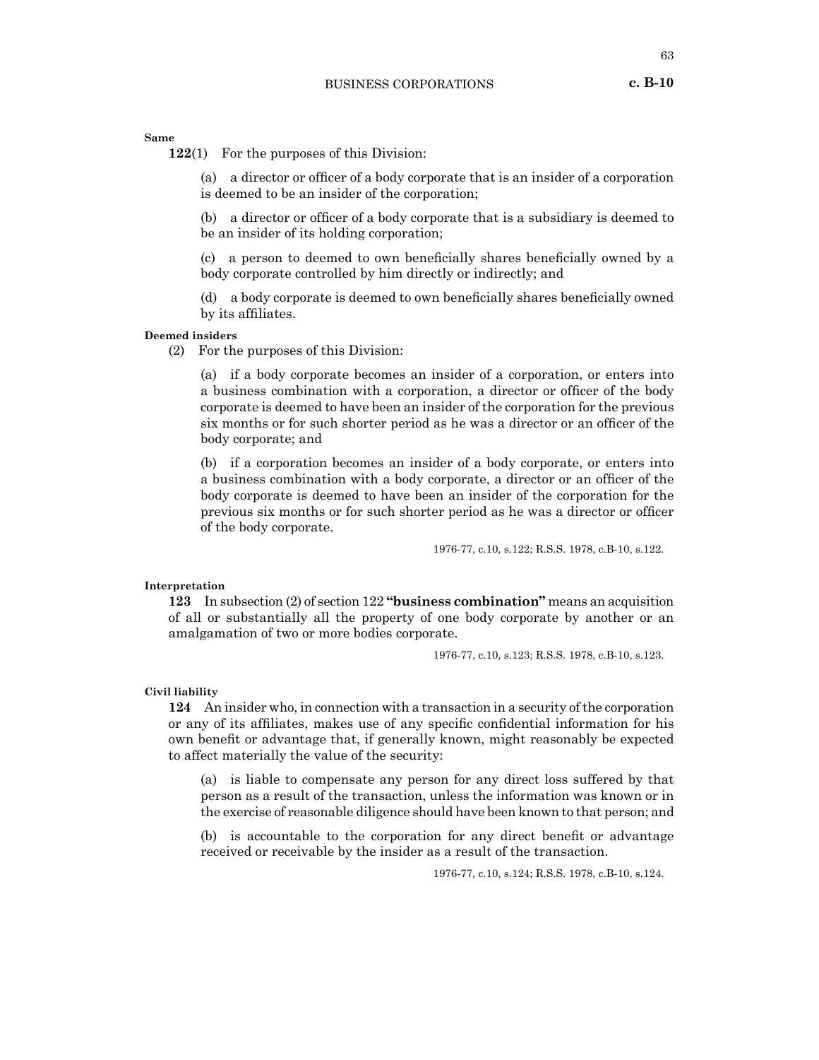**Same**

**122**(1) For the purposes of this Division:

(a) a director or officer of a body corporate that is an insider of a corporation is deemed to be an insider of the corporation;

(b) a director or officer of a body corporate that is a subsidiary is deemed to be an insider of its holding corporation;

(c) a person to deemed to own beneficially shares beneficially owned by a body corporate controlled by him directly or indirectly; and

(d) a body corporate is deemed to own beneficially shares beneficially owned by its affiliates.

**Deemed insiders**

(2) For the purposes of this Division:

(a) if a body corporate becomes an insider of a corporation, or enters into a business combination with a corporation, a director or officer of the body corporate is deemed to have been an insider of the corporation for the previous six months or for such shorter period as he was a director or an officer of the body corporate; and

(b) if a corporation becomes an insider of a body corporate, or enters into a business combination with a body corporate, a director or an officer of the body corporate is deemed to have been an insider of the corporation for the previous six months or for such shorter period as he was a director or officer of the body corporate.

1976-77, c.10, s.122; R.S.S. 1978, c.B-10, s.122.

**Interpretation**

**123** In subsection (2) of section 122 **"business combination"** means an acquisition of all or substantially all the property of one body corporate by another or an amalgamation of two or more bodies corporate.

1976-77, c.10, s.123; R.S.S. 1978, c.B-10, s.123.

**Civil liability**

**124** An insider who, in connection with a transaction in a security of the corporation or any of its affiliates, makes use of any specific confidential information for his own benefit or advantage that, if generally known, might reasonably be expected to affect materially the value of the security:

(a) is liable to compensate any person for any direct loss suffered by that person as a result of the transaction, unless the information was known or in the exercise of reasonable diligence should have been known to that person; and

(b) is accountable to the corporation for any direct benefit or advantage received or receivable by the insider as a result of the transaction.

1976-77, c.10, s.124; R.S.S. 1978, c.B-10, s.124.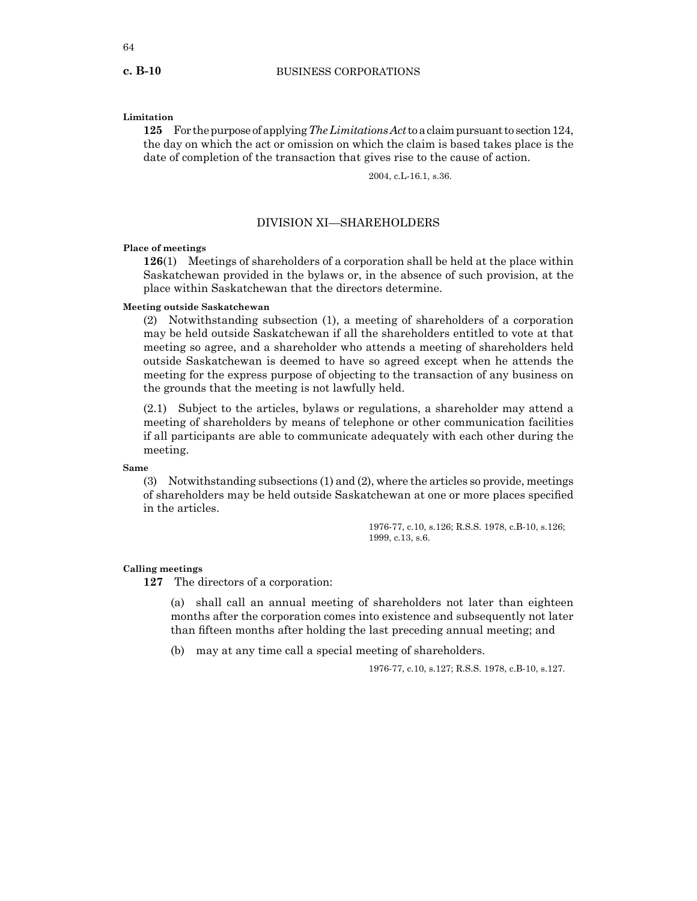**Limitation**

**125** For the purpose of applying *The Limitations Act* to a claim pursuant to section 124, the day on which the act or omission on which the claim is based takes place is the date of completion of the transaction that gives rise to the cause of action.

2004, c.L-16.1, s.36.

## DIVISION XI—SHAREHOLDERS

**Place of meetings**

**126**(1) Meetings of shareholders of a corporation shall be held at the place within Saskatchewan provided in the bylaws or, in the absence of such provision, at the place within Saskatchewan that the directors determine.

**Meeting outside Saskatchewan**

(2) Notwithstanding subsection (1), a meeting of shareholders of a corporation may be held outside Saskatchewan if all the shareholders entitled to vote at that meeting so agree, and a shareholder who attends a meeting of shareholders held outside Saskatchewan is deemed to have so agreed except when he attends the meeting for the express purpose of objecting to the transaction of any business on the grounds that the meeting is not lawfully held.

(2.1) Subject to the articles, bylaws or regulations, a shareholder may attend a meeting of shareholders by means of telephone or other communication facilities if all participants are able to communicate adequately with each other during the meeting.

**Same**

(3) Notwithstanding subsections (1) and (2), where the articles so provide, meetings of shareholders may be held outside Saskatchewan at one or more places specified in the articles.

1976-77, c.10, s.126; R.S.S. 1978, c.B-10, s.126; 1999, c.13, s.6.

**Calling meetings**

**127** The directors of a corporation:

(a) shall call an annual meeting of shareholders not later than eighteen months after the corporation comes into existence and subsequently not later than fifteen months after holding the last preceding annual meeting; and

(b) may at any time call a special meeting of shareholders.

1976-77, c.10, s.127; R.S.S. 1978, c.B-10, s.127.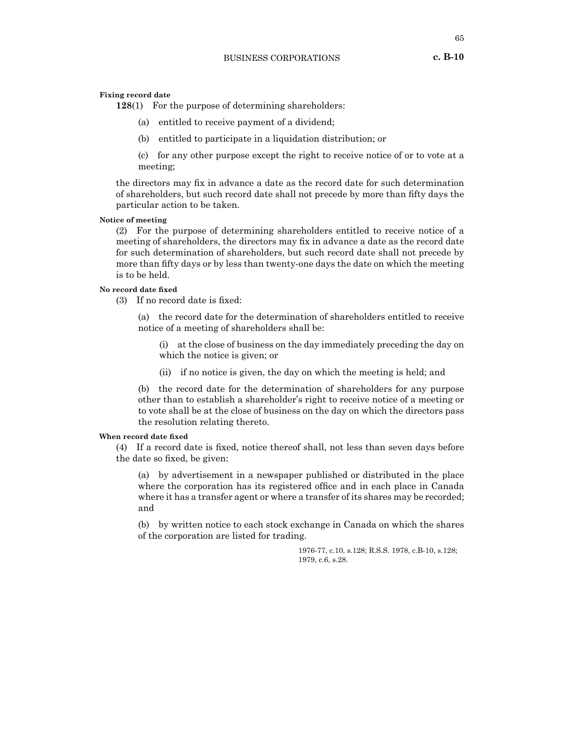**Fixing record date**

**128**(1) For the purpose of determining shareholders:

(a) entitled to receive payment of a dividend;

(b) entitled to participate in a liquidation distribution; or

(c) for any other purpose except the right to receive notice of or to vote at a meeting;

the directors may fix in advance a date as the record date for such determination of shareholders, but such record date shall not precede by more than fifty days the particular action to be taken.

**Notice of meeting**

(2) For the purpose of determining shareholders entitled to receive notice of a meeting of shareholders, the directors may fix in advance a date as the record date for such determination of shareholders, but such record date shall not precede by more than fifty days or by less than twenty-one days the date on which the meeting is to be held.

**No record date fixed**

(3) If no record date is fixed:

(a) the record date for the determination of shareholders entitled to receive notice of a meeting of shareholders shall be:

(i) at the close of business on the day immediately preceding the day on which the notice is given; or

(ii) if no notice is given, the day on which the meeting is held; and

(b) the record date for the determination of shareholders for any purpose other than to establish a shareholder's right to receive notice of a meeting or to vote shall be at the close of business on the day on which the directors pass the resolution relating thereto.

**When record date fixed**

(4) If a record date is fixed, notice thereof shall, not less than seven days before the date so fixed, be given:

(a) by advertisement in a newspaper published or distributed in the place where the corporation has its registered office and in each place in Canada where it has a transfer agent or where a transfer of its shares may be recorded; and

(b) by written notice to each stock exchange in Canada on which the shares of the corporation are listed for trading.

1976-77, c.10, s.128; R.S.S. 1978, c.B-10, s.128; 1979, c.6, s.28.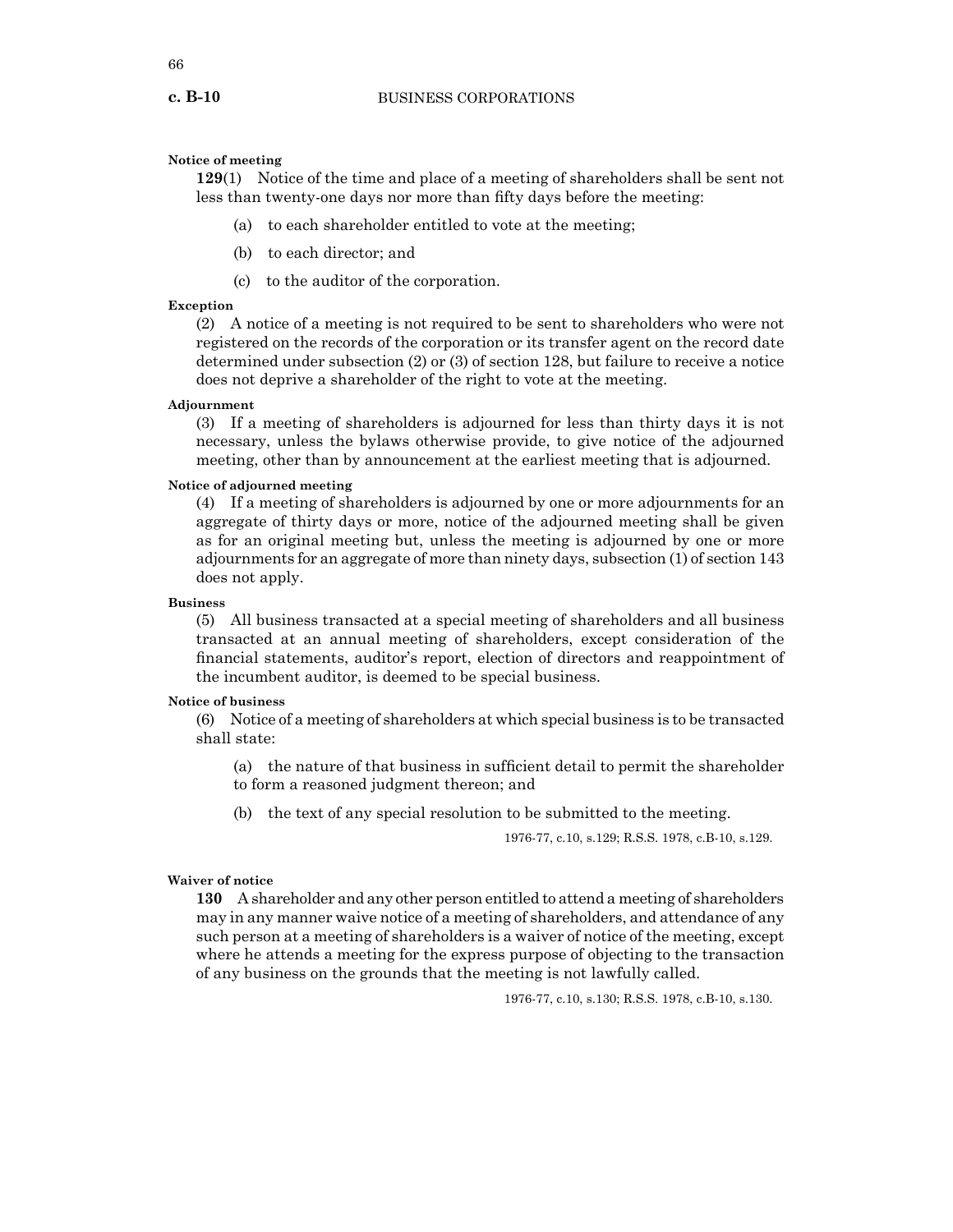**Notice of meeting**

**129**(1) Notice of the time and place of a meeting of shareholders shall be sent not less than twenty-one days nor more than fifty days before the meeting:

(a) to each shareholder entitled to vote at the meeting;

(b) to each director; and

(c) to the auditor of the corporation.

**Exception**

(2) A notice of a meeting is not required to be sent to shareholders who were not registered on the records of the corporation or its transfer agent on the record date determined under subsection (2) or (3) of section 128, but failure to receive a notice does not deprive a shareholder of the right to vote at the meeting.

**Adjournment**

(3) If a meeting of shareholders is adjourned for less than thirty days it is not necessary, unless the bylaws otherwise provide, to give notice of the adjourned meeting, other than by announcement at the earliest meeting that is adjourned.

**Notice of adjourned meeting**

(4) If a meeting of shareholders is adjourned by one or more adjournments for an aggregate of thirty days or more, notice of the adjourned meeting shall be given as for an original meeting but, unless the meeting is adjourned by one or more adjournments for an aggregate of more than ninety days, subsection (1) of section 143 does not apply.

**Business**

(5) All business transacted at a special meeting of shareholders and all business transacted at an annual meeting of shareholders, except consideration of the financial statements, auditor's report, election of directors and reappointment of the incumbent auditor, is deemed to be special business.

**Notice of business**

(6) Notice of a meeting of shareholders at which special business is to be transacted shall state:

(a) the nature of that business in sufficient detail to permit the shareholder to form a reasoned judgment thereon; and

(b) the text of any special resolution to be submitted to the meeting.

1976-77, c.10, s.129; R.S.S. 1978, c.B-10, s.129.

**Waiver of notice**

**130** A shareholder and any other person entitled to attend a meeting of shareholders may in any manner waive notice of a meeting of shareholders, and attendance of any such person at a meeting of shareholders is a waiver of notice of the meeting, except where he attends a meeting for the express purpose of objecting to the transaction of any business on the grounds that the meeting is not lawfully called.

1976-77, c.10, s.130; R.S.S. 1978, c.B-10, s.130.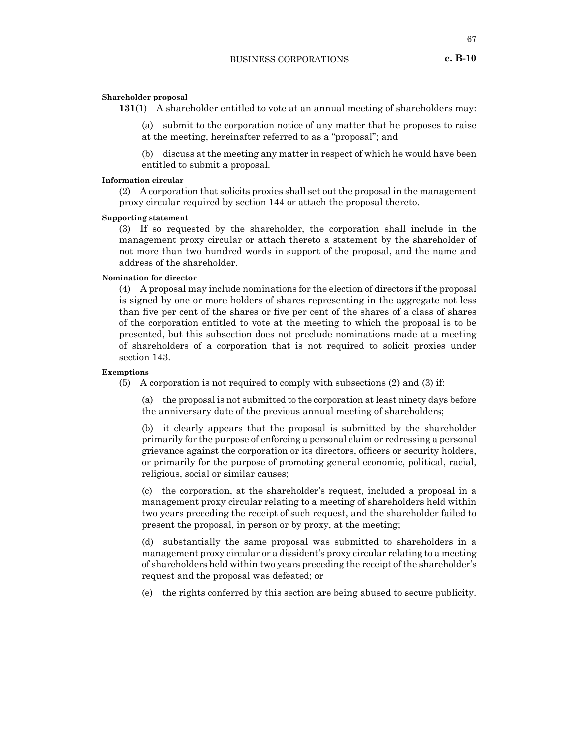**Shareholder proposal**

**131**(1) A shareholder entitled to vote at an annual meeting of shareholders may:

(a) submit to the corporation notice of any matter that he proposes to raise at the meeting, hereinafter referred to as a "proposal"; and

(b) discuss at the meeting any matter in respect of which he would have been entitled to submit a proposal.

**Information circular**

(2) A corporation that solicits proxies shall set out the proposal in the management proxy circular required by section 144 or attach the proposal thereto.

**Supporting statement**

(3) If so requested by the shareholder, the corporation shall include in the management proxy circular or attach thereto a statement by the shareholder of not more than two hundred words in support of the proposal, and the name and address of the shareholder.

**Nomination for director**

(4) A proposal may include nominations for the election of directors if the proposal is signed by one or more holders of shares representing in the aggregate not less than five per cent of the shares or five per cent of the shares of a class of shares of the corporation entitled to vote at the meeting to which the proposal is to be presented, but this subsection does not preclude nominations made at a meeting of shareholders of a corporation that is not required to solicit proxies under section 143.

**Exemptions**

(5) A corporation is not required to comply with subsections (2) and (3) if:

(a) the proposal is not submitted to the corporation at least ninety days before the anniversary date of the previous annual meeting of shareholders;

(b) it clearly appears that the proposal is submitted by the shareholder primarily for the purpose of enforcing a personal claim or redressing a personal grievance against the corporation or its directors, officers or security holders, or primarily for the purpose of promoting general economic, political, racial, religious, social or similar causes;

(c) the corporation, at the shareholder's request, included a proposal in a management proxy circular relating to a meeting of shareholders held within two years preceding the receipt of such request, and the shareholder failed to present the proposal, in person or by proxy, at the meeting;

(d) substantially the same proposal was submitted to shareholders in a management proxy circular or a dissident's proxy circular relating to a meeting of shareholders held within two years preceding the receipt of the shareholder's request and the proposal was defeated; or

(e) the rights conferred by this section are being abused to secure publicity.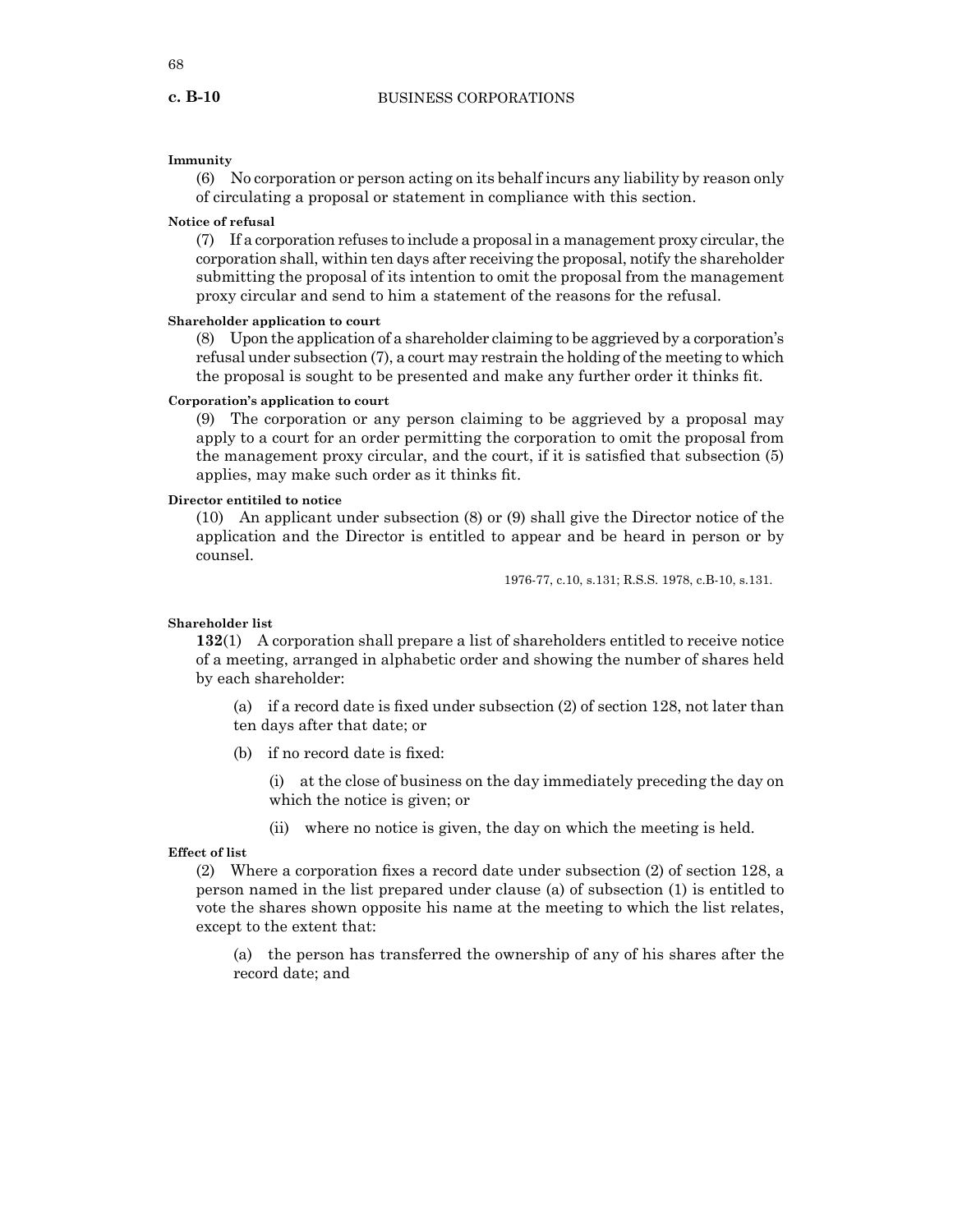**Immunity**

(6) No corporation or person acting on its behalf incurs any liability by reason only of circulating a proposal or statement in compliance with this section.

**Notice of refusal**

(7) If a corporation refuses to include a proposal in a management proxy circular, the corporation shall, within ten days after receiving the proposal, notify the shareholder submitting the proposal of its intention to omit the proposal from the management proxy circular and send to him a statement of the reasons for the refusal.

**Shareholder application to court**

(8) Upon the application of a shareholder claiming to be aggrieved by a corporation's refusal under subsection (7), a court may restrain the holding of the meeting to which the proposal is sought to be presented and make any further order it thinks fit.

**Corporation's application to court**

(9) The corporation or any person claiming to be aggrieved by a proposal may apply to a court for an order permitting the corporation to omit the proposal from the management proxy circular, and the court, if it is satisfied that subsection (5) applies, may make such order as it thinks fit.

**Director entitled to notice**

(10) An applicant under subsection (8) or (9) shall give the Director notice of the application and the Director is entitled to appear and be heard in person or by counsel.

1976-77, c.10, s.131; R.S.S. 1978, c.B-10, s.131.

**Shareholder list**

**132**(1) A corporation shall prepare a list of shareholders entitled to receive notice of a meeting, arranged in alphabetic order and showing the number of shares held by each shareholder:

(a) if a record date is fixed under subsection (2) of section 128, not later than ten days after that date; or

(b) if no record date is fixed:

(i) at the close of business on the day immediately preceding the day on which the notice is given; or

(ii) where no notice is given, the day on which the meeting is held.

**Effect of list**

(2) Where a corporation fixes a record date under subsection (2) of section 128, a person named in the list prepared under clause (a) of subsection (1) is entitled to vote the shares shown opposite his name at the meeting to which the list relates, except to the extent that:

(a) the person has transferred the ownership of any of his shares after the record date; and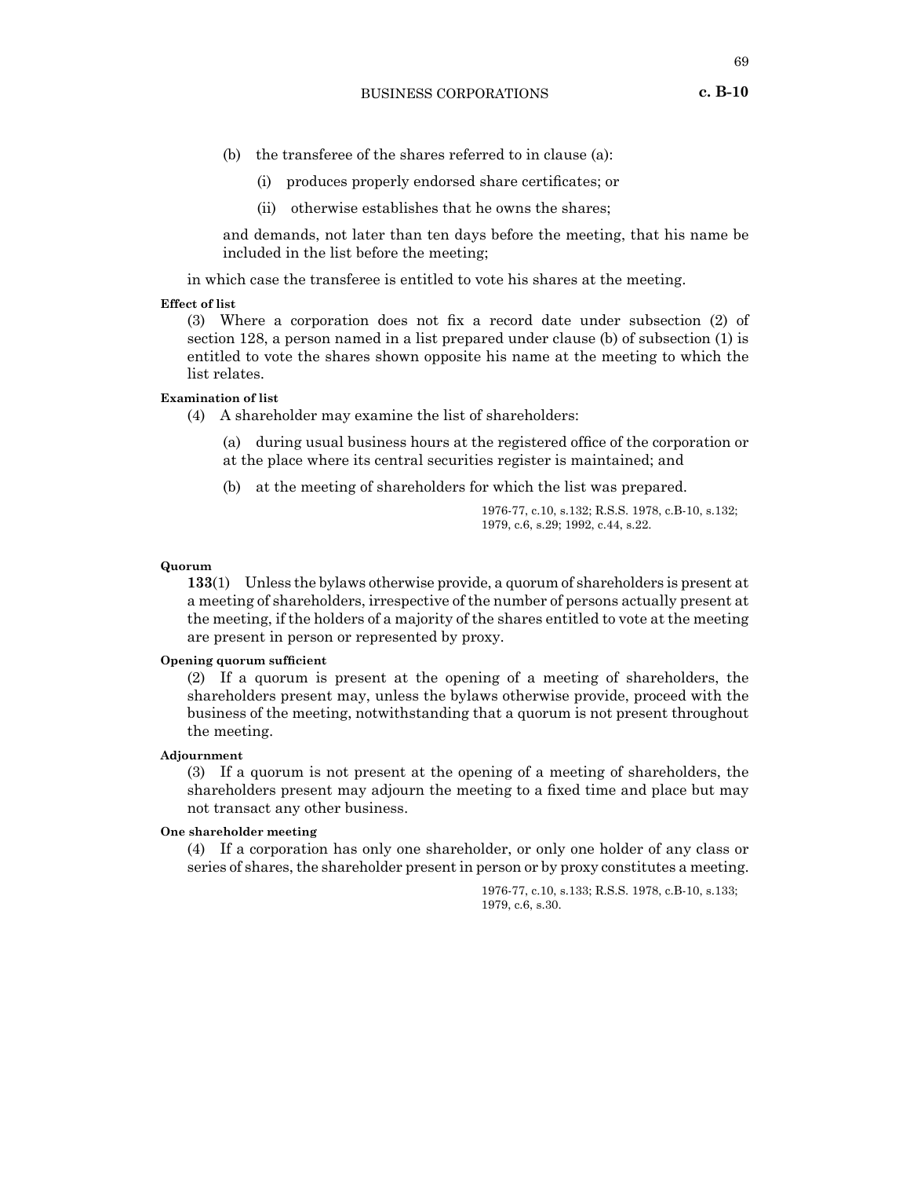(b) the transferee of the shares referred to in clause (a):

(i) produces properly endorsed share certificates; or

(ii) otherwise establishes that he owns the shares;

and demands, not later than ten days before the meeting, that his name be included in the list before the meeting;

in which case the transferee is entitled to vote his shares at the meeting.

**Effect of list**

(3) Where a corporation does not fix a record date under subsection (2) of section 128, a person named in a list prepared under clause (b) of subsection (1) is entitled to vote the shares shown opposite his name at the meeting to which the list relates.

**Examination of list**

(4) A shareholder may examine the list of shareholders:

(a) during usual business hours at the registered office of the corporation or at the place where its central securities register is maintained; and

(b) at the meeting of shareholders for which the list was prepared.

1976-77, c.10, s.132; R.S.S. 1978, c.B-10, s.132; 1979, c.6, s.29; 1992, c.44, s.22.

**Quorum**

**133**(1) Unless the bylaws otherwise provide, a quorum of shareholders is present at a meeting of shareholders, irrespective of the number of persons actually present at the meeting, if the holders of a majority of the shares entitled to vote at the meeting are present in person or represented by proxy.

**Opening quorum sufficient**

(2) If a quorum is present at the opening of a meeting of shareholders, the shareholders present may, unless the bylaws otherwise provide, proceed with the business of the meeting, notwithstanding that a quorum is not present throughout the meeting.

**Adjournment**

(3) If a quorum is not present at the opening of a meeting of shareholders, the shareholders present may adjourn the meeting to a fixed time and place but may not transact any other business.

**One shareholder meeting**

(4) If a corporation has only one shareholder, or only one holder of any class or series of shares, the shareholder present in person or by proxy constitutes a meeting.

1976-77, c.10, s.133; R.S.S. 1978, c.B-10, s.133; 1979, c.6, s.30.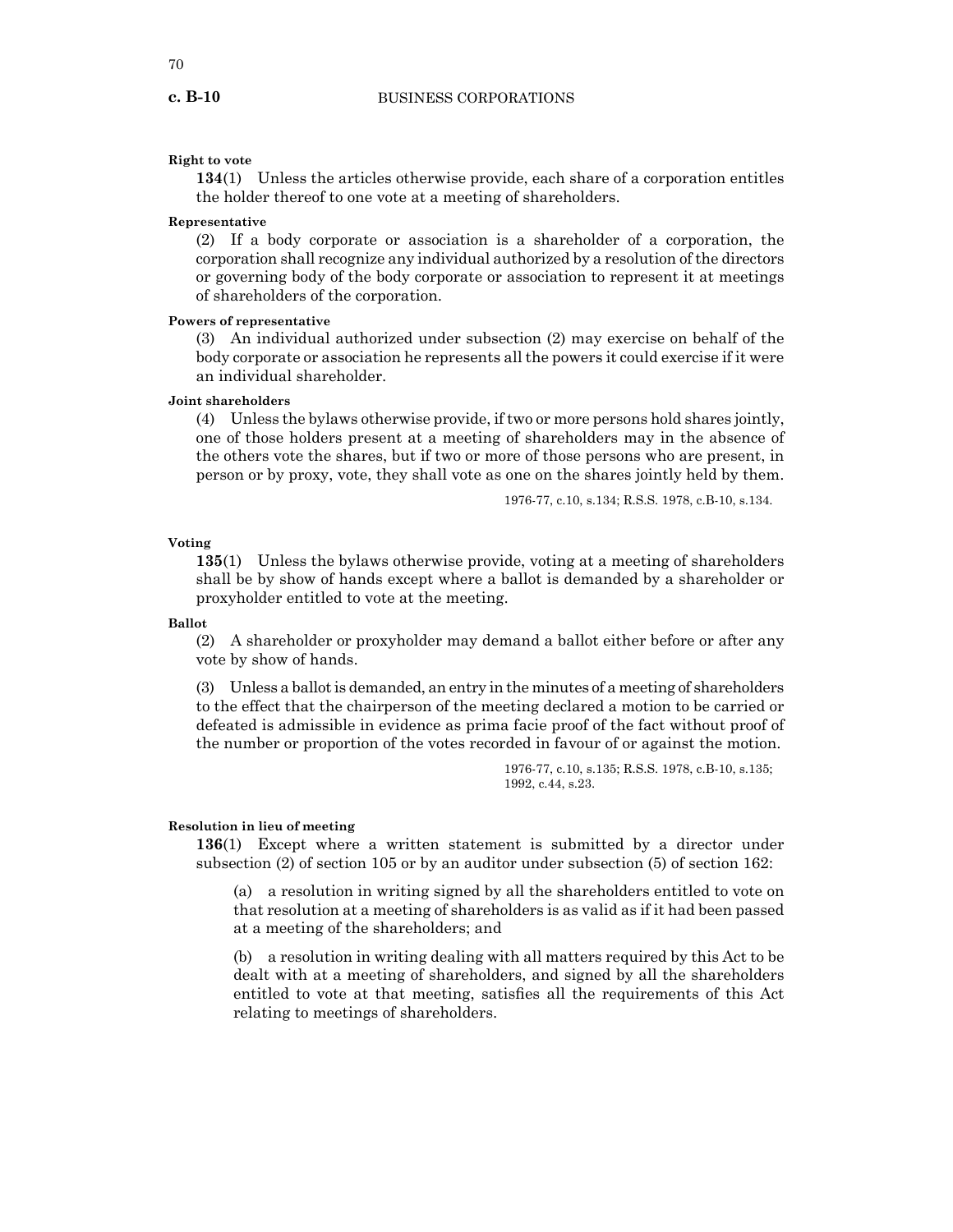**Right to vote**

**134**(1) Unless the articles otherwise provide, each share of a corporation entitles the holder thereof to one vote at a meeting of shareholders.

**Representative**

(2) If a body corporate or association is a shareholder of a corporation, the corporation shall recognize any individual authorized by a resolution of the directors or governing body of the body corporate or association to represent it at meetings of shareholders of the corporation.

**Powers of representative**

(3) An individual authorized under subsection (2) may exercise on behalf of the body corporate or association he represents all the powers it could exercise if it were an individual shareholder.

**Joint shareholders**

(4) Unless the bylaws otherwise provide, if two or more persons hold shares jointly, one of those holders present at a meeting of shareholders may in the absence of the others vote the shares, but if two or more of those persons who are present, in person or by proxy, vote, they shall vote as one on the shares jointly held by them.

1976-77, c.10, s.134; R.S.S. 1978, c.B-10, s.134.

**Voting**

**135**(1) Unless the bylaws otherwise provide, voting at a meeting of shareholders shall be by show of hands except where a ballot is demanded by a shareholder or proxyholder entitled to vote at the meeting.

**Ballot**

(2) A shareholder or proxyholder may demand a ballot either before or after any vote by show of hands.

(3) Unless a ballot is demanded, an entry in the minutes of a meeting of shareholders to the effect that the chairperson of the meeting declared a motion to be carried or defeated is admissible in evidence as prima facie proof of the fact without proof of the number or proportion of the votes recorded in favour of or against the motion.

1976-77, c.10, s.135; R.S.S. 1978, c.B-10, s.135; 1992, c.44, s.23.

**Resolution in lieu of meeting**

**136**(1) Except where a written statement is submitted by a director under subsection (2) of section 105 or by an auditor under subsection (5) of section 162:

(a) a resolution in writing signed by all the shareholders entitled to vote on that resolution at a meeting of shareholders is as valid as if it had been passed at a meeting of the shareholders; and

(b) a resolution in writing dealing with all matters required by this Act to be dealt with at a meeting of shareholders, and signed by all the shareholders entitled to vote at that meeting, satisfies all the requirements of this Act relating to meetings of shareholders.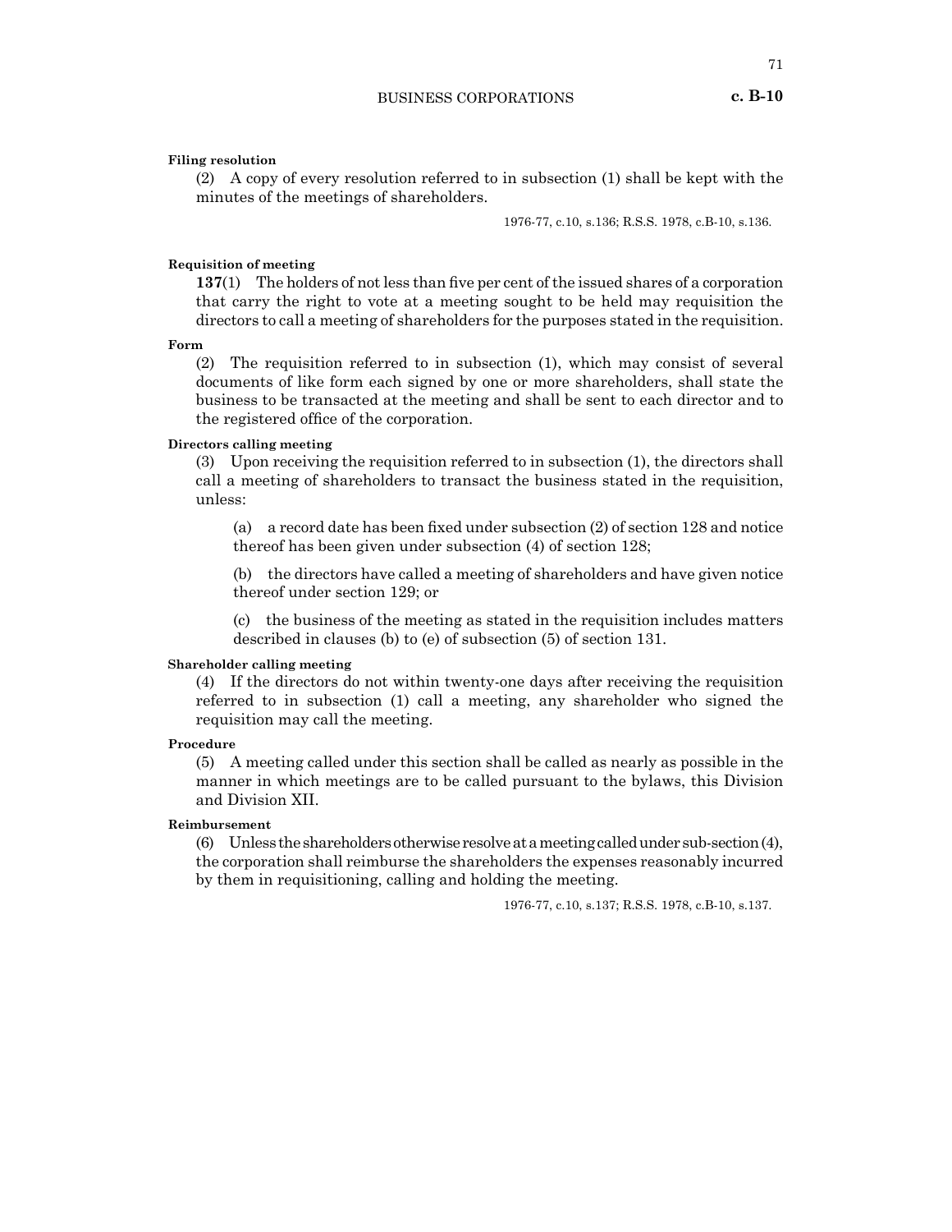**Filing resolution**

(2) A copy of every resolution referred to in subsection (1) shall be kept with the minutes of the meetings of shareholders.

1976-77, c.10, s.136; R.S.S. 1978, c.B-10, s.136.

**Requisition of meeting**

**137**(1) The holders of not less than five per cent of the issued shares of a corporation that carry the right to vote at a meeting sought to be held may requisition the directors to call a meeting of shareholders for the purposes stated in the requisition.

**Form**

(2) The requisition referred to in subsection (1), which may consist of several documents of like form each signed by one or more shareholders, shall state the business to be transacted at the meeting and shall be sent to each director and to the registered office of the corporation.

**Directors calling meeting**

(3) Upon receiving the requisition referred to in subsection (1), the directors shall call a meeting of shareholders to transact the business stated in the requisition, unless:

(a) a record date has been fixed under subsection (2) of section 128 and notice thereof has been given under subsection (4) of section 128;

(b) the directors have called a meeting of shareholders and have given notice thereof under section 129; or

(c) the business of the meeting as stated in the requisition includes matters described in clauses (b) to (e) of subsection (5) of section 131.

**Shareholder calling meeting**

(4) If the directors do not within twenty-one days after receiving the requisition referred to in subsection (1) call a meeting, any shareholder who signed the requisition may call the meeting.

**Procedure**

(5) A meeting called under this section shall be called as nearly as possible in the manner in which meetings are to be called pursuant to the bylaws, this Division and Division XII.

**Reimbursement**

(6) Unless the shareholders otherwise resolve at a meeting called under sub-section (4), the corporation shall reimburse the shareholders the expenses reasonably incurred by them in requisitioning, calling and holding the meeting.

1976-77, c.10, s.137; R.S.S. 1978, c.B-10, s.137.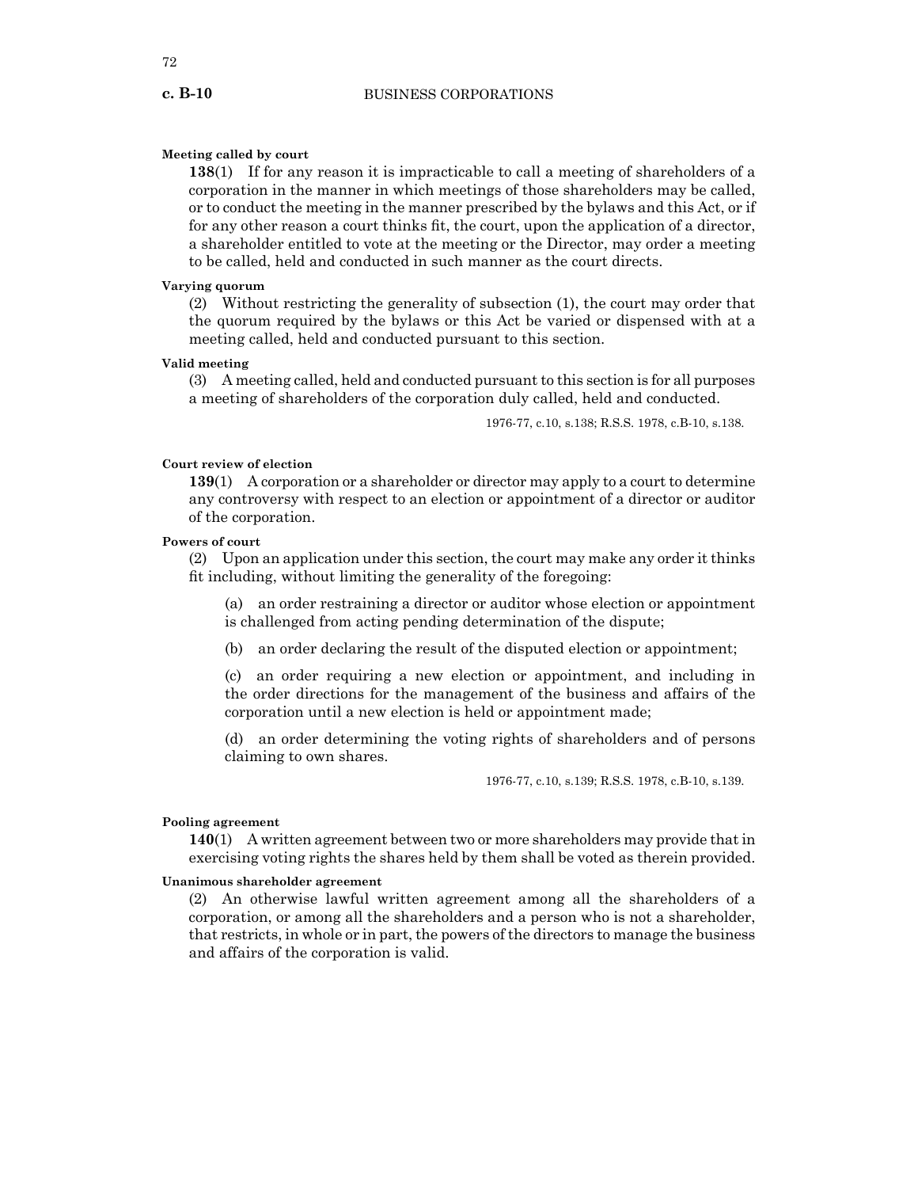**Meeting called by court**

**138**(1) If for any reason it is impracticable to call a meeting of shareholders of a corporation in the manner in which meetings of those shareholders may be called, or to conduct the meeting in the manner prescribed by the bylaws and this Act, or if for any other reason a court thinks fit, the court, upon the application of a director, a shareholder entitled to vote at the meeting or the Director, may order a meeting to be called, held and conducted in such manner as the court directs.

**Varying quorum**

(2) Without restricting the generality of subsection (1), the court may order that the quorum required by the bylaws or this Act be varied or dispensed with at a meeting called, held and conducted pursuant to this section.

**Valid meeting**

(3) A meeting called, held and conducted pursuant to this section is for all purposes a meeting of shareholders of the corporation duly called, held and conducted.

1976-77, c.10, s.138; R.S.S. 1978, c.B-10, s.138.

**Court review of election**

**139**(1) A corporation or a shareholder or director may apply to a court to determine any controversy with respect to an election or appointment of a director or auditor of the corporation.

**Powers of court**

(2) Upon an application under this section, the court may make any order it thinks fit including, without limiting the generality of the foregoing:

(a) an order restraining a director or auditor whose election or appointment is challenged from acting pending determination of the dispute;

(b) an order declaring the result of the disputed election or appointment;

(c) an order requiring a new election or appointment, and including in the order directions for the management of the business and affairs of the corporation until a new election is held or appointment made;

(d) an order determining the voting rights of shareholders and of persons claiming to own shares.

1976-77, c.10, s.139; R.S.S. 1978, c.B-10, s.139.

**Pooling agreement**

**140**(1) A written agreement between two or more shareholders may provide that in exercising voting rights the shares held by them shall be voted as therein provided.

**Unanimous shareholder agreement**

(2) An otherwise lawful written agreement among all the shareholders of a corporation, or among all the shareholders and a person who is not a shareholder, that restricts, in whole or in part, the powers of the directors to manage the business and affairs of the corporation is valid.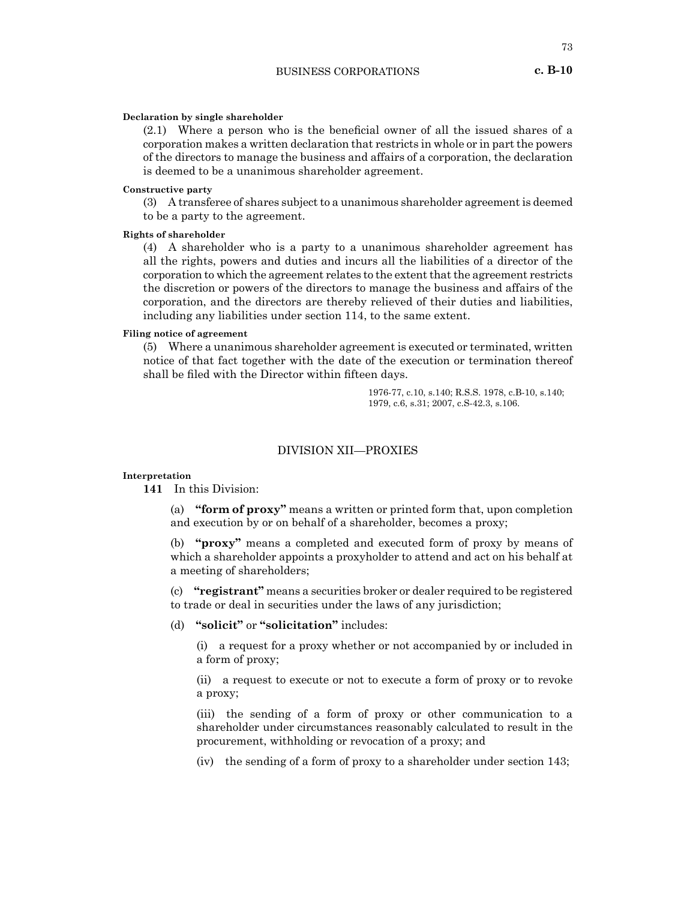**Declaration by single shareholder**

(2.1) Where a person who is the beneficial owner of all the issued shares of a corporation makes a written declaration that restricts in whole or in part the powers of the directors to manage the business and affairs of a corporation, the declaration is deemed to be a unanimous shareholder agreement.

**Constructive party**

(3) A transferee of shares subject to a unanimous shareholder agreement is deemed to be a party to the agreement.

**Rights of shareholder**

(4) A shareholder who is a party to a unanimous shareholder agreement has all the rights, powers and duties and incurs all the liabilities of a director of the corporation to which the agreement relates to the extent that the agreement restricts the discretion or powers of the directors to manage the business and affairs of the corporation, and the directors are thereby relieved of their duties and liabilities, including any liabilities under section 114, to the same extent.

**Filing notice of agreement**

(5) Where a unanimous shareholder agreement is executed or terminated, written notice of that fact together with the date of the execution or termination thereof shall be filed with the Director within fifteen days.

1976-77, c.10, s.140; R.S.S. 1978, c.B-10, s.140; 1979, c.6, s.31; 2007, c.S-42.3, s.106.

## DIVISION XII—PROXIES

**Interpretation**

**141** In this Division:

(a) **"form of proxy"** means a written or printed form that, upon completion and execution by or on behalf of a shareholder, becomes a proxy;

(b) **"proxy"** means a completed and executed form of proxy by means of which a shareholder appoints a proxyholder to attend and act on his behalf at a meeting of shareholders;

(c) **"registrant"** means a securities broker or dealer required to be registered to trade or deal in securities under the laws of any jurisdiction;

(d) **"solicit"** or **"solicitation"** includes:

(i) a request for a proxy whether or not accompanied by or included in a form of proxy;

(ii) a request to execute or not to execute a form of proxy or to revoke a proxy;

(iii) the sending of a form of proxy or other communication to a shareholder under circumstances reasonably calculated to result in the procurement, withholding or revocation of a proxy; and

(iv) the sending of a form of proxy to a shareholder under section 143;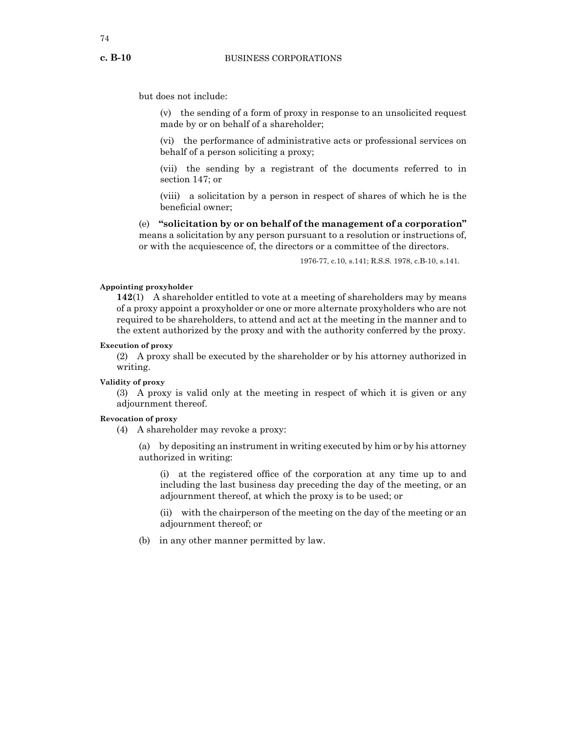but does not include:

(v) the sending of a form of proxy in response to an unsolicited request made by or on behalf of a shareholder;

(vi) the performance of administrative acts or professional services on behalf of a person soliciting a proxy;

(vii) the sending by a registrant of the documents referred to in section 147; or

(viii) a solicitation by a person in respect of shares of which he is the beneficial owner;

(e) **"solicitation by or on behalf of the management of a corporation"** means a solicitation by any person pursuant to a resolution or instructions of, or with the acquiescence of, the directors or a committee of the directors.

1976-77, c.10, s.141; R.S.S. 1978, c.B-10, s.141.

**Appointing proxyholder**

**142**(1) A shareholder entitled to vote at a meeting of shareholders may by means of a proxy appoint a proxyholder or one or more alternate proxyholders who are not required to be shareholders, to attend and act at the meeting in the manner and to the extent authorized by the proxy and with the authority conferred by the proxy.

**Execution of proxy**

(2) A proxy shall be executed by the shareholder or by his attorney authorized in writing.

**Validity of proxy**

(3) A proxy is valid only at the meeting in respect of which it is given or any adjournment thereof.

**Revocation of proxy**

(4) A shareholder may revoke a proxy:

(a) by depositing an instrument in writing executed by him or by his attorney authorized in writing:

(i) at the registered office of the corporation at any time up to and including the last business day preceding the day of the meeting, or an adjournment thereof, at which the proxy is to be used; or

(ii) with the chairperson of the meeting on the day of the meeting or an adjournment thereof; or

(b) in any other manner permitted by law.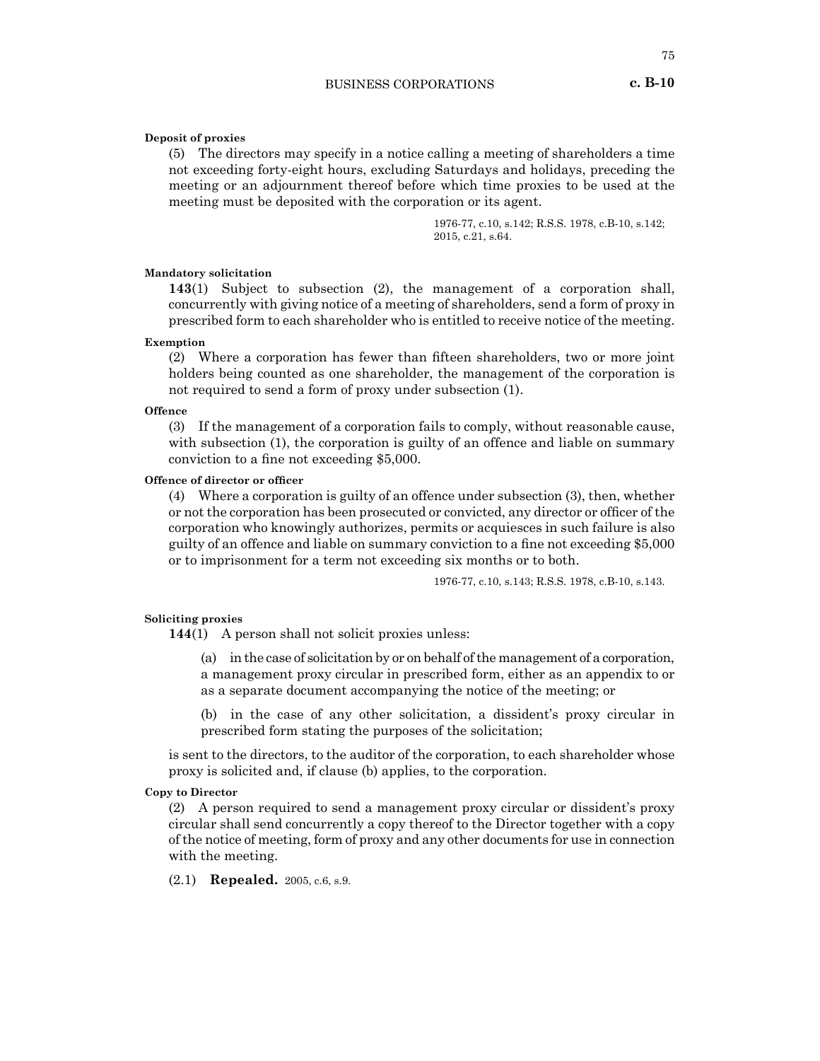**Deposit of proxies**

(5) The directors may specify in a notice calling a meeting of shareholders a time not exceeding forty-eight hours, excluding Saturdays and holidays, preceding the meeting or an adjournment thereof before which time proxies to be used at the meeting must be deposited with the corporation or its agent.

1976-77, c.10, s.142; R.S.S. 1978, c.B-10, s.142; 2015, c.21, s.64.

**Mandatory solicitation**

**143**(1) Subject to subsection (2), the management of a corporation shall, concurrently with giving notice of a meeting of shareholders, send a form of proxy in prescribed form to each shareholder who is entitled to receive notice of the meeting.

**Exemption**

(2) Where a corporation has fewer than fifteen shareholders, two or more joint holders being counted as one shareholder, the management of the corporation is not required to send a form of proxy under subsection (1).

**Offence**

(3) If the management of a corporation fails to comply, without reasonable cause, with subsection (1), the corporation is guilty of an offence and liable on summary conviction to a fine not exceeding $5,000.

**Offence of director or officer**

(4) Where a corporation is guilty of an offence under subsection (3), then, whether or not the corporation has been prosecuted or convicted, any director or officer of the corporation who knowingly authorizes, permits or acquiesces in such failure is also guilty of an offence and liable on summary conviction to a fine not exceeding $5,000 or to imprisonment for a term not exceeding six months or to both.

1976-77, c.10, s.143; R.S.S. 1978, c.B-10, s.143.

**Soliciting proxies**

**144**(1) A person shall not solicit proxies unless:

(a) in the case of solicitation by or on behalf of the management of a corporation, a management proxy circular in prescribed form, either as an appendix to or as a separate document accompanying the notice of the meeting; or

(b) in the case of any other solicitation, a dissident's proxy circular in prescribed form stating the purposes of the solicitation;

is sent to the directors, to the auditor of the corporation, to each shareholder whose proxy is solicited and, if clause (b) applies, to the corporation.

**Copy to Director**

(2) A person required to send a management proxy circular or dissident's proxy circular shall send concurrently a copy thereof to the Director together with a copy of the notice of meeting, form of proxy and any other documents for use in connection with the meeting.

(2.1) **Repealed.** 2005, c.6, s.9.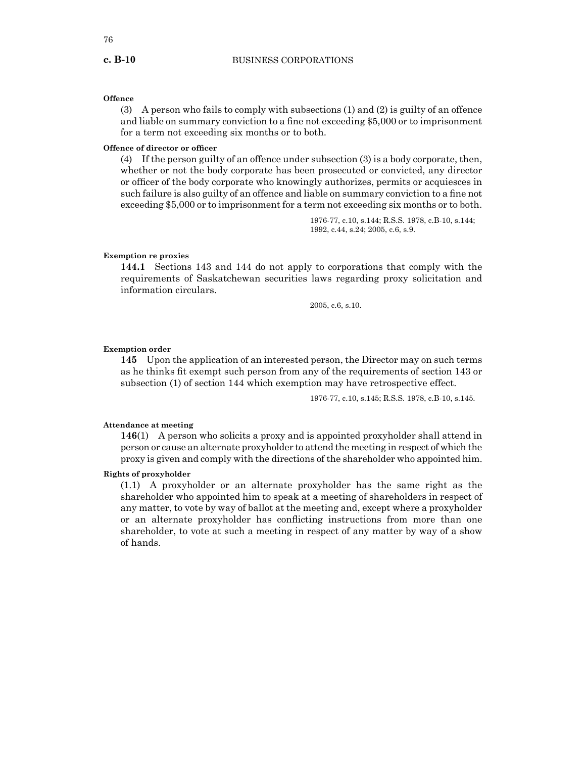**Offence**

(3) A person who fails to comply with subsections (1) and (2) is guilty of an offence and liable on summary conviction to a fine not exceeding $5,000 or to imprisonment for a term not exceeding six months or to both.

**Offence of director or officer**

(4) If the person guilty of an offence under subsection (3) is a body corporate, then, whether or not the body corporate has been prosecuted or convicted, any director or officer of the body corporate who knowingly authorizes, permits or acquiesces in such failure is also guilty of an offence and liable on summary conviction to a fine not exceeding $5,000 or to imprisonment for a term not exceeding six months or to both.

1976-77, c.10, s.144; R.S.S. 1978, c.B-10, s.144; 1992, c.44, s.24; 2005, c.6, s.9.

**Exemption re proxies**

**144.1** Sections 143 and 144 do not apply to corporations that comply with the requirements of Saskatchewan securities laws regarding proxy solicitation and information circulars.

2005, c.6, s.10.

**Exemption order**

**145** Upon the application of an interested person, the Director may on such terms as he thinks fit exempt such person from any of the requirements of section 143 or subsection (1) of section 144 which exemption may have retrospective effect.

1976-77, c.10, s.145; R.S.S. 1978, c.B-10, s.145.

**Attendance at meeting**

**146**(1) A person who solicits a proxy and is appointed proxyholder shall attend in person or cause an alternate proxyholder to attend the meeting in respect of which the proxy is given and comply with the directions of the shareholder who appointed him.

**Rights of proxyholder**

(1.1) A proxyholder or an alternate proxyholder has the same right as the shareholder who appointed him to speak at a meeting of shareholders in respect of any matter, to vote by way of ballot at the meeting and, except where a proxyholder or an alternate proxyholder has conflicting instructions from more than one shareholder, to vote at such a meeting in respect of any matter by way of a show of hands.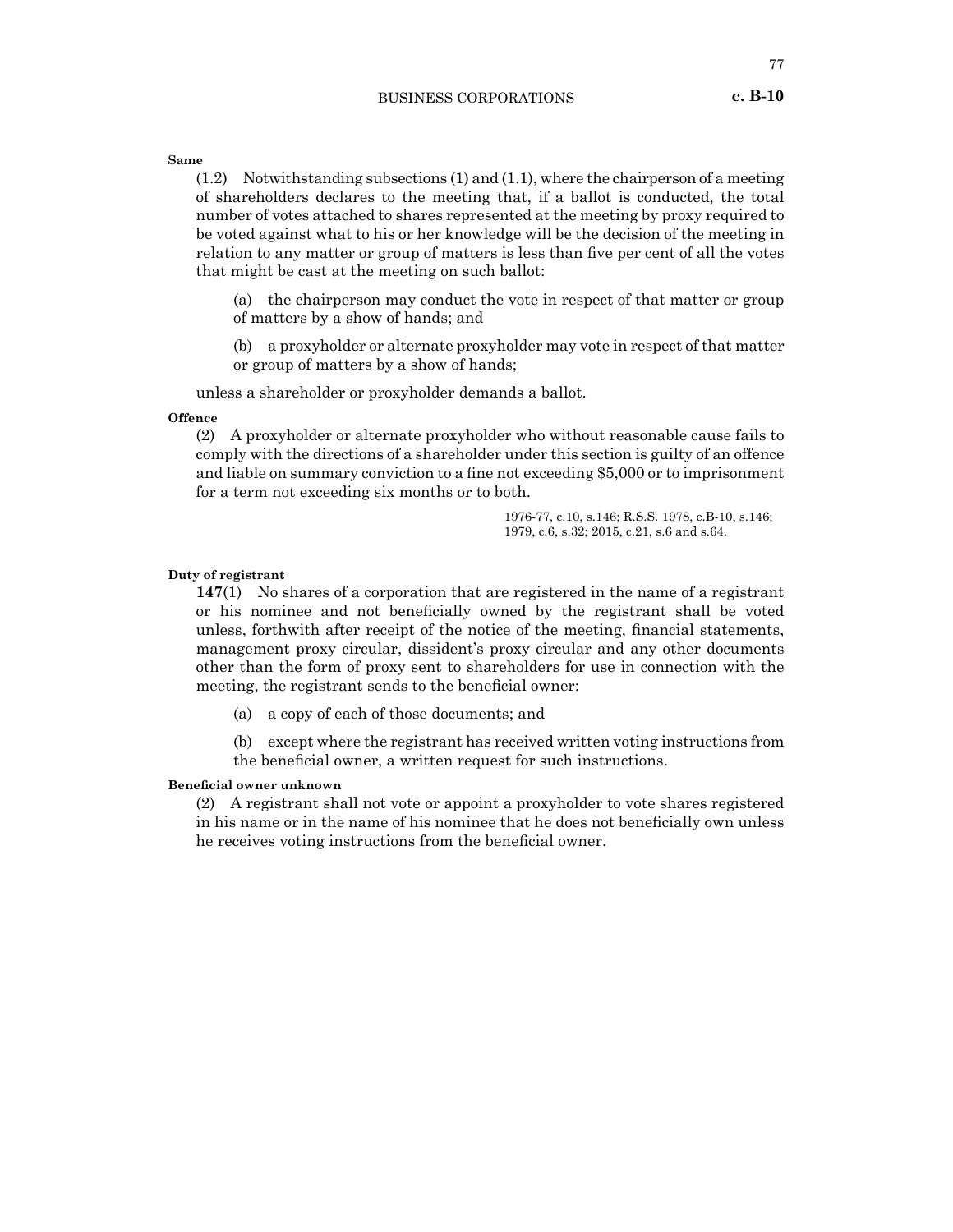**Same**

(1.2) Notwithstanding subsections (1) and (1.1), where the chairperson of a meeting of shareholders declares to the meeting that, if a ballot is conducted, the total number of votes attached to shares represented at the meeting by proxy required to be voted against what to his or her knowledge will be the decision of the meeting in relation to any matter or group of matters is less than five per cent of all the votes that might be cast at the meeting on such ballot:

(a) the chairperson may conduct the vote in respect of that matter or group of matters by a show of hands; and

(b) a proxyholder or alternate proxyholder may vote in respect of that matter or group of matters by a show of hands;

unless a shareholder or proxyholder demands a ballot.

**Offence**

(2) A proxyholder or alternate proxyholder who without reasonable cause fails to comply with the directions of a shareholder under this section is guilty of an offence and liable on summary conviction to a fine not exceeding $5,000 or to imprisonment for a term not exceeding six months or to both.

1976-77, c.10, s.146; R.S.S. 1978, c.B-10, s.146; 1979, c.6, s.32; 2015, c.21, s.6 and s.64.

**Duty of registrant**

**147**(1) No shares of a corporation that are registered in the name of a registrant or his nominee and not beneficially owned by the registrant shall be voted unless, forthwith after receipt of the notice of the meeting, financial statements, management proxy circular, dissident's proxy circular and any other documents other than the form of proxy sent to shareholders for use in connection with the meeting, the registrant sends to the beneficial owner:

(a) a copy of each of those documents; and

(b) except where the registrant has received written voting instructions from the beneficial owner, a written request for such instructions.

**Beneficial owner unknown**

(2) A registrant shall not vote or appoint a proxyholder to vote shares registered in his name or in the name of his nominee that he does not beneficially own unless he receives voting instructions from the beneficial owner.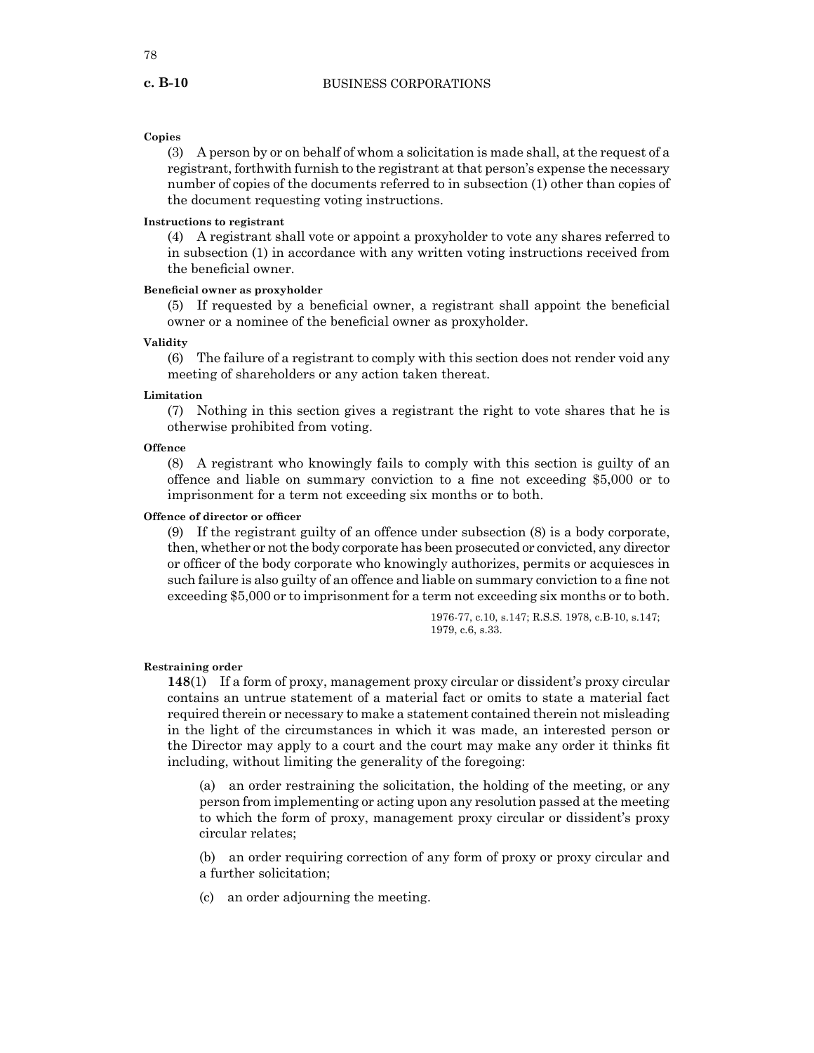**Copies**

(3) A person by or on behalf of whom a solicitation is made shall, at the request of a registrant, forthwith furnish to the registrant at that person's expense the necessary number of copies of the documents referred to in subsection (1) other than copies of the document requesting voting instructions.

**Instructions to registrant**

(4) A registrant shall vote or appoint a proxyholder to vote any shares referred to in subsection (1) in accordance with any written voting instructions received from the beneficial owner.

**Beneficial owner as proxyholder**

(5) If requested by a beneficial owner, a registrant shall appoint the beneficial owner or a nominee of the beneficial owner as proxyholder.

**Validity**

(6) The failure of a registrant to comply with this section does not render void any meeting of shareholders or any action taken thereat.

**Limitation**

(7) Nothing in this section gives a registrant the right to vote shares that he is otherwise prohibited from voting.

**Offence**

(8) A registrant who knowingly fails to comply with this section is guilty of an offence and liable on summary conviction to a fine not exceeding $5,000 or to imprisonment for a term not exceeding six months or to both.

**Offence of director or officer**

(9) If the registrant guilty of an offence under subsection (8) is a body corporate, then, whether or not the body corporate has been prosecuted or convicted, any director or officer of the body corporate who knowingly authorizes, permits or acquiesces in such failure is also guilty of an offence and liable on summary conviction to a fine not exceeding $5,000 or to imprisonment for a term not exceeding six months or to both.

1976-77, c.10, s.147; R.S.S. 1978, c.B-10, s.147; 1979, c.6, s.33.

**Restraining order**

**148**(1) If a form of proxy, management proxy circular or dissident's proxy circular contains an untrue statement of a material fact or omits to state a material fact required therein or necessary to make a statement contained therein not misleading in the light of the circumstances in which it was made, an interested person or the Director may apply to a court and the court may make any order it thinks fit including, without limiting the generality of the foregoing:

(a) an order restraining the solicitation, the holding of the meeting, or any person from implementing or acting upon any resolution passed at the meeting to which the form of proxy, management proxy circular or dissident's proxy circular relates;

(b) an order requiring correction of any form of proxy or proxy circular and a further solicitation;

(c) an order adjourning the meeting.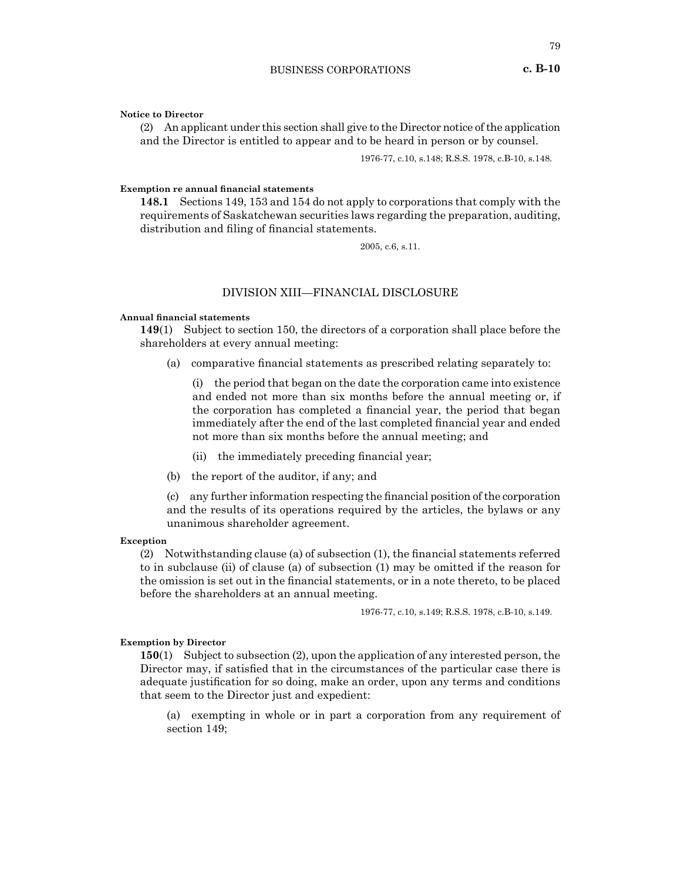**Notice to Director**

(2) An applicant under this section shall give to the Director notice of the application and the Director is entitled to appear and to be heard in person or by counsel.

1976-77, c.10, s.148; R.S.S. 1978, c.B-10, s.148.

**Exemption re annual financial statements**

**148.1** Sections 149, 153 and 154 do not apply to corporations that comply with the requirements of Saskatchewan securities laws regarding the preparation, auditing, distribution and filing of financial statements.

2005, c.6, s.11.

## DIVISION XIII—FINANCIAL DISCLOSURE

**Annual financial statements**

**149**(1) Subject to section 150, the directors of a corporation shall place before the shareholders at every annual meeting:

(a) comparative financial statements as prescribed relating separately to:

(i) the period that began on the date the corporation came into existence and ended not more than six months before the annual meeting or, if the corporation has completed a financial year, the period that began immediately after the end of the last completed financial year and ended not more than six months before the annual meeting; and

(ii) the immediately preceding financial year;

(b) the report of the auditor, if any; and

(c) any further information respecting the financial position of the corporation and the results of its operations required by the articles, the bylaws or any unanimous shareholder agreement.

**Exception**

(2) Notwithstanding clause (a) of subsection (1), the financial statements referred to in subclause (ii) of clause (a) of subsection (1) may be omitted if the reason for the omission is set out in the financial statements, or in a note thereto, to be placed before the shareholders at an annual meeting.

1976-77, c.10, s.149; R.S.S. 1978, c.B-10, s.149.

**Exemption by Director**

**150**(1) Subject to subsection (2), upon the application of any interested person, the Director may, if satisfied that in the circumstances of the particular case there is adequate justification for so doing, make an order, upon any terms and conditions that seem to the Director just and expedient:

(a) exempting in whole or in part a corporation from any requirement of section 149;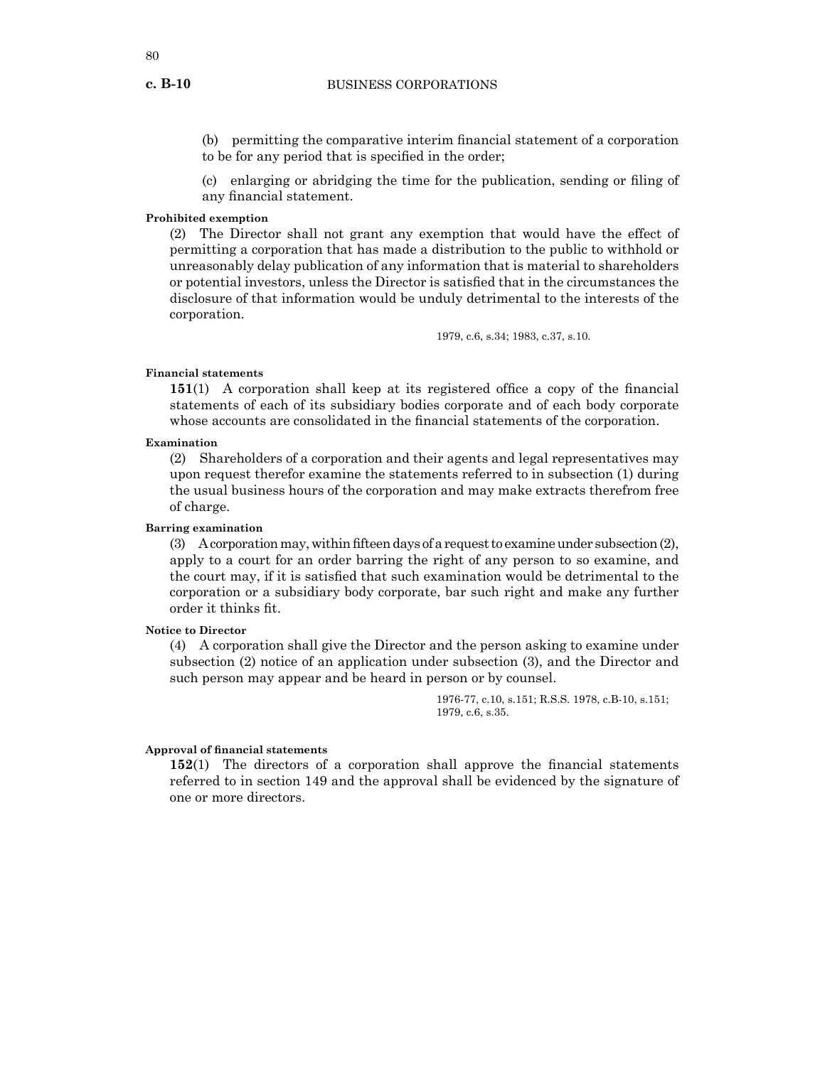(b) permitting the comparative interim financial statement of a corporation to be for any period that is specified in the order;

(c) enlarging or abridging the time for the publication, sending or filing of any financial statement.

**Prohibited exemption**

(2) The Director shall not grant any exemption that would have the effect of permitting a corporation that has made a distribution to the public to withhold or unreasonably delay publication of any information that is material to shareholders or potential investors, unless the Director is satisfied that in the circumstances the disclosure of that information would be unduly detrimental to the interests of the corporation.

1979, c.6, s.34; 1983, c.37, s.10.

**Financial statements**

**151**(1) A corporation shall keep at its registered office a copy of the financial statements of each of its subsidiary bodies corporate and of each body corporate whose accounts are consolidated in the financial statements of the corporation.

**Examination**

(2) Shareholders of a corporation and their agents and legal representatives may upon request therefor examine the statements referred to in subsection (1) during the usual business hours of the corporation and may make extracts therefrom free of charge.

**Barring examination**

(3) A corporation may, within fifteen days of a request to examine under subsection (2), apply to a court for an order barring the right of any person to so examine, and the court may, if it is satisfied that such examination would be detrimental to the corporation or a subsidiary body corporate, bar such right and make any further order it thinks fit.

**Notice to Director**

(4) A corporation shall give the Director and the person asking to examine under subsection (2) notice of an application under subsection (3), and the Director and such person may appear and be heard in person or by counsel.

1976-77, c.10, s.151; R.S.S. 1978, c.B-10, s.151; 1979, c.6, s.35.

**Approval of financial statements**

**152**(1) The directors of a corporation shall approve the financial statements referred to in section 149 and the approval shall be evidenced by the signature of one or more directors.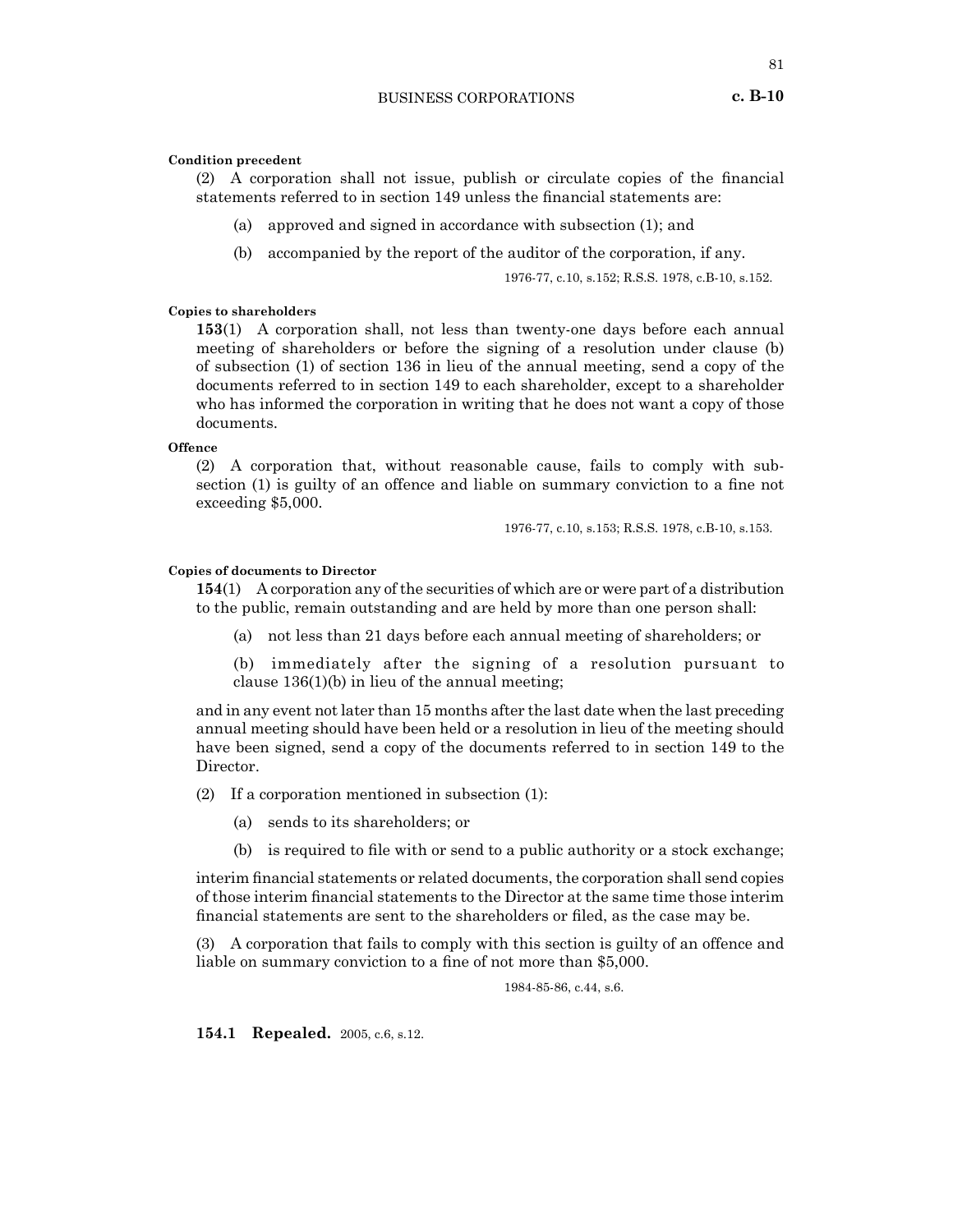**Condition precedent**

(2) A corporation shall not issue, publish or circulate copies of the financial statements referred to in section 149 unless the financial statements are:

(a) approved and signed in accordance with subsection (1); and

(b) accompanied by the report of the auditor of the corporation, if any.

1976-77, c.10, s.152; R.S.S. 1978, c.B-10, s.152.

**Copies to shareholders**

**153**(1) A corporation shall, not less than twenty-one days before each annual meeting of shareholders or before the signing of a resolution under clause (b) of subsection (1) of section 136 in lieu of the annual meeting, send a copy of the documents referred to in section 149 to each shareholder, except to a shareholder who has informed the corporation in writing that he does not want a copy of those documents.

**Offence**

(2) A corporation that, without reasonable cause, fails to comply with subsection (1) is guilty of an offence and liable on summary conviction to a fine not exceeding $5,000.

1976-77, c.10, s.153; R.S.S. 1978, c.B-10, s.153.

**Copies of documents to Director**

**154**(1) A corporation any of the securities of which are or were part of a distribution to the public, remain outstanding and are held by more than one person shall:

(a) not less than 21 days before each annual meeting of shareholders; or

(b) immediately after the signing of a resolution pursuant to clause 136(1)(b) in lieu of the annual meeting;

and in any event not later than 15 months after the last date when the last preceding annual meeting should have been held or a resolution in lieu of the meeting should have been signed, send a copy of the documents referred to in section 149 to the Director.

(2) If a corporation mentioned in subsection (1):

(a) sends to its shareholders; or

(b) is required to file with or send to a public authority or a stock exchange;

interim financial statements or related documents, the corporation shall send copies of those interim financial statements to the Director at the same time those interim financial statements are sent to the shareholders or filed, as the case may be.

(3) A corporation that fails to comply with this section is guilty of an offence and liable on summary conviction to a fine of not more than $5,000.

1984-85-86, c.44, s.6.

**154.1 Repealed.** 2005, c.6, s.12.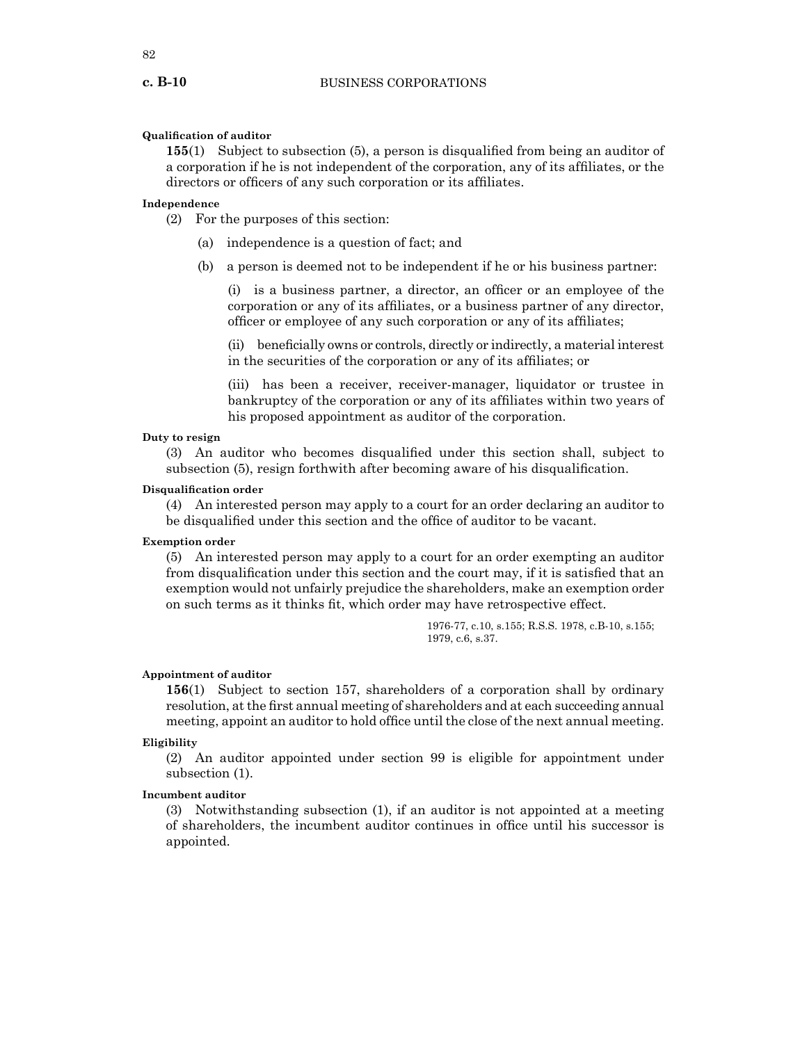**Qualification of auditor**

**155**(1) Subject to subsection (5), a person is disqualified from being an auditor of a corporation if he is not independent of the corporation, any of its affiliates, or the directors or officers of any such corporation or its affiliates.

**Independence**

(2) For the purposes of this section:

(a) independence is a question of fact; and

(b) a person is deemed not to be independent if he or his business partner:

(i) is a business partner, a director, an officer or an employee of the corporation or any of its affiliates, or a business partner of any director, officer or employee of any such corporation or any of its affiliates;

(ii) beneficially owns or controls, directly or indirectly, a material interest in the securities of the corporation or any of its affiliates; or

(iii) has been a receiver, receiver-manager, liquidator or trustee in bankruptcy of the corporation or any of its affiliates within two years of his proposed appointment as auditor of the corporation.

**Duty to resign**

(3) An auditor who becomes disqualified under this section shall, subject to subsection (5), resign forthwith after becoming aware of his disqualification.

**Disqualification order**

(4) An interested person may apply to a court for an order declaring an auditor to be disqualified under this section and the office of auditor to be vacant.

**Exemption order**

(5) An interested person may apply to a court for an order exempting an auditor from disqualification under this section and the court may, if it is satisfied that an exemption would not unfairly prejudice the shareholders, make an exemption order on such terms as it thinks fit, which order may have retrospective effect.

1976-77, c.10, s.155; R.S.S. 1978, c.B-10, s.155; 1979, c.6, s.37.

**Appointment of auditor**

**156**(1) Subject to section 157, shareholders of a corporation shall by ordinary resolution, at the first annual meeting of shareholders and at each succeeding annual meeting, appoint an auditor to hold office until the close of the next annual meeting.

**Eligibility**

(2) An auditor appointed under section 99 is eligible for appointment under subsection (1).

**Incumbent auditor**

(3) Notwithstanding subsection (1), if an auditor is not appointed at a meeting of shareholders, the incumbent auditor continues in office until his successor is appointed.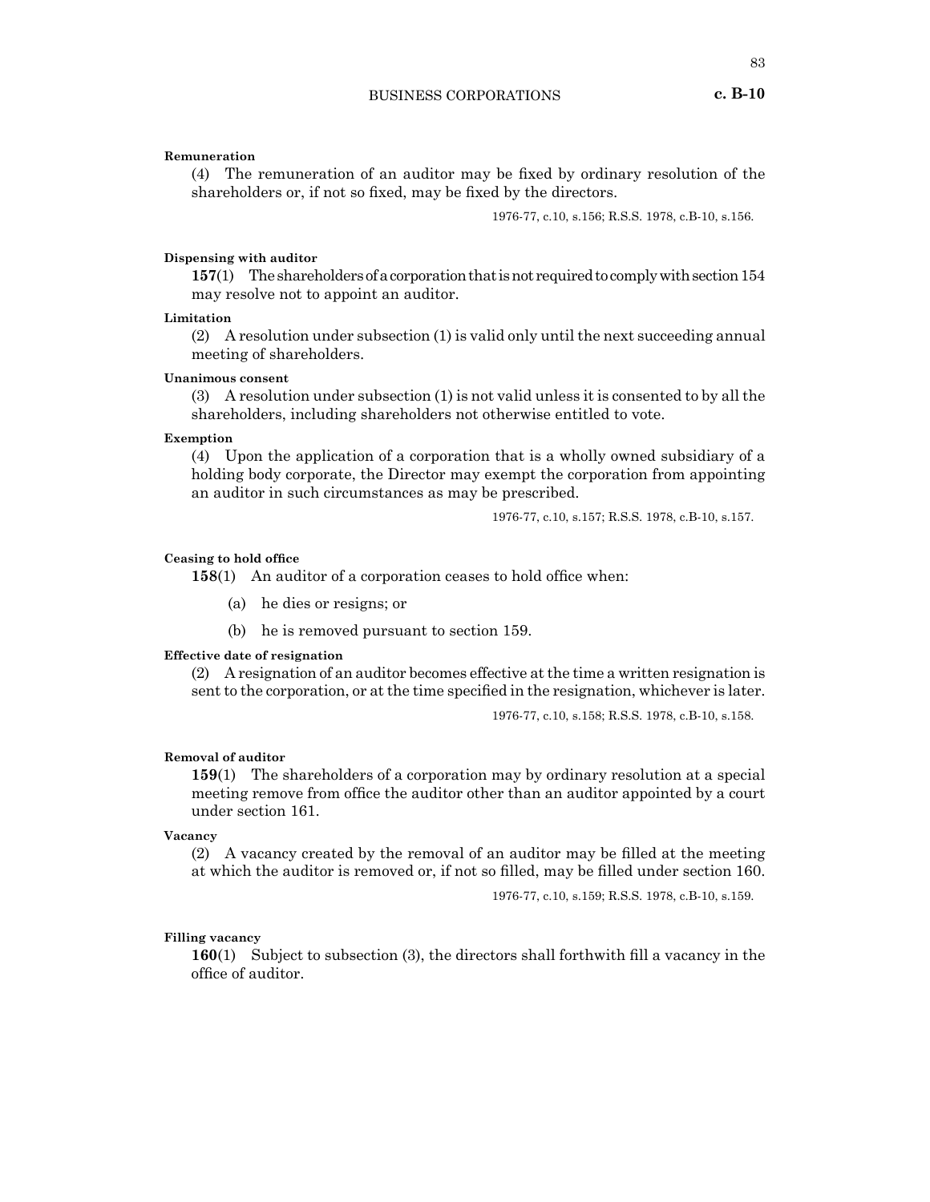**Remuneration**

(4) The remuneration of an auditor may be fixed by ordinary resolution of the shareholders or, if not so fixed, may be fixed by the directors.

1976-77, c.10, s.156; R.S.S. 1978, c.B-10, s.156.

**Dispensing with auditor**

**157**(1) The shareholders of a corporation that is not required to comply with section 154 may resolve not to appoint an auditor.

**Limitation**

(2) A resolution under subsection (1) is valid only until the next succeeding annual meeting of shareholders.

**Unanimous consent**

(3) A resolution under subsection (1) is not valid unless it is consented to by all the shareholders, including shareholders not otherwise entitled to vote.

**Exemption**

(4) Upon the application of a corporation that is a wholly owned subsidiary of a holding body corporate, the Director may exempt the corporation from appointing an auditor in such circumstances as may be prescribed.

1976-77, c.10, s.157; R.S.S. 1978, c.B-10, s.157.

**Ceasing to hold office**

**158**(1) An auditor of a corporation ceases to hold office when:

(a) he dies or resigns; or

(b) he is removed pursuant to section 159.

**Effective date of resignation**

(2) A resignation of an auditor becomes effective at the time a written resignation is sent to the corporation, or at the time specified in the resignation, whichever is later.

1976-77, c.10, s.158; R.S.S. 1978, c.B-10, s.158.

**Removal of auditor**

**159**(1) The shareholders of a corporation may by ordinary resolution at a special meeting remove from office the auditor other than an auditor appointed by a court under section 161.

**Vacancy**

(2) A vacancy created by the removal of an auditor may be filled at the meeting at which the auditor is removed or, if not so filled, may be filled under section 160.

1976-77, c.10, s.159; R.S.S. 1978, c.B-10, s.159.

**Filling vacancy**

**160**(1) Subject to subsection (3), the directors shall forthwith fill a vacancy in the office of auditor.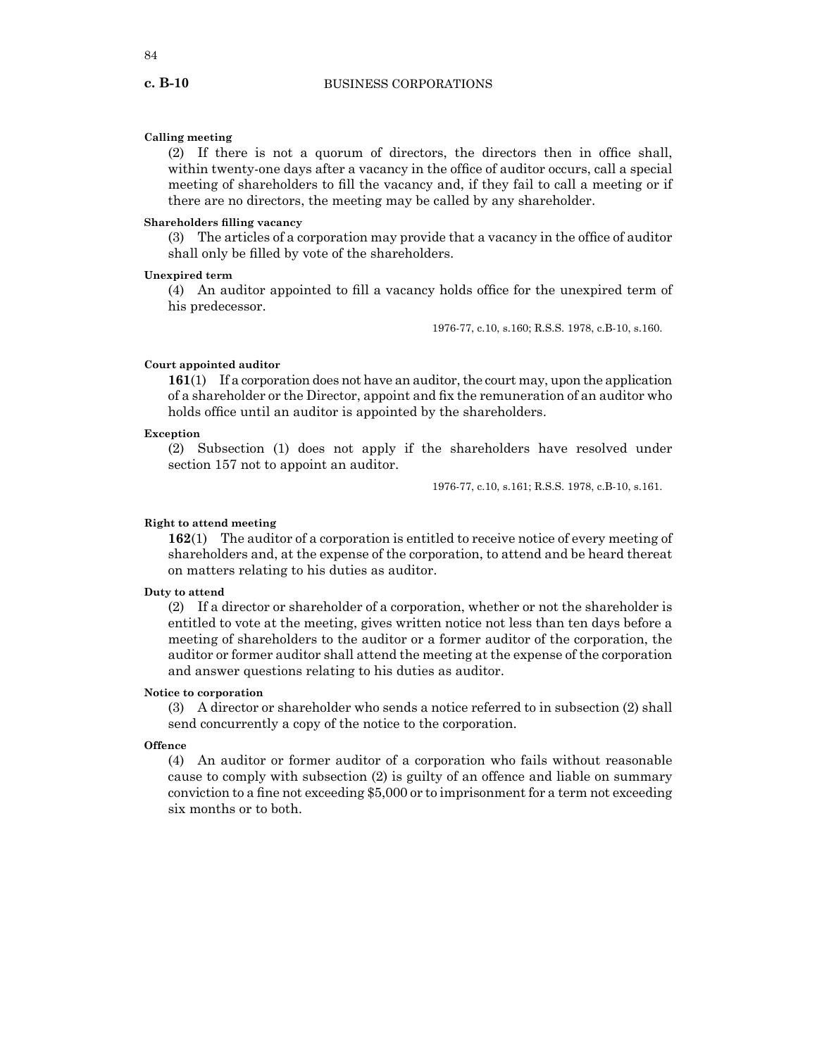**Calling meeting**

(2) If there is not a quorum of directors, the directors then in office shall, within twenty-one days after a vacancy in the office of auditor occurs, call a special meeting of shareholders to fill the vacancy and, if they fail to call a meeting or if there are no directors, the meeting may be called by any shareholder.

**Shareholders filling vacancy**

(3) The articles of a corporation may provide that a vacancy in the office of auditor shall only be filled by vote of the shareholders.

**Unexpired term**

(4) An auditor appointed to fill a vacancy holds office for the unexpired term of his predecessor.

1976-77, c.10, s.160; R.S.S. 1978, c.B-10, s.160.

**Court appointed auditor**

**161**(1) If a corporation does not have an auditor, the court may, upon the application of a shareholder or the Director, appoint and fix the remuneration of an auditor who holds office until an auditor is appointed by the shareholders.

**Exception**

(2) Subsection (1) does not apply if the shareholders have resolved under section 157 not to appoint an auditor.

1976-77, c.10, s.161; R.S.S. 1978, c.B-10, s.161.

**Right to attend meeting**

**162**(1) The auditor of a corporation is entitled to receive notice of every meeting of shareholders and, at the expense of the corporation, to attend and be heard thereat on matters relating to his duties as auditor.

**Duty to attend**

(2) If a director or shareholder of a corporation, whether or not the shareholder is entitled to vote at the meeting, gives written notice not less than ten days before a meeting of shareholders to the auditor or a former auditor of the corporation, the auditor or former auditor shall attend the meeting at the expense of the corporation and answer questions relating to his duties as auditor.

**Notice to corporation**

(3) A director or shareholder who sends a notice referred to in subsection (2) shall send concurrently a copy of the notice to the corporation.

**Offence**

(4) An auditor or former auditor of a corporation who fails without reasonable cause to comply with subsection (2) is guilty of an offence and liable on summary conviction to a fine not exceeding $5,000 or to imprisonment for a term not exceeding six months or to both.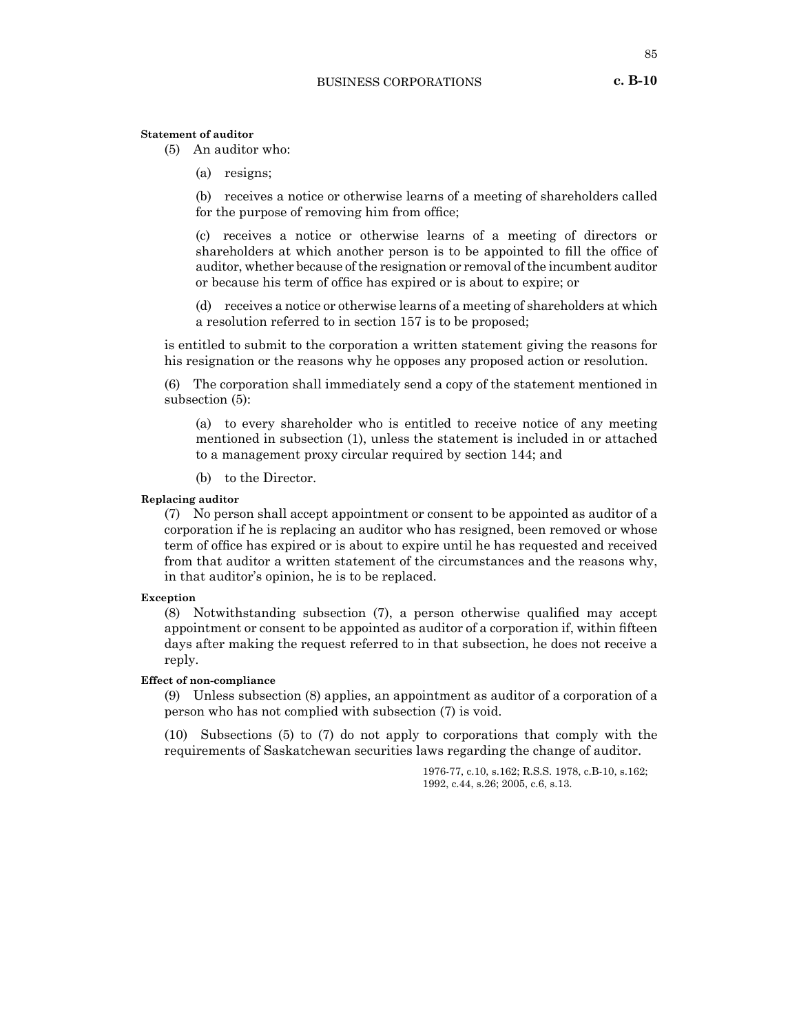**Statement of auditor**

(5) An auditor who:

(a) resigns;

(b) receives a notice or otherwise learns of a meeting of shareholders called for the purpose of removing him from office;

(c) receives a notice or otherwise learns of a meeting of directors or shareholders at which another person is to be appointed to fill the office of auditor, whether because of the resignation or removal of the incumbent auditor or because his term of office has expired or is about to expire; or

(d) receives a notice or otherwise learns of a meeting of shareholders at which a resolution referred to in section 157 is to be proposed;

is entitled to submit to the corporation a written statement giving the reasons for his resignation or the reasons why he opposes any proposed action or resolution.

(6) The corporation shall immediately send a copy of the statement mentioned in subsection (5):

(a) to every shareholder who is entitled to receive notice of any meeting mentioned in subsection (1), unless the statement is included in or attached to a management proxy circular required by section 144; and

(b) to the Director.

**Replacing auditor**

(7) No person shall accept appointment or consent to be appointed as auditor of a corporation if he is replacing an auditor who has resigned, been removed or whose term of office has expired or is about to expire until he has requested and received from that auditor a written statement of the circumstances and the reasons why, in that auditor's opinion, he is to be replaced.

**Exception**

(8) Notwithstanding subsection (7), a person otherwise qualified may accept appointment or consent to be appointed as auditor of a corporation if, within fifteen days after making the request referred to in that subsection, he does not receive a reply.

**Effect of non-compliance**

(9) Unless subsection (8) applies, an appointment as auditor of a corporation of a person who has not complied with subsection (7) is void.

(10) Subsections (5) to (7) do not apply to corporations that comply with the requirements of Saskatchewan securities laws regarding the change of auditor.

1976-77, c.10, s.162; R.S.S. 1978, c.B-10, s.162; 1992, c.44, s.26; 2005, c.6, s.13.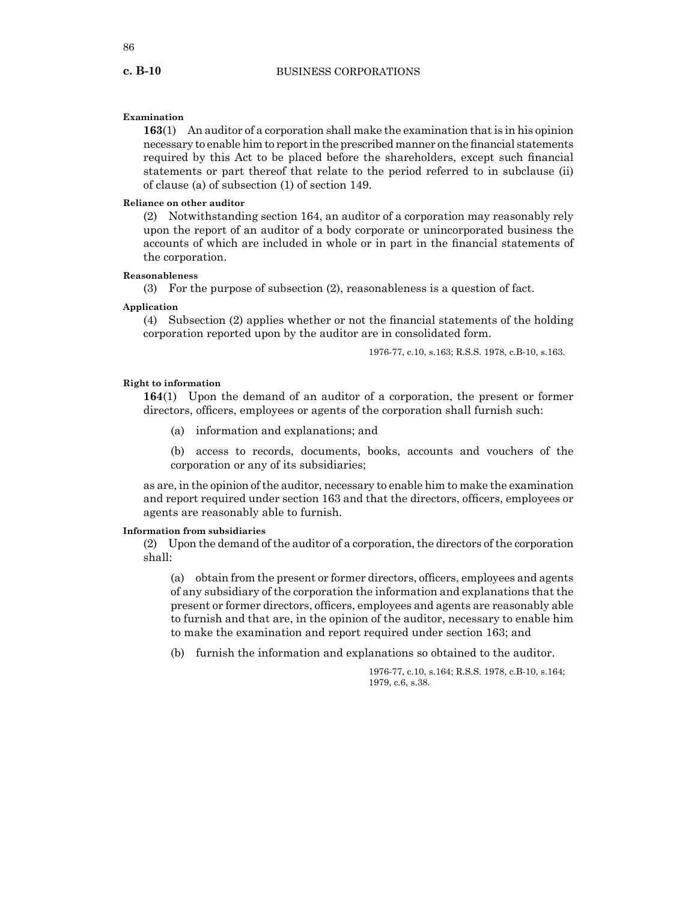**Examination**

**163**(1) An auditor of a corporation shall make the examination that is in his opinion necessary to enable him to report in the prescribed manner on the financial statements required by this Act to be placed before the shareholders, except such financial statements or part thereof that relate to the period referred to in subclause (ii) of clause (a) of subsection (1) of section 149.

**Reliance on other auditor**

(2) Notwithstanding section 164, an auditor of a corporation may reasonably rely upon the report of an auditor of a body corporate or unincorporated business the accounts of which are included in whole or in part in the financial statements of the corporation.

**Reasonableness**

(3) For the purpose of subsection (2), reasonableness is a question of fact.

**Application**

(4) Subsection (2) applies whether or not the financial statements of the holding corporation reported upon by the auditor are in consolidated form.

1976-77, c.10, s.163; R.S.S. 1978, c.B-10, s.163.

**Right to information**

**164**(1) Upon the demand of an auditor of a corporation, the present or former directors, officers, employees or agents of the corporation shall furnish such:

(a) information and explanations; and

(b) access to records, documents, books, accounts and vouchers of the corporation or any of its subsidiaries;

as are, in the opinion of the auditor, necessary to enable him to make the examination and report required under section 163 and that the directors, officers, employees or agents are reasonably able to furnish.

**Information from subsidiaries**

(2) Upon the demand of the auditor of a corporation, the directors of the corporation shall:

(a) obtain from the present or former directors, officers, employees and agents of any subsidiary of the corporation the information and explanations that the present or former directors, officers, employees and agents are reasonably able to furnish and that are, in the opinion of the auditor, necessary to enable him to make the examination and report required under section 163; and

(b) furnish the information and explanations so obtained to the auditor.

1976-77, c.10, s.164; R.S.S. 1978, c.B-10, s.164; 1979, c.6, s.38.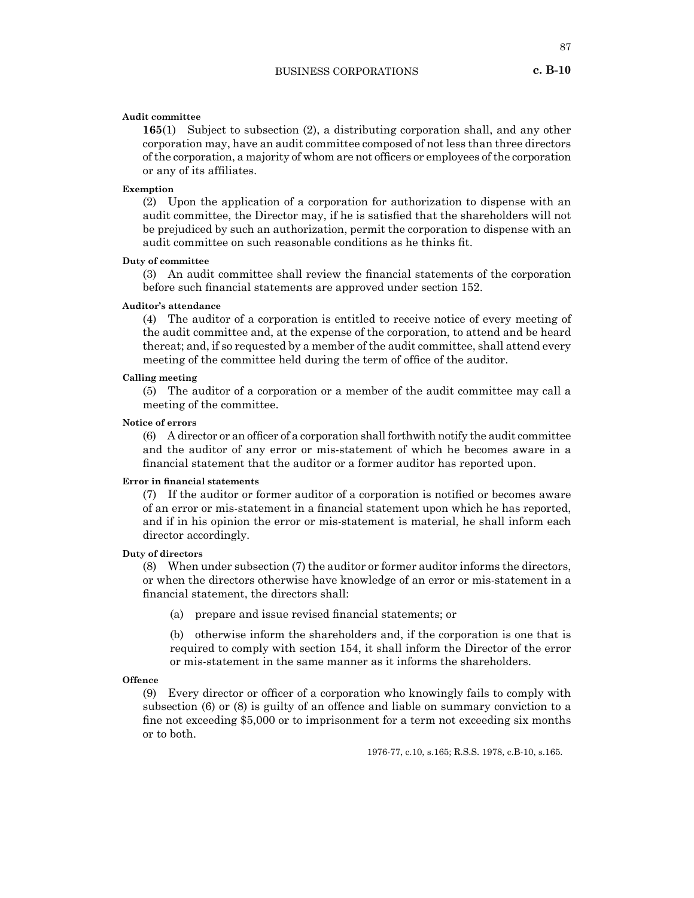**Audit committee**

**165**(1) Subject to subsection (2), a distributing corporation shall, and any other corporation may, have an audit committee composed of not less than three directors of the corporation, a majority of whom are not officers or employees of the corporation or any of its affiliates.

**Exemption**

(2) Upon the application of a corporation for authorization to dispense with an audit committee, the Director may, if he is satisfied that the shareholders will not be prejudiced by such an authorization, permit the corporation to dispense with an audit committee on such reasonable conditions as he thinks fit.

**Duty of committee**

(3) An audit committee shall review the financial statements of the corporation before such financial statements are approved under section 152.

**Auditor's attendance**

(4) The auditor of a corporation is entitled to receive notice of every meeting of the audit committee and, at the expense of the corporation, to attend and be heard thereat; and, if so requested by a member of the audit committee, shall attend every meeting of the committee held during the term of office of the auditor.

**Calling meeting**

(5) The auditor of a corporation or a member of the audit committee may call a meeting of the committee.

**Notice of errors**

(6) A director or an officer of a corporation shall forthwith notify the audit committee and the auditor of any error or mis-statement of which he becomes aware in a financial statement that the auditor or a former auditor has reported upon.

**Error in financial statements**

(7) If the auditor or former auditor of a corporation is notified or becomes aware of an error or mis-statement in a financial statement upon which he has reported, and if in his opinion the error or mis-statement is material, he shall inform each director accordingly.

**Duty of directors**

(8) When under subsection (7) the auditor or former auditor informs the directors, or when the directors otherwise have knowledge of an error or mis-statement in a financial statement, the directors shall:

(a) prepare and issue revised financial statements; or

(b) otherwise inform the shareholders and, if the corporation is one that is required to comply with section 154, it shall inform the Director of the error or mis-statement in the same manner as it informs the shareholders.

**Offence**

(9) Every director or officer of a corporation who knowingly fails to comply with subsection (6) or (8) is guilty of an offence and liable on summary conviction to a fine not exceeding $5,000 or to imprisonment for a term not exceeding six months or to both.

1976-77, c.10, s.165; R.S.S. 1978, c.B-10, s.165.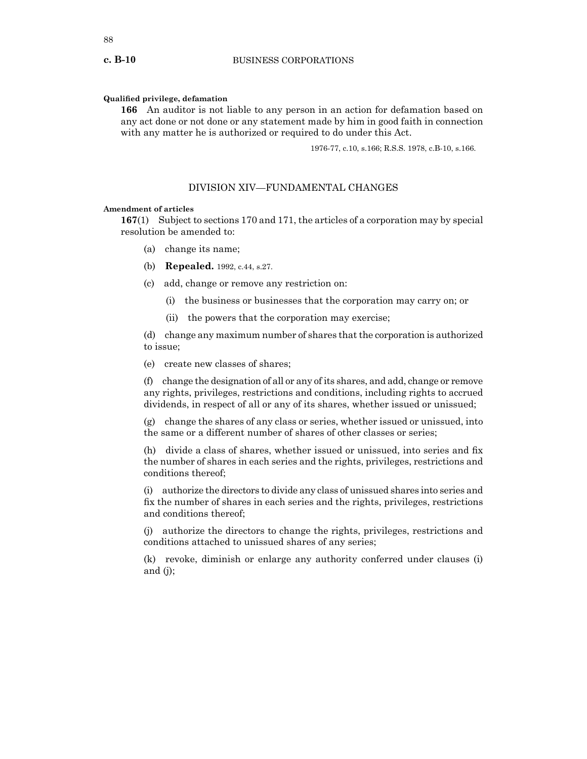**Qualified privilege, defamation**

**166** An auditor is not liable to any person in an action for defamation based on any act done or not done or any statement made by him in good faith in connection with any matter he is authorized or required to do under this Act.

1976-77, c.10, s.166; R.S.S. 1978, c.B-10, s.166.

## DIVISION XIV—FUNDAMENTAL CHANGES

**Amendment of articles**

**167**(1) Subject to sections 170 and 171, the articles of a corporation may by special resolution be amended to:

(a) change its name;

(b) **Repealed.** 1992, c.44, s.27.

(c) add, change or remove any restriction on:

(i) the business or businesses that the corporation may carry on; or

(ii) the powers that the corporation may exercise;

(d) change any maximum number of shares that the corporation is authorized to issue;

(e) create new classes of shares;

(f) change the designation of all or any of its shares, and add, change or remove any rights, privileges, restrictions and conditions, including rights to accrued dividends, in respect of all or any of its shares, whether issued or unissued;

(g) change the shares of any class or series, whether issued or unissued, into the same or a different number of shares of other classes or series;

(h) divide a class of shares, whether issued or unissued, into series and fix the number of shares in each series and the rights, privileges, restrictions and conditions thereof;

(i) authorize the directors to divide any class of unissued shares into series and fix the number of shares in each series and the rights, privileges, restrictions and conditions thereof;

(j) authorize the directors to change the rights, privileges, restrictions and conditions attached to unissued shares of any series;

(k) revoke, diminish or enlarge any authority conferred under clauses (i) and (j);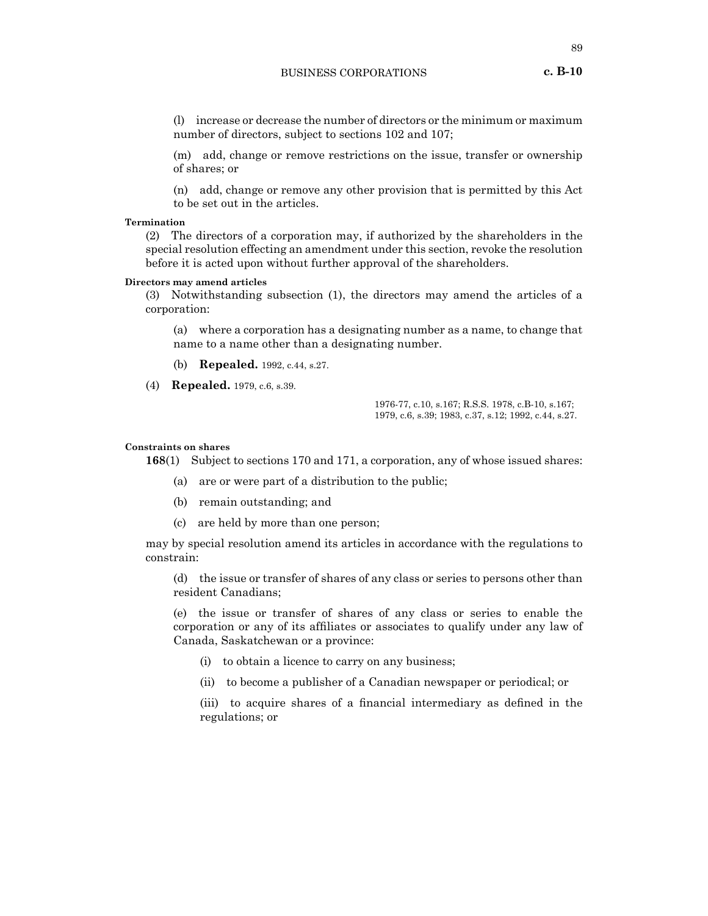(l) increase or decrease the number of directors or the minimum or maximum number of directors, subject to sections 102 and 107;

(m) add, change or remove restrictions on the issue, transfer or ownership of shares; or

(n) add, change or remove any other provision that is permitted by this Act to be set out in the articles.

**Termination**

(2) The directors of a corporation may, if authorized by the shareholders in the special resolution effecting an amendment under this section, revoke the resolution before it is acted upon without further approval of the shareholders.

**Directors may amend articles**

(3) Notwithstanding subsection (1), the directors may amend the articles of a corporation:

(a) where a corporation has a designating number as a name, to change that name to a name other than a designating number.

(b) **Repealed.** 1992, c.44, s.27.

(4) **Repealed.** 1979, c.6, s.39.

1976-77, c.10, s.167; R.S.S. 1978, c.B-10, s.167; 1979, c.6, s.39; 1983, c.37, s.12; 1992, c.44, s.27.

**Constraints on shares**

**168**(1) Subject to sections 170 and 171, a corporation, any of whose issued shares:

(a) are or were part of a distribution to the public;

(b) remain outstanding; and

(c) are held by more than one person;

may by special resolution amend its articles in accordance with the regulations to constrain:

(d) the issue or transfer of shares of any class or series to persons other than resident Canadians;

(e) the issue or transfer of shares of any class or series to enable the corporation or any of its affiliates or associates to qualify under any law of Canada, Saskatchewan or a province:

(i) to obtain a licence to carry on any business;

(ii) to become a publisher of a Canadian newspaper or periodical; or

(iii) to acquire shares of a financial intermediary as defined in the regulations; or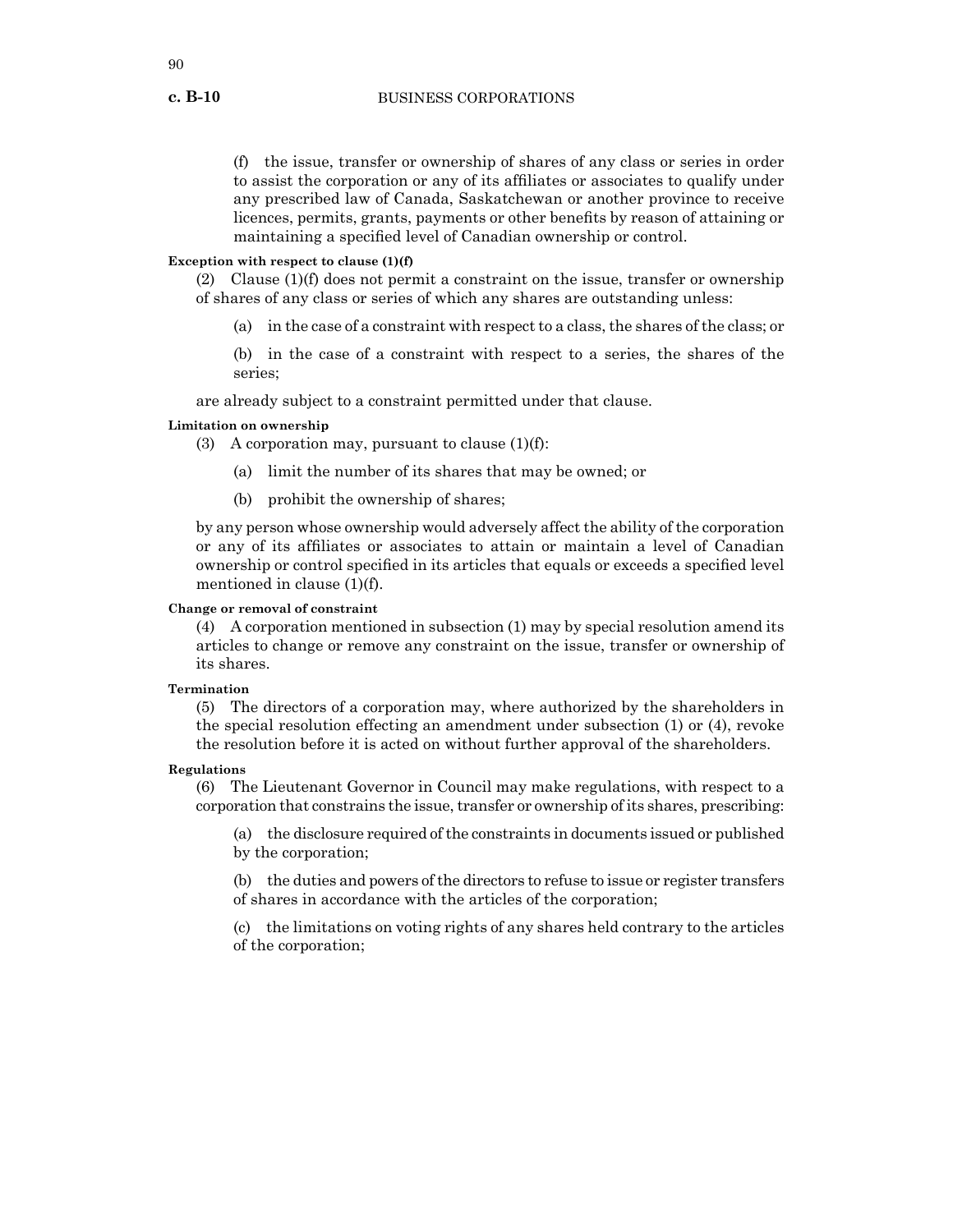(f) the issue, transfer or ownership of shares of any class or series in order to assist the corporation or any of its affiliates or associates to qualify under any prescribed law of Canada, Saskatchewan or another province to receive licences, permits, grants, payments or other benefits by reason of attaining or maintaining a specified level of Canadian ownership or control.

**Exception with respect to clause (1)(f)**

(2) Clause (1)(f) does not permit a constraint on the issue, transfer or ownership of shares of any class or series of which any shares are outstanding unless:

(a) in the case of a constraint with respect to a class, the shares of the class; or

(b) in the case of a constraint with respect to a series, the shares of the series;

are already subject to a constraint permitted under that clause.

**Limitation on ownership**

(3) A corporation may, pursuant to clause (1)(f):

(a) limit the number of its shares that may be owned; or

(b) prohibit the ownership of shares;

by any person whose ownership would adversely affect the ability of the corporation or any of its affiliates or associates to attain or maintain a level of Canadian ownership or control specified in its articles that equals or exceeds a specified level mentioned in clause (1)(f).

**Change or removal of constraint**

(4) A corporation mentioned in subsection (1) may by special resolution amend its articles to change or remove any constraint on the issue, transfer or ownership of its shares.

**Termination**

(5) The directors of a corporation may, where authorized by the shareholders in the special resolution effecting an amendment under subsection (1) or (4), revoke the resolution before it is acted on without further approval of the shareholders.

**Regulations**

(6) The Lieutenant Governor in Council may make regulations, with respect to a corporation that constrains the issue, transfer or ownership of its shares, prescribing:

(a) the disclosure required of the constraints in documents issued or published by the corporation;

(b) the duties and powers of the directors to refuse to issue or register transfers of shares in accordance with the articles of the corporation;

(c) the limitations on voting rights of any shares held contrary to the articles of the corporation;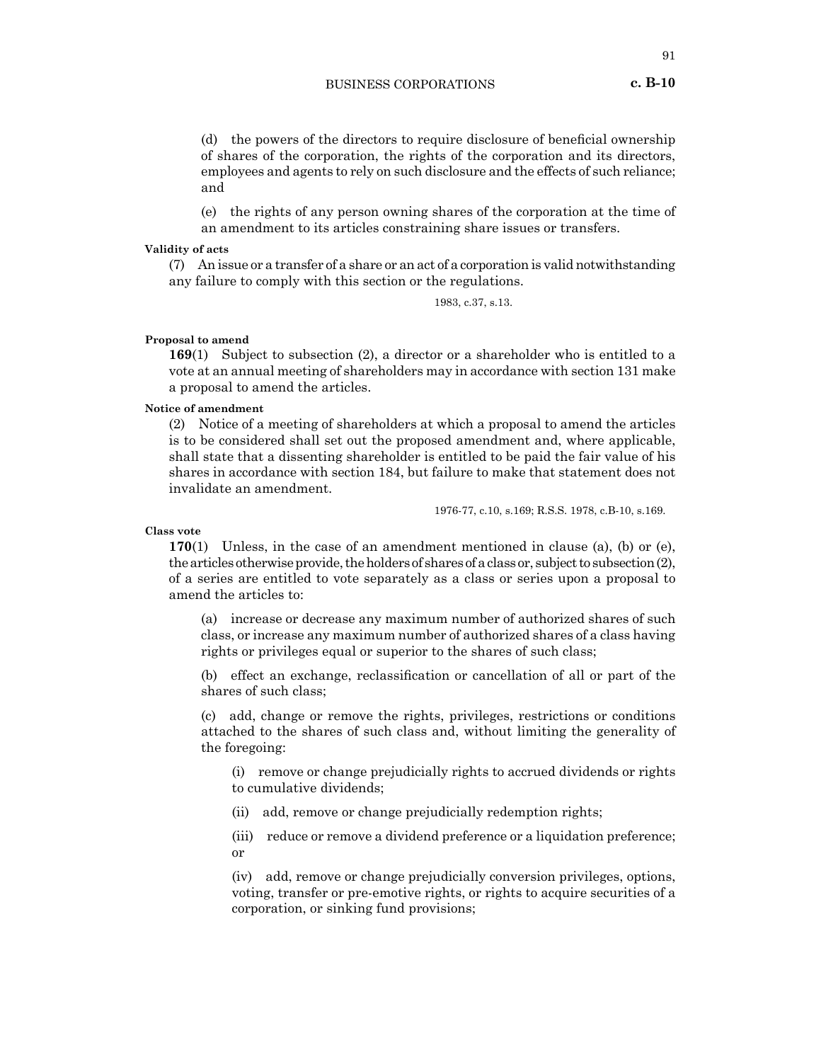(d) the powers of the directors to require disclosure of beneficial ownership of shares of the corporation, the rights of the corporation and its directors, employees and agents to rely on such disclosure and the effects of such reliance; and

(e) the rights of any person owning shares of the corporation at the time of an amendment to its articles constraining share issues or transfers.

**Validity of acts**

(7) An issue or a transfer of a share or an act of a corporation is valid notwithstanding any failure to comply with this section or the regulations.

1983, c.37, s.13.

**Proposal to amend**

**169**(1) Subject to subsection (2), a director or a shareholder who is entitled to a vote at an annual meeting of shareholders may in accordance with section 131 make a proposal to amend the articles.

**Notice of amendment**

(2) Notice of a meeting of shareholders at which a proposal to amend the articles is to be considered shall set out the proposed amendment and, where applicable, shall state that a dissenting shareholder is entitled to be paid the fair value of his shares in accordance with section 184, but failure to make that statement does not invalidate an amendment.

1976-77, c.10, s.169; R.S.S. 1978, c.B-10, s.169.

**Class vote**

**170**(1) Unless, in the case of an amendment mentioned in clause (a), (b) or (e), the articles otherwise provide, the holders of shares of a class or, subject to subsection (2), of a series are entitled to vote separately as a class or series upon a proposal to amend the articles to:

(a) increase or decrease any maximum number of authorized shares of such class, or increase any maximum number of authorized shares of a class having rights or privileges equal or superior to the shares of such class;

(b) effect an exchange, reclassification or cancellation of all or part of the shares of such class;

(c) add, change or remove the rights, privileges, restrictions or conditions attached to the shares of such class and, without limiting the generality of the foregoing:

(i) remove or change prejudicially rights to accrued dividends or rights to cumulative dividends;

(ii) add, remove or change prejudicially redemption rights;

(iii) reduce or remove a dividend preference or a liquidation preference; or

(iv) add, remove or change prejudicially conversion privileges, options, voting, transfer or pre-emotive rights, or rights to acquire securities of a corporation, or sinking fund provisions;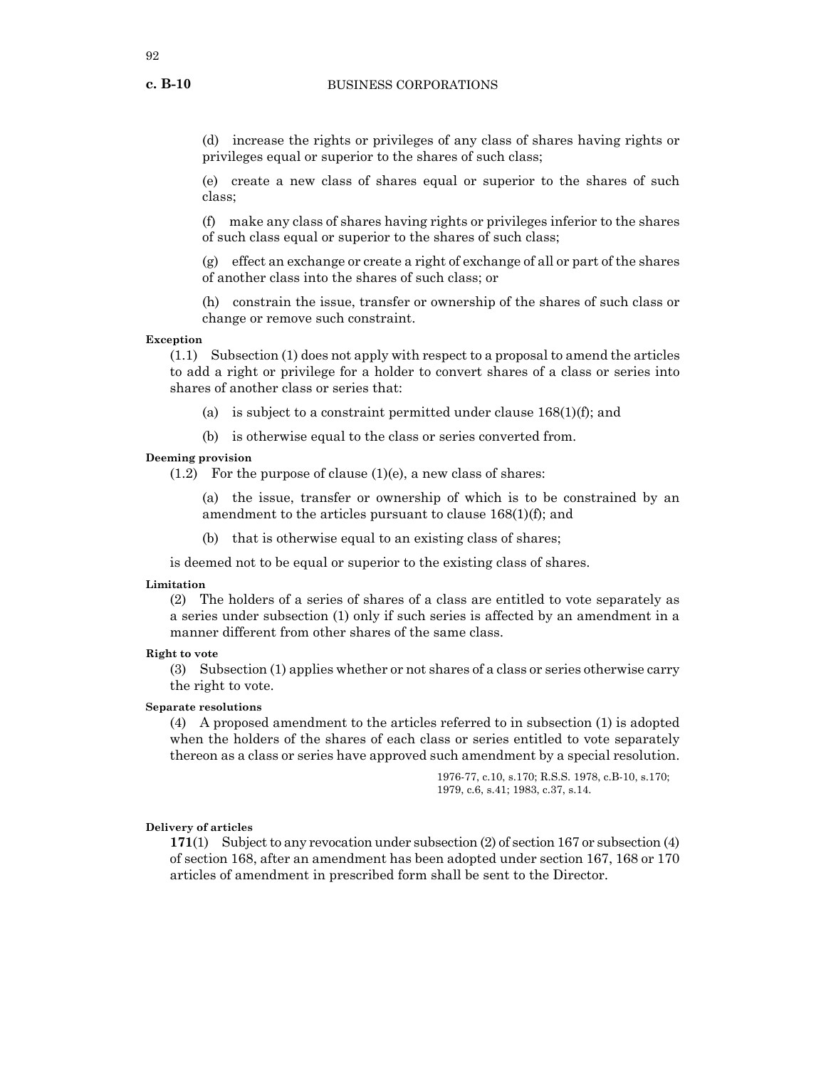(d) increase the rights or privileges of any class of shares having rights or privileges equal or superior to the shares of such class;

(e) create a new class of shares equal or superior to the shares of such class;

(f) make any class of shares having rights or privileges inferior to the shares of such class equal or superior to the shares of such class;

(g) effect an exchange or create a right of exchange of all or part of the shares of another class into the shares of such class; or

(h) constrain the issue, transfer or ownership of the shares of such class or change or remove such constraint.

**Exception**

(1.1) Subsection (1) does not apply with respect to a proposal to amend the articles to add a right or privilege for a holder to convert shares of a class or series into shares of another class or series that:

(a) is subject to a constraint permitted under clause 168(1)(f); and

(b) is otherwise equal to the class or series converted from.

**Deeming provision**

(1.2) For the purpose of clause (1)(e), a new class of shares:

(a) the issue, transfer or ownership of which is to be constrained by an amendment to the articles pursuant to clause 168(1)(f); and

(b) that is otherwise equal to an existing class of shares;

is deemed not to be equal or superior to the existing class of shares.

**Limitation**

(2) The holders of a series of shares of a class are entitled to vote separately as a series under subsection (1) only if such series is affected by an amendment in a manner different from other shares of the same class.

**Right to vote**

(3) Subsection (1) applies whether or not shares of a class or series otherwise carry the right to vote.

**Separate resolutions**

(4) A proposed amendment to the articles referred to in subsection (1) is adopted when the holders of the shares of each class or series entitled to vote separately thereon as a class or series have approved such amendment by a special resolution.

1976-77, c.10, s.170; R.S.S. 1978, c.B-10, s.170; 1979, c.6, s.41; 1983, c.37, s.14.

**Delivery of articles**

**171**(1) Subject to any revocation under subsection (2) of section 167 or subsection (4) of section 168, after an amendment has been adopted under section 167, 168 or 170 articles of amendment in prescribed form shall be sent to the Director.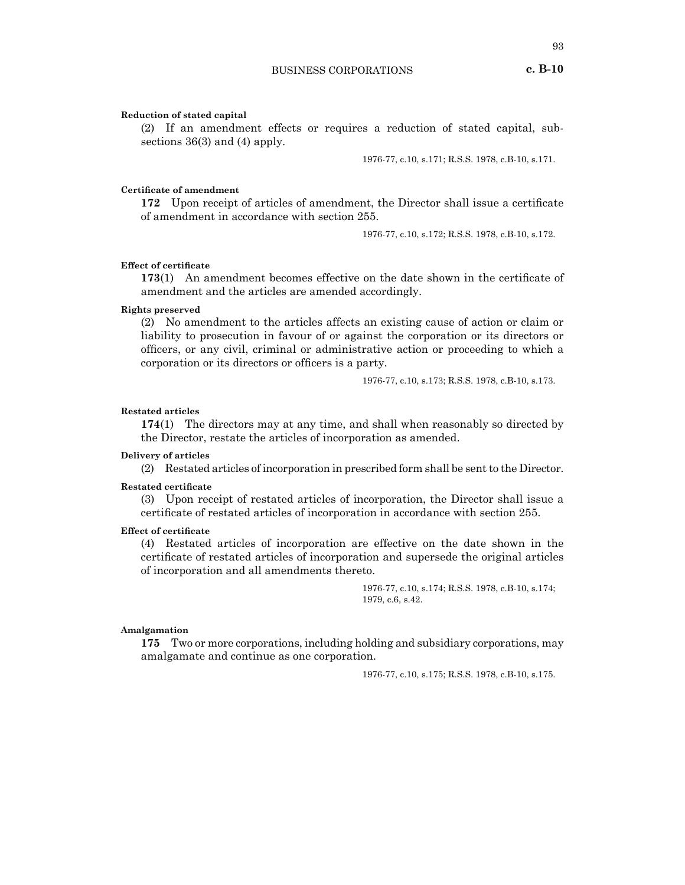**Reduction of stated capital**

(2) If an amendment effects or requires a reduction of stated capital, subsections 36(3) and (4) apply.

1976-77, c.10, s.171; R.S.S. 1978, c.B-10, s.171.

**Certificate of amendment**

**172** Upon receipt of articles of amendment, the Director shall issue a certificate of amendment in accordance with section 255.

1976-77, c.10, s.172; R.S.S. 1978, c.B-10, s.172.

**Effect of certificate**

**173**(1) An amendment becomes effective on the date shown in the certificate of amendment and the articles are amended accordingly.

**Rights preserved**

(2) No amendment to the articles affects an existing cause of action or claim or liability to prosecution in favour of or against the corporation or its directors or officers, or any civil, criminal or administrative action or proceeding to which a corporation or its directors or officers is a party.

1976-77, c.10, s.173; R.S.S. 1978, c.B-10, s.173.

**Restated articles**

**174**(1) The directors may at any time, and shall when reasonably so directed by the Director, restate the articles of incorporation as amended.

**Delivery of articles**

(2) Restated articles of incorporation in prescribed form shall be sent to the Director.

**Restated certificate**

(3) Upon receipt of restated articles of incorporation, the Director shall issue a certificate of restated articles of incorporation in accordance with section 255.

**Effect of certificate**

(4) Restated articles of incorporation are effective on the date shown in the certificate of restated articles of incorporation and supersede the original articles of incorporation and all amendments thereto.

1976-77, c.10, s.174; R.S.S. 1978, c.B-10, s.174; 1979, c.6, s.42.

**Amalgamation**

**175** Two or more corporations, including holding and subsidiary corporations, may amalgamate and continue as one corporation.

1976-77, c.10, s.175; R.S.S. 1978, c.B-10, s.175.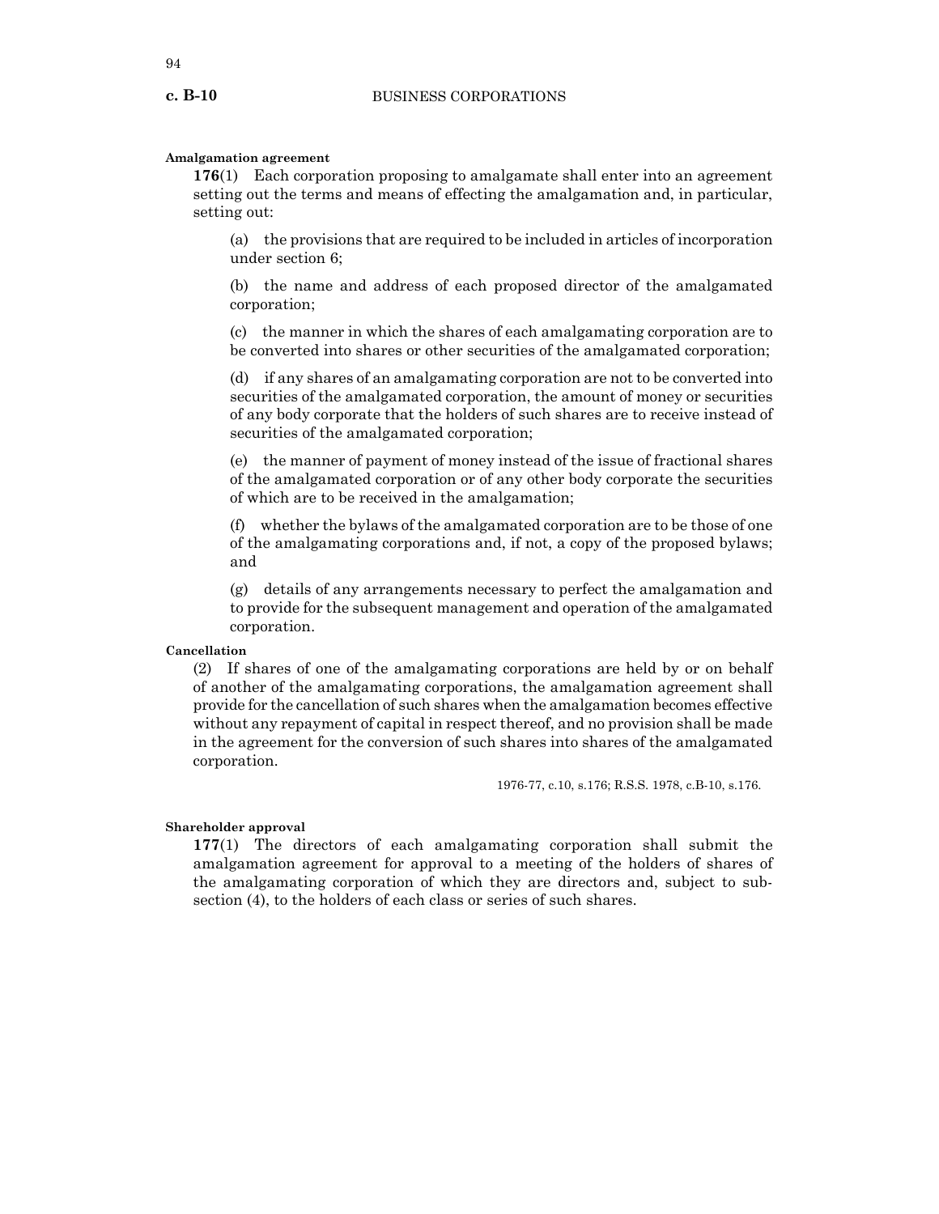**Amalgamation agreement**

**176**(1) Each corporation proposing to amalgamate shall enter into an agreement setting out the terms and means of effecting the amalgamation and, in particular, setting out:

(a) the provisions that are required to be included in articles of incorporation under section 6;

(b) the name and address of each proposed director of the amalgamated corporation;

(c) the manner in which the shares of each amalgamating corporation are to be converted into shares or other securities of the amalgamated corporation;

(d) if any shares of an amalgamating corporation are not to be converted into securities of the amalgamated corporation, the amount of money or securities of any body corporate that the holders of such shares are to receive instead of securities of the amalgamated corporation;

(e) the manner of payment of money instead of the issue of fractional shares of the amalgamated corporation or of any other body corporate the securities of which are to be received in the amalgamation;

(f) whether the bylaws of the amalgamated corporation are to be those of one of the amalgamating corporations and, if not, a copy of the proposed bylaws; and

(g) details of any arrangements necessary to perfect the amalgamation and to provide for the subsequent management and operation of the amalgamated corporation.

**Cancellation**

(2) If shares of one of the amalgamating corporations are held by or on behalf of another of the amalgamating corporations, the amalgamation agreement shall provide for the cancellation of such shares when the amalgamation becomes effective without any repayment of capital in respect thereof, and no provision shall be made in the agreement for the conversion of such shares into shares of the amalgamated corporation.

1976-77, c.10, s.176; R.S.S. 1978, c.B-10, s.176.

**Shareholder approval**

**177**(1) The directors of each amalgamating corporation shall submit the amalgamation agreement for approval to a meeting of the holders of shares of the amalgamating corporation of which they are directors and, subject to subsection (4), to the holders of each class or series of such shares.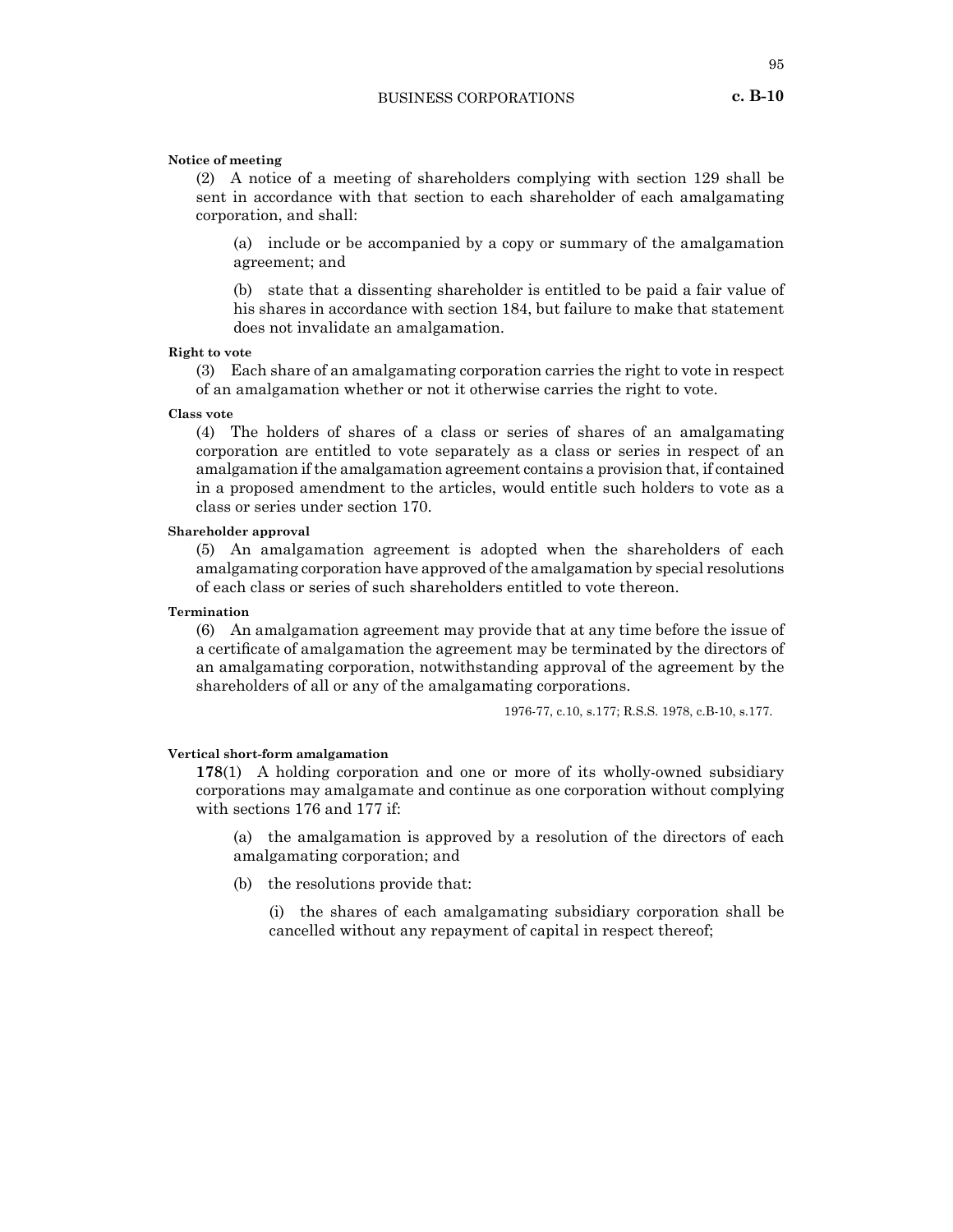**Notice of meeting**

(2) A notice of a meeting of shareholders complying with section 129 shall be sent in accordance with that section to each shareholder of each amalgamating corporation, and shall:

(a) include or be accompanied by a copy or summary of the amalgamation agreement; and

(b) state that a dissenting shareholder is entitled to be paid a fair value of his shares in accordance with section 184, but failure to make that statement does not invalidate an amalgamation.

**Right to vote**

(3) Each share of an amalgamating corporation carries the right to vote in respect of an amalgamation whether or not it otherwise carries the right to vote.

**Class vote**

(4) The holders of shares of a class or series of shares of an amalgamating corporation are entitled to vote separately as a class or series in respect of an amalgamation if the amalgamation agreement contains a provision that, if contained in a proposed amendment to the articles, would entitle such holders to vote as a class or series under section 170.

**Shareholder approval**

(5) An amalgamation agreement is adopted when the shareholders of each amalgamating corporation have approved of the amalgamation by special resolutions of each class or series of such shareholders entitled to vote thereon.

**Termination**

(6) An amalgamation agreement may provide that at any time before the issue of a certificate of amalgamation the agreement may be terminated by the directors of an amalgamating corporation, notwithstanding approval of the agreement by the shareholders of all or any of the amalgamating corporations.

1976-77, c.10, s.177; R.S.S. 1978, c.B-10, s.177.

**Vertical short-form amalgamation**

**178**(1) A holding corporation and one or more of its wholly-owned subsidiary corporations may amalgamate and continue as one corporation without complying with sections 176 and 177 if:

(a) the amalgamation is approved by a resolution of the directors of each amalgamating corporation; and

(b) the resolutions provide that:

(i) the shares of each amalgamating subsidiary corporation shall be cancelled without any repayment of capital in respect thereof;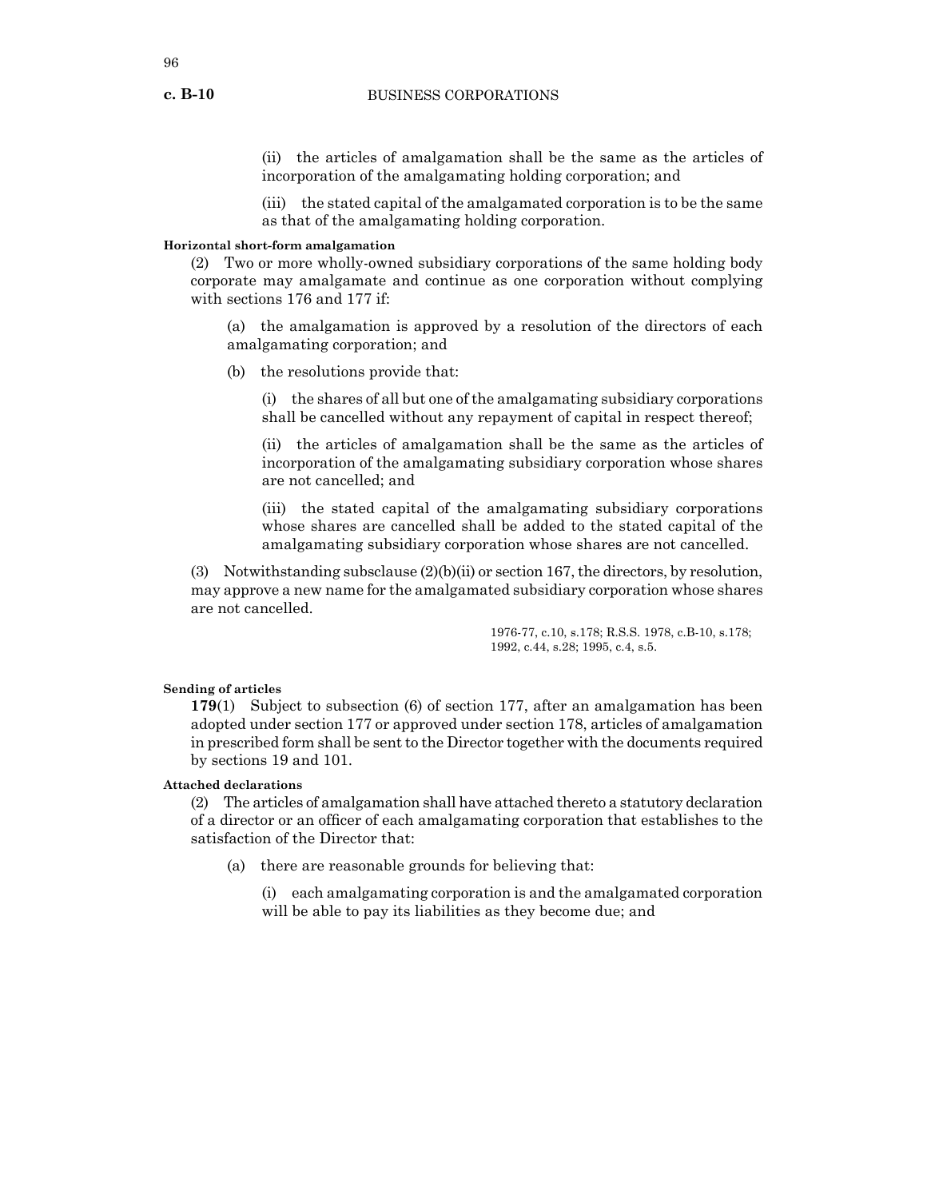(ii) the articles of amalgamation shall be the same as the articles of incorporation of the amalgamating holding corporation; and

(iii) the stated capital of the amalgamated corporation is to be the same as that of the amalgamating holding corporation.

**Horizontal short-form amalgamation**

(2) Two or more wholly-owned subsidiary corporations of the same holding body corporate may amalgamate and continue as one corporation without complying with sections 176 and 177 if:

(a) the amalgamation is approved by a resolution of the directors of each amalgamating corporation; and

(b) the resolutions provide that:

(i) the shares of all but one of the amalgamating subsidiary corporations shall be cancelled without any repayment of capital in respect thereof;

(ii) the articles of amalgamation shall be the same as the articles of incorporation of the amalgamating subsidiary corporation whose shares are not cancelled; and

(iii) the stated capital of the amalgamating subsidiary corporations whose shares are cancelled shall be added to the stated capital of the amalgamating subsidiary corporation whose shares are not cancelled.

(3) Notwithstanding subsclause (2)(b)(ii) or section 167, the directors, by resolution, may approve a new name for the amalgamated subsidiary corporation whose shares are not cancelled.

1976-77, c.10, s.178; R.S.S. 1978, c.B-10, s.178; 1992, c.44, s.28; 1995, c.4, s.5.

**Sending of articles**

**179**(1) Subject to subsection (6) of section 177, after an amalgamation has been adopted under section 177 or approved under section 178, articles of amalgamation in prescribed form shall be sent to the Director together with the documents required by sections 19 and 101.

**Attached declarations**

(2) The articles of amalgamation shall have attached thereto a statutory declaration of a director or an officer of each amalgamating corporation that establishes to the satisfaction of the Director that:

(a) there are reasonable grounds for believing that:

(i) each amalgamating corporation is and the amalgamated corporation will be able to pay its liabilities as they become due; and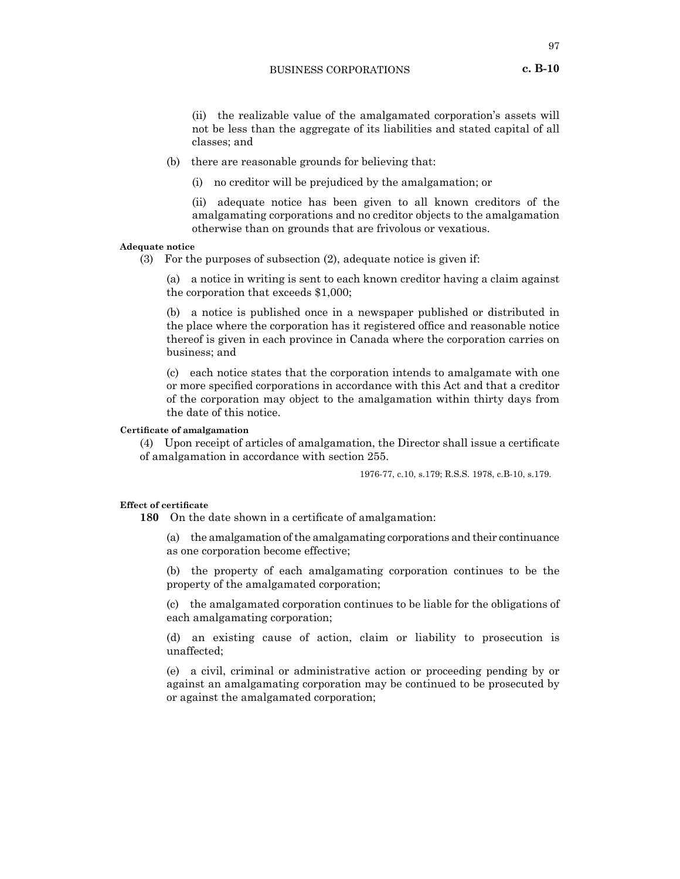(ii) the realizable value of the amalgamated corporation's assets will not be less than the aggregate of its liabilities and stated capital of all classes; and

(b) there are reasonable grounds for believing that:

(i) no creditor will be prejudiced by the amalgamation; or

(ii) adequate notice has been given to all known creditors of the amalgamating corporations and no creditor objects to the amalgamation otherwise than on grounds that are frivolous or vexatious.

**Adequate notice**

(3) For the purposes of subsection (2), adequate notice is given if:

(a) a notice in writing is sent to each known creditor having a claim against the corporation that exceeds $1,000;

(b) a notice is published once in a newspaper published or distributed in the place where the corporation has it registered office and reasonable notice thereof is given in each province in Canada where the corporation carries on business; and

(c) each notice states that the corporation intends to amalgamate with one or more specified corporations in accordance with this Act and that a creditor of the corporation may object to the amalgamation within thirty days from the date of this notice.

**Certificate of amalgamation**

(4) Upon receipt of articles of amalgamation, the Director shall issue a certificate of amalgamation in accordance with section 255.

1976-77, c.10, s.179; R.S.S. 1978, c.B-10, s.179.

**Effect of certificate**

**180** On the date shown in a certificate of amalgamation:

(a) the amalgamation of the amalgamating corporations and their continuance as one corporation become effective;

(b) the property of each amalgamating corporation continues to be the property of the amalgamated corporation;

(c) the amalgamated corporation continues to be liable for the obligations of each amalgamating corporation;

(d) an existing cause of action, claim or liability to prosecution is unaffected;

(e) a civil, criminal or administrative action or proceeding pending by or against an amalgamating corporation may be continued to be prosecuted by or against the amalgamated corporation;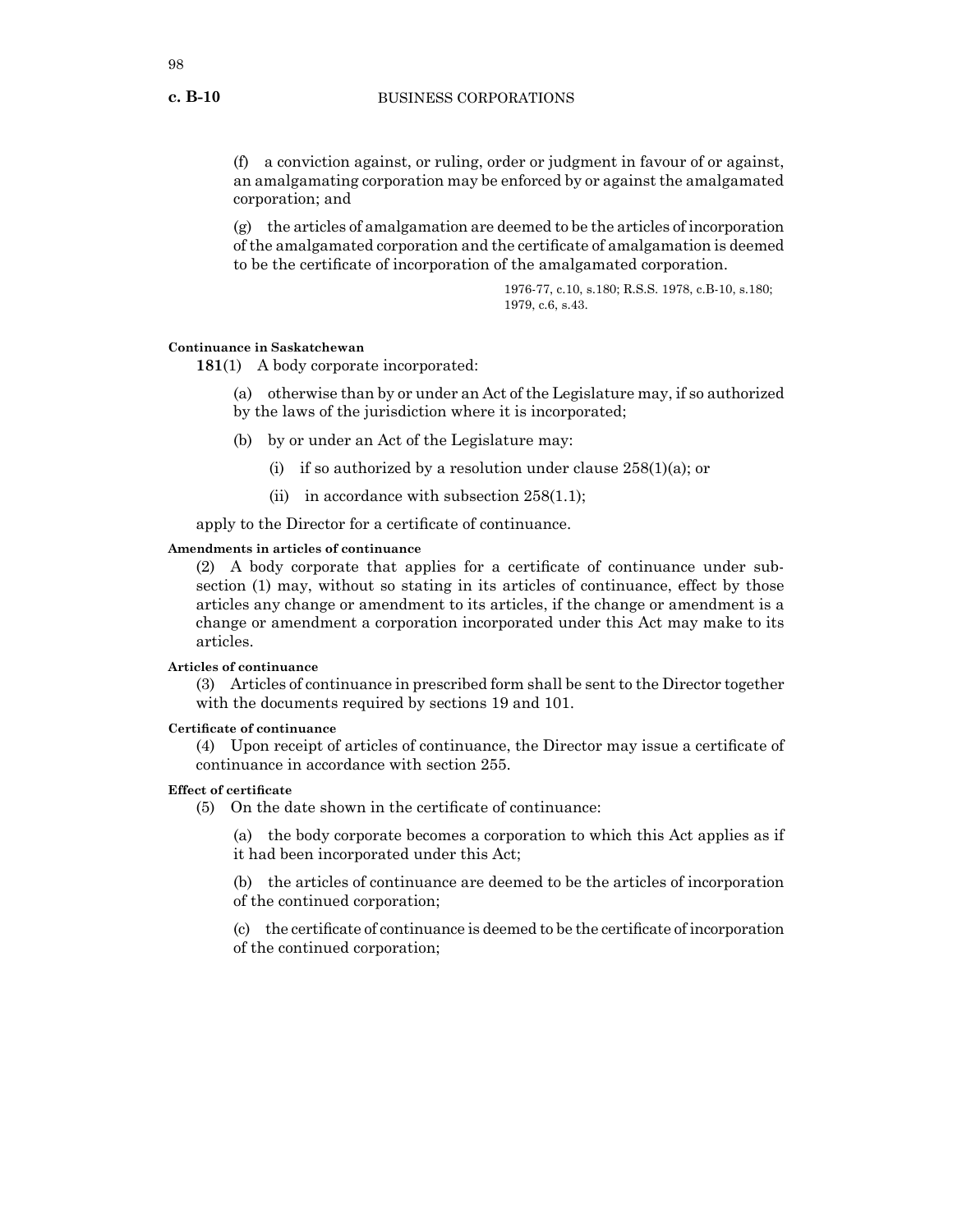(f) a conviction against, or ruling, order or judgment in favour of or against, an amalgamating corporation may be enforced by or against the amalgamated corporation; and

(g) the articles of amalgamation are deemed to be the articles of incorporation of the amalgamated corporation and the certificate of amalgamation is deemed to be the certificate of incorporation of the amalgamated corporation.

1976-77, c.10, s.180; R.S.S. 1978, c.B-10, s.180; 1979, c.6, s.43.

**Continuance in Saskatchewan**

**181**(1) A body corporate incorporated:

(a) otherwise than by or under an Act of the Legislature may, if so authorized by the laws of the jurisdiction where it is incorporated;

(b) by or under an Act of the Legislature may:

(i) if so authorized by a resolution under clause 258(1)(a); or

(ii) in accordance with subsection 258(1.1);

apply to the Director for a certificate of continuance.

**Amendments in articles of continuance**

(2) A body corporate that applies for a certificate of continuance under subsection (1) may, without so stating in its articles of continuance, effect by those articles any change or amendment to its articles, if the change or amendment is a change or amendment a corporation incorporated under this Act may make to its articles.

**Articles of continuance**

(3) Articles of continuance in prescribed form shall be sent to the Director together with the documents required by sections 19 and 101.

**Certificate of continuance**

(4) Upon receipt of articles of continuance, the Director may issue a certificate of continuance in accordance with section 255.

**Effect of certificate**

(5) On the date shown in the certificate of continuance:

(a) the body corporate becomes a corporation to which this Act applies as if it had been incorporated under this Act;

(b) the articles of continuance are deemed to be the articles of incorporation of the continued corporation;

(c) the certificate of continuance is deemed to be the certificate of incorporation of the continued corporation;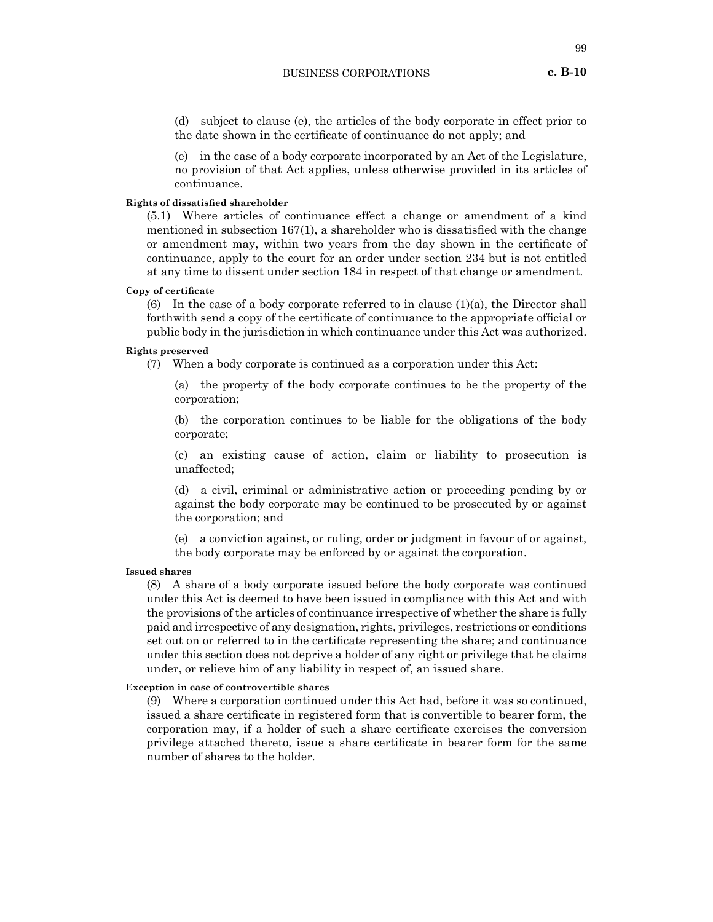(d) subject to clause (e), the articles of the body corporate in effect prior to the date shown in the certificate of continuance do not apply; and

(e) in the case of a body corporate incorporated by an Act of the Legislature, no provision of that Act applies, unless otherwise provided in its articles of continuance.

**Rights of dissatisfied shareholder**

(5.1) Where articles of continuance effect a change or amendment of a kind mentioned in subsection 167(1), a shareholder who is dissatisfied with the change or amendment may, within two years from the day shown in the certificate of continuance, apply to the court for an order under section 234 but is not entitled at any time to dissent under section 184 in respect of that change or amendment.

**Copy of certificate**

(6) In the case of a body corporate referred to in clause (1)(a), the Director shall forthwith send a copy of the certificate of continuance to the appropriate official or public body in the jurisdiction in which continuance under this Act was authorized.

**Rights preserved**

(7) When a body corporate is continued as a corporation under this Act:

(a) the property of the body corporate continues to be the property of the corporation;

(b) the corporation continues to be liable for the obligations of the body corporate;

(c) an existing cause of action, claim or liability to prosecution is unaffected;

(d) a civil, criminal or administrative action or proceeding pending by or against the body corporate may be continued to be prosecuted by or against the corporation; and

(e) a conviction against, or ruling, order or judgment in favour of or against, the body corporate may be enforced by or against the corporation.

**Issued shares**

(8) A share of a body corporate issued before the body corporate was continued under this Act is deemed to have been issued in compliance with this Act and with the provisions of the articles of continuance irrespective of whether the share is fully paid and irrespective of any designation, rights, privileges, restrictions or conditions set out on or referred to in the certificate representing the share; and continuance under this section does not deprive a holder of any right or privilege that he claims under, or relieve him of any liability in respect of, an issued share.

**Exception in case of controvertible shares**

(9) Where a corporation continued under this Act had, before it was so continued, issued a share certificate in registered form that is convertible to bearer form, the corporation may, if a holder of such a share certificate exercises the conversion privilege attached thereto, issue a share certificate in bearer form for the same number of shares to the holder.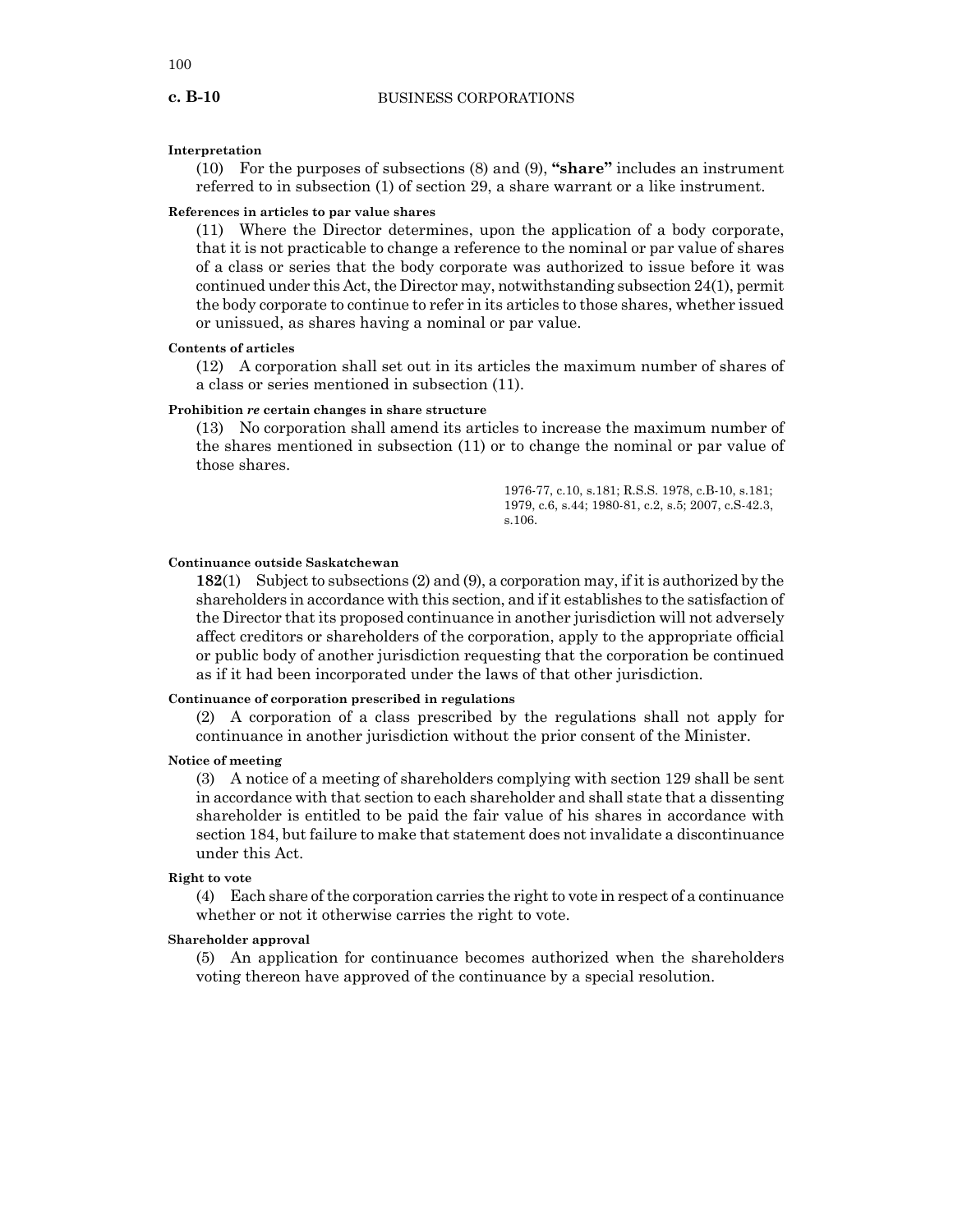**Interpretation**

(10) For the purposes of subsections (8) and (9), **"share"** includes an instrument referred to in subsection (1) of section 29, a share warrant or a like instrument.

**References in articles to par value shares**

(11) Where the Director determines, upon the application of a body corporate, that it is not practicable to change a reference to the nominal or par value of shares of a class or series that the body corporate was authorized to issue before it was continued under this Act, the Director may, notwithstanding subsection 24(1), permit the body corporate to continue to refer in its articles to those shares, whether issued or unissued, as shares having a nominal or par value.

**Contents of articles**

(12) A corporation shall set out in its articles the maximum number of shares of a class or series mentioned in subsection (11).

**Prohibition *re* certain changes in share structure**

(13) No corporation shall amend its articles to increase the maximum number of the shares mentioned in subsection (11) or to change the nominal or par value of those shares.

1976-77, c.10, s.181; R.S.S. 1978, c.B-10, s.181; 1979, c.6, s.44; 1980-81, c.2, s.5; 2007, c.S-42.3, s.106.

**Continuance outside Saskatchewan**

**182**(1) Subject to subsections (2) and (9), a corporation may, if it is authorized by the shareholders in accordance with this section, and if it establishes to the satisfaction of the Director that its proposed continuance in another jurisdiction will not adversely affect creditors or shareholders of the corporation, apply to the appropriate official or public body of another jurisdiction requesting that the corporation be continued as if it had been incorporated under the laws of that other jurisdiction.

**Continuance of corporation prescribed in regulations**

(2) A corporation of a class prescribed by the regulations shall not apply for continuance in another jurisdiction without the prior consent of the Minister.

**Notice of meeting**

(3) A notice of a meeting of shareholders complying with section 129 shall be sent in accordance with that section to each shareholder and shall state that a dissenting shareholder is entitled to be paid the fair value of his shares in accordance with section 184, but failure to make that statement does not invalidate a discontinuance under this Act.

**Right to vote**

(4) Each share of the corporation carries the right to vote in respect of a continuance whether or not it otherwise carries the right to vote.

**Shareholder approval**

(5) An application for continuance becomes authorized when the shareholders voting thereon have approved of the continuance by a special resolution.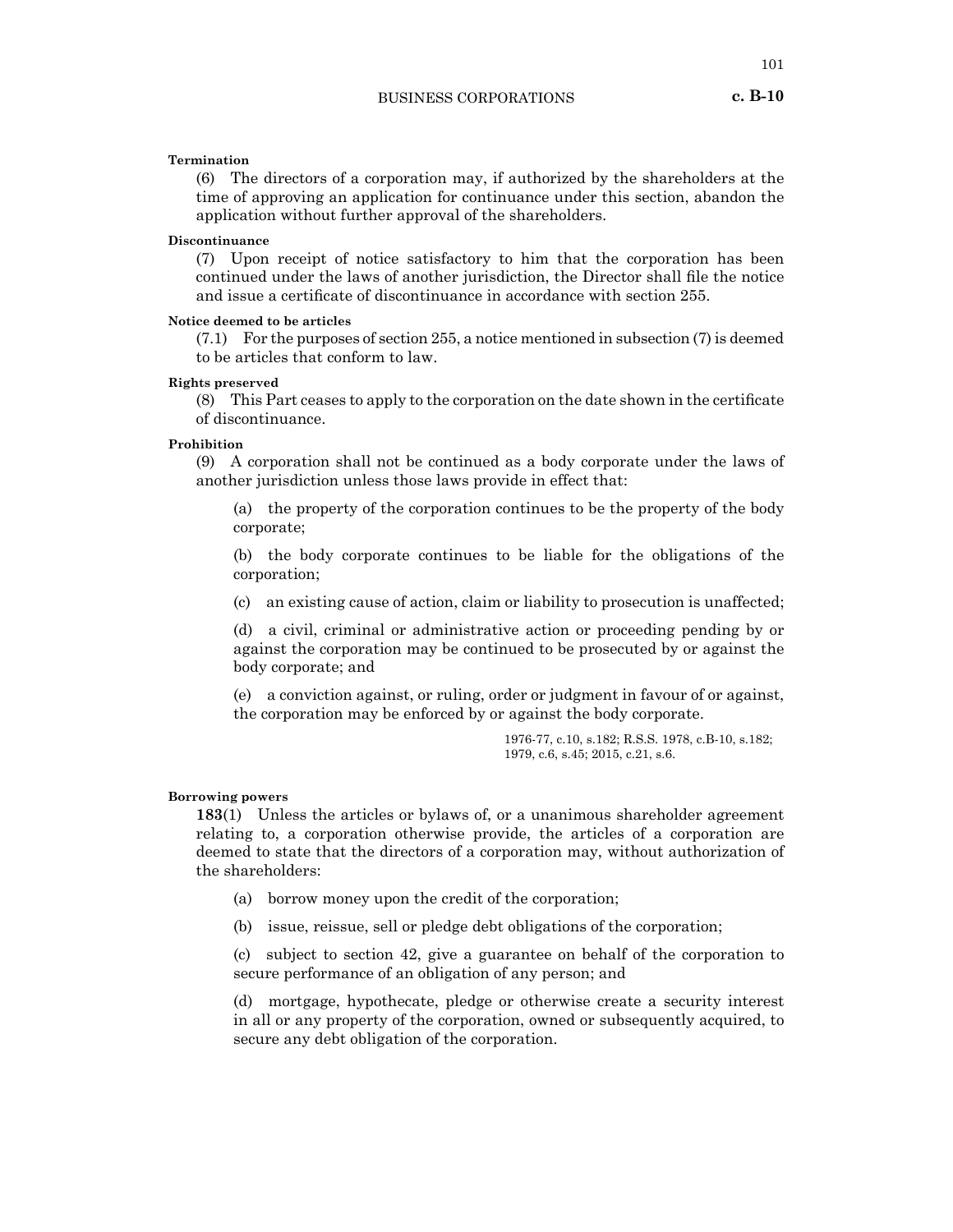**Termination**

(6) The directors of a corporation may, if authorized by the shareholders at the time of approving an application for continuance under this section, abandon the application without further approval of the shareholders.

**Discontinuance**

(7) Upon receipt of notice satisfactory to him that the corporation has been continued under the laws of another jurisdiction, the Director shall file the notice and issue a certificate of discontinuance in accordance with section 255.

**Notice deemed to be articles**

(7.1) For the purposes of section 255, a notice mentioned in subsection (7) is deemed to be articles that conform to law.

**Rights preserved**

(8) This Part ceases to apply to the corporation on the date shown in the certificate of discontinuance.

**Prohibition**

(9) A corporation shall not be continued as a body corporate under the laws of another jurisdiction unless those laws provide in effect that:

(a) the property of the corporation continues to be the property of the body corporate;

(b) the body corporate continues to be liable for the obligations of the corporation;

(c) an existing cause of action, claim or liability to prosecution is unaffected;

(d) a civil, criminal or administrative action or proceeding pending by or against the corporation may be continued to be prosecuted by or against the body corporate; and

(e) a conviction against, or ruling, order or judgment in favour of or against, the corporation may be enforced by or against the body corporate.

1976-77, c.10, s.182; R.S.S. 1978, c.B-10, s.182; 1979, c.6, s.45; 2015, c.21, s.6.

**Borrowing powers**

**183**(1) Unless the articles or bylaws of, or a unanimous shareholder agreement relating to, a corporation otherwise provide, the articles of a corporation are deemed to state that the directors of a corporation may, without authorization of the shareholders:

(a) borrow money upon the credit of the corporation;

(b) issue, reissue, sell or pledge debt obligations of the corporation;

(c) subject to section 42, give a guarantee on behalf of the corporation to secure performance of an obligation of any person; and

(d) mortgage, hypothecate, pledge or otherwise create a security interest in all or any property of the corporation, owned or subsequently acquired, to secure any debt obligation of the corporation.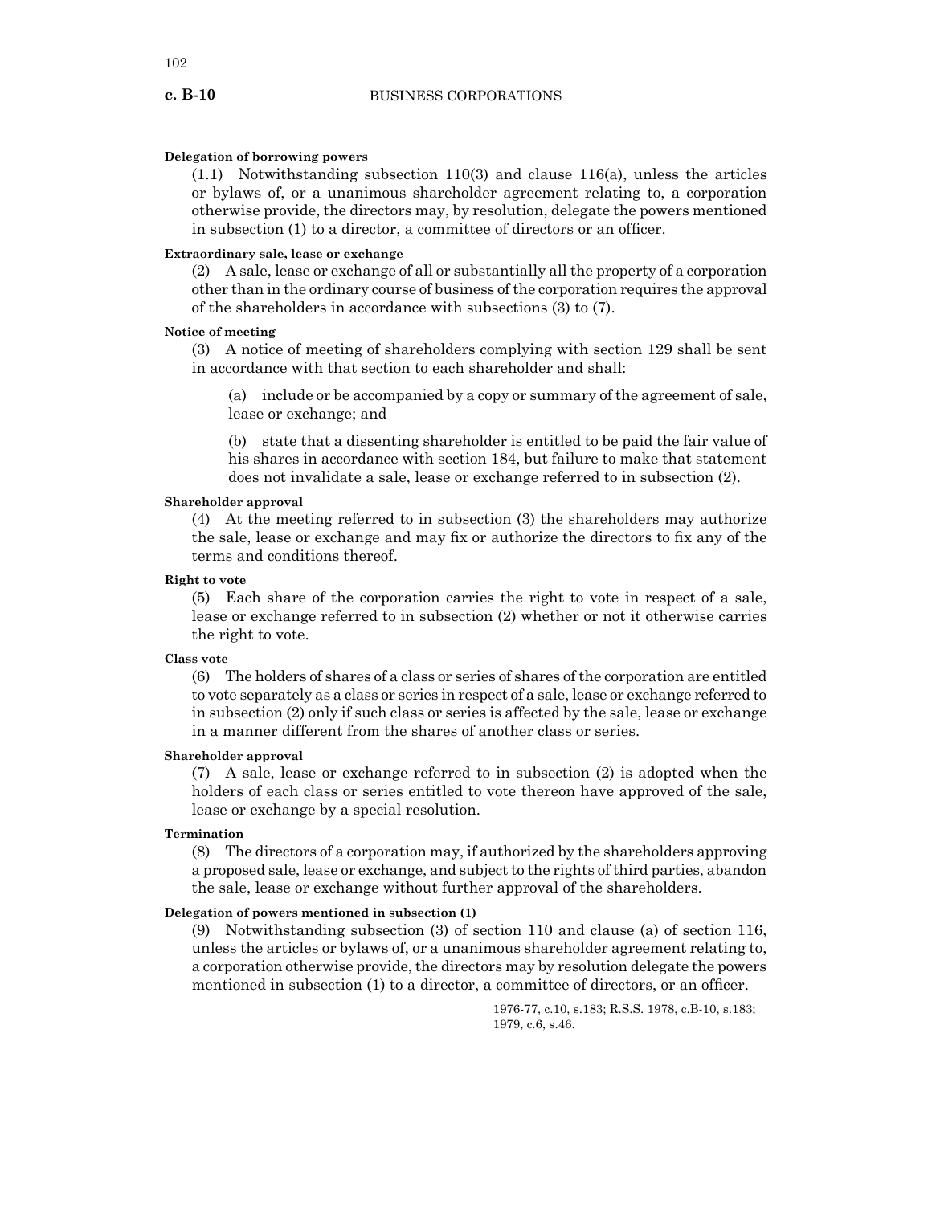**Delegation of borrowing powers**

(1.1) Notwithstanding subsection 110(3) and clause 116(a), unless the articles or bylaws of, or a unanimous shareholder agreement relating to, a corporation otherwise provide, the directors may, by resolution, delegate the powers mentioned in subsection (1) to a director, a committee of directors or an officer.

**Extraordinary sale, lease or exchange**

(2) A sale, lease or exchange of all or substantially all the property of a corporation other than in the ordinary course of business of the corporation requires the approval of the shareholders in accordance with subsections (3) to (7).

**Notice of meeting**

(3) A notice of meeting of shareholders complying with section 129 shall be sent in accordance with that section to each shareholder and shall:

(a) include or be accompanied by a copy or summary of the agreement of sale, lease or exchange; and

(b) state that a dissenting shareholder is entitled to be paid the fair value of his shares in accordance with section 184, but failure to make that statement does not invalidate a sale, lease or exchange referred to in subsection (2).

**Shareholder approval**

(4) At the meeting referred to in subsection (3) the shareholders may authorize the sale, lease or exchange and may fix or authorize the directors to fix any of the terms and conditions thereof.

**Right to vote**

(5) Each share of the corporation carries the right to vote in respect of a sale, lease or exchange referred to in subsection (2) whether or not it otherwise carries the right to vote.

**Class vote**

(6) The holders of shares of a class or series of shares of the corporation are entitled to vote separately as a class or series in respect of a sale, lease or exchange referred to in subsection (2) only if such class or series is affected by the sale, lease or exchange in a manner different from the shares of another class or series.

**Shareholder approval**

(7) A sale, lease or exchange referred to in subsection (2) is adopted when the holders of each class or series entitled to vote thereon have approved of the sale, lease or exchange by a special resolution.

**Termination**

(8) The directors of a corporation may, if authorized by the shareholders approving a proposed sale, lease or exchange, and subject to the rights of third parties, abandon the sale, lease or exchange without further approval of the shareholders.

**Delegation of powers mentioned in subsection (1)**

(9) Notwithstanding subsection (3) of section 110 and clause (a) of section 116, unless the articles or bylaws of, or a unanimous shareholder agreement relating to, a corporation otherwise provide, the directors may by resolution delegate the powers mentioned in subsection (1) to a director, a committee of directors, or an officer.

1976-77, c.10, s.183; R.S.S. 1978, c.B-10, s.183; 1979, c.6, s.46.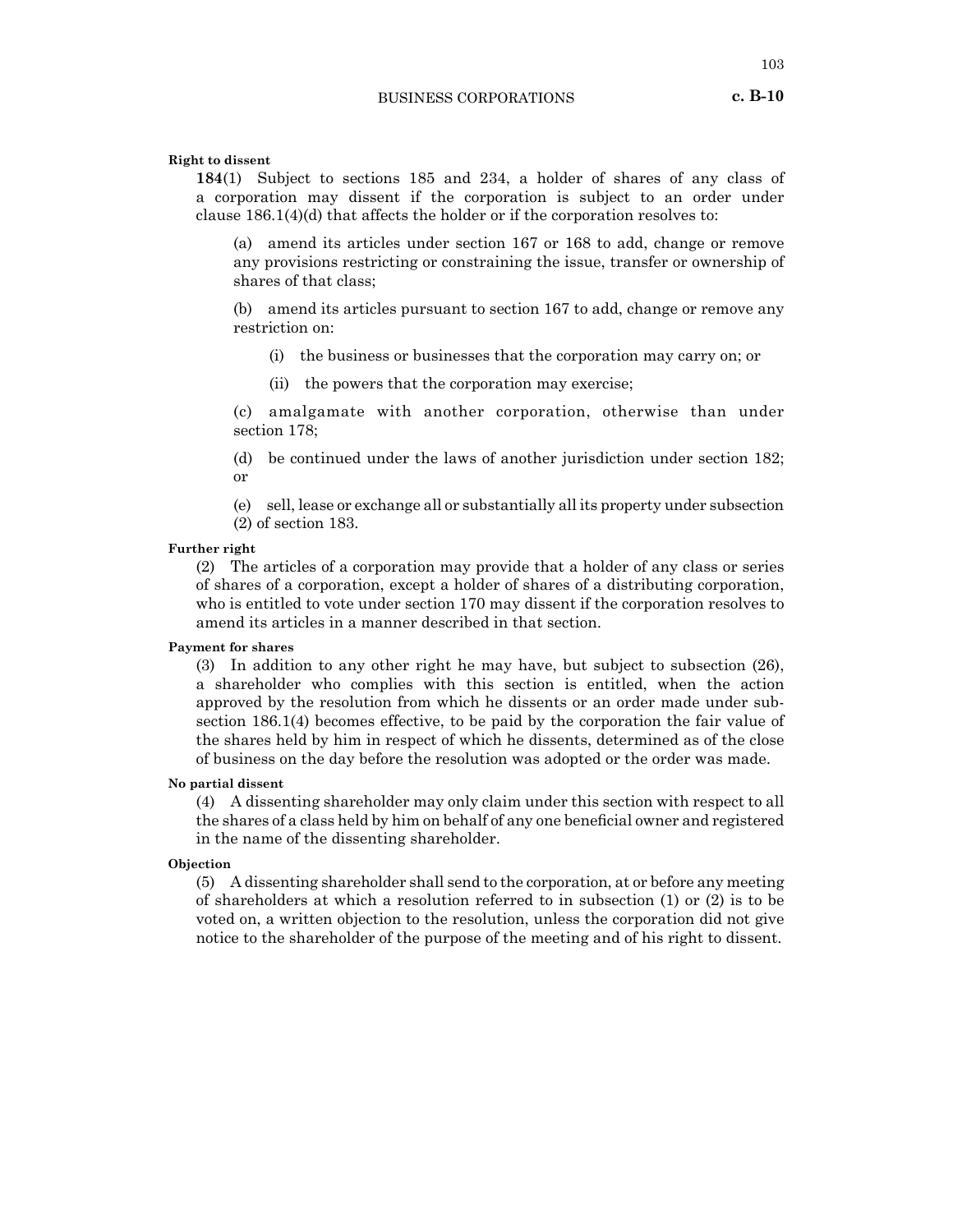**Right to dissent**

**184**(1) Subject to sections 185 and 234, a holder of shares of any class of a corporation may dissent if the corporation is subject to an order under clause 186.1(4)(d) that affects the holder or if the corporation resolves to:

(a) amend its articles under section 167 or 168 to add, change or remove any provisions restricting or constraining the issue, transfer or ownership of shares of that class;

(b) amend its articles pursuant to section 167 to add, change or remove any restriction on:

(i) the business or businesses that the corporation may carry on; or

(ii) the powers that the corporation may exercise;

(c) amalgamate with another corporation, otherwise than under section 178;

(d) be continued under the laws of another jurisdiction under section 182; or

(e) sell, lease or exchange all or substantially all its property under subsection (2) of section 183.

**Further right**

(2) The articles of a corporation may provide that a holder of any class or series of shares of a corporation, except a holder of shares of a distributing corporation, who is entitled to vote under section 170 may dissent if the corporation resolves to amend its articles in a manner described in that section.

**Payment for shares**

(3) In addition to any other right he may have, but subject to subsection (26), a shareholder who complies with this section is entitled, when the action approved by the resolution from which he dissents or an order made under subsection 186.1(4) becomes effective, to be paid by the corporation the fair value of the shares held by him in respect of which he dissents, determined as of the close of business on the day before the resolution was adopted or the order was made.

**No partial dissent**

(4) A dissenting shareholder may only claim under this section with respect to all the shares of a class held by him on behalf of any one beneficial owner and registered in the name of the dissenting shareholder.

**Objection**

(5) A dissenting shareholder shall send to the corporation, at or before any meeting of shareholders at which a resolution referred to in subsection (1) or (2) is to be voted on, a written objection to the resolution, unless the corporation did not give notice to the shareholder of the purpose of the meeting and of his right to dissent.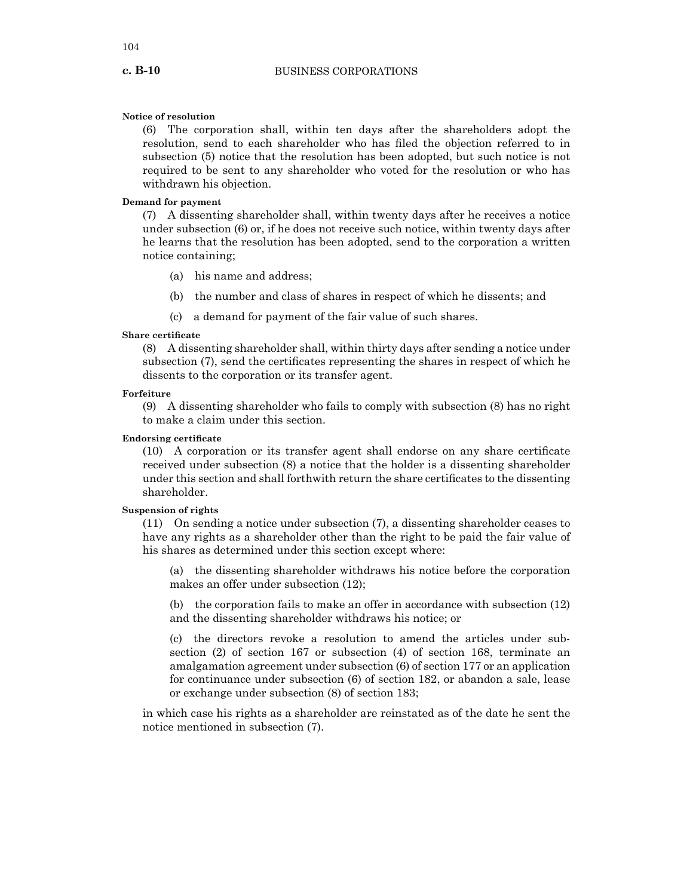**Notice of resolution**

(6) The corporation shall, within ten days after the shareholders adopt the resolution, send to each shareholder who has filed the objection referred to in subsection (5) notice that the resolution has been adopted, but such notice is not required to be sent to any shareholder who voted for the resolution or who has withdrawn his objection.

**Demand for payment**

(7) A dissenting shareholder shall, within twenty days after he receives a notice under subsection (6) or, if he does not receive such notice, within twenty days after he learns that the resolution has been adopted, send to the corporation a written notice containing;

(a) his name and address;

(b) the number and class of shares in respect of which he dissents; and

(c) a demand for payment of the fair value of such shares.

**Share certificate**

(8) A dissenting shareholder shall, within thirty days after sending a notice under subsection (7), send the certificates representing the shares in respect of which he dissents to the corporation or its transfer agent.

**Forfeiture**

(9) A dissenting shareholder who fails to comply with subsection (8) has no right to make a claim under this section.

**Endorsing certificate**

(10) A corporation or its transfer agent shall endorse on any share certificate received under subsection (8) a notice that the holder is a dissenting shareholder under this section and shall forthwith return the share certificates to the dissenting shareholder.

**Suspension of rights**

(11) On sending a notice under subsection (7), a dissenting shareholder ceases to have any rights as a shareholder other than the right to be paid the fair value of his shares as determined under this section except where:

(a) the dissenting shareholder withdraws his notice before the corporation makes an offer under subsection (12);

(b) the corporation fails to make an offer in accordance with subsection (12) and the dissenting shareholder withdraws his notice; or

(c) the directors revoke a resolution to amend the articles under subsection (2) of section 167 or subsection (4) of section 168, terminate an amalgamation agreement under subsection (6) of section 177 or an application for continuance under subsection (6) of section 182, or abandon a sale, lease or exchange under subsection (8) of section 183;

in which case his rights as a shareholder are reinstated as of the date he sent the notice mentioned in subsection (7).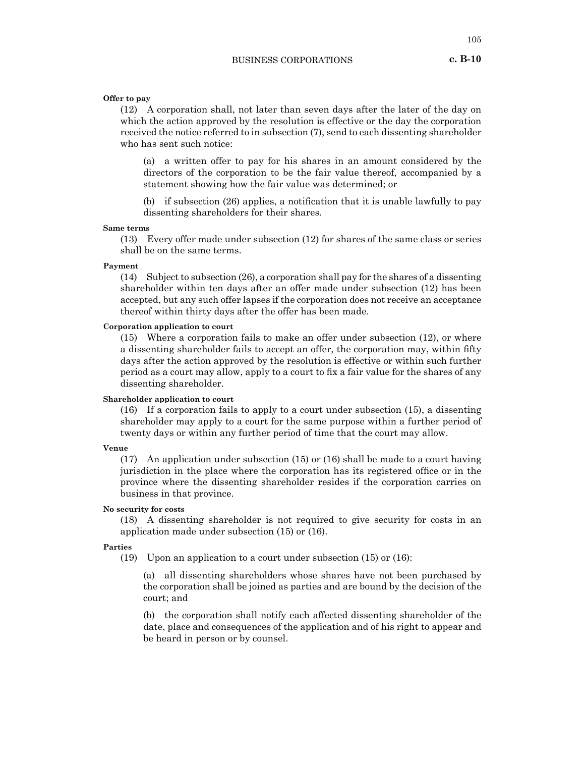**Offer to pay**

(12) A corporation shall, not later than seven days after the later of the day on which the action approved by the resolution is effective or the day the corporation received the notice referred to in subsection (7), send to each dissenting shareholder who has sent such notice:

(a) a written offer to pay for his shares in an amount considered by the directors of the corporation to be the fair value thereof, accompanied by a statement showing how the fair value was determined; or

(b) if subsection (26) applies, a notification that it is unable lawfully to pay dissenting shareholders for their shares.

**Same terms**

(13) Every offer made under subsection (12) for shares of the same class or series shall be on the same terms.

**Payment**

(14) Subject to subsection (26), a corporation shall pay for the shares of a dissenting shareholder within ten days after an offer made under subsection (12) has been accepted, but any such offer lapses if the corporation does not receive an acceptance thereof within thirty days after the offer has been made.

**Corporation application to court**

(15) Where a corporation fails to make an offer under subsection (12), or where a dissenting shareholder fails to accept an offer, the corporation may, within fifty days after the action approved by the resolution is effective or within such further period as a court may allow, apply to a court to fix a fair value for the shares of any dissenting shareholder.

**Shareholder application to court**

(16) If a corporation fails to apply to a court under subsection (15), a dissenting shareholder may apply to a court for the same purpose within a further period of twenty days or within any further period of time that the court may allow.

**Venue**

(17) An application under subsection (15) or (16) shall be made to a court having jurisdiction in the place where the corporation has its registered office or in the province where the dissenting shareholder resides if the corporation carries on business in that province.

**No security for costs**

(18) A dissenting shareholder is not required to give security for costs in an application made under subsection (15) or (16).

**Parties**

(19) Upon an application to a court under subsection (15) or (16):

(a) all dissenting shareholders whose shares have not been purchased by the corporation shall be joined as parties and are bound by the decision of the court; and

(b) the corporation shall notify each affected dissenting shareholder of the date, place and consequences of the application and of his right to appear and be heard in person or by counsel.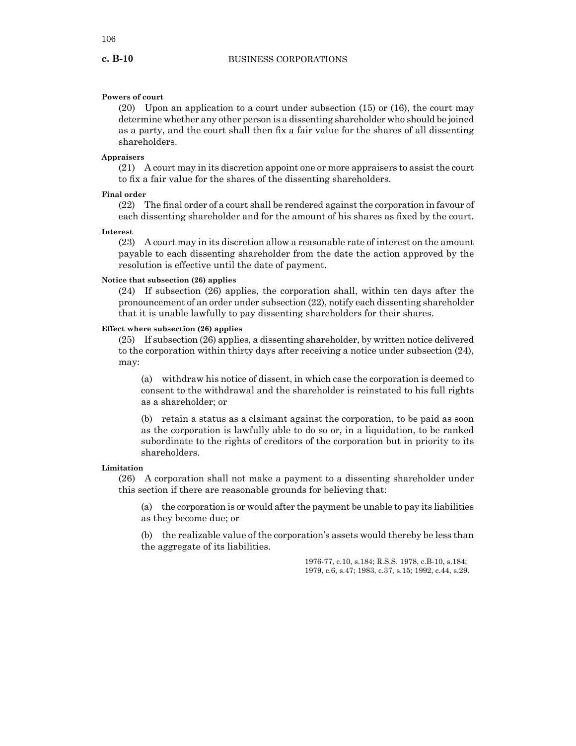**Powers of court**

(20) Upon an application to a court under subsection (15) or (16), the court may determine whether any other person is a dissenting shareholder who should be joined as a party, and the court shall then fix a fair value for the shares of all dissenting shareholders.

**Appraisers**

(21) A court may in its discretion appoint one or more appraisers to assist the court to fix a fair value for the shares of the dissenting shareholders.

**Final order**

(22) The final order of a court shall be rendered against the corporation in favour of each dissenting shareholder and for the amount of his shares as fixed by the court.

**Interest**

(23) A court may in its discretion allow a reasonable rate of interest on the amount payable to each dissenting shareholder from the date the action approved by the resolution is effective until the date of payment.

**Notice that subsection (26) applies**

(24) If subsection (26) applies, the corporation shall, within ten days after the pronouncement of an order under subsection (22), notify each dissenting shareholder that it is unable lawfully to pay dissenting shareholders for their shares.

**Effect where subsection (26) applies**

(25) If subsection (26) applies, a dissenting shareholder, by written notice delivered to the corporation within thirty days after receiving a notice under subsection (24), may:

(a) withdraw his notice of dissent, in which case the corporation is deemed to consent to the withdrawal and the shareholder is reinstated to his full rights as a shareholder; or

(b) retain a status as a claimant against the corporation, to be paid as soon as the corporation is lawfully able to do so or, in a liquidation, to be ranked subordinate to the rights of creditors of the corporation but in priority to its shareholders.

**Limitation**

(26) A corporation shall not make a payment to a dissenting shareholder under this section if there are reasonable grounds for believing that:

(a) the corporation is or would after the payment be unable to pay its liabilities as they become due; or

(b) the realizable value of the corporation's assets would thereby be less than the aggregate of its liabilities.

1976-77, c.10, s.184; R.S.S. 1978, c.B-10, s.184; 1979, c.6, s.47; 1983, c.37, s.15; 1992, c.44, s.29.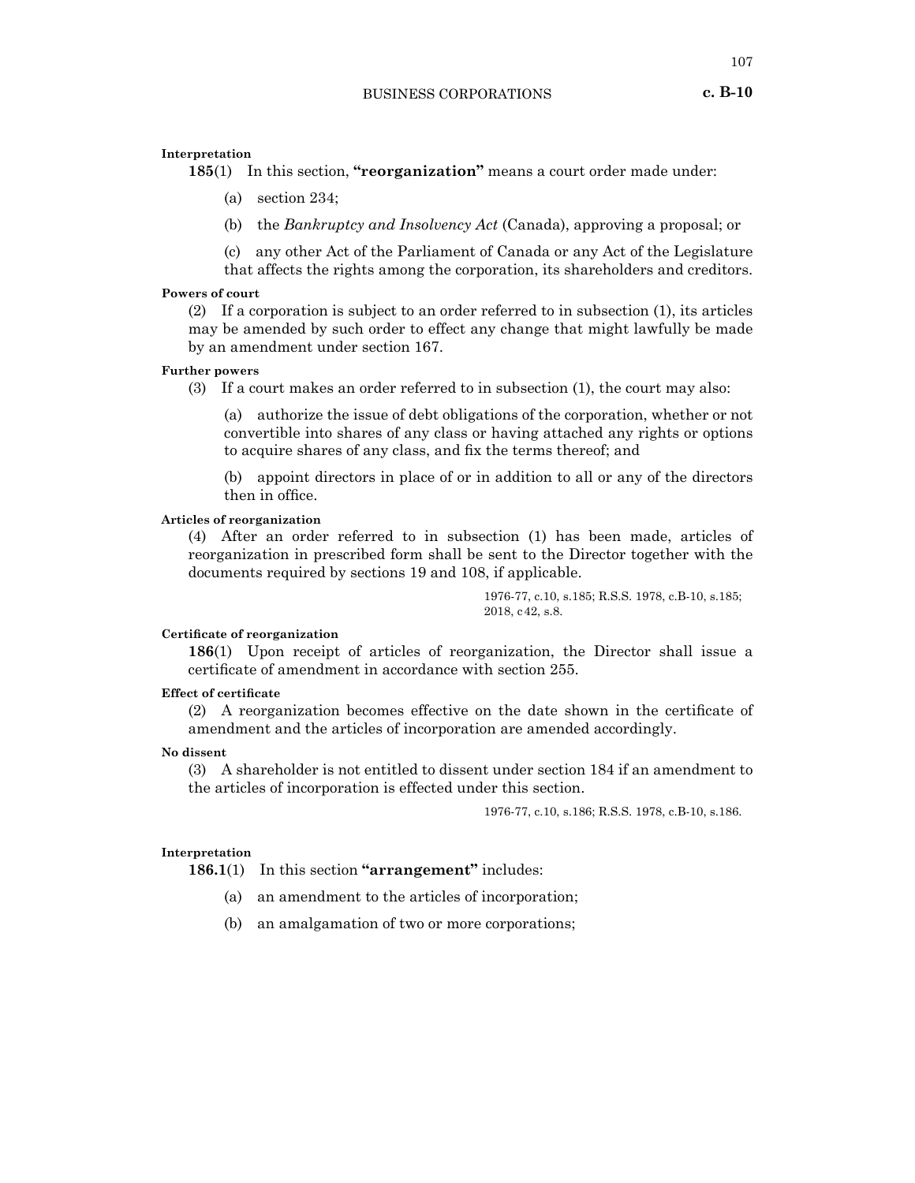**Interpretation**

**185**(1) In this section, **"reorganization"** means a court order made under:

(a) section 234;

(b) the *Bankruptcy and Insolvency Act* (Canada), approving a proposal; or

(c) any other Act of the Parliament of Canada or any Act of the Legislature that affects the rights among the corporation, its shareholders and creditors.

**Powers of court**

(2) If a corporation is subject to an order referred to in subsection (1), its articles may be amended by such order to effect any change that might lawfully be made by an amendment under section 167.

**Further powers**

(3) If a court makes an order referred to in subsection (1), the court may also:

(a) authorize the issue of debt obligations of the corporation, whether or not convertible into shares of any class or having attached any rights or options to acquire shares of any class, and fix the terms thereof; and

(b) appoint directors in place of or in addition to all or any of the directors then in office.

**Articles of reorganization**

(4) After an order referred to in subsection (1) has been made, articles of reorganization in prescribed form shall be sent to the Director together with the documents required by sections 19 and 108, if applicable.

1976-77, c.10, s.185; R.S.S. 1978, c.B-10, s.185; 2018, c42, s.8.

**Certificate of reorganization**

**186**(1) Upon receipt of articles of reorganization, the Director shall issue a certificate of amendment in accordance with section 255.

**Effect of certificate**

(2) A reorganization becomes effective on the date shown in the certificate of amendment and the articles of incorporation are amended accordingly.

**No dissent**

(3) A shareholder is not entitled to dissent under section 184 if an amendment to the articles of incorporation is effected under this section.

1976-77, c.10, s.186; R.S.S. 1978, c.B-10, s.186.

**Interpretation**

**186.1**(1) In this section **"arrangement"** includes:

(a) an amendment to the articles of incorporation;

(b) an amalgamation of two or more corporations;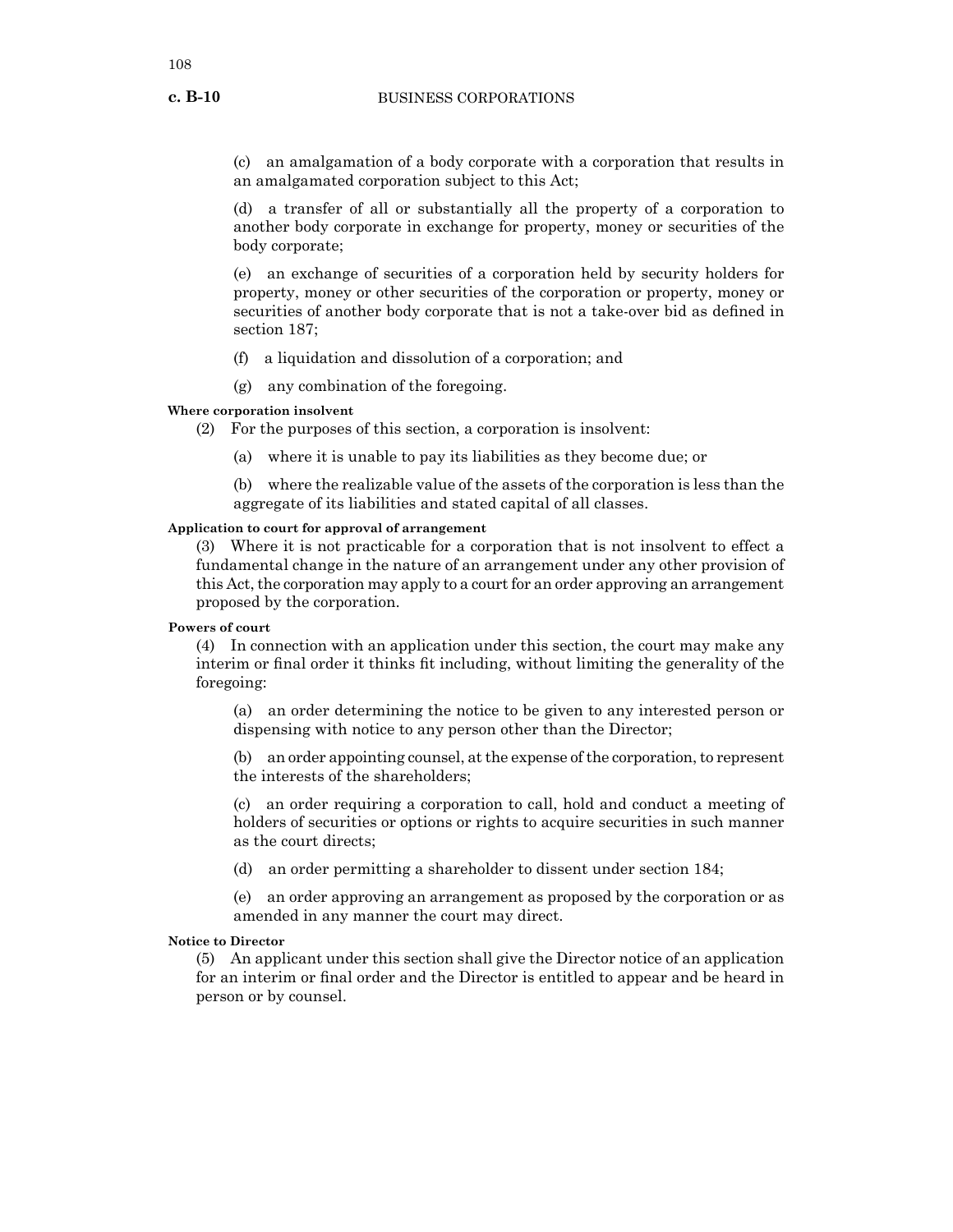(c) an amalgamation of a body corporate with a corporation that results in an amalgamated corporation subject to this Act;

(d) a transfer of all or substantially all the property of a corporation to another body corporate in exchange for property, money or securities of the body corporate;

(e) an exchange of securities of a corporation held by security holders for property, money or other securities of the corporation or property, money or securities of another body corporate that is not a take-over bid as defined in section 187;

(f) a liquidation and dissolution of a corporation; and

(g) any combination of the foregoing.

**Where corporation insolvent**

(2) For the purposes of this section, a corporation is insolvent:

(a) where it is unable to pay its liabilities as they become due; or

(b) where the realizable value of the assets of the corporation is less than the aggregate of its liabilities and stated capital of all classes.

**Application to court for approval of arrangement**

(3) Where it is not practicable for a corporation that is not insolvent to effect a fundamental change in the nature of an arrangement under any other provision of this Act, the corporation may apply to a court for an order approving an arrangement proposed by the corporation.

**Powers of court**

(4) In connection with an application under this section, the court may make any interim or final order it thinks fit including, without limiting the generality of the foregoing:

(a) an order determining the notice to be given to any interested person or dispensing with notice to any person other than the Director;

(b) an order appointing counsel, at the expense of the corporation, to represent the interests of the shareholders;

(c) an order requiring a corporation to call, hold and conduct a meeting of holders of securities or options or rights to acquire securities in such manner as the court directs;

(d) an order permitting a shareholder to dissent under section 184;

(e) an order approving an arrangement as proposed by the corporation or as amended in any manner the court may direct.

**Notice to Director**

(5) An applicant under this section shall give the Director notice of an application for an interim or final order and the Director is entitled to appear and be heard in person or by counsel.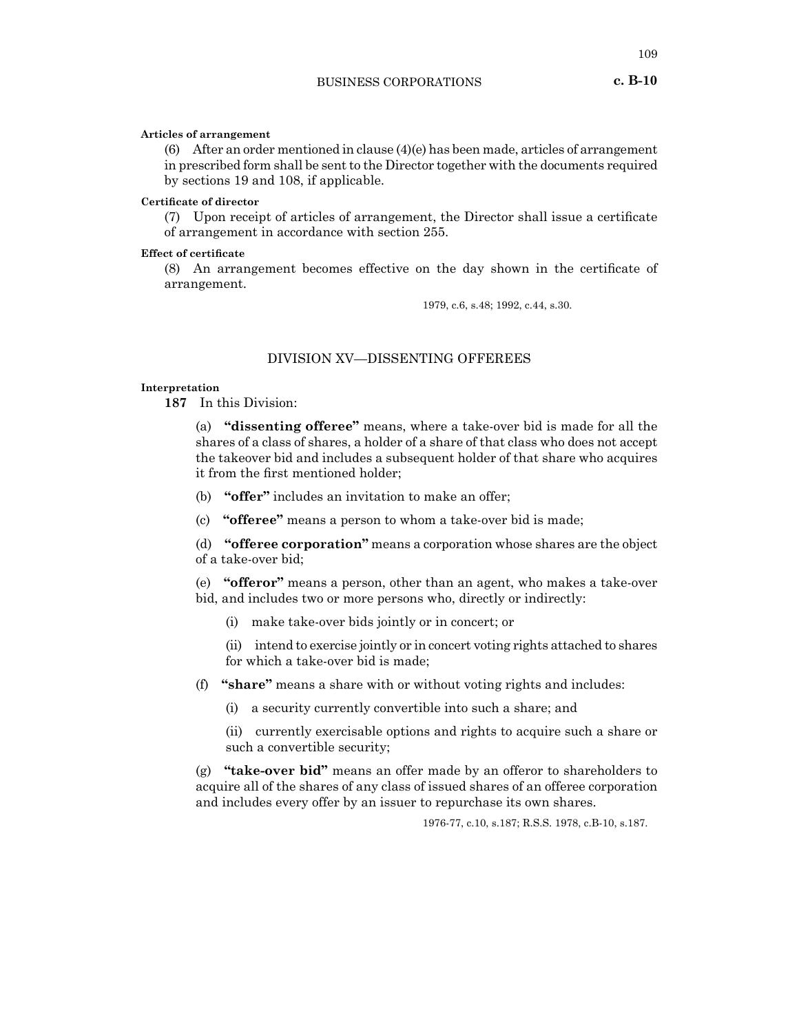**Articles of arrangement**

(6) After an order mentioned in clause (4)(e) has been made, articles of arrangement in prescribed form shall be sent to the Director together with the documents required by sections 19 and 108, if applicable.

**Certificate of director**

(7) Upon receipt of articles of arrangement, the Director shall issue a certificate of arrangement in accordance with section 255.

**Effect of certificate**

(8) An arrangement becomes effective on the day shown in the certificate of arrangement.

1979, c.6, s.48; 1992, c.44, s.30.

## DIVISION XV—DISSENTING OFFEREES

**Interpretation**

**187** In this Division:

(a) **"dissenting offeree"** means, where a take-over bid is made for all the shares of a class of shares, a holder of a share of that class who does not accept the takeover bid and includes a subsequent holder of that share who acquires it from the first mentioned holder;

(b) **"offer"** includes an invitation to make an offer;

(c) **"offeree"** means a person to whom a take-over bid is made;

(d) **"offeree corporation"** means a corporation whose shares are the object of a take-over bid;

(e) **"offeror"** means a person, other than an agent, who makes a take-over bid, and includes two or more persons who, directly or indirectly:

(i) make take-over bids jointly or in concert; or

(ii) intend to exercise jointly or in concert voting rights attached to shares for which a take-over bid is made;

(f) **"share"** means a share with or without voting rights and includes:

(i) a security currently convertible into such a share; and

(ii) currently exercisable options and rights to acquire such a share or such a convertible security;

(g) **"take-over bid"** means an offer made by an offeror to shareholders to acquire all of the shares of any class of issued shares of an offeree corporation and includes every offer by an issuer to repurchase its own shares.

1976-77, c.10, s.187; R.S.S. 1978, c.B-10, s.187.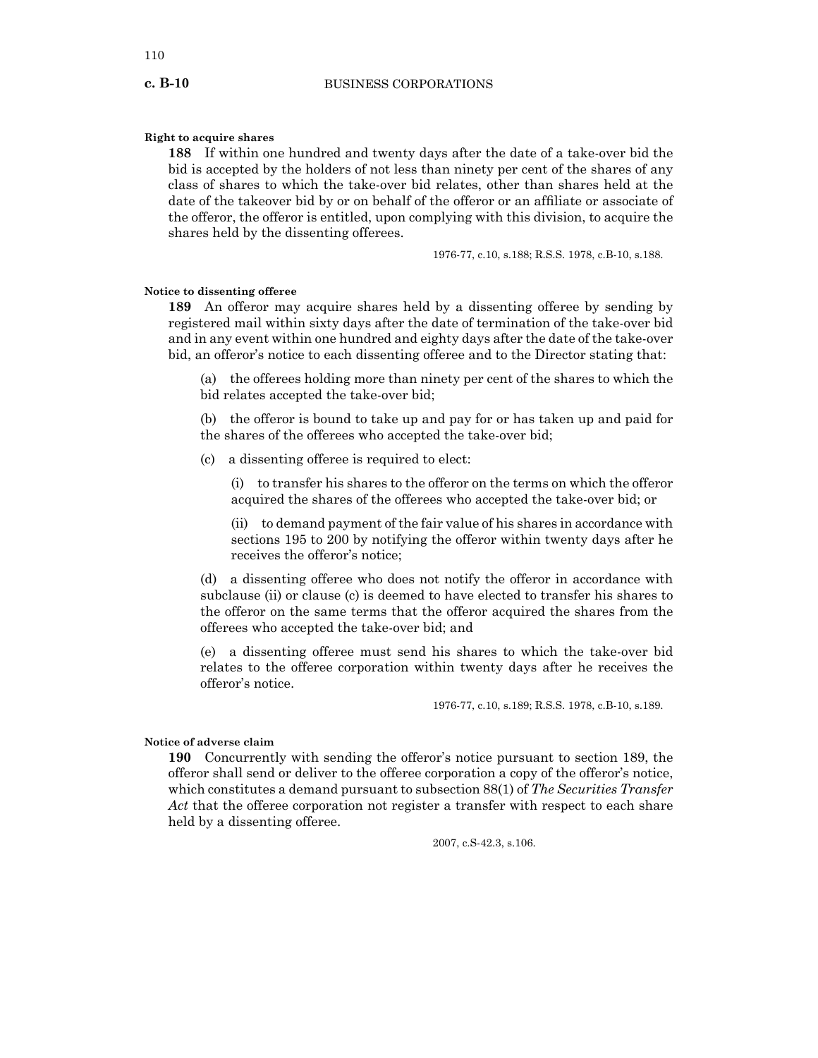**Right to acquire shares**

**188** If within one hundred and twenty days after the date of a take-over bid the bid is accepted by the holders of not less than ninety per cent of the shares of any class of shares to which the take-over bid relates, other than shares held at the date of the takeover bid by or on behalf of the offeror or an affiliate or associate of the offeror, the offeror is entitled, upon complying with this division, to acquire the shares held by the dissenting offerees.

1976-77, c.10, s.188; R.S.S. 1978, c.B-10, s.188.

**Notice to dissenting offeree**

**189** An offeror may acquire shares held by a dissenting offeree by sending by registered mail within sixty days after the date of termination of the take-over bid and in any event within one hundred and eighty days after the date of the take-over bid, an offeror's notice to each dissenting offeree and to the Director stating that:

(a) the offerees holding more than ninety per cent of the shares to which the bid relates accepted the take-over bid;

(b) the offeror is bound to take up and pay for or has taken up and paid for the shares of the offerees who accepted the take-over bid;

(c) a dissenting offeree is required to elect:

(i) to transfer his shares to the offeror on the terms on which the offeror acquired the shares of the offerees who accepted the take-over bid; or

(ii) to demand payment of the fair value of his shares in accordance with sections 195 to 200 by notifying the offeror within twenty days after he receives the offeror's notice;

(d) a dissenting offeree who does not notify the offeror in accordance with subclause (ii) or clause (c) is deemed to have elected to transfer his shares to the offeror on the same terms that the offeror acquired the shares from the offerees who accepted the take-over bid; and

(e) a dissenting offeree must send his shares to which the take-over bid relates to the offeree corporation within twenty days after he receives the offeror's notice.

1976-77, c.10, s.189; R.S.S. 1978, c.B-10, s.189.

**Notice of adverse claim**

**190** Concurrently with sending the offeror's notice pursuant to section 189, the offeror shall send or deliver to the offeree corporation a copy of the offeror's notice, which constitutes a demand pursuant to subsection 88(1) of *The Securities Transfer Act* that the offeree corporation not register a transfer with respect to each share held by a dissenting offeree.

2007, c.S-42.3, s.106.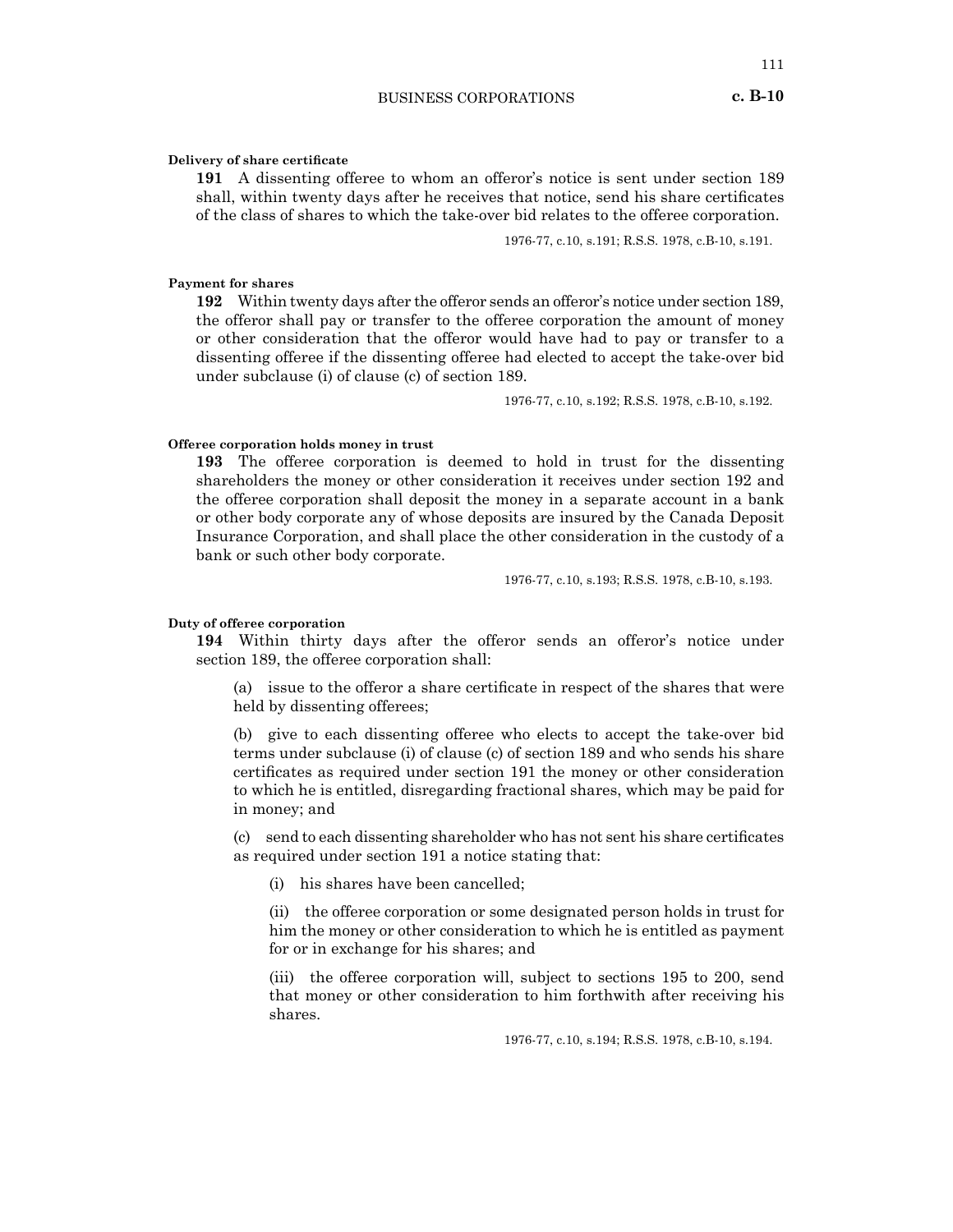**Delivery of share certificate**

**191** A dissenting offeree to whom an offeror's notice is sent under section 189 shall, within twenty days after he receives that notice, send his share certificates of the class of shares to which the take-over bid relates to the offeree corporation.

1976-77, c.10, s.191; R.S.S. 1978, c.B-10, s.191.

**Payment for shares**

**192** Within twenty days after the offeror sends an offeror's notice under section 189, the offeror shall pay or transfer to the offeree corporation the amount of money or other consideration that the offeror would have had to pay or transfer to a dissenting offeree if the dissenting offeree had elected to accept the take-over bid under subclause (i) of clause (c) of section 189.

1976-77, c.10, s.192; R.S.S. 1978, c.B-10, s.192.

**Offeree corporation holds money in trust**

**193** The offeree corporation is deemed to hold in trust for the dissenting shareholders the money or other consideration it receives under section 192 and the offeree corporation shall deposit the money in a separate account in a bank or other body corporate any of whose deposits are insured by the Canada Deposit Insurance Corporation, and shall place the other consideration in the custody of a bank or such other body corporate.

1976-77, c.10, s.193; R.S.S. 1978, c.B-10, s.193.

**Duty of offeree corporation**

**194** Within thirty days after the offeror sends an offeror's notice under section 189, the offeree corporation shall:

(a) issue to the offeror a share certificate in respect of the shares that were held by dissenting offerees;

(b) give to each dissenting offeree who elects to accept the take-over bid terms under subclause (i) of clause (c) of section 189 and who sends his share certificates as required under section 191 the money or other consideration to which he is entitled, disregarding fractional shares, which may be paid for in money; and

(c) send to each dissenting shareholder who has not sent his share certificates as required under section 191 a notice stating that:

(i) his shares have been cancelled;

(ii) the offeree corporation or some designated person holds in trust for him the money or other consideration to which he is entitled as payment for or in exchange for his shares; and

(iii) the offeree corporation will, subject to sections 195 to 200, send that money or other consideration to him forthwith after receiving his shares.

1976-77, c.10, s.194; R.S.S. 1978, c.B-10, s.194.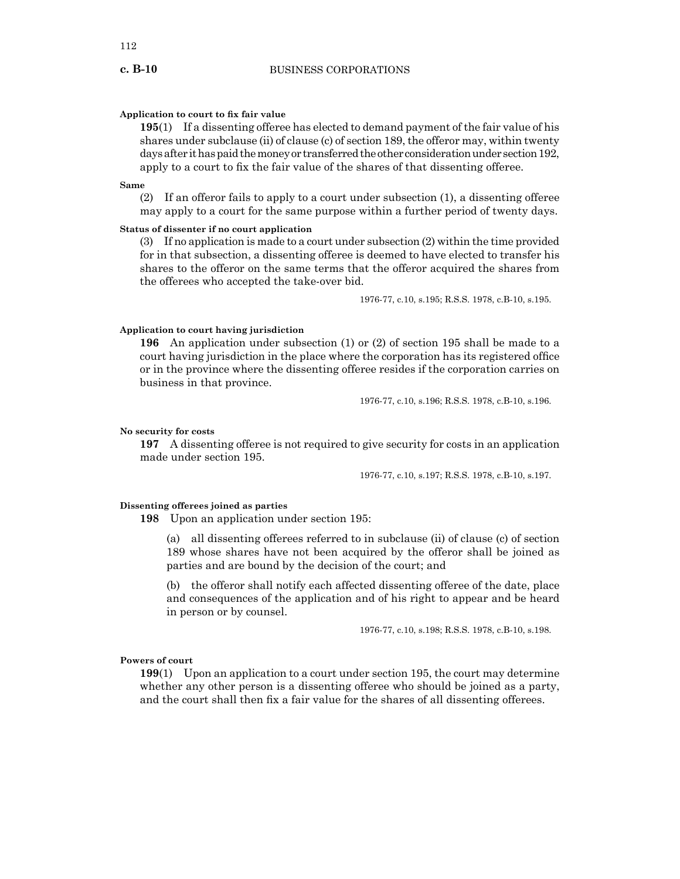**Application to court to fix fair value**

**195**(1) If a dissenting offeree has elected to demand payment of the fair value of his shares under subclause (ii) of clause (c) of section 189, the offeror may, within twenty days after it has paid the money or transferred the other consideration under section 192, apply to a court to fix the fair value of the shares of that dissenting offeree.

**Same**

(2) If an offeror fails to apply to a court under subsection (1), a dissenting offeree may apply to a court for the same purpose within a further period of twenty days.

**Status of dissenter if no court application**

(3) If no application is made to a court under subsection (2) within the time provided for in that subsection, a dissenting offeree is deemed to have elected to transfer his shares to the offeror on the same terms that the offeror acquired the shares from the offerees who accepted the take-over bid.

1976-77, c.10, s.195; R.S.S. 1978, c.B-10, s.195.

**Application to court having jurisdiction**

**196** An application under subsection (1) or (2) of section 195 shall be made to a court having jurisdiction in the place where the corporation has its registered office or in the province where the dissenting offeree resides if the corporation carries on business in that province.

1976-77, c.10, s.196; R.S.S. 1978, c.B-10, s.196.

**No security for costs**

**197** A dissenting offeree is not required to give security for costs in an application made under section 195.

1976-77, c.10, s.197; R.S.S. 1978, c.B-10, s.197.

**Dissenting offerees joined as parties**

**198** Upon an application under section 195:

(a) all dissenting offerees referred to in subclause (ii) of clause (c) of section 189 whose shares have not been acquired by the offeror shall be joined as parties and are bound by the decision of the court; and

(b) the offeror shall notify each affected dissenting offeree of the date, place and consequences of the application and of his right to appear and be heard in person or by counsel.

1976-77, c.10, s.198; R.S.S. 1978, c.B-10, s.198.

**Powers of court**

**199**(1) Upon an application to a court under section 195, the court may determine whether any other person is a dissenting offeree who should be joined as a party, and the court shall then fix a fair value for the shares of all dissenting offerees.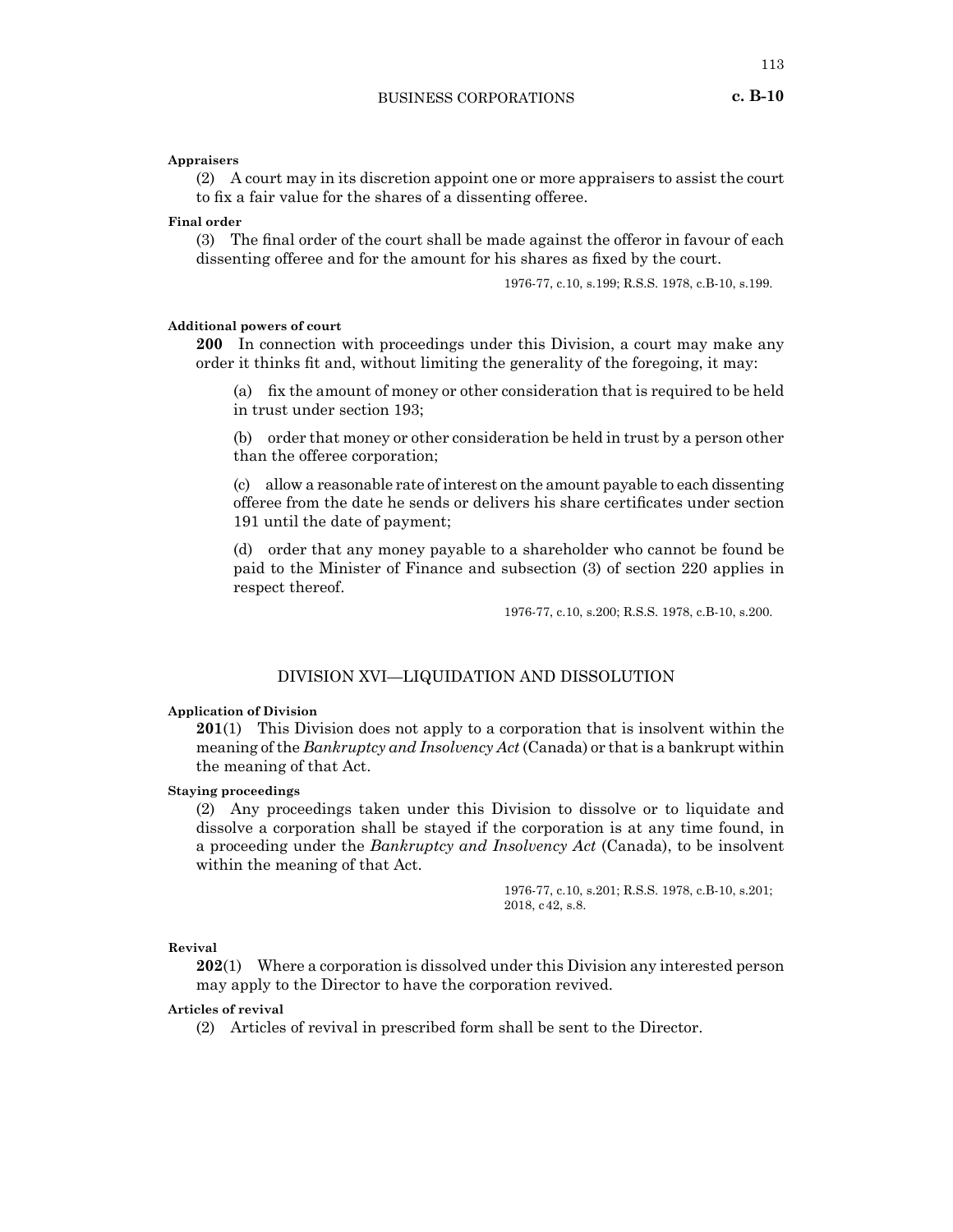**Appraisers**

(2) A court may in its discretion appoint one or more appraisers to assist the court to fix a fair value for the shares of a dissenting offeree.

**Final order**

(3) The final order of the court shall be made against the offeror in favour of each dissenting offeree and for the amount for his shares as fixed by the court.

1976-77, c.10, s.199; R.S.S. 1978, c.B-10, s.199.

**Additional powers of court**

**200** In connection with proceedings under this Division, a court may make any order it thinks fit and, without limiting the generality of the foregoing, it may:

(a) fix the amount of money or other consideration that is required to be held in trust under section 193;

(b) order that money or other consideration be held in trust by a person other than the offeree corporation;

(c) allow a reasonable rate of interest on the amount payable to each dissenting offeree from the date he sends or delivers his share certificates under section 191 until the date of payment;

(d) order that any money payable to a shareholder who cannot be found be paid to the Minister of Finance and subsection (3) of section 220 applies in respect thereof.

1976-77, c.10, s.200; R.S.S. 1978, c.B-10, s.200.

## DIVISION XVI—LIQUIDATION AND DISSOLUTION

**Application of Division**

**201**(1) This Division does not apply to a corporation that is insolvent within the meaning of the *Bankruptcy and Insolvency Act* (Canada) or that is a bankrupt within the meaning of that Act.

**Staying proceedings**

(2) Any proceedings taken under this Division to dissolve or to liquidate and dissolve a corporation shall be stayed if the corporation is at any time found, in a proceeding under the *Bankruptcy and Insolvency Act* (Canada), to be insolvent within the meaning of that Act.

1976-77, c.10, s.201; R.S.S. 1978, c.B-10, s.201; 2018, c42, s.8.

**Revival**

**202**(1) Where a corporation is dissolved under this Division any interested person may apply to the Director to have the corporation revived.

**Articles of revival**

(2) Articles of revival in prescribed form shall be sent to the Director.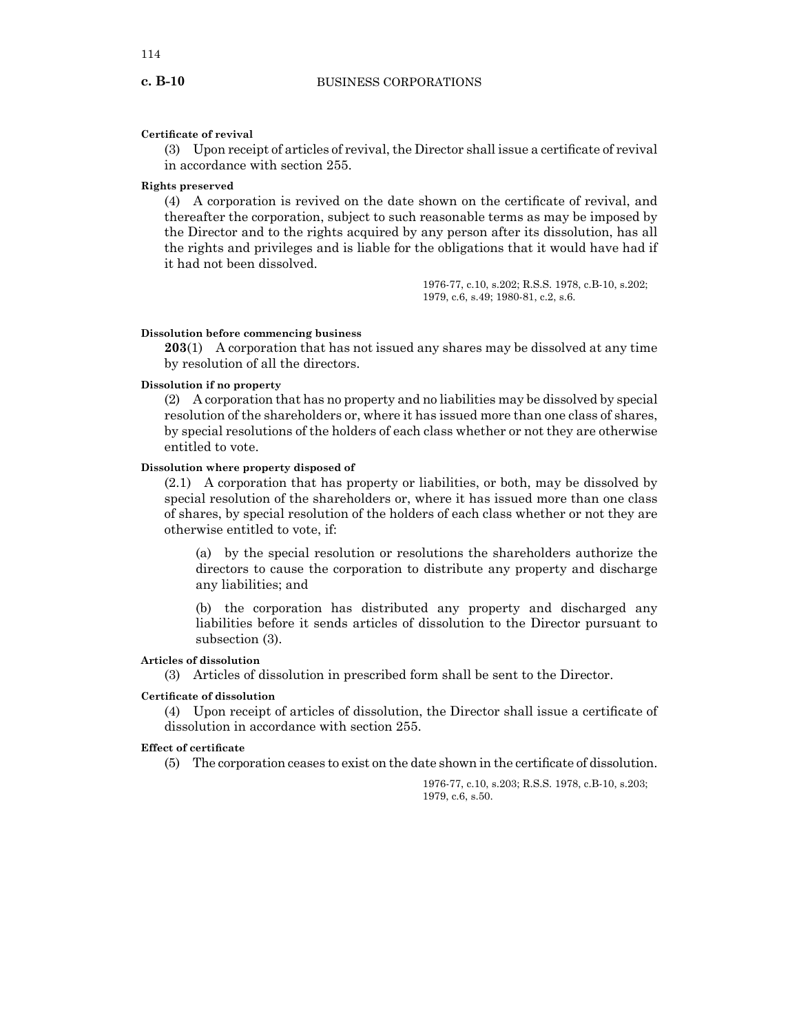**Certificate of revival**

(3) Upon receipt of articles of revival, the Director shall issue a certificate of revival in accordance with section 255.

**Rights preserved**

(4) A corporation is revived on the date shown on the certificate of revival, and thereafter the corporation, subject to such reasonable terms as may be imposed by the Director and to the rights acquired by any person after its dissolution, has all the rights and privileges and is liable for the obligations that it would have had if it had not been dissolved.

1976-77, c.10, s.202; R.S.S. 1978, c.B-10, s.202; 1979, c.6, s.49; 1980-81, c.2, s.6.

**Dissolution before commencing business**

**203**(1) A corporation that has not issued any shares may be dissolved at any time by resolution of all the directors.

**Dissolution if no property**

(2) A corporation that has no property and no liabilities may be dissolved by special resolution of the shareholders or, where it has issued more than one class of shares, by special resolutions of the holders of each class whether or not they are otherwise entitled to vote.

**Dissolution where property disposed of**

(2.1) A corporation that has property or liabilities, or both, may be dissolved by special resolution of the shareholders or, where it has issued more than one class of shares, by special resolution of the holders of each class whether or not they are otherwise entitled to vote, if:

(a) by the special resolution or resolutions the shareholders authorize the directors to cause the corporation to distribute any property and discharge any liabilities; and

(b) the corporation has distributed any property and discharged any liabilities before it sends articles of dissolution to the Director pursuant to subsection (3).

**Articles of dissolution**

(3) Articles of dissolution in prescribed form shall be sent to the Director.

**Certificate of dissolution**

(4) Upon receipt of articles of dissolution, the Director shall issue a certificate of dissolution in accordance with section 255.

**Effect of certificate**

(5) The corporation ceases to exist on the date shown in the certificate of dissolution.

1976-77, c.10, s.203; R.S.S. 1978, c.B-10, s.203; 1979, c.6, s.50.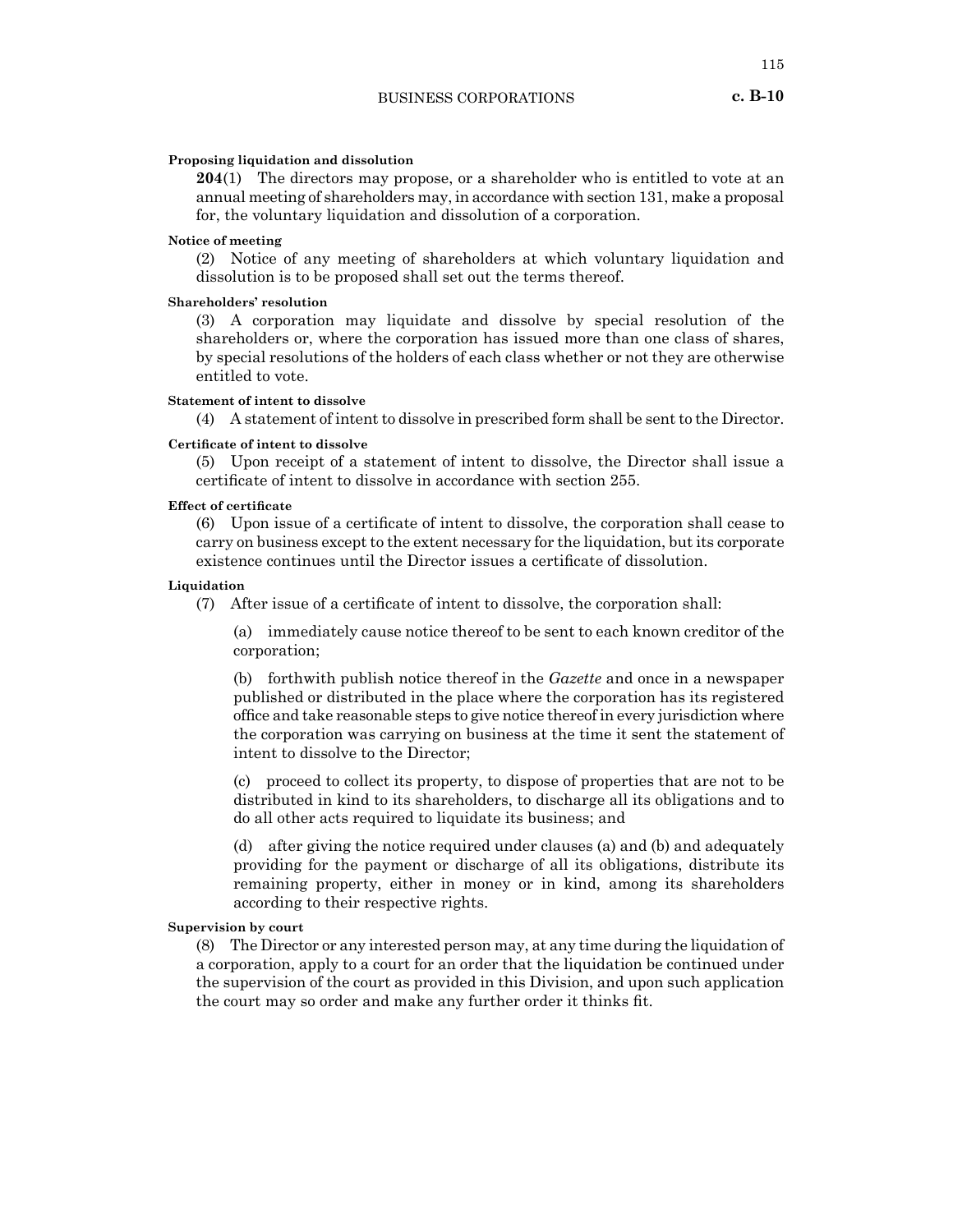**Proposing liquidation and dissolution**

**204**(1) The directors may propose, or a shareholder who is entitled to vote at an annual meeting of shareholders may, in accordance with section 131, make a proposal for, the voluntary liquidation and dissolution of a corporation.

**Notice of meeting**

(2) Notice of any meeting of shareholders at which voluntary liquidation and dissolution is to be proposed shall set out the terms thereof.

**Shareholders' resolution**

(3) A corporation may liquidate and dissolve by special resolution of the shareholders or, where the corporation has issued more than one class of shares, by special resolutions of the holders of each class whether or not they are otherwise entitled to vote.

**Statement of intent to dissolve**

(4) A statement of intent to dissolve in prescribed form shall be sent to the Director.

**Certificate of intent to dissolve**

(5) Upon receipt of a statement of intent to dissolve, the Director shall issue a certificate of intent to dissolve in accordance with section 255.

**Effect of certificate**

(6) Upon issue of a certificate of intent to dissolve, the corporation shall cease to carry on business except to the extent necessary for the liquidation, but its corporate existence continues until the Director issues a certificate of dissolution.

**Liquidation**

(7) After issue of a certificate of intent to dissolve, the corporation shall:

(a) immediately cause notice thereof to be sent to each known creditor of the corporation;

(b) forthwith publish notice thereof in the *Gazette* and once in a newspaper published or distributed in the place where the corporation has its registered office and take reasonable steps to give notice thereof in every jurisdiction where the corporation was carrying on business at the time it sent the statement of intent to dissolve to the Director;

(c) proceed to collect its property, to dispose of properties that are not to be distributed in kind to its shareholders, to discharge all its obligations and to do all other acts required to liquidate its business; and

(d) after giving the notice required under clauses (a) and (b) and adequately providing for the payment or discharge of all its obligations, distribute its remaining property, either in money or in kind, among its shareholders according to their respective rights.

**Supervision by court**

(8) The Director or any interested person may, at any time during the liquidation of a corporation, apply to a court for an order that the liquidation be continued under the supervision of the court as provided in this Division, and upon such application the court may so order and make any further order it thinks fit.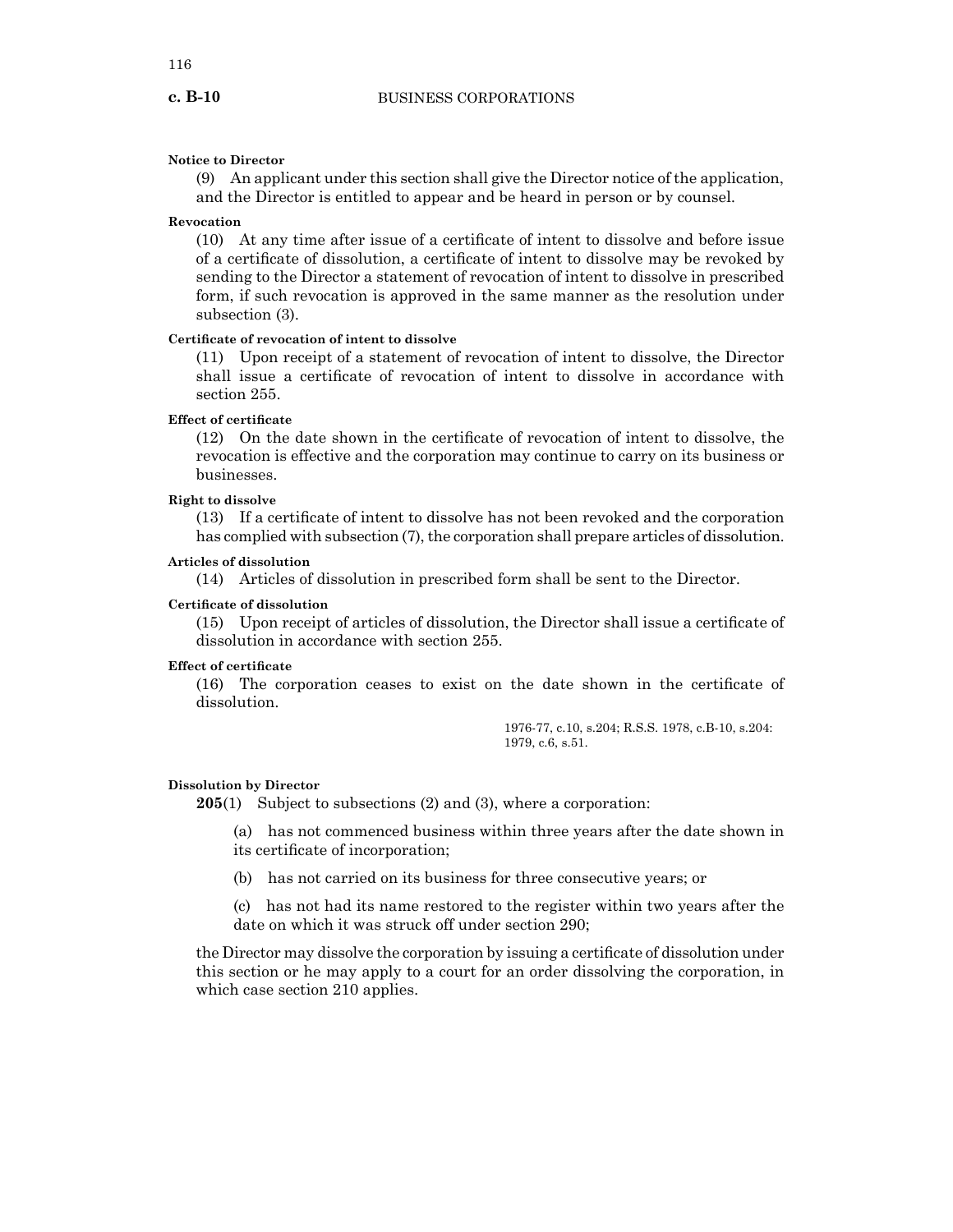**Notice to Director**

(9) An applicant under this section shall give the Director notice of the application, and the Director is entitled to appear and be heard in person or by counsel.

**Revocation**

(10) At any time after issue of a certificate of intent to dissolve and before issue of a certificate of dissolution, a certificate of intent to dissolve may be revoked by sending to the Director a statement of revocation of intent to dissolve in prescribed form, if such revocation is approved in the same manner as the resolution under subsection (3).

**Certificate of revocation of intent to dissolve**

(11) Upon receipt of a statement of revocation of intent to dissolve, the Director shall issue a certificate of revocation of intent to dissolve in accordance with section 255.

**Effect of certificate**

(12) On the date shown in the certificate of revocation of intent to dissolve, the revocation is effective and the corporation may continue to carry on its business or businesses.

**Right to dissolve**

(13) If a certificate of intent to dissolve has not been revoked and the corporation has complied with subsection (7), the corporation shall prepare articles of dissolution.

**Articles of dissolution**

(14) Articles of dissolution in prescribed form shall be sent to the Director.

**Certificate of dissolution**

(15) Upon receipt of articles of dissolution, the Director shall issue a certificate of dissolution in accordance with section 255.

**Effect of certificate**

(16) The corporation ceases to exist on the date shown in the certificate of dissolution.

1976-77, c.10, s.204; R.S.S. 1978, c.B-10, s.204: 1979, c.6, s.51.

**Dissolution by Director**

**205**(1) Subject to subsections (2) and (3), where a corporation:

(a) has not commenced business within three years after the date shown in its certificate of incorporation;

(b) has not carried on its business for three consecutive years; or

(c) has not had its name restored to the register within two years after the date on which it was struck off under section 290;

the Director may dissolve the corporation by issuing a certificate of dissolution under this section or he may apply to a court for an order dissolving the corporation, in which case section 210 applies.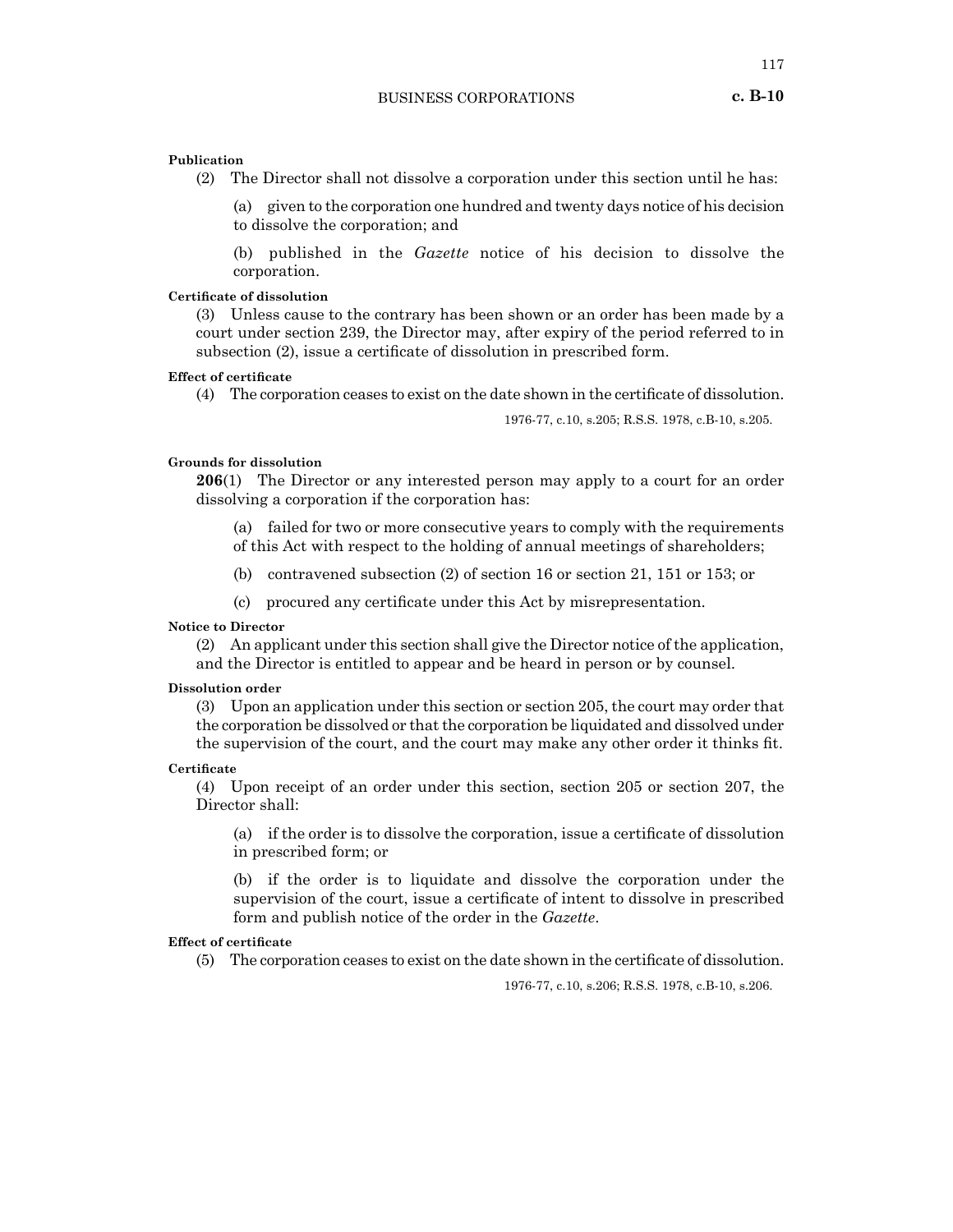**Publication**

(2) The Director shall not dissolve a corporation under this section until he has:

(a) given to the corporation one hundred and twenty days notice of his decision to dissolve the corporation; and

(b) published in the *Gazette* notice of his decision to dissolve the corporation.

**Certificate of dissolution**

(3) Unless cause to the contrary has been shown or an order has been made by a court under section 239, the Director may, after expiry of the period referred to in subsection (2), issue a certificate of dissolution in prescribed form.

**Effect of certificate**

(4) The corporation ceases to exist on the date shown in the certificate of dissolution.

1976-77, c.10, s.205; R.S.S. 1978, c.B-10, s.205.

**Grounds for dissolution**

**206**(1) The Director or any interested person may apply to a court for an order dissolving a corporation if the corporation has:

(a) failed for two or more consecutive years to comply with the requirements of this Act with respect to the holding of annual meetings of shareholders;

(b) contravened subsection (2) of section 16 or section 21, 151 or 153; or

(c) procured any certificate under this Act by misrepresentation.

**Notice to Director**

(2) An applicant under this section shall give the Director notice of the application, and the Director is entitled to appear and be heard in person or by counsel.

**Dissolution order**

(3) Upon an application under this section or section 205, the court may order that the corporation be dissolved or that the corporation be liquidated and dissolved under the supervision of the court, and the court may make any other order it thinks fit.

**Certificate**

(4) Upon receipt of an order under this section, section 205 or section 207, the Director shall:

(a) if the order is to dissolve the corporation, issue a certificate of dissolution in prescribed form; or

(b) if the order is to liquidate and dissolve the corporation under the supervision of the court, issue a certificate of intent to dissolve in prescribed form and publish notice of the order in the *Gazette*.

**Effect of certificate**

(5) The corporation ceases to exist on the date shown in the certificate of dissolution.

1976-77, c.10, s.206; R.S.S. 1978, c.B-10, s.206.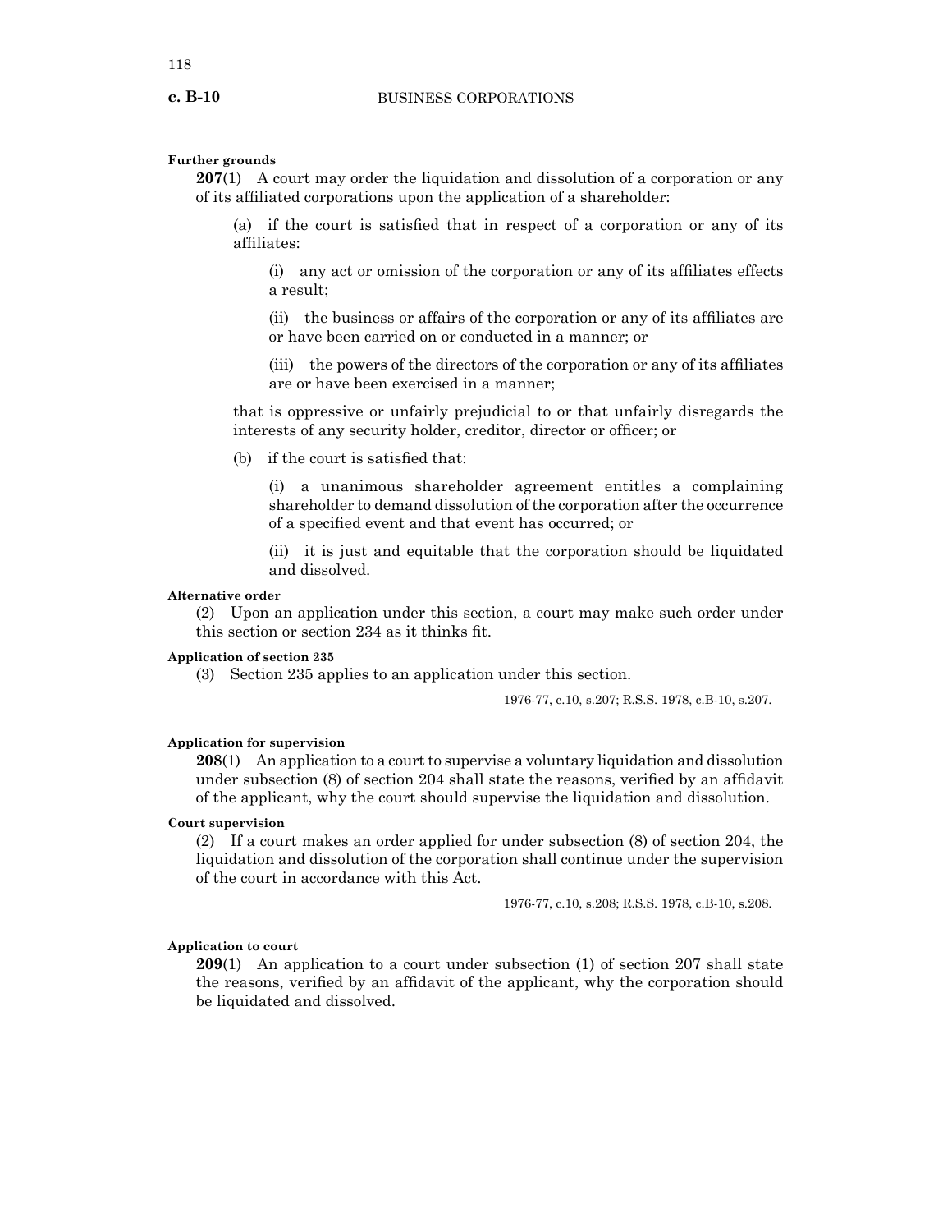**Further grounds**

**207**(1) A court may order the liquidation and dissolution of a corporation or any of its affiliated corporations upon the application of a shareholder:

(a) if the court is satisfied that in respect of a corporation or any of its affiliates:

(i) any act or omission of the corporation or any of its affiliates effects a result;

(ii) the business or affairs of the corporation or any of its affiliates are or have been carried on or conducted in a manner; or

(iii) the powers of the directors of the corporation or any of its affiliates are or have been exercised in a manner;

that is oppressive or unfairly prejudicial to or that unfairly disregards the interests of any security holder, creditor, director or officer; or

(b) if the court is satisfied that:

(i) a unanimous shareholder agreement entitles a complaining shareholder to demand dissolution of the corporation after the occurrence of a specified event and that event has occurred; or

(ii) it is just and equitable that the corporation should be liquidated and dissolved.

**Alternative order**

(2) Upon an application under this section, a court may make such order under this section or section 234 as it thinks fit.

**Application of section 235**

(3) Section 235 applies to an application under this section.

1976-77, c.10, s.207; R.S.S. 1978, c.B-10, s.207.

**Application for supervision**

**208**(1) An application to a court to supervise a voluntary liquidation and dissolution under subsection (8) of section 204 shall state the reasons, verified by an affidavit of the applicant, why the court should supervise the liquidation and dissolution.

**Court supervision**

(2) If a court makes an order applied for under subsection (8) of section 204, the liquidation and dissolution of the corporation shall continue under the supervision of the court in accordance with this Act.

1976-77, c.10, s.208; R.S.S. 1978, c.B-10, s.208.

**Application to court**

**209**(1) An application to a court under subsection (1) of section 207 shall state the reasons, verified by an affidavit of the applicant, why the corporation should be liquidated and dissolved.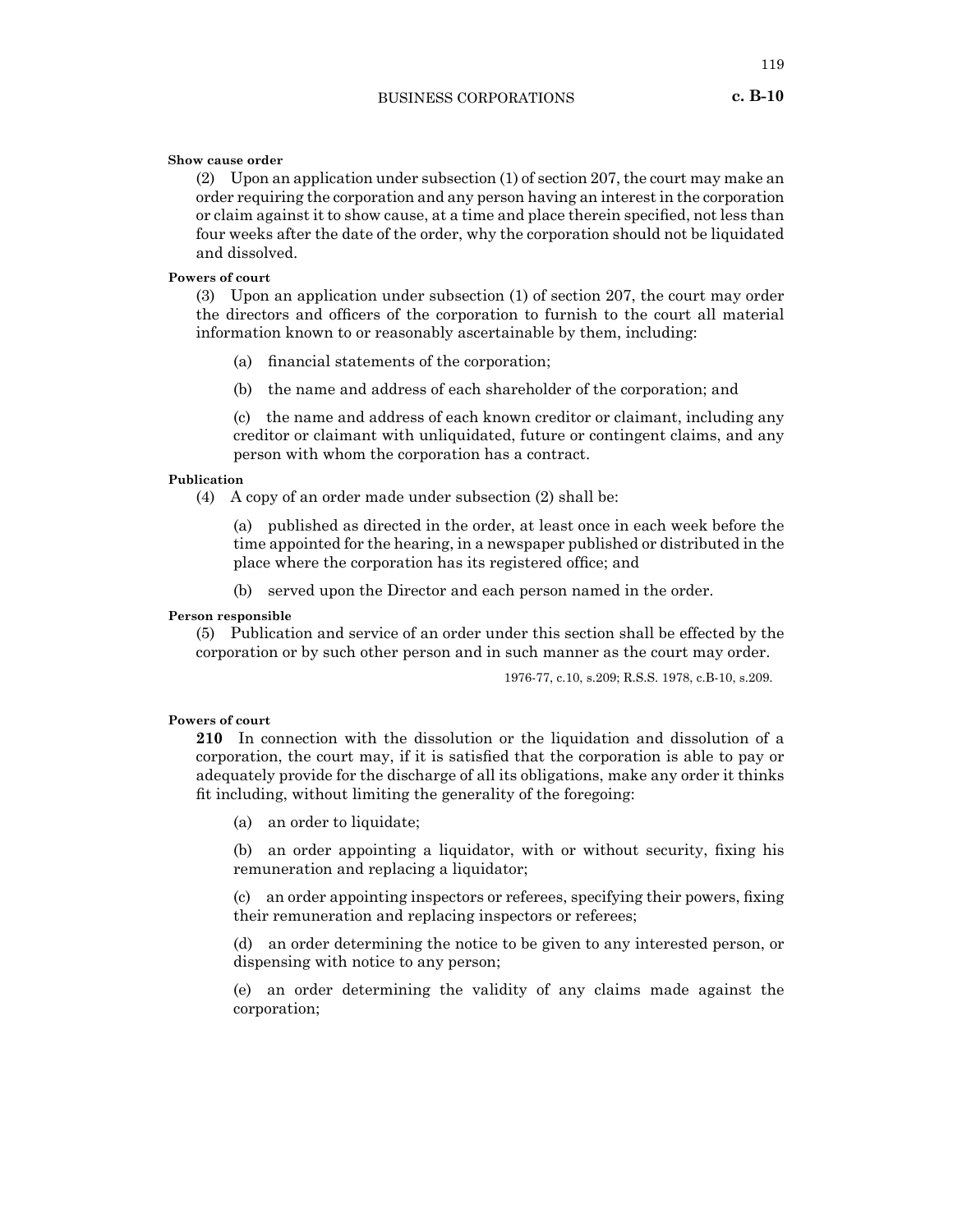**Show cause order**

(2) Upon an application under subsection (1) of section 207, the court may make an order requiring the corporation and any person having an interest in the corporation or claim against it to show cause, at a time and place therein specified, not less than four weeks after the date of the order, why the corporation should not be liquidated and dissolved.

**Powers of court**

(3) Upon an application under subsection (1) of section 207, the court may order the directors and officers of the corporation to furnish to the court all material information known to or reasonably ascertainable by them, including:

(a) financial statements of the corporation;

(b) the name and address of each shareholder of the corporation; and

(c) the name and address of each known creditor or claimant, including any creditor or claimant with unliquidated, future or contingent claims, and any person with whom the corporation has a contract.

**Publication**

(4) A copy of an order made under subsection (2) shall be:

(a) published as directed in the order, at least once in each week before the time appointed for the hearing, in a newspaper published or distributed in the place where the corporation has its registered office; and

(b) served upon the Director and each person named in the order.

**Person responsible**

(5) Publication and service of an order under this section shall be effected by the corporation or by such other person and in such manner as the court may order.

1976-77, c.10, s.209; R.S.S. 1978, c.B-10, s.209.

**Powers of court**

**210** In connection with the dissolution or the liquidation and dissolution of a corporation, the court may, if it is satisfied that the corporation is able to pay or adequately provide for the discharge of all its obligations, make any order it thinks fit including, without limiting the generality of the foregoing:

(a) an order to liquidate;

(b) an order appointing a liquidator, with or without security, fixing his remuneration and replacing a liquidator;

(c) an order appointing inspectors or referees, specifying their powers, fixing their remuneration and replacing inspectors or referees;

(d) an order determining the notice to be given to any interested person, or dispensing with notice to any person;

(e) an order determining the validity of any claims made against the corporation;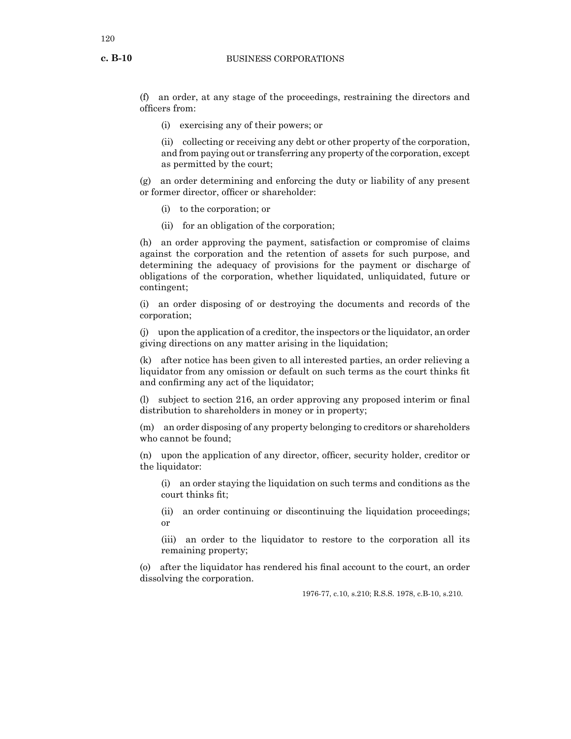(f) an order, at any stage of the proceedings, restraining the directors and officers from:

(i) exercising any of their powers; or

(ii) collecting or receiving any debt or other property of the corporation, and from paying out or transferring any property of the corporation, except as permitted by the court;

(g) an order determining and enforcing the duty or liability of any present or former director, officer or shareholder:

(i) to the corporation; or

(ii) for an obligation of the corporation;

(h) an order approving the payment, satisfaction or compromise of claims against the corporation and the retention of assets for such purpose, and determining the adequacy of provisions for the payment or discharge of obligations of the corporation, whether liquidated, unliquidated, future or contingent;

(i) an order disposing of or destroying the documents and records of the corporation;

(j) upon the application of a creditor, the inspectors or the liquidator, an order giving directions on any matter arising in the liquidation;

(k) after notice has been given to all interested parties, an order relieving a liquidator from any omission or default on such terms as the court thinks fit and confirming any act of the liquidator;

(l) subject to section 216, an order approving any proposed interim or final distribution to shareholders in money or in property;

(m) an order disposing of any property belonging to creditors or shareholders who cannot be found;

(n) upon the application of any director, officer, security holder, creditor or the liquidator:

(i) an order staying the liquidation on such terms and conditions as the court thinks fit;

(ii) an order continuing or discontinuing the liquidation proceedings; or

(iii) an order to the liquidator to restore to the corporation all its remaining property;

(o) after the liquidator has rendered his final account to the court, an order dissolving the corporation.

1976-77, c.10, s.210; R.S.S. 1978, c.B-10, s.210.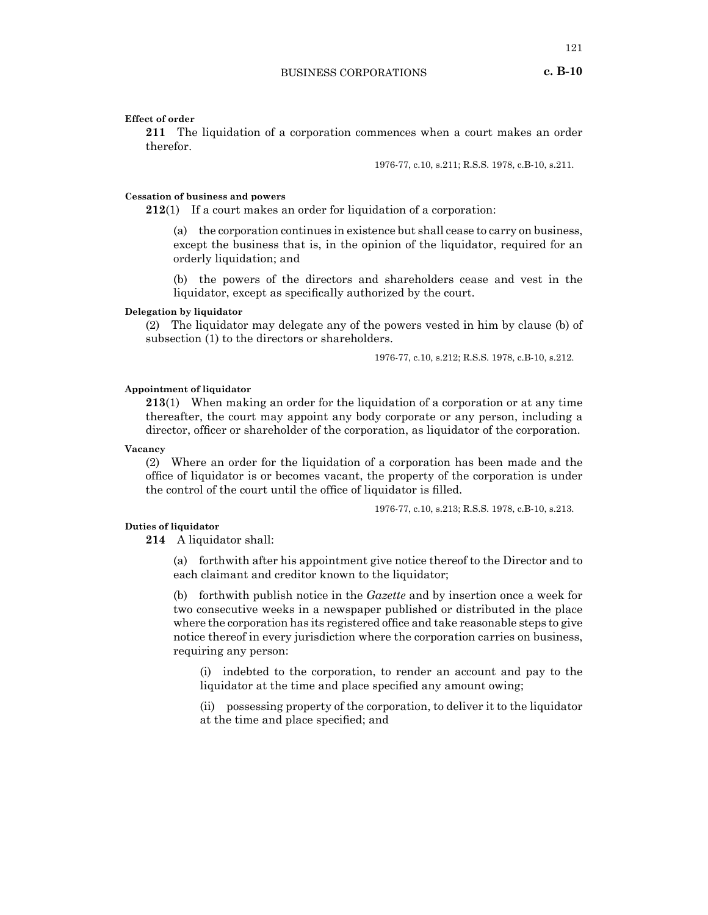**Effect of order**

**211** The liquidation of a corporation commences when a court makes an order therefor.

1976-77, c.10, s.211; R.S.S. 1978, c.B-10, s.211.

**Cessation of business and powers**

**212**(1) If a court makes an order for liquidation of a corporation:

(a) the corporation continues in existence but shall cease to carry on business, except the business that is, in the opinion of the liquidator, required for an orderly liquidation; and

(b) the powers of the directors and shareholders cease and vest in the liquidator, except as specifically authorized by the court.

**Delegation by liquidator**

(2) The liquidator may delegate any of the powers vested in him by clause (b) of subsection (1) to the directors or shareholders.

1976-77, c.10, s.212; R.S.S. 1978, c.B-10, s.212.

**Appointment of liquidator**

**213**(1) When making an order for the liquidation of a corporation or at any time thereafter, the court may appoint any body corporate or any person, including a director, officer or shareholder of the corporation, as liquidator of the corporation.

**Vacancy**

(2) Where an order for the liquidation of a corporation has been made and the office of liquidator is or becomes vacant, the property of the corporation is under the control of the court until the office of liquidator is filled.

1976-77, c.10, s.213; R.S.S. 1978, c.B-10, s.213.

**Duties of liquidator**

**214** A liquidator shall:

(a) forthwith after his appointment give notice thereof to the Director and to each claimant and creditor known to the liquidator;

(b) forthwith publish notice in the *Gazette* and by insertion once a week for two consecutive weeks in a newspaper published or distributed in the place where the corporation has its registered office and take reasonable steps to give notice thereof in every jurisdiction where the corporation carries on business, requiring any person:

(i) indebted to the corporation, to render an account and pay to the liquidator at the time and place specified any amount owing;

(ii) possessing property of the corporation, to deliver it to the liquidator at the time and place specified; and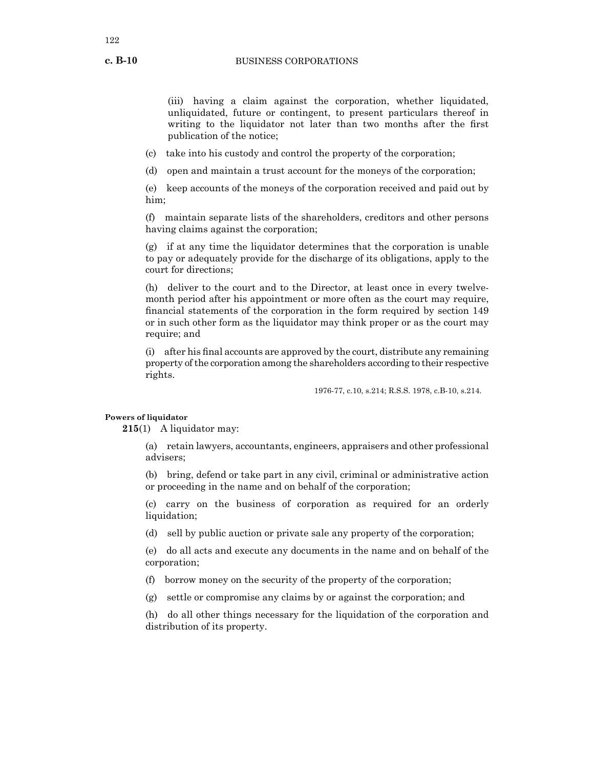(iii) having a claim against the corporation, whether liquidated, unliquidated, future or contingent, to present particulars thereof in writing to the liquidator not later than two months after the first publication of the notice;

(c) take into his custody and control the property of the corporation;

(d) open and maintain a trust account for the moneys of the corporation;

(e) keep accounts of the moneys of the corporation received and paid out by him;

(f) maintain separate lists of the shareholders, creditors and other persons having claims against the corporation;

(g) if at any time the liquidator determines that the corporation is unable to pay or adequately provide for the discharge of its obligations, apply to the court for directions;

(h) deliver to the court and to the Director, at least once in every twelve-month period after his appointment or more often as the court may require, financial statements of the corporation in the form required by section 149 or in such other form as the liquidator may think proper or as the court may require; and

(i) after his final accounts are approved by the court, distribute any remaining property of the corporation among the shareholders according to their respective rights.

1976-77, c.10, s.214; R.S.S. 1978, c.B-10, s.214.

**Powers of liquidator**

**215**(1) A liquidator may:

(a) retain lawyers, accountants, engineers, appraisers and other professional advisers;

(b) bring, defend or take part in any civil, criminal or administrative action or proceeding in the name and on behalf of the corporation;

(c) carry on the business of corporation as required for an orderly liquidation;

(d) sell by public auction or private sale any property of the corporation;

(e) do all acts and execute any documents in the name and on behalf of the corporation;

(f) borrow money on the security of the property of the corporation;

(g) settle or compromise any claims by or against the corporation; and

(h) do all other things necessary for the liquidation of the corporation and distribution of its property.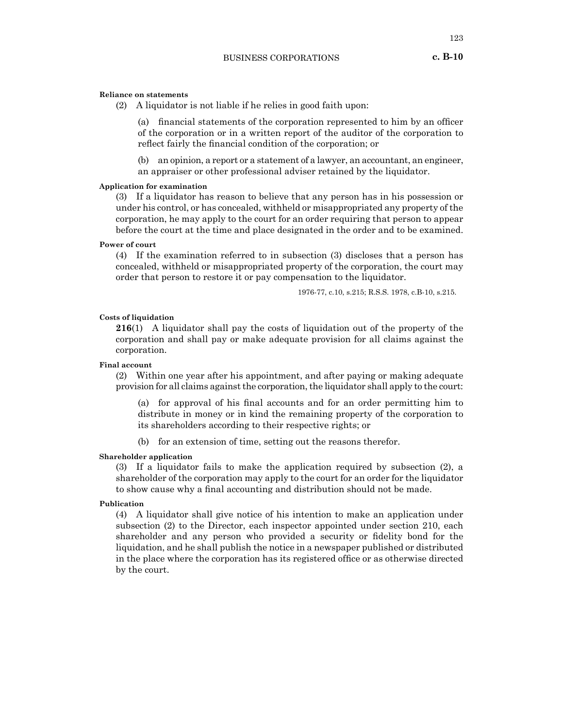**Reliance on statements**

(2) A liquidator is not liable if he relies in good faith upon:

(a) financial statements of the corporation represented to him by an officer of the corporation or in a written report of the auditor of the corporation to reflect fairly the financial condition of the corporation; or

(b) an opinion, a report or a statement of a lawyer, an accountant, an engineer, an appraiser or other professional adviser retained by the liquidator.

**Application for examination**

(3) If a liquidator has reason to believe that any person has in his possession or under his control, or has concealed, withheld or misappropriated any property of the corporation, he may apply to the court for an order requiring that person to appear before the court at the time and place designated in the order and to be examined.

**Power of court**

(4) If the examination referred to in subsection (3) discloses that a person has concealed, withheld or misappropriated property of the corporation, the court may order that person to restore it or pay compensation to the liquidator.

1976-77, c.10, s.215; R.S.S. 1978, c.B-10, s.215.

**Costs of liquidation**

**216**(1) A liquidator shall pay the costs of liquidation out of the property of the corporation and shall pay or make adequate provision for all claims against the corporation.

**Final account**

(2) Within one year after his appointment, and after paying or making adequate provision for all claims against the corporation, the liquidator shall apply to the court:

(a) for approval of his final accounts and for an order permitting him to distribute in money or in kind the remaining property of the corporation to its shareholders according to their respective rights; or

(b) for an extension of time, setting out the reasons therefor.

**Shareholder application**

(3) If a liquidator fails to make the application required by subsection (2), a shareholder of the corporation may apply to the court for an order for the liquidator to show cause why a final accounting and distribution should not be made.

**Publication**

(4) A liquidator shall give notice of his intention to make an application under subsection (2) to the Director, each inspector appointed under section 210, each shareholder and any person who provided a security or fidelity bond for the liquidation, and he shall publish the notice in a newspaper published or distributed in the place where the corporation has its registered office or as otherwise directed by the court.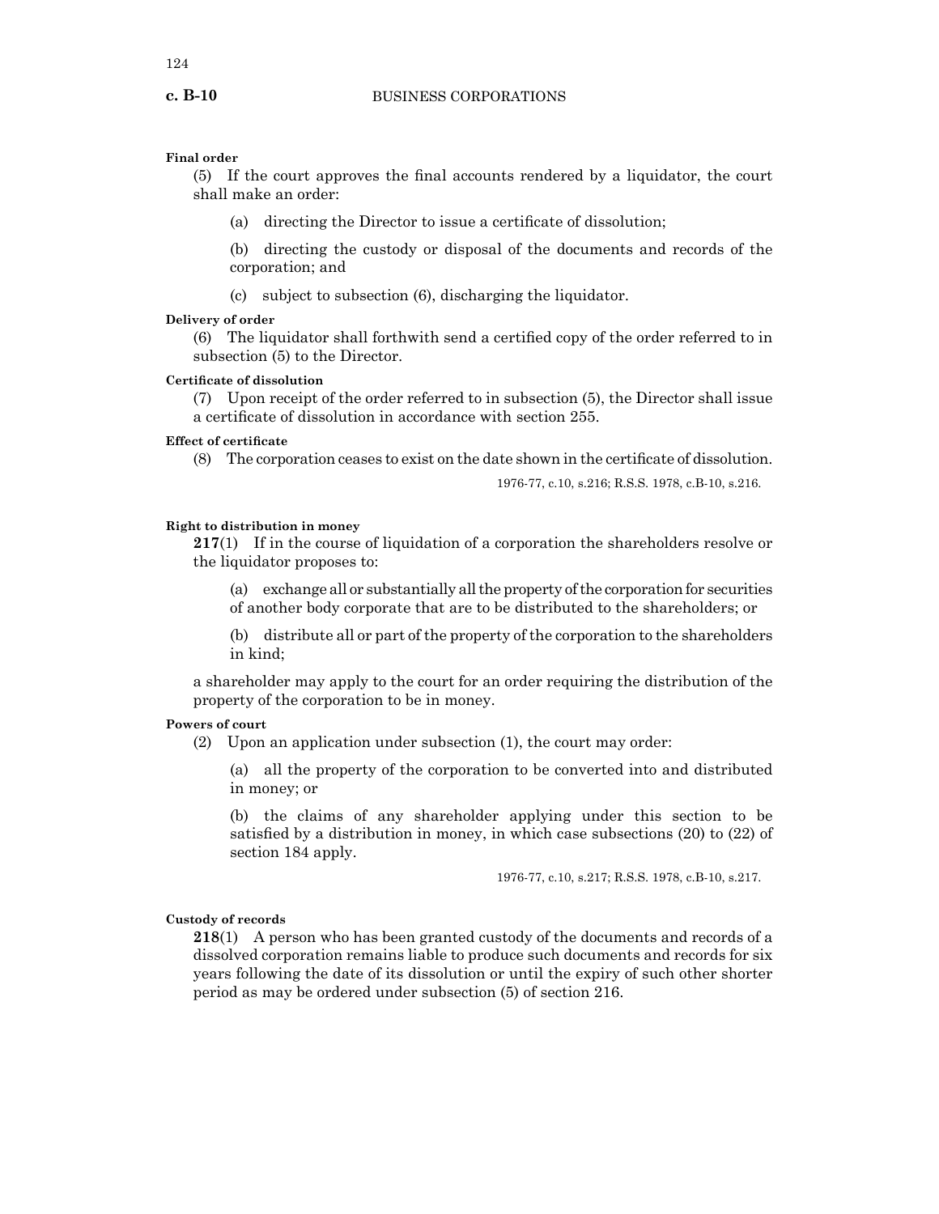**Final order**

(5) If the court approves the final accounts rendered by a liquidator, the court shall make an order:

(a) directing the Director to issue a certificate of dissolution;

(b) directing the custody or disposal of the documents and records of the corporation; and

(c) subject to subsection (6), discharging the liquidator.

**Delivery of order**

(6) The liquidator shall forthwith send a certified copy of the order referred to in subsection (5) to the Director.

**Certificate of dissolution**

(7) Upon receipt of the order referred to in subsection (5), the Director shall issue a certificate of dissolution in accordance with section 255.

**Effect of certificate**

(8) The corporation ceases to exist on the date shown in the certificate of dissolution.

1976-77, c.10, s.216; R.S.S. 1978, c.B-10, s.216.

**Right to distribution in money**

**217**(1) If in the course of liquidation of a corporation the shareholders resolve or the liquidator proposes to:

(a) exchange all or substantially all the property of the corporation for securities of another body corporate that are to be distributed to the shareholders; or

(b) distribute all or part of the property of the corporation to the shareholders in kind;

a shareholder may apply to the court for an order requiring the distribution of the property of the corporation to be in money.

**Powers of court**

(2) Upon an application under subsection (1), the court may order:

(a) all the property of the corporation to be converted into and distributed in money; or

(b) the claims of any shareholder applying under this section to be satisfied by a distribution in money, in which case subsections (20) to (22) of section 184 apply.

1976-77, c.10, s.217; R.S.S. 1978, c.B-10, s.217.

**Custody of records**

**218**(1) A person who has been granted custody of the documents and records of a dissolved corporation remains liable to produce such documents and records for six years following the date of its dissolution or until the expiry of such other shorter period as may be ordered under subsection (5) of section 216.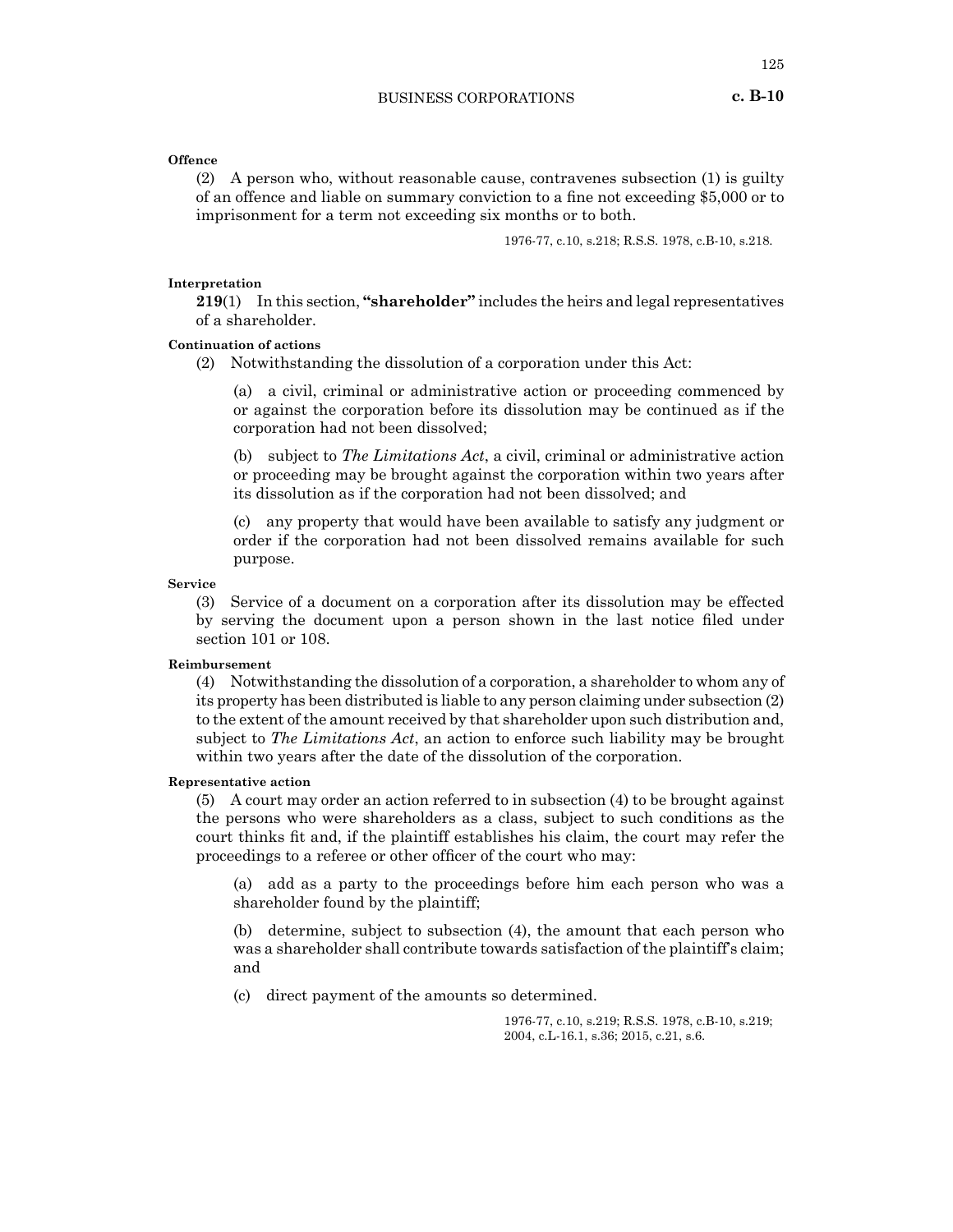**Offence**

(2) A person who, without reasonable cause, contravenes subsection (1) is guilty of an offence and liable on summary conviction to a fine not exceeding $5,000 or to imprisonment for a term not exceeding six months or to both.

1976-77, c.10, s.218; R.S.S. 1978, c.B-10, s.218.

**Interpretation**

**219**(1) In this section, **"shareholder"** includes the heirs and legal representatives of a shareholder.

**Continuation of actions**

(2) Notwithstanding the dissolution of a corporation under this Act:

(a) a civil, criminal or administrative action or proceeding commenced by or against the corporation before its dissolution may be continued as if the corporation had not been dissolved;

(b) subject to *The Limitations Act*, a civil, criminal or administrative action or proceeding may be brought against the corporation within two years after its dissolution as if the corporation had not been dissolved; and

(c) any property that would have been available to satisfy any judgment or order if the corporation had not been dissolved remains available for such purpose.

**Service**

(3) Service of a document on a corporation after its dissolution may be effected by serving the document upon a person shown in the last notice filed under section 101 or 108.

**Reimbursement**

(4) Notwithstanding the dissolution of a corporation, a shareholder to whom any of its property has been distributed is liable to any person claiming under subsection (2) to the extent of the amount received by that shareholder upon such distribution and, subject to *The Limitations Act*, an action to enforce such liability may be brought within two years after the date of the dissolution of the corporation.

**Representative action**

(5) A court may order an action referred to in subsection (4) to be brought against the persons who were shareholders as a class, subject to such conditions as the court thinks fit and, if the plaintiff establishes his claim, the court may refer the proceedings to a referee or other officer of the court who may:

(a) add as a party to the proceedings before him each person who was a shareholder found by the plaintiff;

(b) determine, subject to subsection (4), the amount that each person who was a shareholder shall contribute towards satisfaction of the plaintiff's claim; and

(c) direct payment of the amounts so determined.

1976-77, c.10, s.219; R.S.S. 1978, c.B-10, s.219; 2004, c.L-16.1, s.36; 2015, c.21, s.6.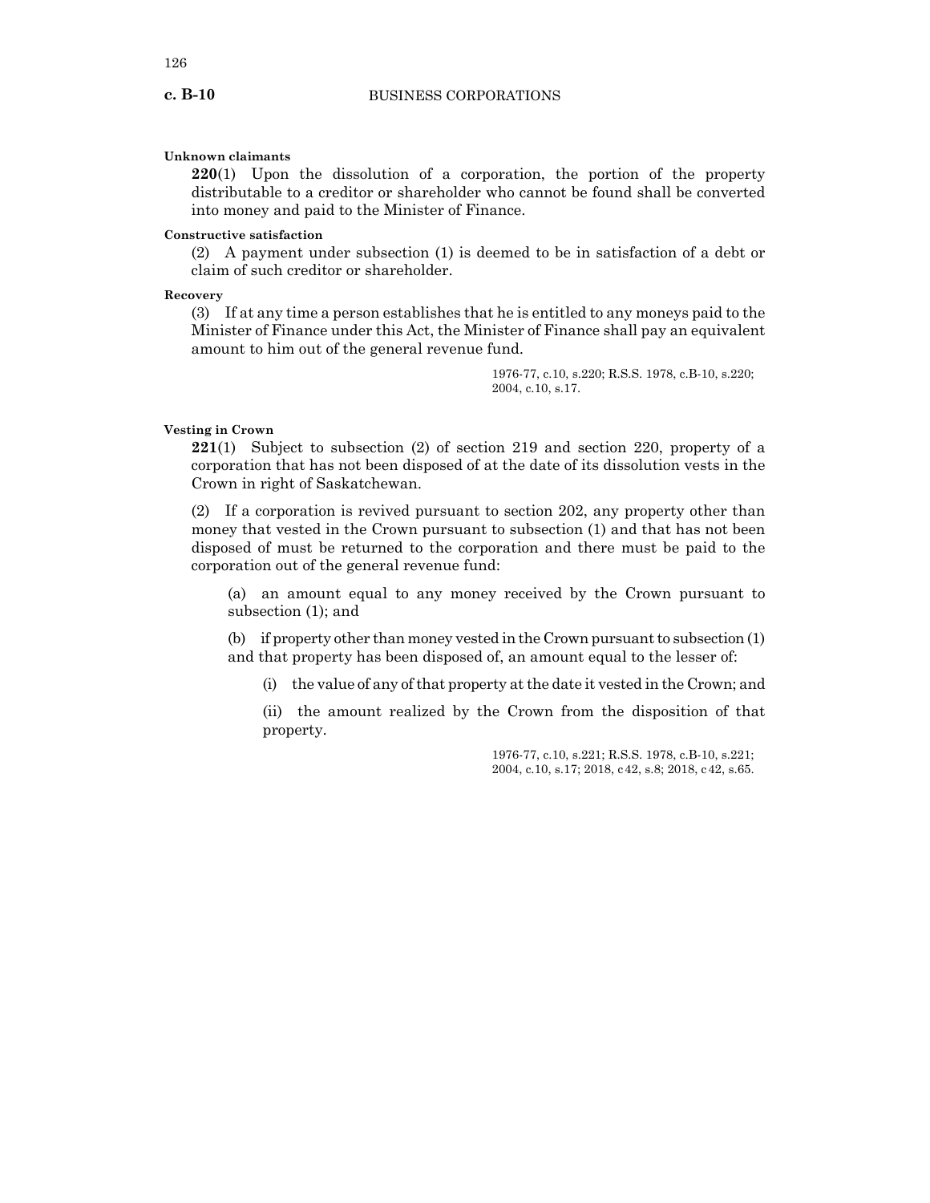**Unknown claimants**

**220**(1) Upon the dissolution of a corporation, the portion of the property distributable to a creditor or shareholder who cannot be found shall be converted into money and paid to the Minister of Finance.

**Constructive satisfaction**

(2) A payment under subsection (1) is deemed to be in satisfaction of a debt or claim of such creditor or shareholder.

**Recovery**

(3) If at any time a person establishes that he is entitled to any moneys paid to the Minister of Finance under this Act, the Minister of Finance shall pay an equivalent amount to him out of the general revenue fund.

1976-77, c.10, s.220; R.S.S. 1978, c.B-10, s.220; 2004, c.10, s.17.

**Vesting in Crown**

**221**(1) Subject to subsection (2) of section 219 and section 220, property of a corporation that has not been disposed of at the date of its dissolution vests in the Crown in right of Saskatchewan.

(2) If a corporation is revived pursuant to section 202, any property other than money that vested in the Crown pursuant to subsection (1) and that has not been disposed of must be returned to the corporation and there must be paid to the corporation out of the general revenue fund:

(a) an amount equal to any money received by the Crown pursuant to subsection (1); and

(b) if property other than money vested in the Crown pursuant to subsection (1) and that property has been disposed of, an amount equal to the lesser of:

(i) the value of any of that property at the date it vested in the Crown; and

(ii) the amount realized by the Crown from the disposition of that property.

1976-77, c.10, s.221; R.S.S. 1978, c.B-10, s.221; 2004, c.10, s.17; 2018, c 42, s.8; 2018, c 42, s.65.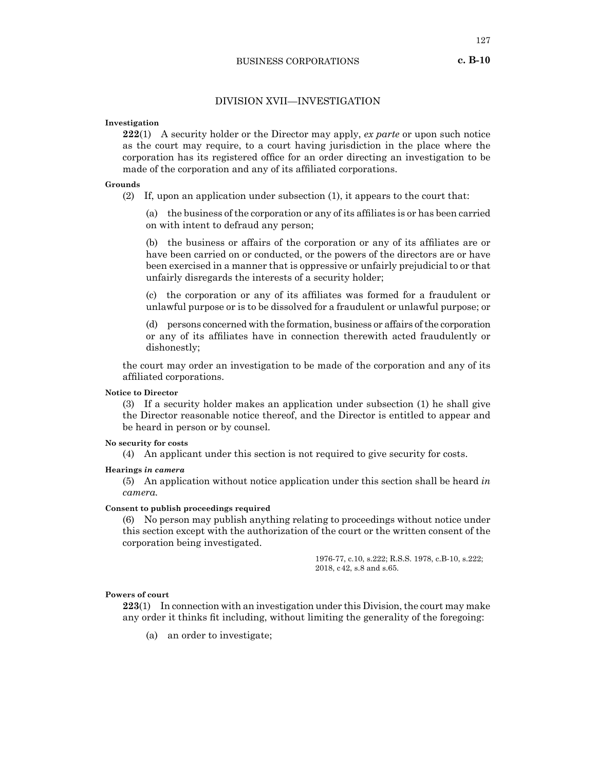## DIVISION XVII—INVESTIGATION

**Investigation**

**222**(1) A security holder or the Director may apply, *ex parte* or upon such notice as the court may require, to a court having jurisdiction in the place where the corporation has its registered office for an order directing an investigation to be made of the corporation and any of its affiliated corporations.

**Grounds**

(2) If, upon an application under subsection (1), it appears to the court that:

(a) the business of the corporation or any of its affiliates is or has been carried on with intent to defraud any person;

(b) the business or affairs of the corporation or any of its affiliates are or have been carried on or conducted, or the powers of the directors are or have been exercised in a manner that is oppressive or unfairly prejudicial to or that unfairly disregards the interests of a security holder;

(c) the corporation or any of its affiliates was formed for a fraudulent or unlawful purpose or is to be dissolved for a fraudulent or unlawful purpose; or

(d) persons concerned with the formation, business or affairs of the corporation or any of its affiliates have in connection therewith acted fraudulently or dishonestly;

the court may order an investigation to be made of the corporation and any of its affiliated corporations.

**Notice to Director**

(3) If a security holder makes an application under subsection (1) he shall give the Director reasonable notice thereof, and the Director is entitled to appear and be heard in person or by counsel.

**No security for costs**

(4) An applicant under this section is not required to give security for costs.

**Hearings *in camera***

(5) An application without notice application under this section shall be heard *in camera.*

**Consent to publish proceedings required**

(6) No person may publish anything relating to proceedings without notice under this section except with the authorization of the court or the written consent of the corporation being investigated.

1976-77, c.10, s.222; R.S.S. 1978, c.B-10, s.222; 2018, c42, s.8 and s.65.

**Powers of court**

**223**(1) In connection with an investigation under this Division, the court may make any order it thinks fit including, without limiting the generality of the foregoing:

(a) an order to investigate;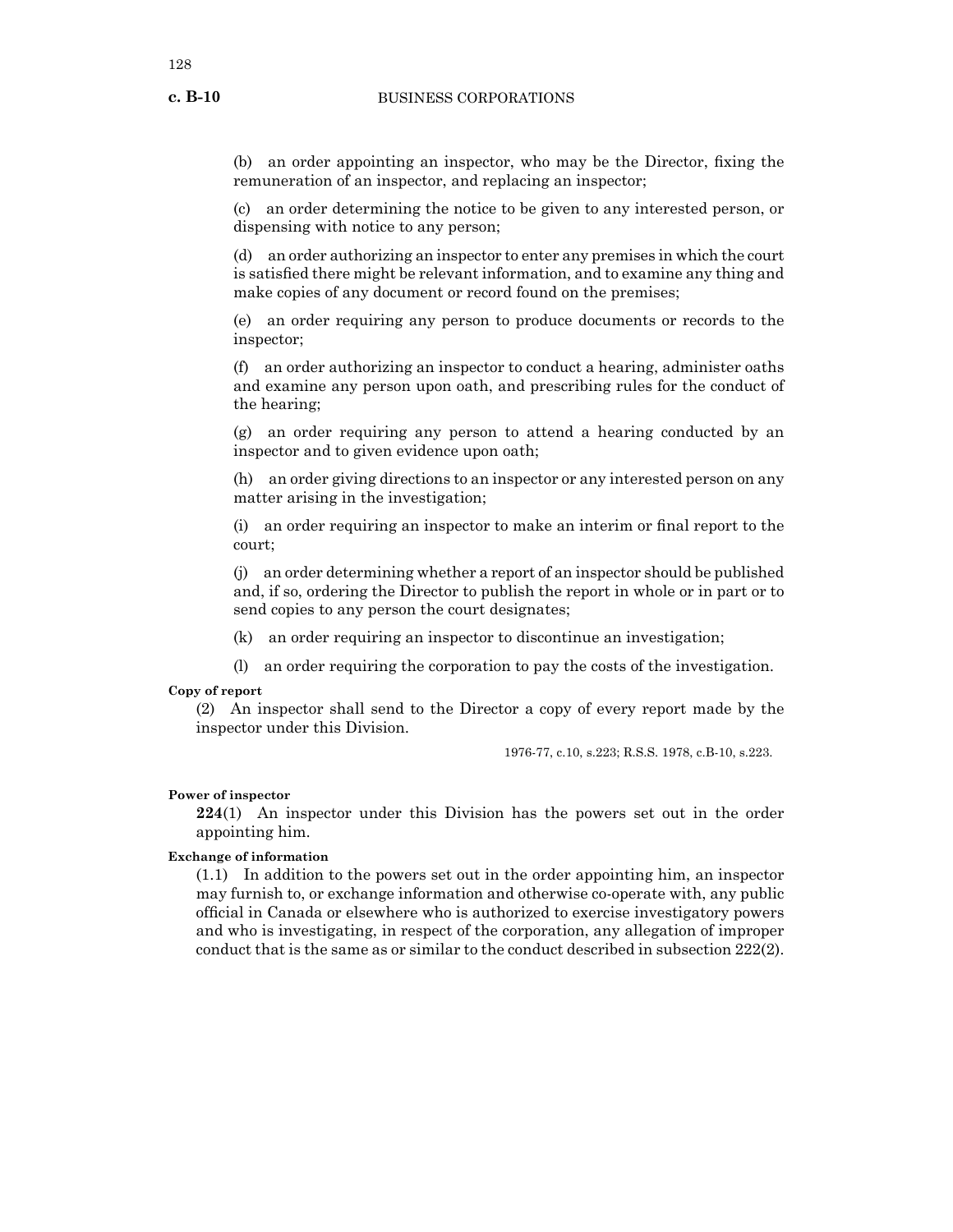(b) an order appointing an inspector, who may be the Director, fixing the remuneration of an inspector, and replacing an inspector;

(c) an order determining the notice to be given to any interested person, or dispensing with notice to any person;

(d) an order authorizing an inspector to enter any premises in which the court is satisfied there might be relevant information, and to examine any thing and make copies of any document or record found on the premises;

(e) an order requiring any person to produce documents or records to the inspector;

(f) an order authorizing an inspector to conduct a hearing, administer oaths and examine any person upon oath, and prescribing rules for the conduct of the hearing;

(g) an order requiring any person to attend a hearing conducted by an inspector and to given evidence upon oath;

(h) an order giving directions to an inspector or any interested person on any matter arising in the investigation;

(i) an order requiring an inspector to make an interim or final report to the court;

(j) an order determining whether a report of an inspector should be published and, if so, ordering the Director to publish the report in whole or in part or to send copies to any person the court designates;

(k) an order requiring an inspector to discontinue an investigation;

(l) an order requiring the corporation to pay the costs of the investigation.

**Copy of report**

(2) An inspector shall send to the Director a copy of every report made by the inspector under this Division.

1976-77, c.10, s.223; R.S.S. 1978, c.B-10, s.223.

**Power of inspector**

**224**(1) An inspector under this Division has the powers set out in the order appointing him.

**Exchange of information**

(1.1) In addition to the powers set out in the order appointing him, an inspector may furnish to, or exchange information and otherwise co-operate with, any public official in Canada or elsewhere who is authorized to exercise investigatory powers and who is investigating, in respect of the corporation, any allegation of improper conduct that is the same as or similar to the conduct described in subsection 222(2).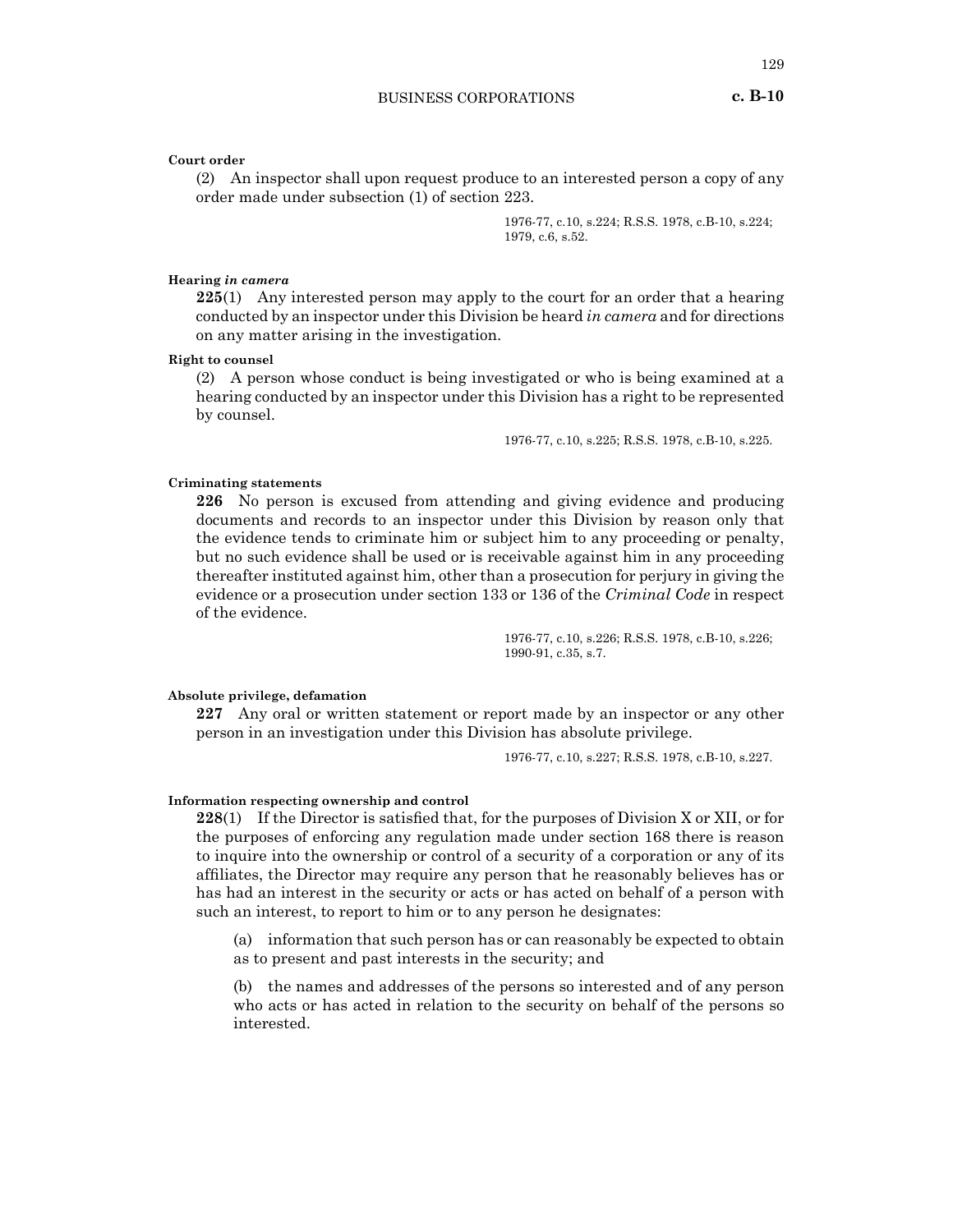**Court order**

(2) An inspector shall upon request produce to an interested person a copy of any order made under subsection (1) of section 223.

1976-77, c.10, s.224; R.S.S. 1978, c.B-10, s.224; 1979, c.6, s.52.

**Hearing *in camera***

**225**(1) Any interested person may apply to the court for an order that a hearing conducted by an inspector under this Division be heard *in camera* and for directions on any matter arising in the investigation.

**Right to counsel**

(2) A person whose conduct is being investigated or who is being examined at a hearing conducted by an inspector under this Division has a right to be represented by counsel.

1976-77, c.10, s.225; R.S.S. 1978, c.B-10, s.225.

**Criminating statements**

**226** No person is excused from attending and giving evidence and producing documents and records to an inspector under this Division by reason only that the evidence tends to criminate him or subject him to any proceeding or penalty, but no such evidence shall be used or is receivable against him in any proceeding thereafter instituted against him, other than a prosecution for perjury in giving the evidence or a prosecution under section 133 or 136 of the *Criminal Code* in respect of the evidence.

1976-77, c.10, s.226; R.S.S. 1978, c.B-10, s.226; 1990-91, c.35, s.7.

**Absolute privilege, defamation**

**227** Any oral or written statement or report made by an inspector or any other person in an investigation under this Division has absolute privilege.

1976-77, c.10, s.227; R.S.S. 1978, c.B-10, s.227.

**Information respecting ownership and control**

**228**(1) If the Director is satisfied that, for the purposes of Division X or XII, or for the purposes of enforcing any regulation made under section 168 there is reason to inquire into the ownership or control of a security of a corporation or any of its affiliates, the Director may require any person that he reasonably believes has or has had an interest in the security or acts or has acted on behalf of a person with such an interest, to report to him or to any person he designates:

(a) information that such person has or can reasonably be expected to obtain as to present and past interests in the security; and

(b) the names and addresses of the persons so interested and of any person who acts or has acted in relation to the security on behalf of the persons so interested.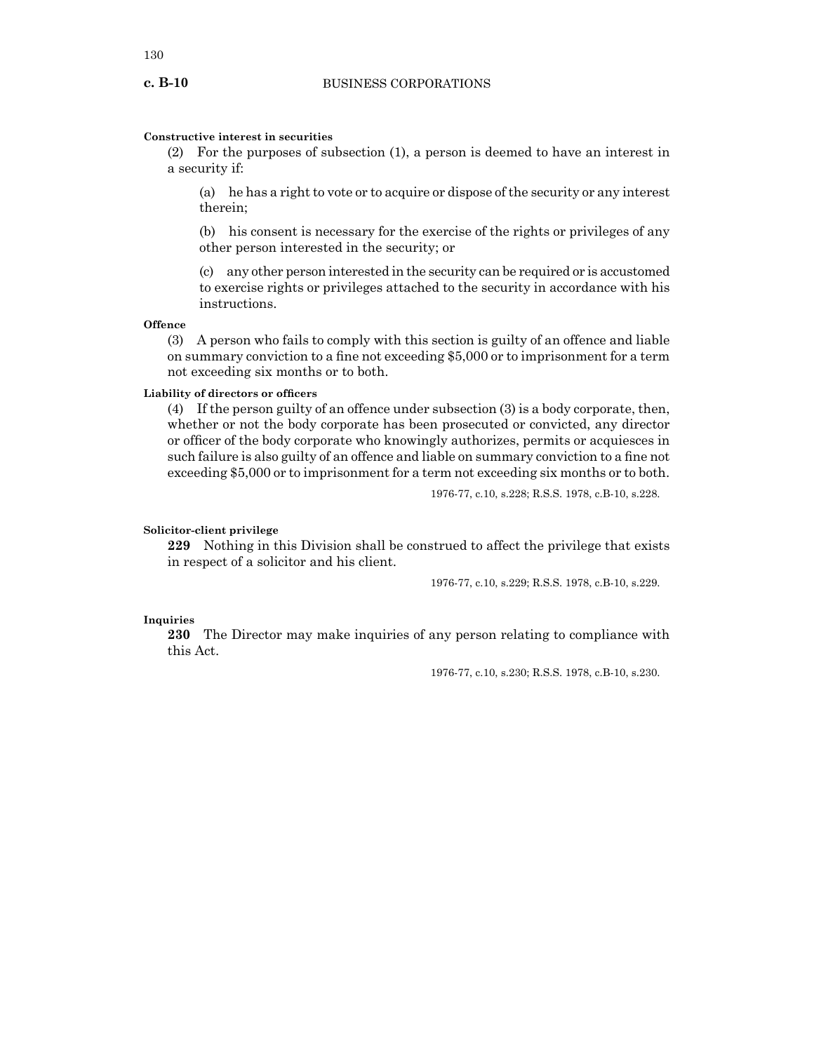**Constructive interest in securities**

(2) For the purposes of subsection (1), a person is deemed to have an interest in a security if:

(a) he has a right to vote or to acquire or dispose of the security or any interest therein;

(b) his consent is necessary for the exercise of the rights or privileges of any other person interested in the security; or

(c) any other person interested in the security can be required or is accustomed to exercise rights or privileges attached to the security in accordance with his instructions.

**Offence**

(3) A person who fails to comply with this section is guilty of an offence and liable on summary conviction to a fine not exceeding $5,000 or to imprisonment for a term not exceeding six months or both.

**Liability of directors or officers**

(4) If the person guilty of an offence under subsection (3) is a body corporate, then, whether or not the body corporate has been prosecuted or convicted, any director or officer of the body corporate who knowingly authorizes, permits or acquiesces in such failure is also guilty of an offence and liable on summary conviction to a fine not exceeding $5,000 or to imprisonment for a term not exceeding six months or to both.

1976-77, c.10, s.228; R.S.S. 1978, c.B-10, s.228.

**Solicitor-client privilege**

**229** Nothing in this Division shall be construed to affect the privilege that exists in respect of a solicitor and his client.

1976-77, c.10, s.229; R.S.S. 1978, c.B-10, s.229.

**Inquiries**

**230** The Director may make inquiries of any person relating to compliance with this Act.

1976-77, c.10, s.230; R.S.S. 1978, c.B-10, s.230.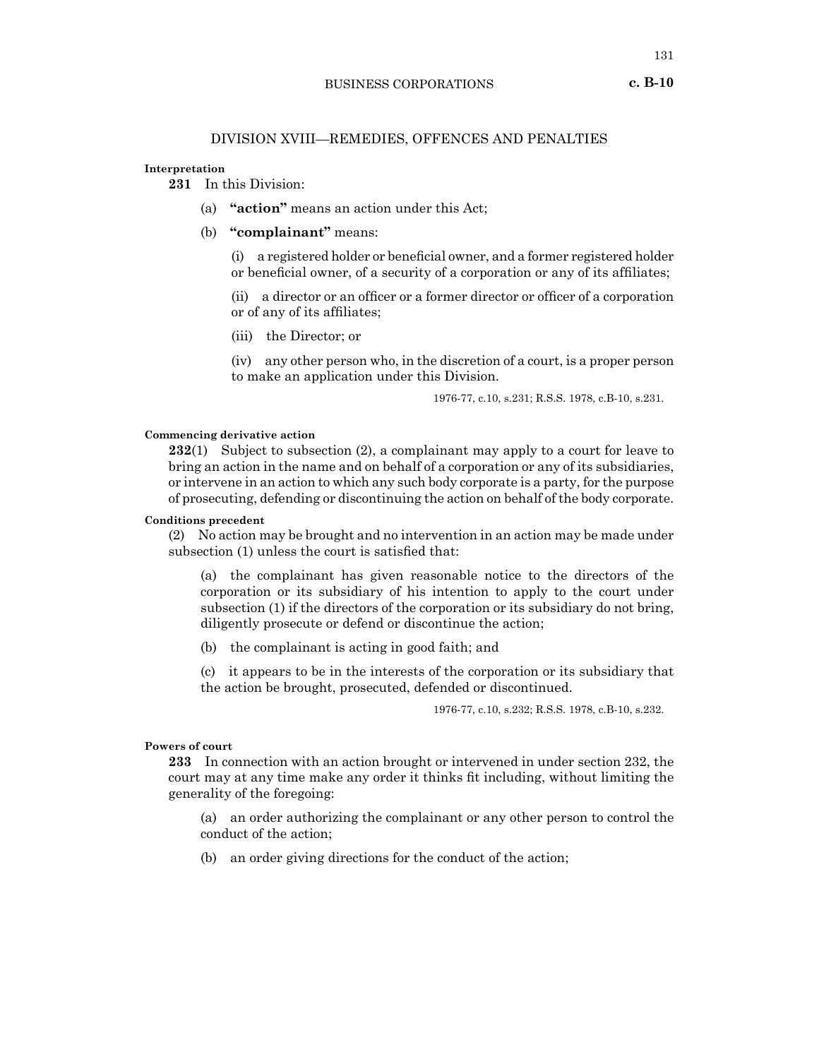## DIVISION XVIII—REMEDIES, OFFENCES AND PENALTIES

**Interpretation**

**231** In this Division:

(a) **"action"** means an action under this Act;

(b) **"complainant"** means:

(i) a registered holder or beneficial owner, and a former registered holder or beneficial owner, of a security of a corporation or any of its affiliates;

(ii) a director or an officer or a former director or officer of a corporation or of any of its affiliates;

(iii) the Director; or

(iv) any other person who, in the discretion of a court, is a proper person to make an application under this Division.

1976-77, c.10, s.231; R.S.S. 1978, c.B-10, s.231.

**Commencing derivative action**

**232**(1) Subject to subsection (2), a complainant may apply to a court for leave to bring an action in the name and on behalf of a corporation or any of its subsidiaries, or intervene in an action to which any such body corporate is a party, for the purpose of prosecuting, defending or discontinuing the action on behalf of the body corporate.

**Conditions precedent**

(2) No action may be brought and no intervention in an action may be made under subsection (1) unless the court is satisfied that:

(a) the complainant has given reasonable notice to the directors of the corporation or its subsidiary of his intention to apply to the court under subsection (1) if the directors of the corporation or its subsidiary do not bring, diligently prosecute or defend or discontinue the action;

(b) the complainant is acting in good faith; and

(c) it appears to be in the interests of the corporation or its subsidiary that the action be brought, prosecuted, defended or discontinued.

1976-77, c.10, s.232; R.S.S. 1978, c.B-10, s.232.

**Powers of court**

**233** In connection with an action brought or intervened in under section 232, the court may at any time make any order it thinks fit including, without limiting the generality of the foregoing:

(a) an order authorizing the complainant or any other person to control the conduct of the action;

(b) an order giving directions for the conduct of the action;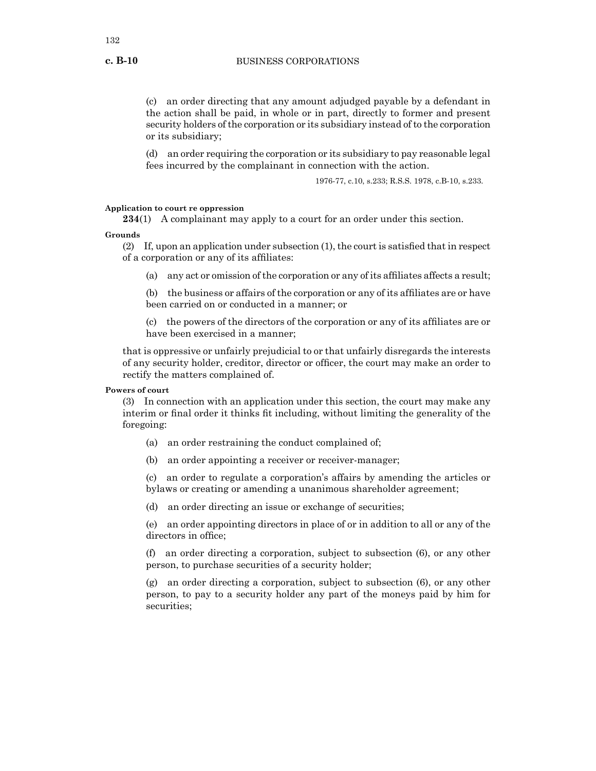(c) an order directing that any amount adjudged payable by a defendant in the action shall be paid, in whole or in part, directly to former and present security holders of the corporation or its subsidiary instead of to the corporation or its subsidiary;

(d) an order requiring the corporation or its subsidiary to pay reasonable legal fees incurred by the complainant in connection with the action.

1976-77, c.10, s.233; R.S.S. 1978, c.B-10, s.233.

**Application to court re oppression**

**234**(1) A complainant may apply to a court for an order under this section.

**Grounds**

(2) If, upon an application under subsection (1), the court is satisfied that in respect of a corporation or any of its affiliates:

(a) any act or omission of the corporation or any of its affiliates affects a result;

(b) the business or affairs of the corporation or any of its affiliates are or have been carried on or conducted in a manner; or

(c) the powers of the directors of the corporation or any of its affiliates are or have been exercised in a manner;

that is oppressive or unfairly prejudicial to or that unfairly disregards the interests of any security holder, creditor, director or officer, the court may make an order to rectify the matters complained of.

**Powers of court**

(3) In connection with an application under this section, the court may make any interim or final order it thinks fit including, without limiting the generality of the foregoing:

(a) an order restraining the conduct complained of;

(b) an order appointing a receiver or receiver-manager;

(c) an order to regulate a corporation's affairs by amending the articles or bylaws or creating or amending a unanimous shareholder agreement;

(d) an order directing an issue or exchange of securities;

(e) an order appointing directors in place of or in addition to all or any of the directors in office;

(f) an order directing a corporation, subject to subsection (6), or any other person, to purchase securities of a security holder;

(g) an order directing a corporation, subject to subsection (6), or any other person, to pay to a security holder any part of the moneys paid by him for securities;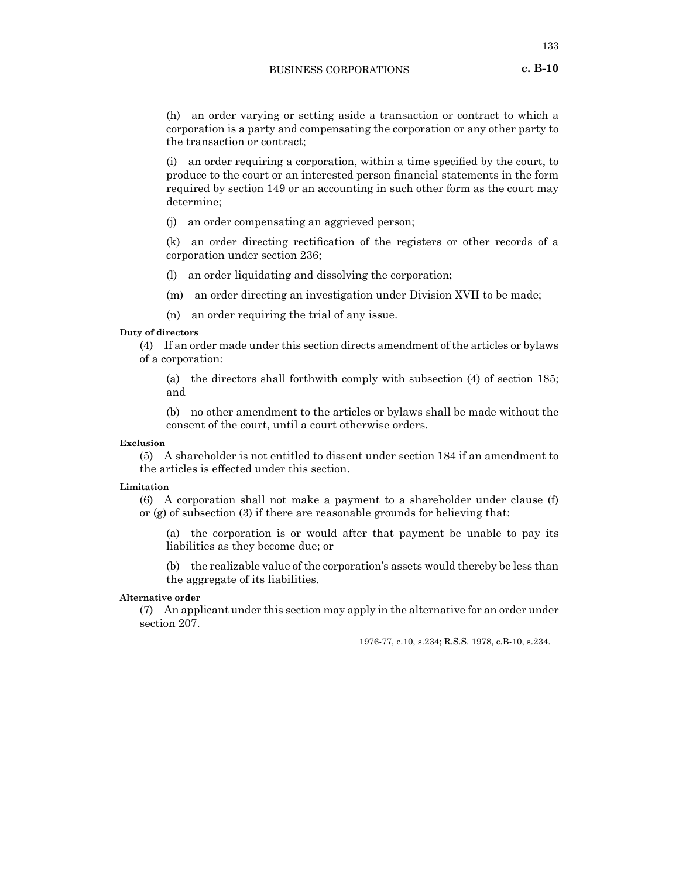(h) an order varying or setting aside a transaction or contract to which a corporation is a party and compensating the corporation or any other party to the transaction or contract;

(i) an order requiring a corporation, within a time specified by the court, to produce to the court or an interested person financial statements in the form required by section 149 or an accounting in such other form as the court may determine;

(j) an order compensating an aggrieved person;

(k) an order directing rectification of the registers or other records of a corporation under section 236;

(l) an order liquidating and dissolving the corporation;

(m) an order directing an investigation under Division XVII to be made;

(n) an order requiring the trial of any issue.

**Duty of directors**

(4) If an order made under this section directs amendment of the articles or bylaws of a corporation:

(a) the directors shall forthwith comply with subsection (4) of section 185; and

(b) no other amendment to the articles or bylaws shall be made without the consent of the court, until a court otherwise orders.

**Exclusion**

(5) A shareholder is not entitled to dissent under section 184 if an amendment to the articles is effected under this section.

**Limitation**

(6) A corporation shall not make a payment to a shareholder under clause (f) or (g) of subsection (3) if there are reasonable grounds for believing that:

(a) the corporation is or would after that payment be unable to pay its liabilities as they become due; or

(b) the realizable value of the corporation's assets would thereby be less than the aggregate of its liabilities.

**Alternative order**

(7) An applicant under this section may apply in the alternative for an order under section 207.

1976-77, c.10, s.234; R.S.S. 1978, c.B-10, s.234.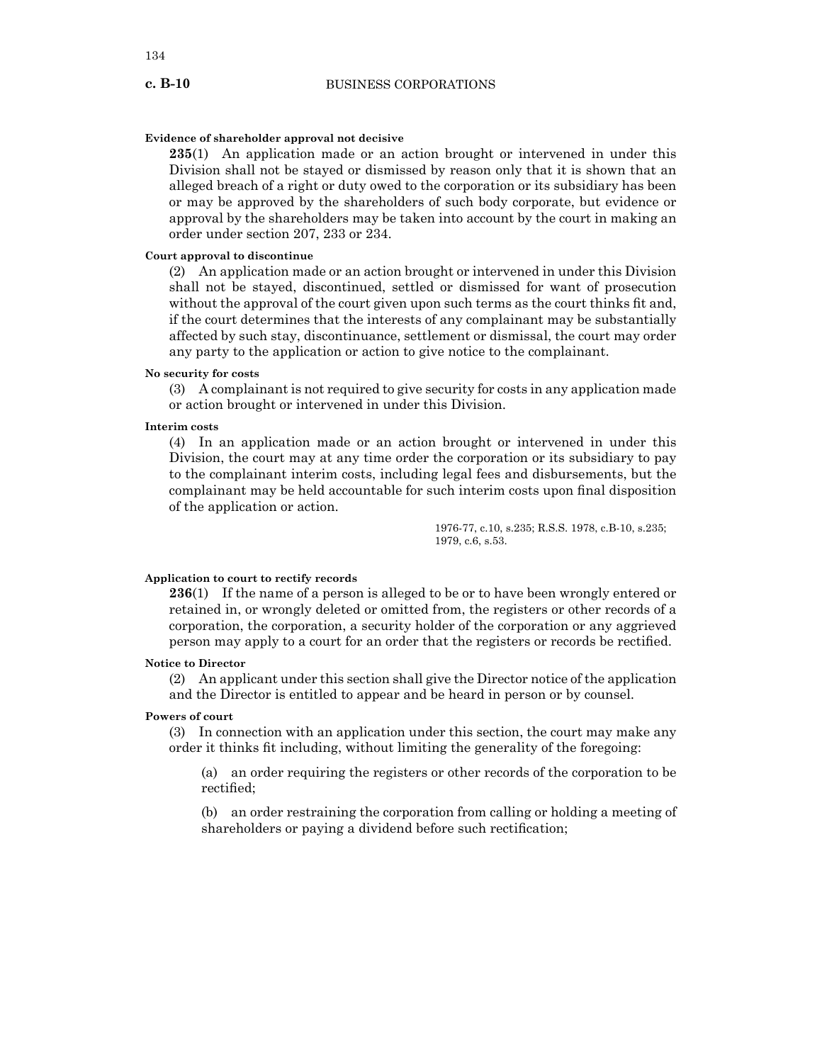**Evidence of shareholder approval not decisive**

**235**(1) An application made or an action brought or intervened in under this Division shall not be stayed or dismissed by reason only that it is shown that an alleged breach of a right or duty owed to the corporation or its subsidiary has been or may be approved by the shareholders of such body corporate, but evidence or approval by the shareholders may be taken into account by the court in making an order under section 207, 233 or 234.

**Court approval to discontinue**

(2) An application made or an action brought or intervened in under this Division shall not be stayed, discontinued, settled or dismissed for want of prosecution without the approval of the court given upon such terms as the court thinks fit and, if the court determines that the interests of any complainant may be substantially affected by such stay, discontinuance, settlement or dismissal, the court may order any party to the application or action to give notice to the complainant.

**No security for costs**

(3) A complainant is not required to give security for costs in any application made or action brought or intervened in under this Division.

**Interim costs**

(4) In an application made or an action brought or intervened in under this Division, the court may at any time order the corporation or its subsidiary to pay to the complainant interim costs, including legal fees and disbursements, but the complainant may be held accountable for such interim costs upon final disposition of the application or action.

1976-77, c.10, s.235; R.S.S. 1978, c.B-10, s.235; 1979, c.6, s.53.

**Application to court to rectify records**

**236**(1) If the name of a person is alleged to be or to have been wrongly entered or retained in, or wrongly deleted or omitted from, the registers or other records of a corporation, the corporation, a security holder of the corporation or any aggrieved person may apply to a court for an order that the registers or records be rectified.

**Notice to Director**

(2) An applicant under this section shall give the Director notice of the application and the Director is entitled to appear and be heard in person or by counsel.

**Powers of court**

(3) In connection with an application under this section, the court may make any order it thinks fit including, without limiting the generality of the foregoing:

(a) an order requiring the registers or other records of the corporation to be rectified;

(b) an order restraining the corporation from calling or holding a meeting of shareholders or paying a dividend before such rectification;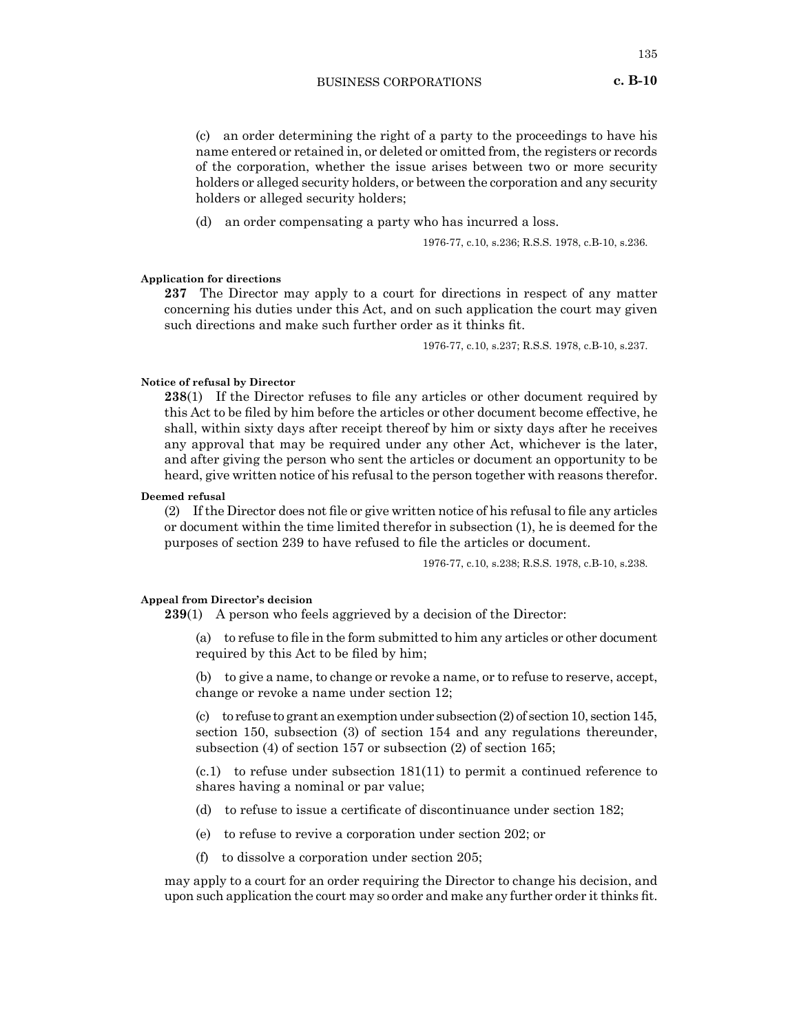(c) an order determining the right of a party to the proceedings to have his name entered or retained in, or deleted or omitted from, the registers or records of the corporation, whether the issue arises between two or more security holders or alleged security holders, or between the corporation and any security holders or alleged security holders;

(d) an order compensating a party who has incurred a loss.

1976-77, c.10, s.236; R.S.S. 1978, c.B-10, s.236.

**Application for directions**

**237** The Director may apply to a court for directions in respect of any matter concerning his duties under this Act, and on such application the court may given such directions and make such further order as it thinks fit.

1976-77, c.10, s.237; R.S.S. 1978, c.B-10, s.237.

**Notice of refusal by Director**

**238**(1) If the Director refuses to file any articles or other document required by this Act to be filed by him before the articles or other document become effective, he shall, within sixty days after receipt thereof by him or sixty days after he receives any approval that may be required under any other Act, whichever is the later, and after giving the person who sent the articles or document an opportunity to be heard, give written notice of his refusal to the person together with reasons therefor.

**Deemed refusal**

(2) If the Director does not file or give written notice of his refusal to file any articles or document within the time limited therefor in subsection (1), he is deemed for the purposes of section 239 to have refused to file the articles or document.

1976-77, c.10, s.238; R.S.S. 1978, c.B-10, s.238.

**Appeal from Director's decision**

**239**(1) A person who feels aggrieved by a decision of the Director:

(a) to refuse to file in the form submitted to him any articles or other document required by this Act to be filed by him;

(b) to give a name, to change or revoke a name, or to refuse to reserve, accept, change or revoke a name under section 12;

(c) to refuse to grant an exemption under subsection (2) of section 10, section 145, section 150, subsection (3) of section 154 and any regulations thereunder, subsection (4) of section 157 or subsection (2) of section 165;

(c.1) to refuse under subsection 181(11) to permit a continued reference to shares having a nominal or par value;

(d) to refuse to issue a certificate of discontinuance under section 182;

(e) to refuse to revive a corporation under section 202; or

(f) to dissolve a corporation under section 205;

may apply to a court for an order requiring the Director to change his decision, and upon such application the court may so order and make any further order it thinks fit.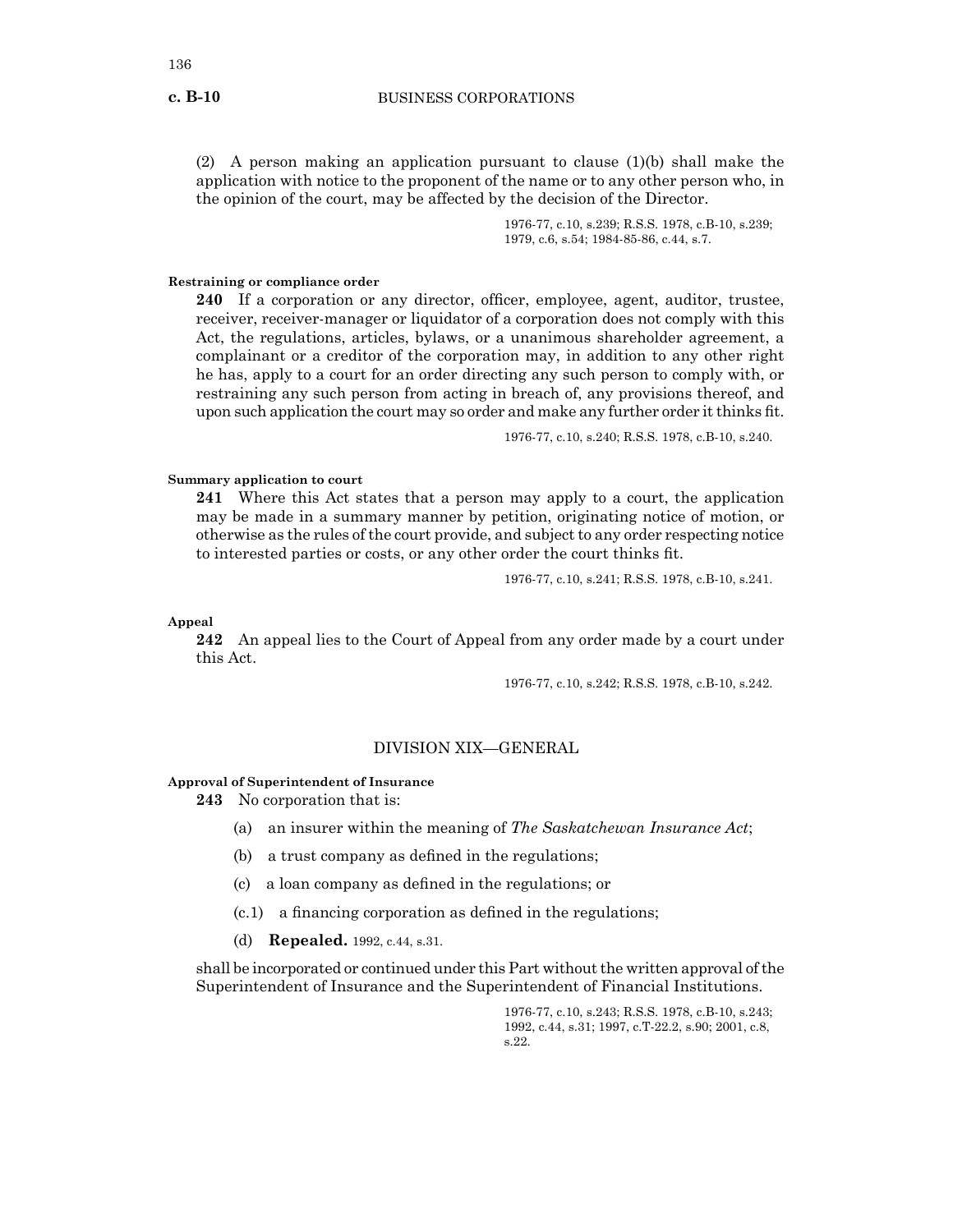(2) A person making an application pursuant to clause (1)(b) shall make the application with notice to the proponent of the name or to any other person who, in the opinion of the court, may be affected by the decision of the Director.

1976-77, c.10, s.239; R.S.S. 1978, c.B-10, s.239; 1979, c.6, s.54; 1984-85-86, c.44, s.7.

**Restraining or compliance order**

**240** If a corporation or any director, officer, employee, agent, auditor, trustee, receiver, receiver-manager or liquidator of a corporation does not comply with this Act, the regulations, articles, bylaws, or a unanimous shareholder agreement, a complainant or a creditor of the corporation may, in addition to any other right he has, apply to a court for an order directing any such person to comply with, or restraining any such person from acting in breach of, any provisions thereof, and upon such application the court may so order and make any further order it thinks fit.

1976-77, c.10, s.240; R.S.S. 1978, c.B-10, s.240.

**Summary application to court**

**241** Where this Act states that a person may apply to a court, the application may be made in a summary manner by petition, originating notice of motion, or otherwise as the rules of the court provide, and subject to any order respecting notice to interested parties or costs, or any other order the court thinks fit.

1976-77, c.10, s.241; R.S.S. 1978, c.B-10, s.241.

**Appeal**

**242** An appeal lies to the Court of Appeal from any order made by a court under this Act.

1976-77, c.10, s.242; R.S.S. 1978, c.B-10, s.242.

## DIVISION XIX—GENERAL

**Approval of Superintendent of Insurance**

**243** No corporation that is:

(a) an insurer within the meaning of *The Saskatchewan Insurance Act*;

(b) a trust company as defined in the regulations;

(c) a loan company as defined in the regulations; or

(c.1) a financing corporation as defined in the regulations;

(d) **Repealed.** 1992, c.44, s.31.

shall be incorporated or continued under this Part without the written approval of the Superintendent of Insurance and the Superintendent of Financial Institutions.

1976-77, c.10, s.243; R.S.S. 1978, c.B-10, s.243; 1992, c.44, s.31; 1997, c.T-22.2, s.90; 2001, c.8, s.22.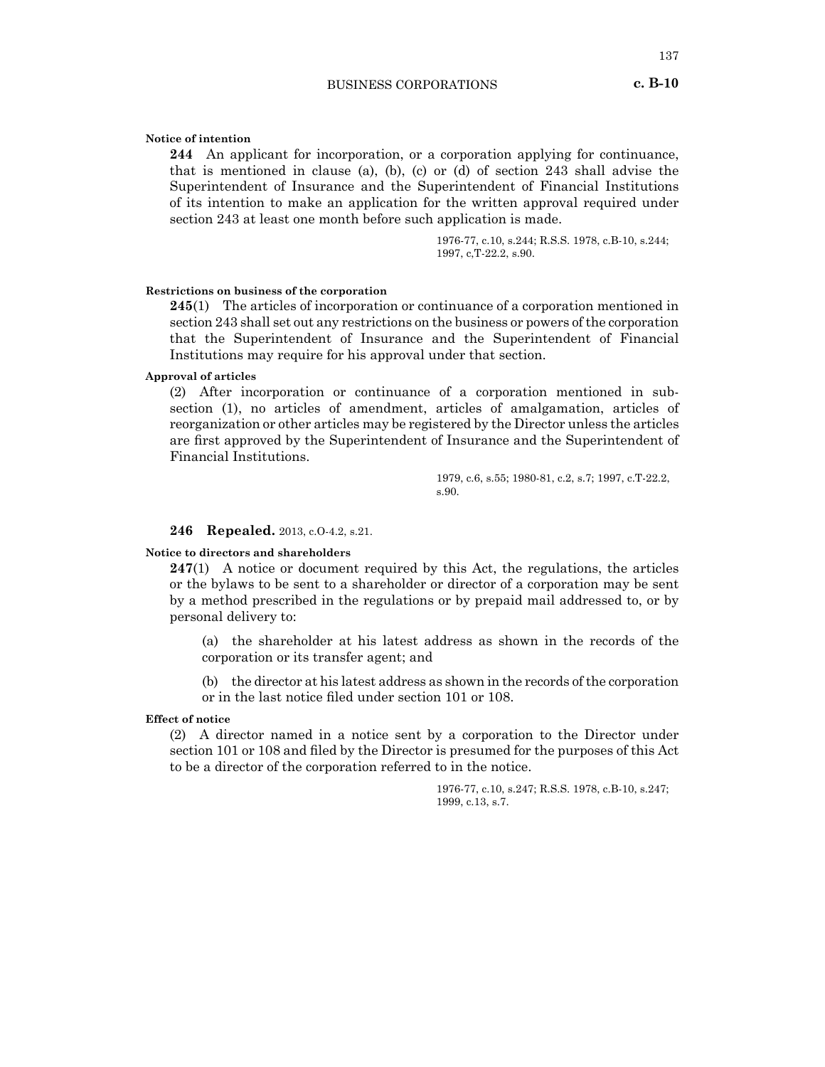**Notice of intention**

**244** An applicant for incorporation, or a corporation applying for continuance, that is mentioned in clause (a), (b), (c) or (d) of section 243 shall advise the Superintendent of Insurance and the Superintendent of Financial Institutions of its intention to make an application for the written approval required under section 243 at least one month before such application is made.

1976-77, c.10, s.244; R.S.S. 1978, c.B-10, s.244; 1997, c,T-22.2, s.90.

**Restrictions on business of the corporation**

**245**(1) The articles of incorporation or continuance of a corporation mentioned in section 243 shall set out any restrictions on the business or powers of the corporation that the Superintendent of Insurance and the Superintendent of Financial Institutions may require for his approval under that section.

**Approval of articles**

(2) After incorporation or continuance of a corporation mentioned in subsection (1), no articles of amendment, articles of amalgamation, articles of reorganization or other articles may be registered by the Director unless the articles are first approved by the Superintendent of Insurance and the Superintendent of Financial Institutions.

1979, c.6, s.55; 1980-81, c.2, s.7; 1997, c.T-22.2, s.90.

**246 Repealed.** 2013, c.O-4.2, s.21.

**Notice to directors and shareholders**

**247**(1) A notice or document required by this Act, the regulations, the articles or the bylaws to be sent to a shareholder or director of a corporation may be sent by a method prescribed in the regulations or by prepaid mail addressed to, or by personal delivery to:

(a) the shareholder at his latest address as shown in the records of the corporation or its transfer agent; and

(b) the director at his latest address as shown in the records of the corporation or in the last notice filed under section 101 or 108.

**Effect of notice**

(2) A director named in a notice sent by a corporation to the Director under section 101 or 108 and filed by the Director is presumed for the purposes of this Act to be a director of the corporation referred to in the notice.

1976-77, c.10, s.247; R.S.S. 1978, c.B-10, s.247; 1999, c.13, s.7.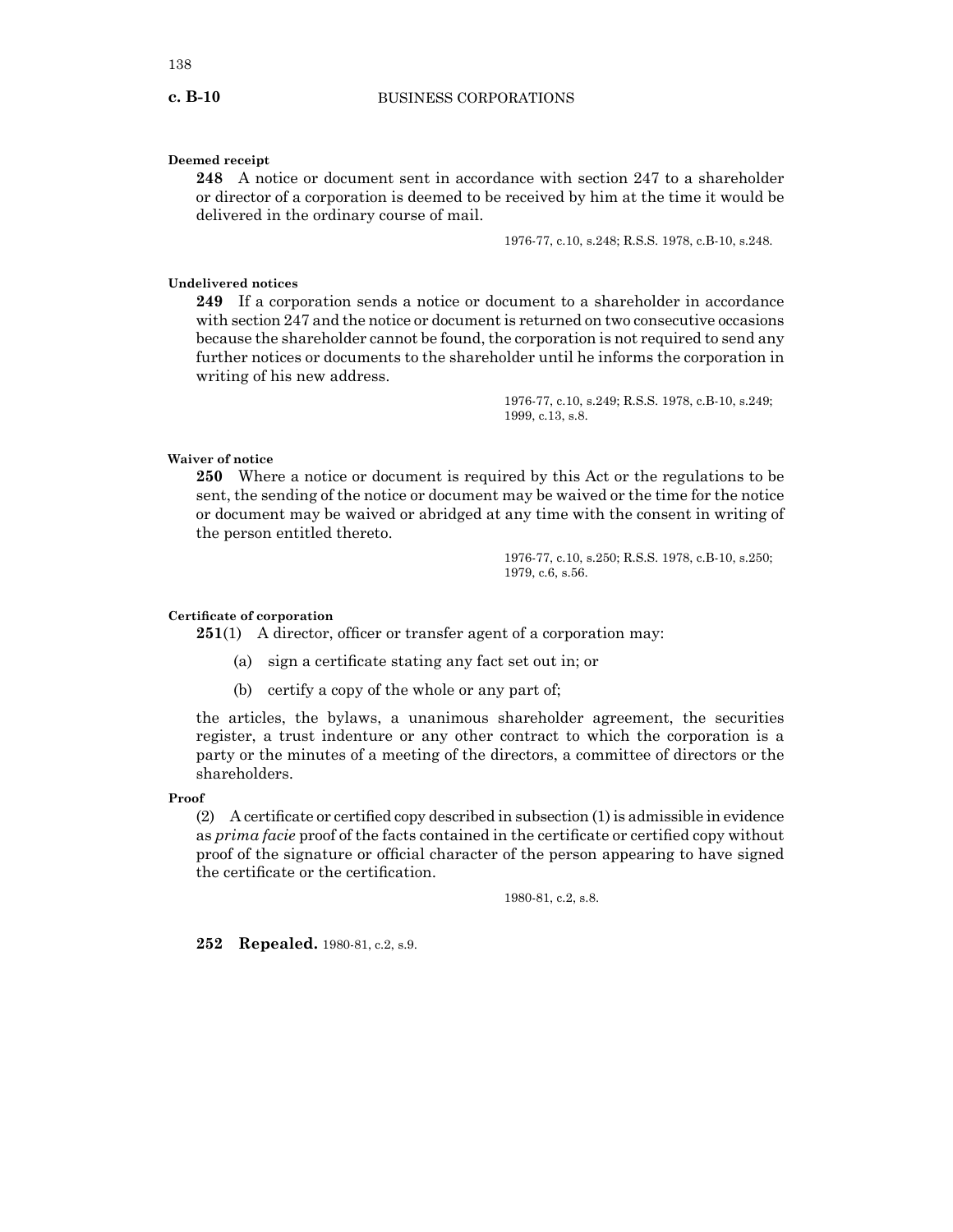**Deemed receipt**

**248** A notice or document sent in accordance with section 247 to a shareholder or director of a corporation is deemed to be received by him at the time it would be delivered in the ordinary course of mail.

1976-77, c.10, s.248; R.S.S. 1978, c.B-10, s.248.

**Undelivered notices**

**249** If a corporation sends a notice or document to a shareholder in accordance with section 247 and the notice or document is returned on two consecutive occasions because the shareholder cannot be found, the corporation is not required to send any further notices or documents to the shareholder until he informs the corporation in writing of his new address.

1976-77, c.10, s.249; R.S.S. 1978, c.B-10, s.249; 1999, c.13, s.8.

**Waiver of notice**

**250** Where a notice or document is required by this Act or the regulations to be sent, the sending of the notice or document may be waived or the time for the notice or document may be waived or abridged at any time with the consent in writing of the person entitled thereto.

1976-77, c.10, s.250; R.S.S. 1978, c.B-10, s.250; 1979, c.6, s.56.

**Certificate of corporation**

**251**(1) A director, officer or transfer agent of a corporation may:

(a) sign a certificate stating any fact set out in; or

(b) certify a copy of the whole or any part of;

the articles, the bylaws, a unanimous shareholder agreement, the securities register, a trust indenture or any other contract to which the corporation is a party or the minutes of a meeting of the directors, a committee of directors or the shareholders.

**Proof**

(2) A certificate or certified copy described in subsection (1) is admissible in evidence as *prima facie* proof of the facts contained in the certificate or certified copy without proof of the signature or official character of the person appearing to have signed the certificate or the certification.

1980-81, c.2, s.8.

**252 Repealed.** 1980-81, c.2, s.9.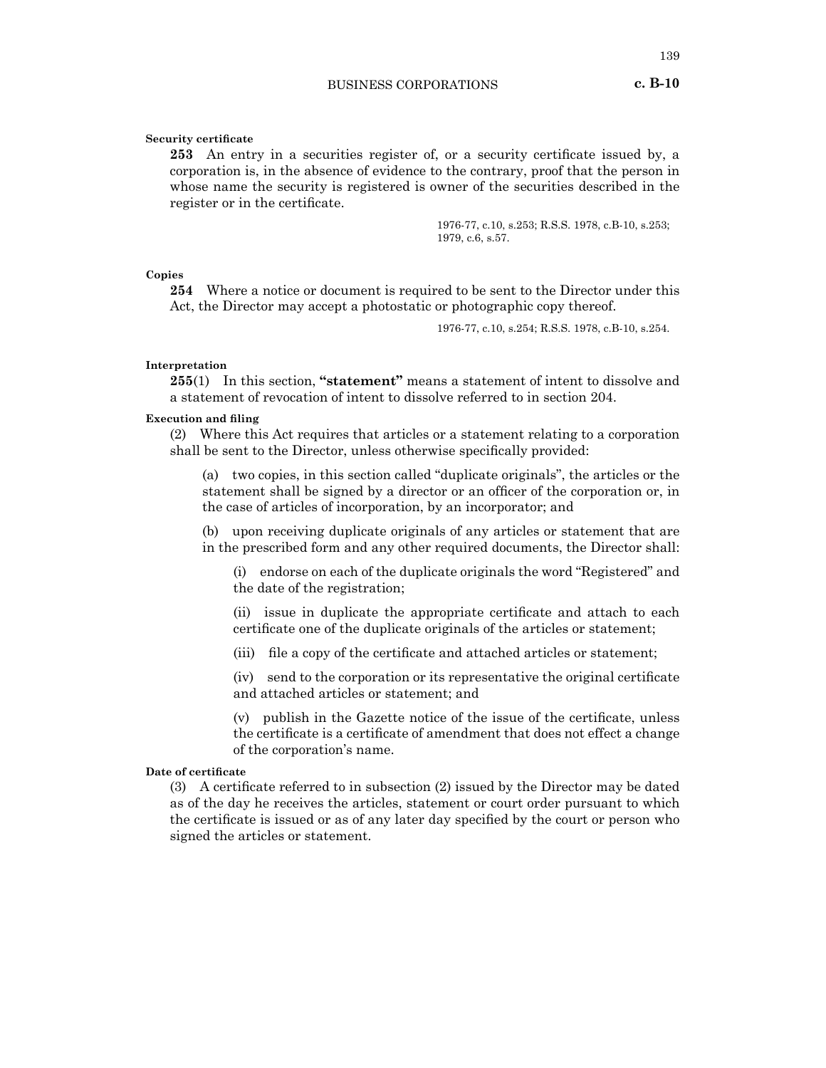**Security certificate**

**253** An entry in a securities register of, or a security certificate issued by, a corporation is, in the absence of evidence to the contrary, proof that the person in whose name the security is registered is owner of the securities described in the register or in the certificate.

1976-77, c.10, s.253; R.S.S. 1978, c.B-10, s.253; 1979, c.6, s.57.

**Copies**

**254** Where a notice or document is required to be sent to the Director under this Act, the Director may accept a photostatic or photographic copy thereof.

1976-77, c.10, s.254; R.S.S. 1978, c.B-10, s.254.

**Interpretation**

**255**(1) In this section, **"statement"** means a statement of intent to dissolve and a statement of revocation of intent to dissolve referred to in section 204.

**Execution and filing**

(2) Where this Act requires that articles or a statement relating to a corporation shall be sent to the Director, unless otherwise specifically provided:

(a) two copies, in this section called "duplicate originals", the articles or the statement shall be signed by a director or an officer of the corporation or, in the case of articles of incorporation, by an incorporator; and

(b) upon receiving duplicate originals of any articles or statement that are in the prescribed form and any other required documents, the Director shall:

(i) endorse on each of the duplicate originals the word "Registered" and the date of the registration;

(ii) issue in duplicate the appropriate certificate and attach to each certificate one of the duplicate originals of the articles or statement;

(iii) file a copy of the certificate and attached articles or statement;

(iv) send to the corporation or its representative the original certificate and attached articles or statement; and

(v) publish in the Gazette notice of the issue of the certificate, unless the certificate is a certificate of amendment that does not effect a change of the corporation's name.

**Date of certificate**

(3) A certificate referred to in subsection (2) issued by the Director may be dated as of the day he receives the articles, statement or court order pursuant to which the certificate is issued or as of any later day specified by the court or person who signed the articles or statement.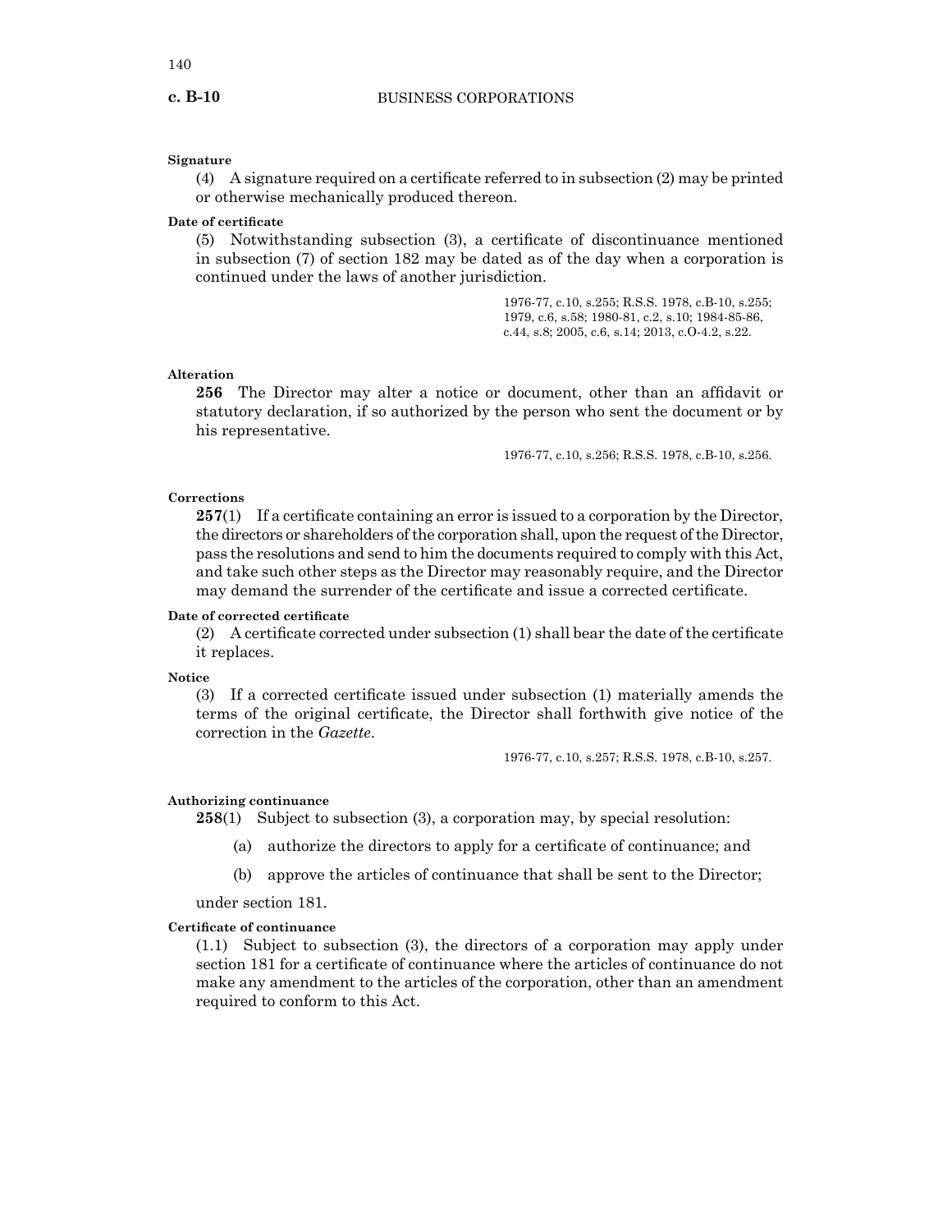**Signature**

(4) A signature required on a certificate referred to in subsection (2) may be printed or otherwise mechanically produced thereon.

**Date of certificate**

(5) Notwithstanding subsection (3), a certificate of discontinuance mentioned in subsection (7) of section 182 may be dated as of the day when a corporation is continued under the laws of another jurisdiction.

1976-77, c.10, s.255; R.S.S. 1978, c.B-10, s.255; 1979, c.6, s.58; 1980-81, c.2, s.10; 1984-85-86, c.44, s.8; 2005, c.6, s.14; 2013, c.O-4.2, s.22.

**Alteration**

**256** The Director may alter a notice or document, other than an affidavit or statutory declaration, if so authorized by the person who sent the document or by his representative.

1976-77, c.10, s.256; R.S.S. 1978, c.B-10, s.256.

**Corrections**

**257**(1) If a certificate containing an error is issued to a corporation by the Director, the directors or shareholders of the corporation shall, upon the request of the Director, pass the resolutions and send to him the documents required to comply with this Act, and take such other steps as the Director may reasonably require, and the Director may demand the surrender of the certificate and issue a corrected certificate.

**Date of corrected certificate**

(2) A certificate corrected under subsection (1) shall bear the date of the certificate it replaces.

**Notice**

(3) If a corrected certificate issued under subsection (1) materially amends the terms of the original certificate, the Director shall forthwith give notice of the correction in the *Gazette*.

1976-77, c.10, s.257; R.S.S. 1978, c.B-10, s.257.

**Authorizing continuance**

**258**(1) Subject to subsection (3), a corporation may, by special resolution:

(a) authorize the directors to apply for a certificate of continuance; and

(b) approve the articles of continuance that shall be sent to the Director;

under section 181.

**Certificate of continuance**

(1.1) Subject to subsection (3), the directors of a corporation may apply under section 181 for a certificate of continuance where the articles of continuance do not make any amendment to the articles of the corporation, other than an amendment required to conform to this Act.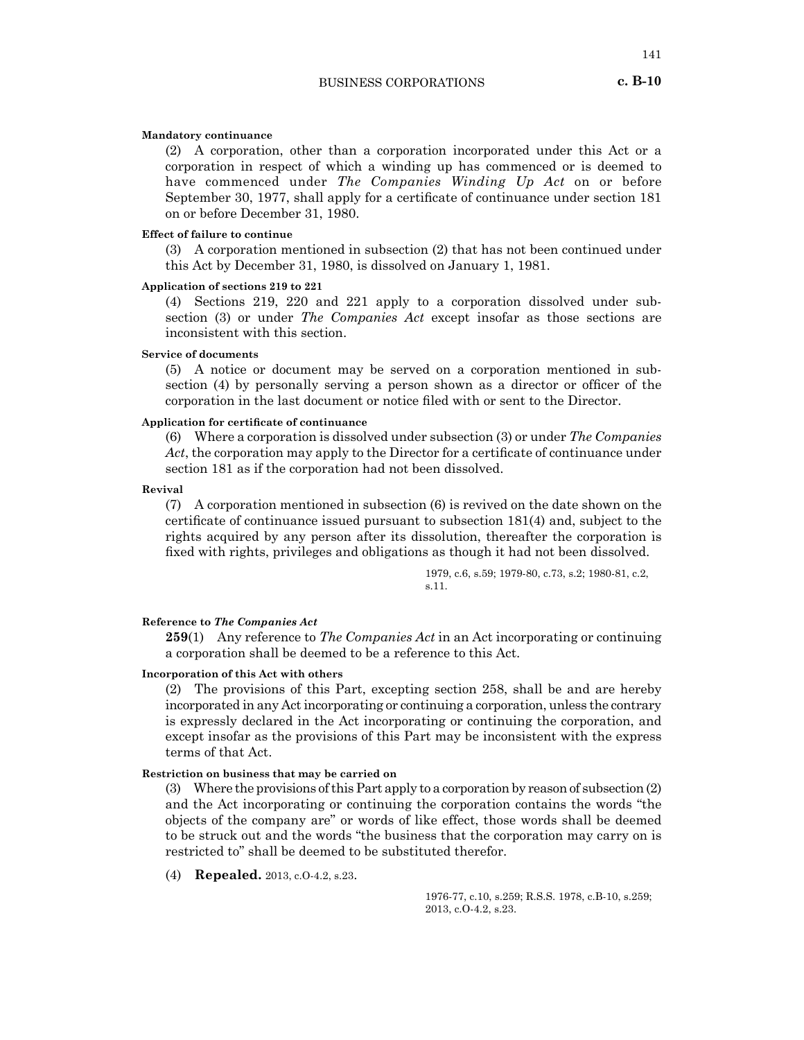**Mandatory continuance**

(2) A corporation, other than a corporation incorporated under this Act or a corporation in respect of which a winding up has commenced or is deemed to have commenced under *The Companies Winding Up Act* on or before September 30, 1977, shall apply for a certificate of continuance under section 181 on or before December 31, 1980.

**Effect of failure to continue**

(3) A corporation mentioned in subsection (2) that has not been continued under this Act by December 31, 1980, is dissolved on January 1, 1981.

**Application of sections 219 to 221**

(4) Sections 219, 220 and 221 apply to a corporation dissolved under subsection (3) or under *The Companies Act* except insofar as those sections are inconsistent with this section.

**Service of documents**

(5) A notice or document may be served on a corporation mentioned in subsection (4) by personally serving a person shown as a director or officer of the corporation in the last document or notice filed with or sent to the Director.

**Application for certificate of continuance**

(6) Where a corporation is dissolved under subsection (3) or under *The Companies Act*, the corporation may apply to the Director for a certificate of continuance under section 181 as if the corporation had not been dissolved.

**Revival**

(7) A corporation mentioned in subsection (6) is revived on the date shown on the certificate of continuance issued pursuant to subsection 181(4) and, subject to the rights acquired by any person after its dissolution, thereafter the corporation is fixed with rights, privileges and obligations as though it had not been dissolved.

1979, c.6, s.59; 1979-80, c.73, s.2; 1980-81, c.2, s.11.

**Reference to *The Companies Act***

**259**(1) Any reference to *The Companies Act* in an Act incorporating or continuing a corporation shall be deemed to be a reference to this Act.

**Incorporation of this Act with others**

(2) The provisions of this Part, excepting section 258, shall be and are hereby incorporated in any Act incorporating or continuing a corporation, unless the contrary is expressly declared in the Act incorporating or continuing the corporation, and except insofar as the provisions of this Part may be inconsistent with the express terms of that Act.

**Restriction on business that may be carried on**

(3) Where the provisions of this Part apply to a corporation by reason of subsection (2) and the Act incorporating or continuing the corporation contains the words "the objects of the company are" or words of like effect, those words shall be deemed to be struck out and the words "the business that the corporation may carry on is restricted to" shall be deemed to be substituted therefor.

(4) **Repealed.** 2013, c.O-4.2, s.23.

1976-77, c.10, s.259; R.S.S. 1978, c.B-10, s.259; 2013, c.O-4.2, s.23.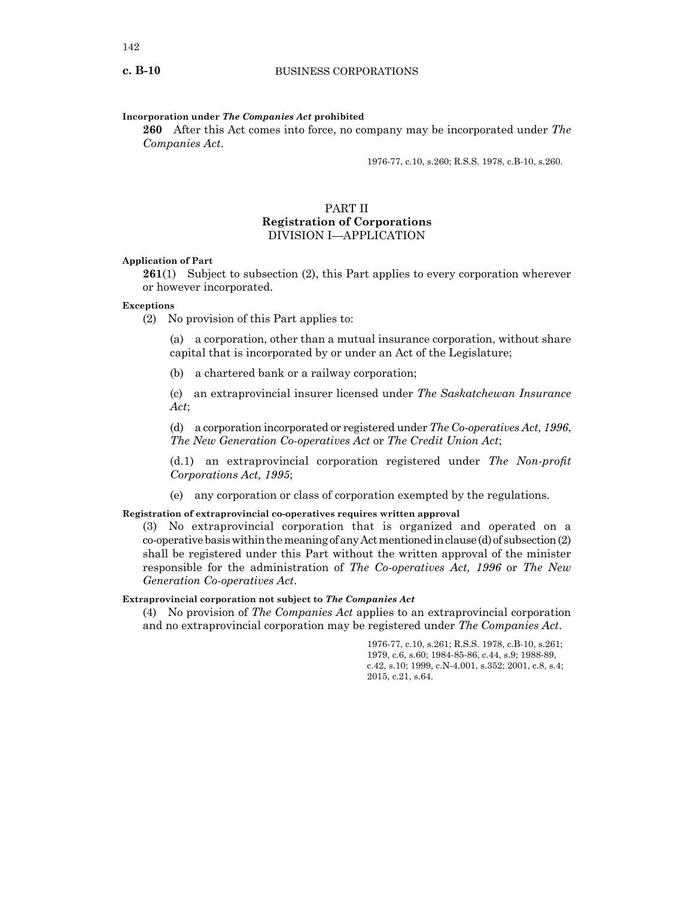**Incorporation under *The Companies Act* prohibited**

**260** After this Act comes into force, no company may be incorporated under *The Companies Act*.

1976-77, c.10, s.260; R.S.S. 1978, c.B-10, s.260.

## PART II
## Registration of Corporations
### DIVISION I—APPLICATION

**Application of Part**

**261**(1) Subject to subsection (2), this Part applies to every corporation wherever or however incorporated.

**Exceptions**

(2) No provision of this Part applies to:

(a) a corporation, other than a mutual insurance corporation, without share capital that is incorporated by or under an Act of the Legislature;

(b) a chartered bank or a railway corporation;

(c) an extraprovincial insurer licensed under *The Saskatchewan Insurance Act*;

(d) a corporation incorporated or registered under *The Co-operatives Act, 1996*, *The New Generation Co-operatives Act* or *The Credit Union Act*;

(d.1) an extraprovincial corporation registered under *The Non-profit Corporations Act, 1995*;

(e) any corporation or class of corporation exempted by the regulations.

**Registration of extraprovincial co-operatives requires written approval**

(3) No extraprovincial corporation that is organized and operated on a co-operative basis within the meaning of any Act mentioned in clause (d) of subsection (2) shall be registered under this Part without the written approval of the minister responsible for the administration of *The Co-operatives Act, 1996* or *The New Generation Co-operatives Act*.

**Extraprovincial corporation not subject to *The Companies Act***

(4) No provision of *The Companies Act* applies to an extraprovincial corporation and no extraprovincial corporation may be registered under *The Companies Act*.

1976-77, c.10, s.261; R.S.S. 1978, c.B-10, s.261; 1979, c.6, s.60; 1984-85-86, c.44, s.9; 1988-89, c.42, s.10; 1999, c.N-4.001, s.352; 2001, c.8, s.4; 2015, c.21, s.64.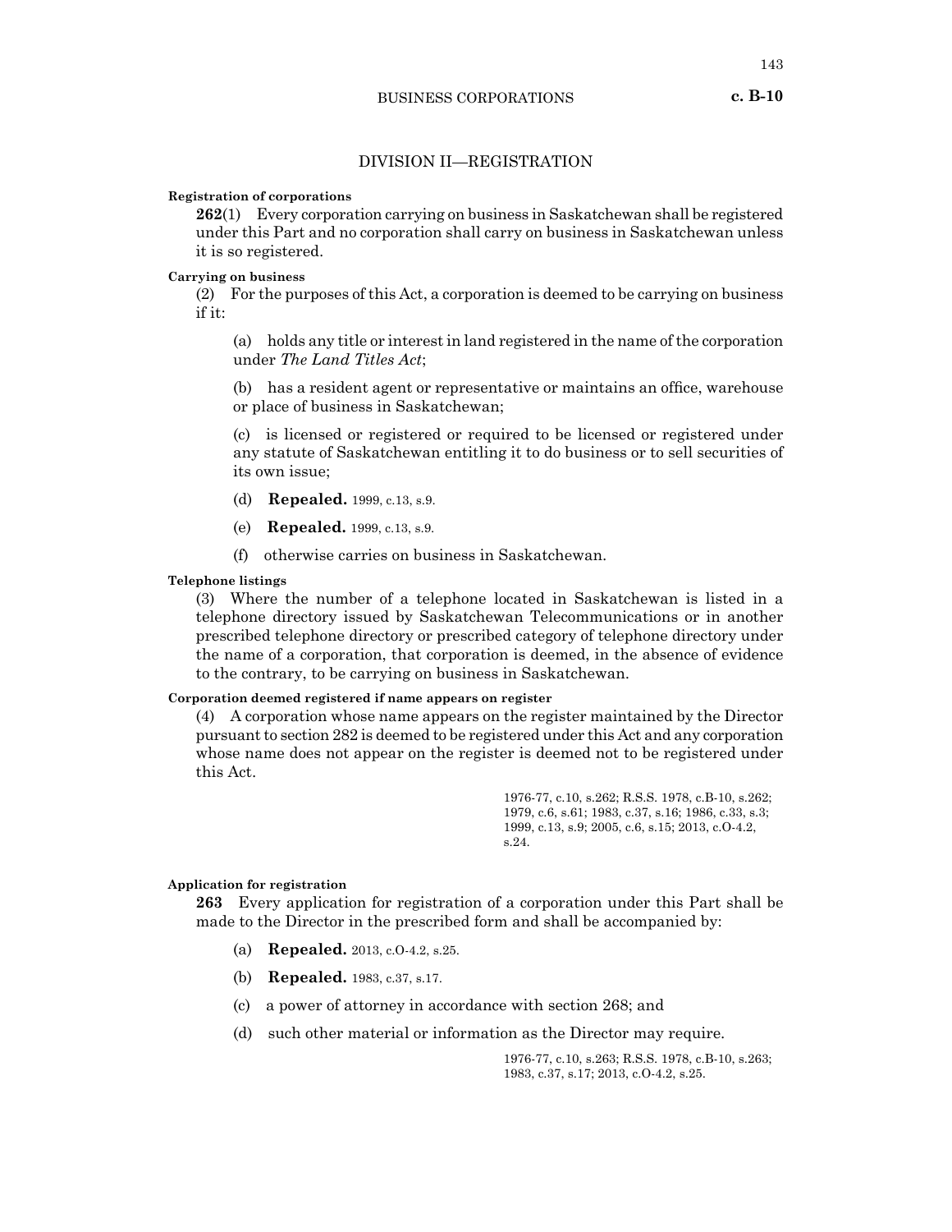## DIVISION II—REGISTRATION

**Registration of corporations**

**262**(1) Every corporation carrying on business in Saskatchewan shall be registered under this Part and no corporation shall carry on business in Saskatchewan unless it is so registered.

**Carrying on business**

(2) For the purposes of this Act, a corporation is deemed to be carrying on business if it:

(a) holds any title or interest in land registered in the name of the corporation under *The Land Titles Act*;

(b) has a resident agent or representative or maintains an office, warehouse or place of business in Saskatchewan;

(c) is licensed or registered or required to be licensed or registered under any statute of Saskatchewan entitling it to do business or to sell securities of its own issue;

(d) **Repealed.** 1999, c.13, s.9.

(e) **Repealed.** 1999, c.13, s.9.

(f) otherwise carries on business in Saskatchewan.

**Telephone listings**

(3) Where the number of a telephone located in Saskatchewan is listed in a telephone directory issued by Saskatchewan Telecommunications or in another prescribed telephone directory or prescribed category of telephone directory under the name of a corporation, that corporation is deemed, in the absence of evidence to the contrary, to be carrying on business in Saskatchewan.

**Corporation deemed registered if name appears on register**

(4) A corporation whose name appears on the register maintained by the Director pursuant to section 282 is deemed to be registered under this Act and any corporation whose name does not appear on the register is deemed not to be registered under this Act.

1976-77, c.10, s.262; R.S.S. 1978, c.B-10, s.262; 1979, c.6, s.61; 1983, c.37, s.16; 1986, c.33, s.3; 1999, c.13, s.9; 2005, c.6, s.15; 2013, c.O-4.2, s.24.

**Application for registration**

**263** Every application for registration of a corporation under this Part shall be made to the Director in the prescribed form and shall be accompanied by:

(a) **Repealed.** 2013, c.O-4.2, s.25.

(b) **Repealed.** 1983, c.37, s.17.

(c) a power of attorney in accordance with section 268; and

(d) such other material or information as the Director may require.

1976-77, c.10, s.263; R.S.S. 1978, c.B-10, s.263; 1983, c.37, s.17; 2013, c.O-4.2, s.25.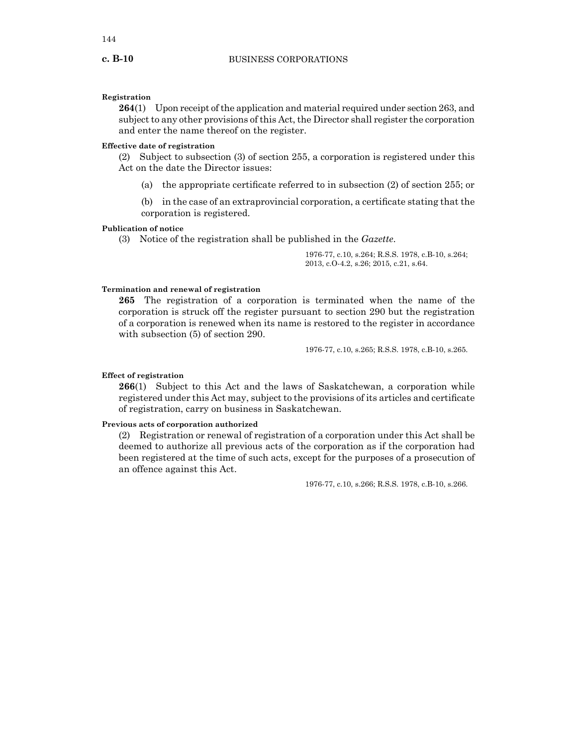**Registration**

**264**(1) Upon receipt of the application and material required under section 263, and subject to any other provisions of this Act, the Director shall register the corporation and enter the name thereof on the register.

**Effective date of registration**

(2) Subject to subsection (3) of section 255, a corporation is registered under this Act on the date the Director issues:

(a) the appropriate certificate referred to in subsection (2) of section 255; or

(b) in the case of an extraprovincial corporation, a certificate stating that the corporation is registered.

**Publication of notice**

(3) Notice of the registration shall be published in the *Gazette*.

1976-77, c.10, s.264; R.S.S. 1978, c.B-10, s.264; 2013, c.O-4.2, s.26; 2015, c.21, s.64.

**Termination and renewal of registration**

**265** The registration of a corporation is terminated when the name of the corporation is struck off the register pursuant to section 290 but the registration of a corporation is renewed when its name is restored to the register in accordance with subsection (5) of section 290.

1976-77, c.10, s.265; R.S.S. 1978, c.B-10, s.265.

**Effect of registration**

**266**(1) Subject to this Act and the laws of Saskatchewan, a corporation while registered under this Act may, subject to the provisions of its articles and certificate of registration, carry on business in Saskatchewan.

**Previous acts of corporation authorized**

(2) Registration or renewal of registration of a corporation under this Act shall be deemed to authorize all previous acts of the corporation as if the corporation had been registered at the time of such acts, except for the purposes of a prosecution of an offence against this Act.

1976-77, c.10, s.266; R.S.S. 1978, c.B-10, s.266.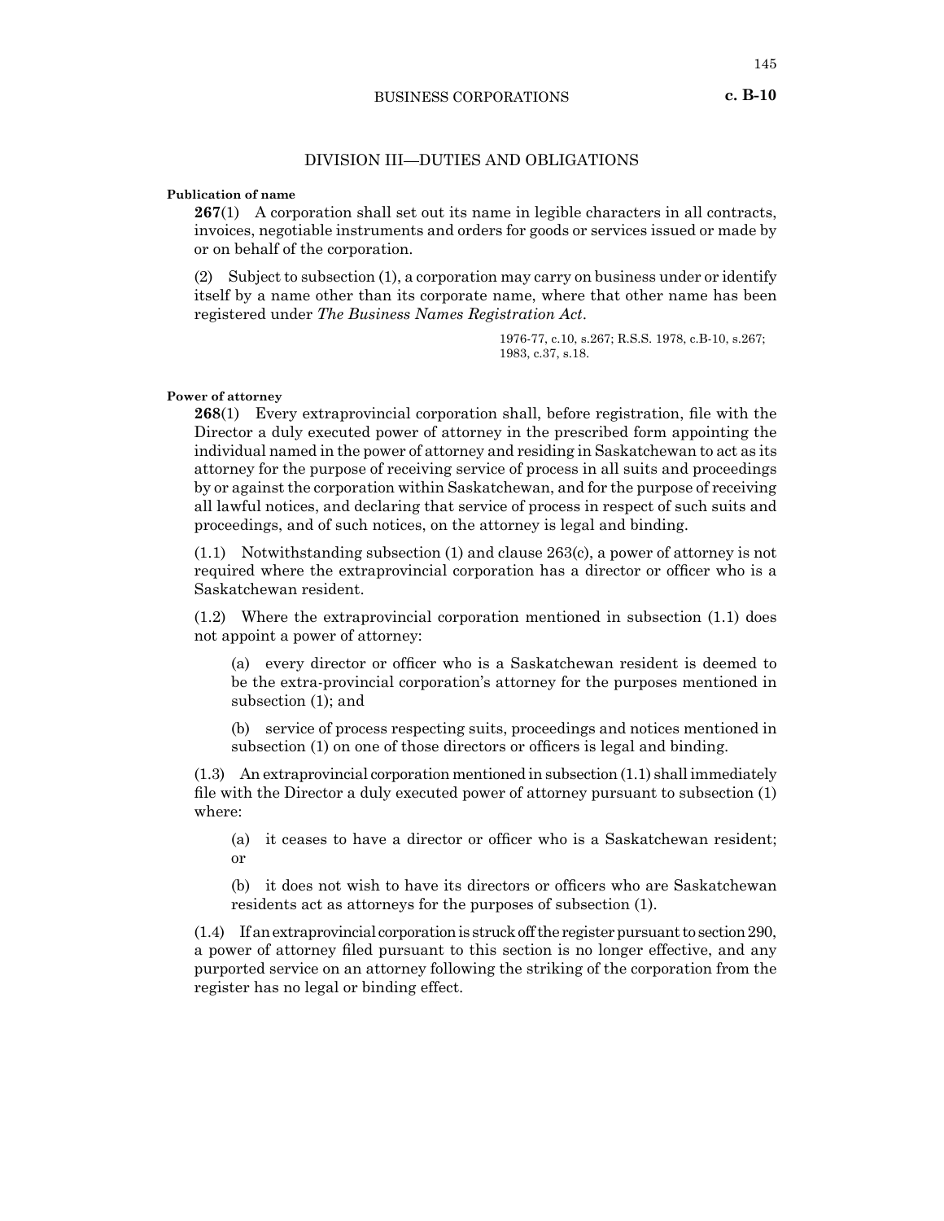## DIVISION III—DUTIES AND OBLIGATIONS

**Publication of name**

**267**(1) A corporation shall set out its name in legible characters in all contracts, invoices, negotiable instruments and orders for goods or services issued or made by or on behalf of the corporation.

(2) Subject to subsection (1), a corporation may carry on business under or identify itself by a name other than its corporate name, where that other name has been registered under *The Business Names Registration Act*.

1976-77, c.10, s.267; R.S.S. 1978, c.B-10, s.267; 1983, c.37, s.18.

**Power of attorney**

**268**(1) Every extraprovincial corporation shall, before registration, file with the Director a duly executed power of attorney in the prescribed form appointing the individual named in the power of attorney and residing in Saskatchewan to act as its attorney for the purpose of receiving service of process in all suits and proceedings by or against the corporation within Saskatchewan, and for the purpose of receiving all lawful notices, and declaring that service of process in respect of such suits and proceedings, and of such notices, on the attorney is legal and binding.

(1.1) Notwithstanding subsection (1) and clause 263(c), a power of attorney is not required where the extraprovincial corporation has a director or officer who is a Saskatchewan resident.

(1.2) Where the extraprovincial corporation mentioned in subsection (1.1) does not appoint a power of attorney:

(a) every director or officer who is a Saskatchewan resident is deemed to be the extra-provincial corporation's attorney for the purposes mentioned in subsection (1); and

(b) service of process respecting suits, proceedings and notices mentioned in subsection (1) on one of those directors or officers is legal and binding.

(1.3) An extraprovincial corporation mentioned in subsection (1.1) shall immediately file with the Director a duly executed power of attorney pursuant to subsection (1) where:

(a) it ceases to have a director or officer who is a Saskatchewan resident; or

(b) it does not wish to have its directors or officers who are Saskatchewan residents act as attorneys for the purposes of subsection (1).

(1.4) If an extraprovincial corporation is struck off the register pursuant to section 290, a power of attorney filed pursuant to this section is no longer effective, and any purported service on an attorney following the striking of the corporation from the register has no legal or binding effect.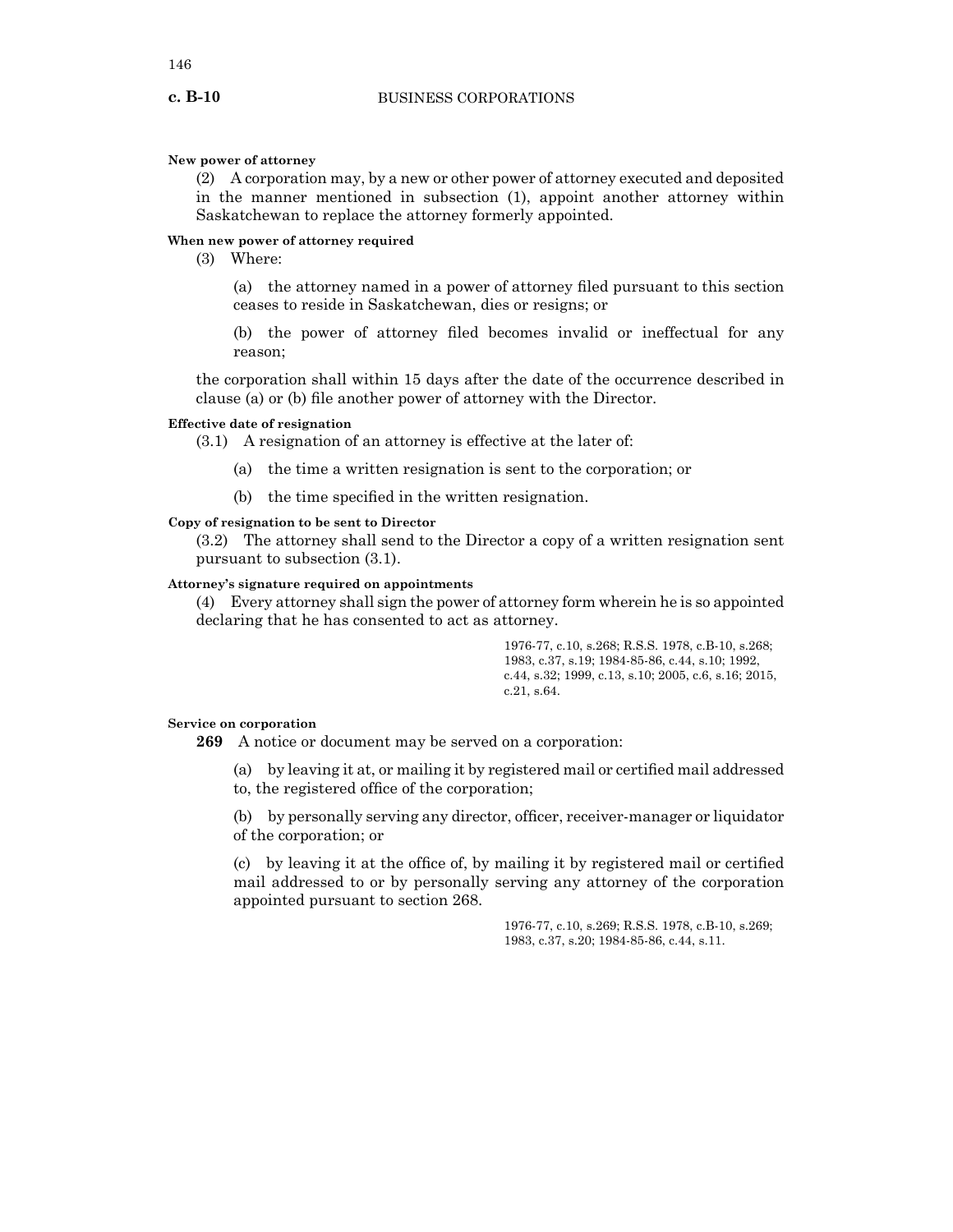**New power of attorney**

(2) A corporation may, by a new or other power of attorney executed and deposited in the manner mentioned in subsection (1), appoint another attorney within Saskatchewan to replace the attorney formerly appointed.

**When new power of attorney required**

(3) Where:

(a) the attorney named in a power of attorney filed pursuant to this section ceases to reside in Saskatchewan, dies or resigns; or

(b) the power of attorney filed becomes invalid or ineffectual for any reason;

the corporation shall within 15 days after the date of the occurrence described in clause (a) or (b) file another power of attorney with the Director.

**Effective date of resignation**

(3.1) A resignation of an attorney is effective at the later of:

(a) the time a written resignation is sent to the corporation; or

(b) the time specified in the written resignation.

**Copy of resignation to be sent to Director**

(3.2) The attorney shall send to the Director a copy of a written resignation sent pursuant to subsection (3.1).

**Attorney's signature required on appointments**

(4) Every attorney shall sign the power of attorney form wherein he is so appointed declaring that he has consented to act as attorney.

1976-77, c.10, s.268; R.S.S. 1978, c.B-10, s.268; 1983, c.37, s.19; 1984-85-86, c.44, s.10; 1992, c.44, s.32; 1999, c.13, s.10; 2005, c.6, s.16; 2015, c.21, s.64.

**Service on corporation**

**269** A notice or document may be served on a corporation:

(a) by leaving it at, or mailing it by registered mail or certified mail addressed to, the registered office of the corporation;

(b) by personally serving any director, officer, receiver-manager or liquidator of the corporation; or

(c) by leaving it at the office of, by mailing it by registered mail or certified mail addressed to or by personally serving any attorney of the corporation appointed pursuant to section 268.

1976-77, c.10, s.269; R.S.S. 1978, c.B-10, s.269; 1983, c.37, s.20; 1984-85-86, c.44, s.11.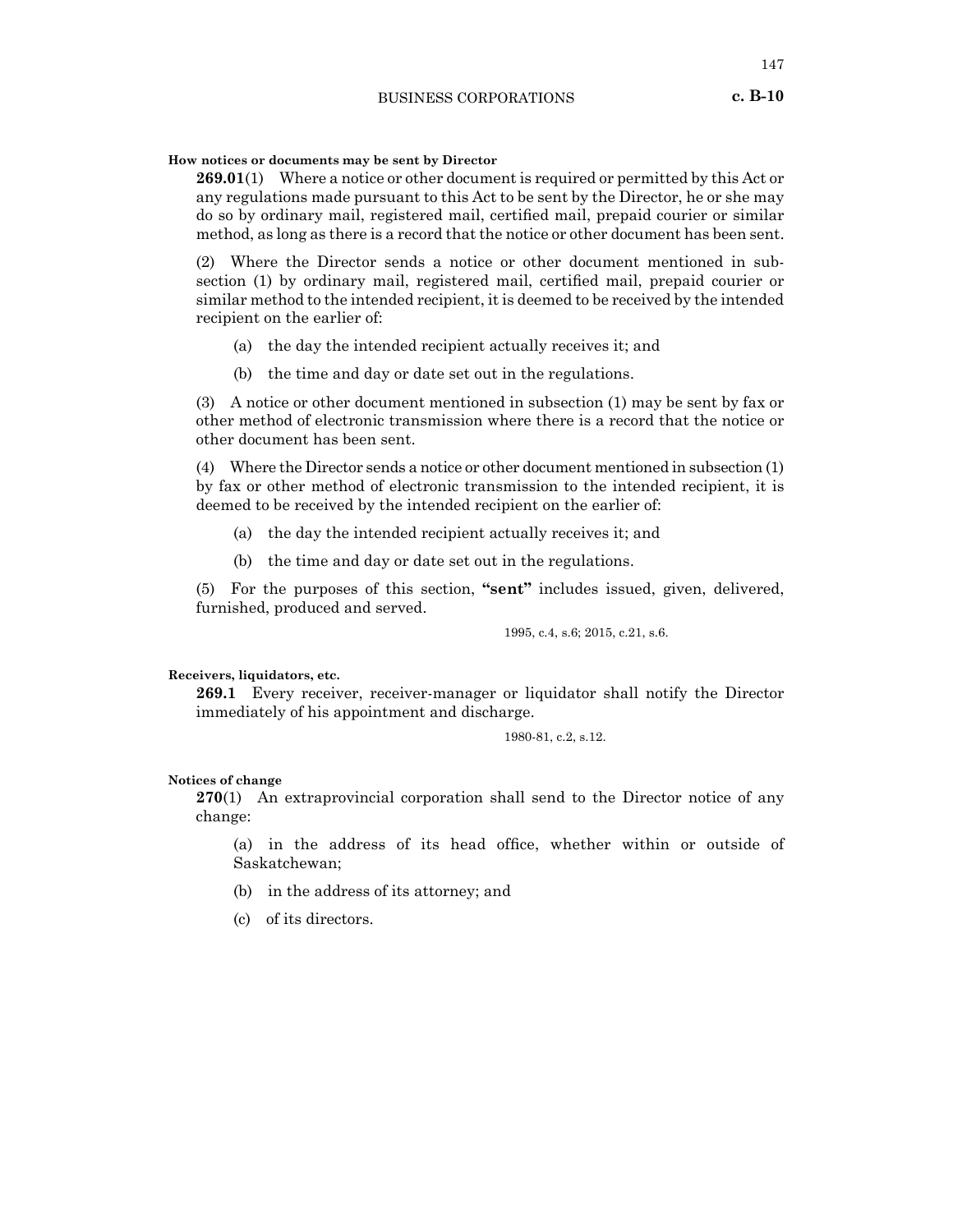**How notices or documents may be sent by Director**

**269.01**(1) Where a notice or other document is required or permitted by this Act or any regulations made pursuant to this Act to be sent by the Director, he or she may do so by ordinary mail, registered mail, certified mail, prepaid courier or similar method, as long as there is a record that the notice or other document has been sent.

(2) Where the Director sends a notice or other document mentioned in subsection (1) by ordinary mail, registered mail, certified mail, prepaid courier or similar method to the intended recipient, it is deemed to be received by the intended recipient on the earlier of:

(a) the day the intended recipient actually receives it; and

(b) the time and day or date set out in the regulations.

(3) A notice or other document mentioned in subsection (1) may be sent by fax or other method of electronic transmission where there is a record that the notice or other document has been sent.

(4) Where the Director sends a notice or other document mentioned in subsection (1) by fax or other method of electronic transmission to the intended recipient, it is deemed to be received by the intended recipient on the earlier of:

(a) the day the intended recipient actually receives it; and

(b) the time and day or date set out in the regulations.

(5) For the purposes of this section, **"sent"** includes issued, given, delivered, furnished, produced and served.

1995, c.4, s.6; 2015, c.21, s.6.

**Receivers, liquidators, etc.**

**269.1** Every receiver, receiver-manager or liquidator shall notify the Director immediately of his appointment and discharge.

1980-81, c.2, s.12.

**Notices of change**

**270**(1) An extraprovincial corporation shall send to the Director notice of any change:

(a) in the address of its head office, whether within or outside of Saskatchewan;

(b) in the address of its attorney; and

(c) of its directors.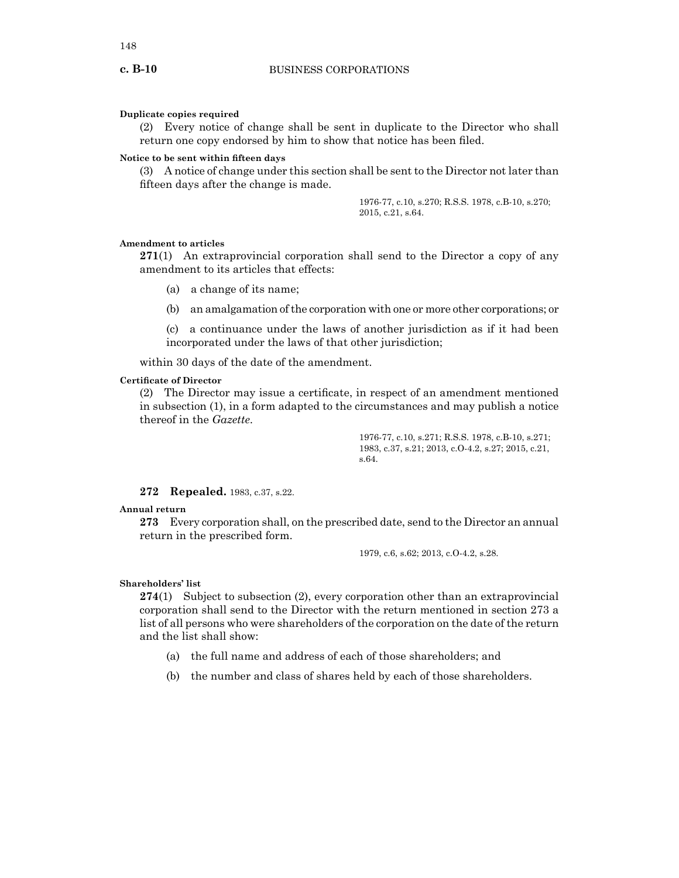**Duplicate copies required**

(2) Every notice of change shall be sent in duplicate to the Director who shall return one copy endorsed by him to show that notice has been filed.

**Notice to be sent within fifteen days**

(3) A notice of change under this section shall be sent to the Director not later than fifteen days after the change is made.

1976-77, c.10, s.270; R.S.S. 1978, c.B-10, s.270; 2015, c.21, s.64.

**Amendment to articles**

**271**(1) An extraprovincial corporation shall send to the Director a copy of any amendment to its articles that effects:

(a) a change of its name;

(b) an amalgamation of the corporation with one or more other corporations; or

(c) a continuance under the laws of another jurisdiction as if it had been incorporated under the laws of that other jurisdiction;

within 30 days of the date of the amendment.

**Certificate of Director**

(2) The Director may issue a certificate, in respect of an amendment mentioned in subsection (1), in a form adapted to the circumstances and may publish a notice thereof in the *Gazette*.

1976-77, c.10, s.271; R.S.S. 1978, c.B-10, s.271; 1983, c.37, s.21; 2013, c.O-4.2, s.27; 2015, c.21, s.64.

**272 Repealed.** 1983, c.37, s.22.

**Annual return**

**273** Every corporation shall, on the prescribed date, send to the Director an annual return in the prescribed form.

1979, c.6, s.62; 2013, c.O-4.2, s.28.

**Shareholders' list**

**274**(1) Subject to subsection (2), every corporation other than an extraprovincial corporation shall send to the Director with the return mentioned in section 273 a list of all persons who were shareholders of the corporation on the date of the return and the list shall show:

(a) the full name and address of each of those shareholders; and

(b) the number and class of shares held by each of those shareholders.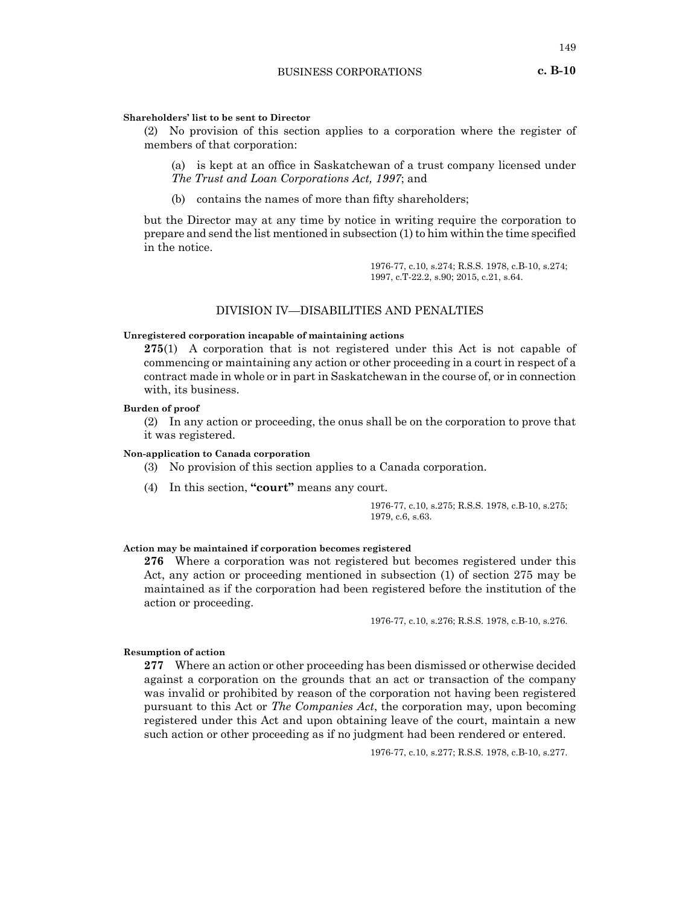**Shareholders' list to be sent to Director**

(2) No provision of this section applies to a corporation where the register of members of that corporation:

(a) is kept at an office in Saskatchewan of a trust company licensed under *The Trust and Loan Corporations Act, 1997*; and

(b) contains the names of more than fifty shareholders;

but the Director may at any time by notice in writing require the corporation to prepare and send the list mentioned in subsection (1) to him within the time specified in the notice.

1976-77, c.10, s.274; R.S.S. 1978, c.B-10, s.274; 1997, c.T-22.2, s.90; 2015, c.21, s.64.

## DIVISION IV—DISABILITIES AND PENALTIES

**Unregistered corporation incapable of maintaining actions**

**275**(1) A corporation that is not registered under this Act is not capable of commencing or maintaining any action or other proceeding in a court in respect of a contract made in whole or in part in Saskatchewan in the course of, or in connection with, its business.

**Burden of proof**

(2) In any action or proceeding, the onus shall be on the corporation to prove that it was registered.

**Non-application to Canada corporation**

(3) No provision of this section applies to a Canada corporation.

(4) In this section, **"court"** means any court.

1976-77, c.10, s.275; R.S.S. 1978, c.B-10, s.275; 1979, c.6, s.63.

**Action may be maintained if corporation becomes registered**

**276** Where a corporation was not registered but becomes registered under this Act, any action or proceeding mentioned in subsection (1) of section 275 may be maintained as if the corporation had been registered before the institution of the action or proceeding.

1976-77, c.10, s.276; R.S.S. 1978, c.B-10, s.276.

**Resumption of action**

**277** Where an action or other proceeding has been dismissed or otherwise decided against a corporation on the grounds that an act or transaction of the company was invalid or prohibited by reason of the corporation not having been registered pursuant to this Act or *The Companies Act*, the corporation may, upon becoming registered under this Act and upon obtaining leave of the court, maintain a new such action or other proceeding as if no judgment had been rendered or entered.

1976-77, c.10, s.277; R.S.S. 1978, c.B-10, s.277.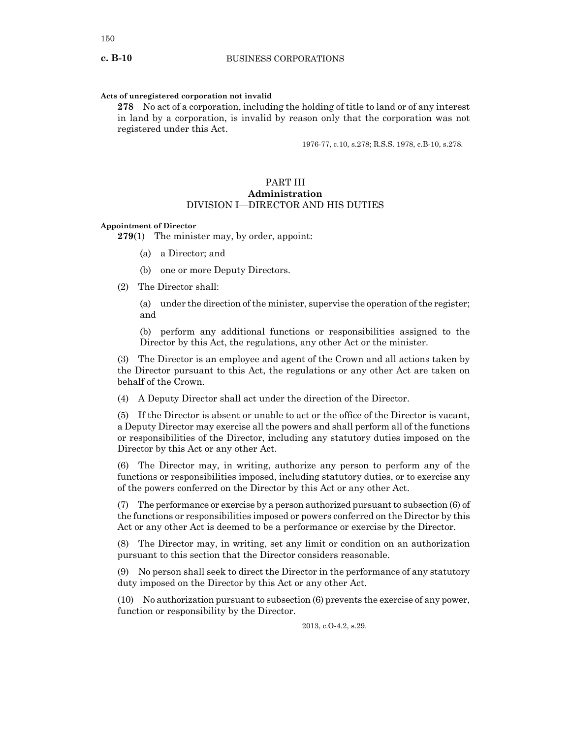**Acts of unregistered corporation not invalid**

**278** No act of a corporation, including the holding of title to land or of any interest in land by a corporation, is invalid by reason only that the corporation was not registered under this Act.

1976-77, c.10, s.278; R.S.S. 1978, c.B-10, s.278.

## PART III
## Administration
### DIVISION I—DIRECTOR AND HIS DUTIES

**Appointment of Director**

**279**(1) The minister may, by order, appoint:

(a) a Director; and

(b) one or more Deputy Directors.

(2) The Director shall:

(a) under the direction of the minister, supervise the operation of the register; and

(b) perform any additional functions or responsibilities assigned to the Director by this Act, the regulations, any other Act or the minister.

(3) The Director is an employee and agent of the Crown and all actions taken by the Director pursuant to this Act, the regulations or any other Act are taken on behalf of the Crown.

(4) A Deputy Director shall act under the direction of the Director.

(5) If the Director is absent or unable to act or the office of the Director is vacant, a Deputy Director may exercise all the powers and shall perform all of the functions or responsibilities of the Director, including any statutory duties imposed on the Director by this Act or any other Act.

(6) The Director may, in writing, authorize any person to perform any of the functions or responsibilities imposed, including statutory duties, or to exercise any of the powers conferred on the Director by this Act or any other Act.

(7) The performance or exercise by a person authorized pursuant to subsection (6) of the functions or responsibilities imposed or powers conferred on the Director by this Act or any other Act is deemed to be a performance or exercise by the Director.

(8) The Director may, in writing, set any limit or condition on an authorization pursuant to this section that the Director considers reasonable.

(9) No person shall seek to direct the Director in the performance of any statutory duty imposed on the Director by this Act or any other Act.

(10) No authorization pursuant to subsection (6) prevents the exercise of any power, function or responsibility by the Director.

2013, c.O-4.2, s.29.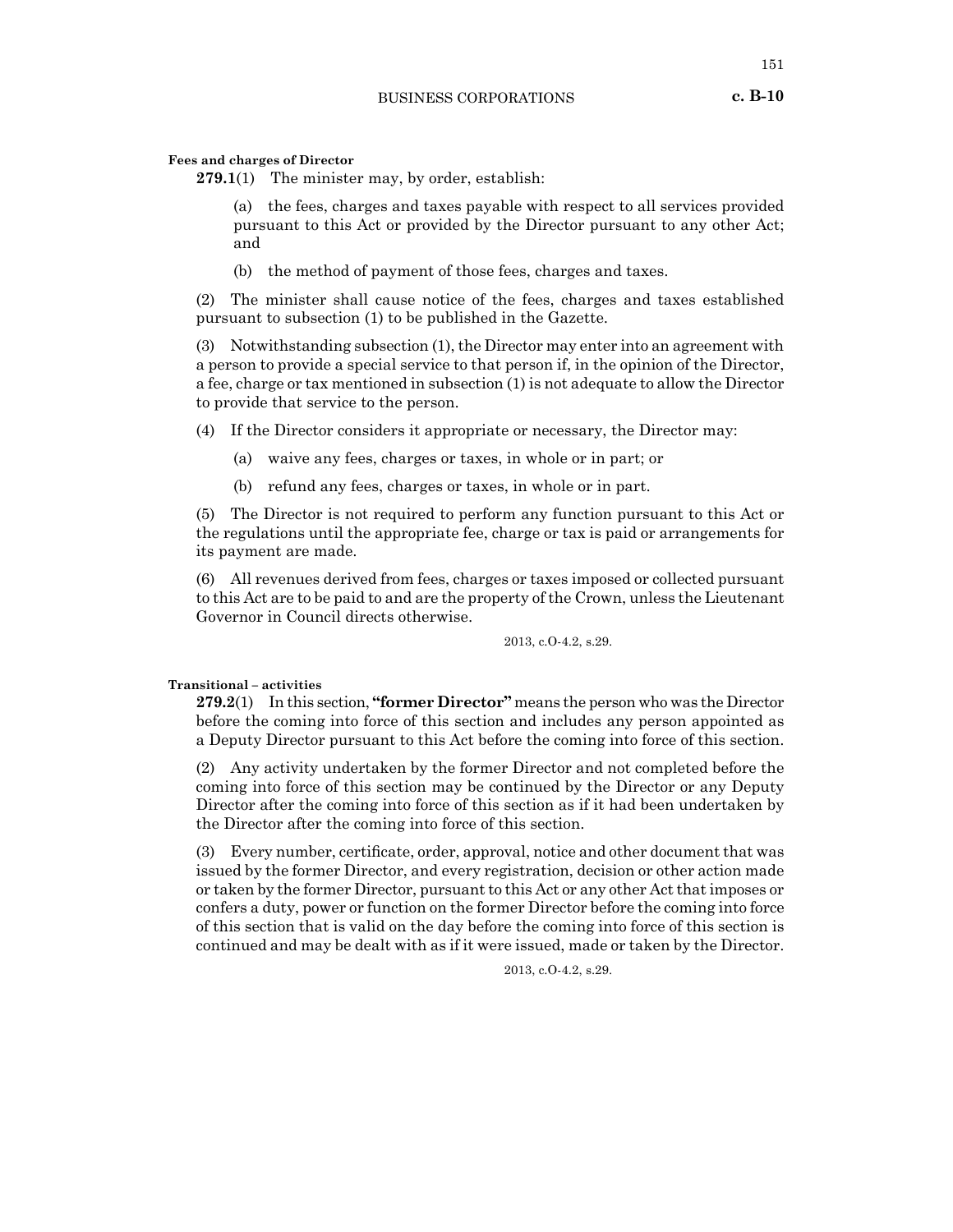**Fees and charges of Director**

**279.1**(1) The minister may, by order, establish:

(a) the fees, charges and taxes payable with respect to all services provided pursuant to this Act or provided by the Director pursuant to any other Act; and

(b) the method of payment of those fees, charges and taxes.

(2) The minister shall cause notice of the fees, charges and taxes established pursuant to subsection (1) to be published in the Gazette.

(3) Notwithstanding subsection (1), the Director may enter into an agreement with a person to provide a special service to that person if, in the opinion of the Director, a fee, charge or tax mentioned in subsection (1) is not adequate to allow the Director to provide that service to the person.

(4) If the Director considers it appropriate or necessary, the Director may:

(a) waive any fees, charges or taxes, in whole or in part; or

(b) refund any fees, charges or taxes, in whole or in part.

(5) The Director is not required to perform any function pursuant to this Act or the regulations until the appropriate fee, charge or tax is paid or arrangements for its payment are made.

(6) All revenues derived from fees, charges or taxes imposed or collected pursuant to this Act are to be paid to and are the property of the Crown, unless the Lieutenant Governor in Council directs otherwise.

2013, c.O-4.2, s.29.

**Transitional – activities**

**279.2**(1) In this section, **"former Director"** means the person who was the Director before the coming into force of this section and includes any person appointed as a Deputy Director pursuant to this Act before the coming into force of this section.

(2) Any activity undertaken by the former Director and not completed before the coming into force of this section may be continued by the Director or any Deputy Director after the coming into force of this section as if it had been undertaken by the Director after the coming into force of this section.

(3) Every number, certificate, order, approval, notice and other document that was issued by the former Director, and every registration, decision or other action made or taken by the former Director, pursuant to this Act or any other Act that imposes or confers a duty, power or function on the former Director before the coming into force of this section that is valid on the day before the coming into force of this section is continued and may be dealt with as if it were issued, made or taken by the Director.

2013, c.O-4.2, s.29.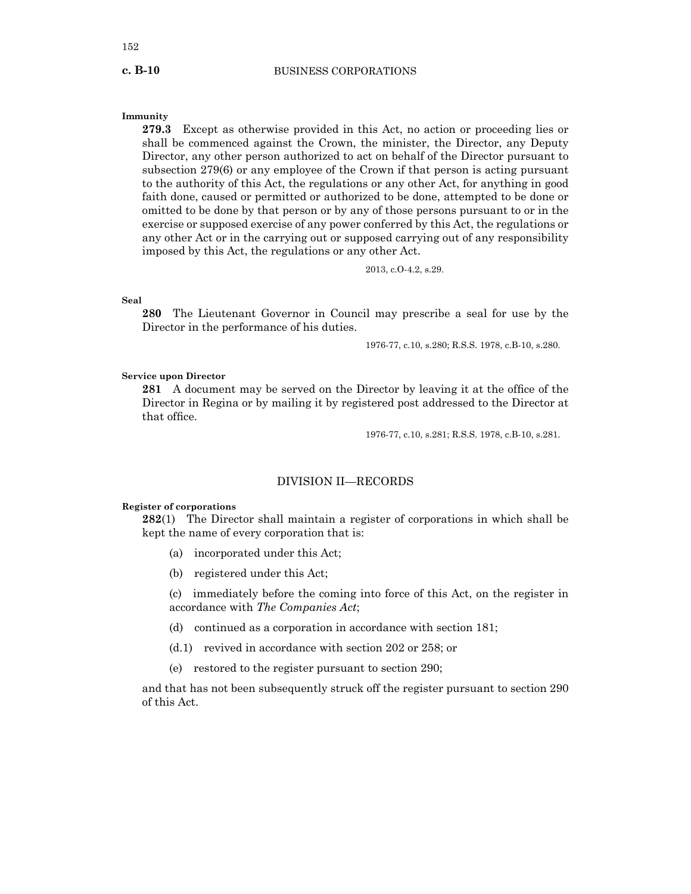**Immunity**

**279.3** Except as otherwise provided in this Act, no action or proceeding lies or shall be commenced against the Crown, the minister, the Director, any Deputy Director, any other person authorized to act on behalf of the Director pursuant to subsection 279(6) or any employee of the Crown if that person is acting pursuant to the authority of this Act, the regulations or any other Act, for anything in good faith done, caused or permitted or authorized to be done, attempted to be done or omitted to be done by that person or by any of those persons pursuant to or in the exercise or supposed exercise of any power conferred by this Act, the regulations or any other Act or in the carrying out or supposed carrying out of any responsibility imposed by this Act, the regulations or any other Act.

2013, c.O-4.2, s.29.

**Seal**

**280** The Lieutenant Governor in Council may prescribe a seal for use by the Director in the performance of his duties.

1976-77, c.10, s.280; R.S.S. 1978, c.B-10, s.280.

**Service upon Director**

**281** A document may be served on the Director by leaving it at the office of the Director in Regina or by mailing it by registered post addressed to the Director at that office.

1976-77, c.10, s.281; R.S.S. 1978, c.B-10, s.281.

## DIVISION II—RECORDS

**Register of corporations**

**282**(1) The Director shall maintain a register of corporations in which shall be kept the name of every corporation that is:

(a) incorporated under this Act;

(b) registered under this Act;

(c) immediately before the coming into force of this Act, on the register in accordance with *The Companies Act*;

(d) continued as a corporation in accordance with section 181;

(d.1) revived in accordance with section 202 or 258; or

(e) restored to the register pursuant to section 290;

and that has not been subsequently struck off the register pursuant to section 290 of this Act.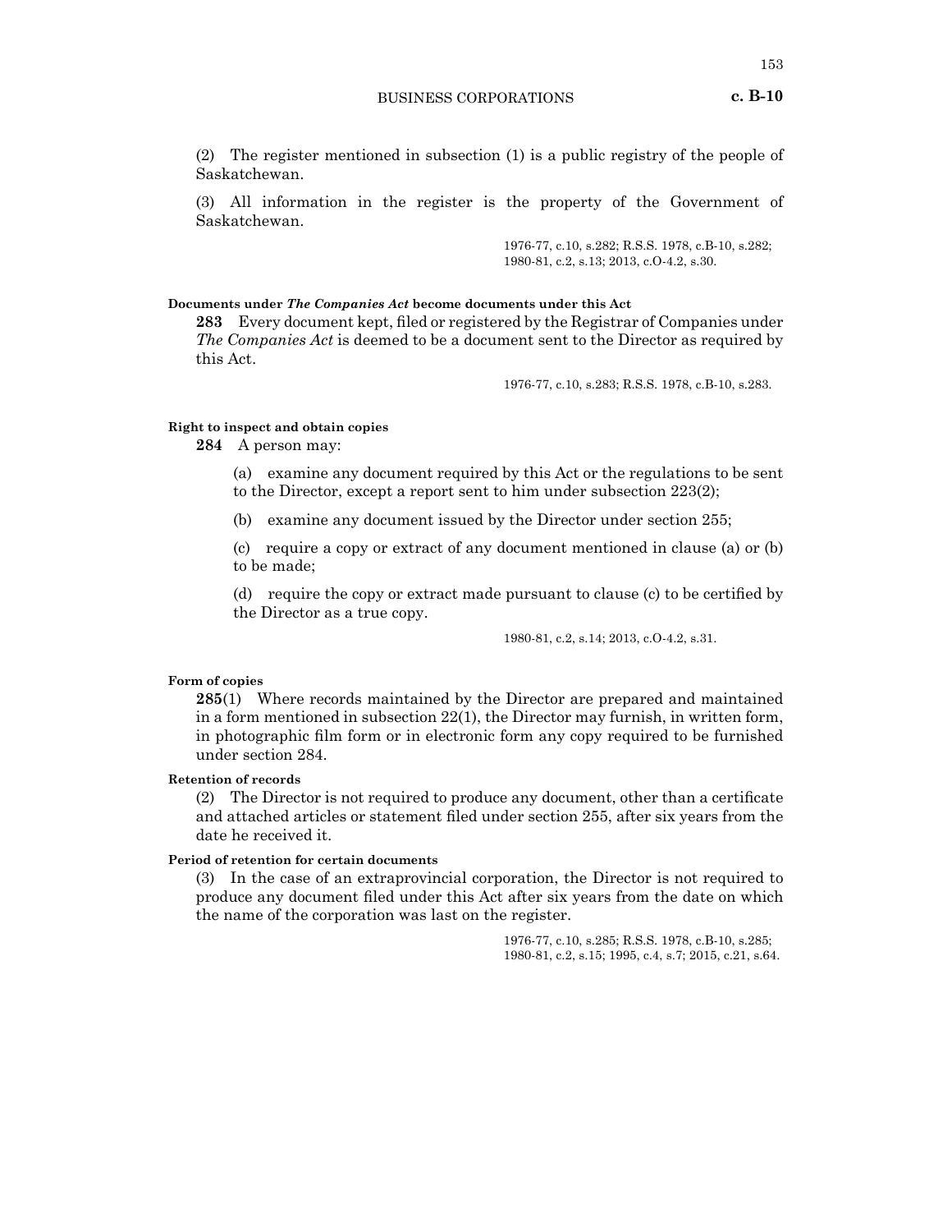(2) The register mentioned in subsection (1) is a public registry of the people of Saskatchewan.

(3) All information in the register is the property of the Government of Saskatchewan.

1976-77, c.10, s.282; R.S.S. 1978, c.B-10, s.282; 1980-81, c.2, s.13; 2013, c.O-4.2, s.30.

**Documents under *The Companies Act* become documents under this Act**

**283** Every document kept, filed or registered by the Registrar of Companies under *The Companies Act* is deemed to be a document sent to the Director as required by this Act.

1976-77, c.10, s.283; R.S.S. 1978, c.B-10, s.283.

**Right to inspect and obtain copies**

**284** A person may:

(a) examine any document required by this Act or the regulations to be sent to the Director, except a report sent to him under subsection 223(2);

(b) examine any document issued by the Director under section 255;

(c) require a copy or extract of any document mentioned in clause (a) or (b) to be made;

(d) require the copy or extract made pursuant to clause (c) to be certified by the Director as a true copy.

1980-81, c.2, s.14; 2013, c.O-4.2, s.31.

**Form of copies**

**285**(1) Where records maintained by the Director are prepared and maintained in a form mentioned in subsection 22(1), the Director may furnish, in written form, in photographic film form or in electronic form any copy required to be furnished under section 284.

**Retention of records**

(2) The Director is not required to produce any document, other than a certificate and attached articles or statement filed under section 255, after six years from the date he received it.

**Period of retention for certain documents**

(3) In the case of an extraprovincial corporation, the Director is not required to produce any document filed under this Act after six years from the date on which the name of the corporation was last on the register.

1976-77, c.10, s.285; R.S.S. 1978, c.B-10, s.285; 1980-81, c.2, s.15; 1995, c.4, s.7; 2015, c.21, s.64.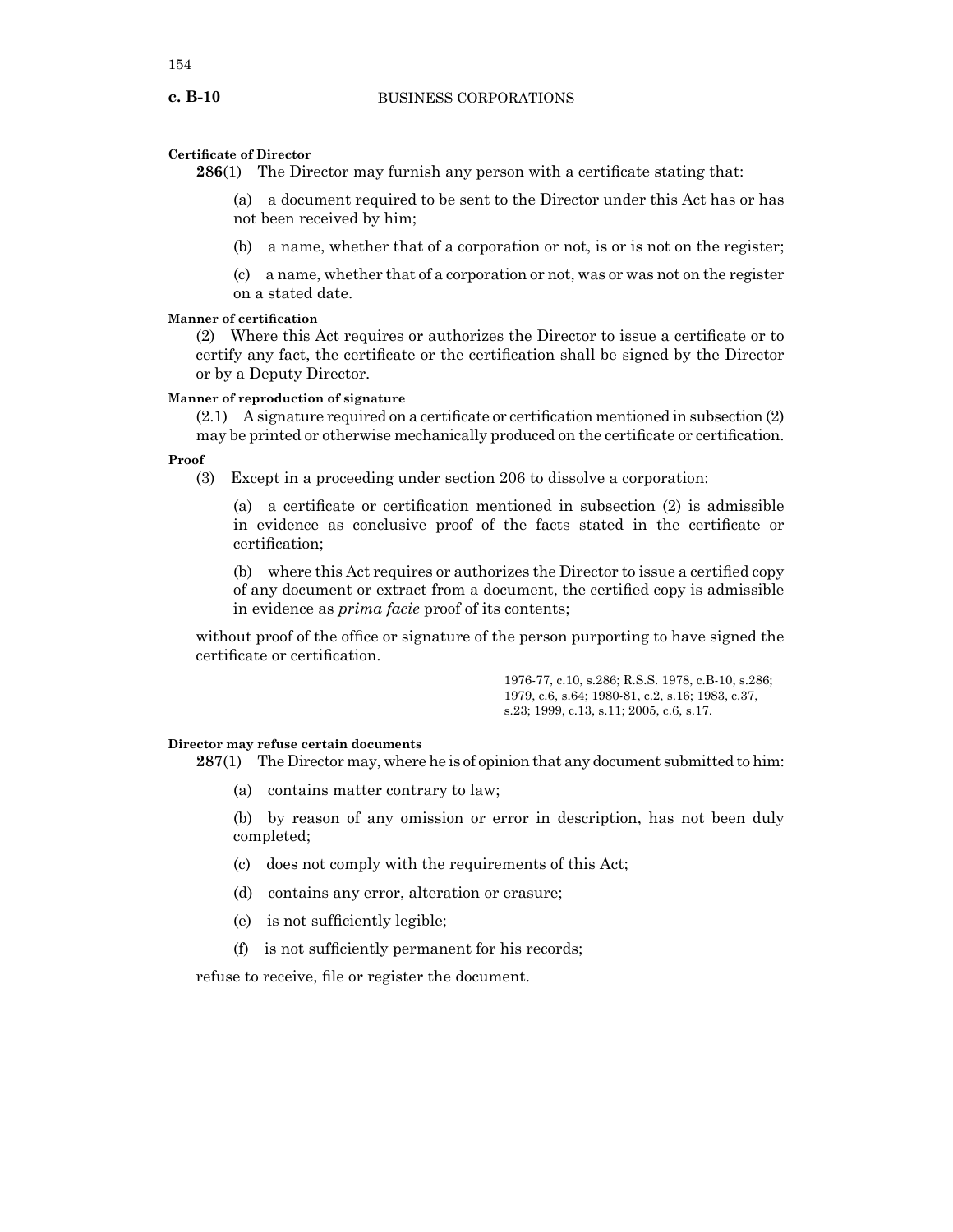**Certificate of Director**

**286**(1) The Director may furnish any person with a certificate stating that:

(a) a document required to be sent to the Director under this Act has or has not been received by him;

(b) a name, whether that of a corporation or not, is or is not on the register;

(c) a name, whether that of a corporation or not, was or was not on the register on a stated date.

**Manner of certification**

(2) Where this Act requires or authorizes the Director to issue a certificate or to certify any fact, the certificate or the certification shall be signed by the Director or by a Deputy Director.

**Manner of reproduction of signature**

(2.1) A signature required on a certificate or certification mentioned in subsection (2) may be printed or otherwise mechanically produced on the certificate or certification.

**Proof**

(3) Except in a proceeding under section 206 to dissolve a corporation:

(a) a certificate or certification mentioned in subsection (2) is admissible in evidence as conclusive proof of the facts stated in the certificate or certification;

(b) where this Act requires or authorizes the Director to issue a certified copy of any document or extract from a document, the certified copy is admissible in evidence as *prima facie* proof of its contents;

without proof of the office or signature of the person purporting to have signed the certificate or certification.

1976-77, c.10, s.286; R.S.S. 1978, c.B-10, s.286; 1979, c.6, s.64; 1980-81, c.2, s.16; 1983, c.37, s.23; 1999, c.13, s.11; 2005, c.6, s.17.

**Director may refuse certain documents**

**287**(1) The Director may, where he is of opinion that any document submitted to him:

(a) contains matter contrary to law;

(b) by reason of any omission or error in description, has not been duly completed;

(c) does not comply with the requirements of this Act;

(d) contains any error, alteration or erasure;

(e) is not sufficiently legible;

(f) is not sufficiently permanent for his records;

refuse to receive, file or register the document.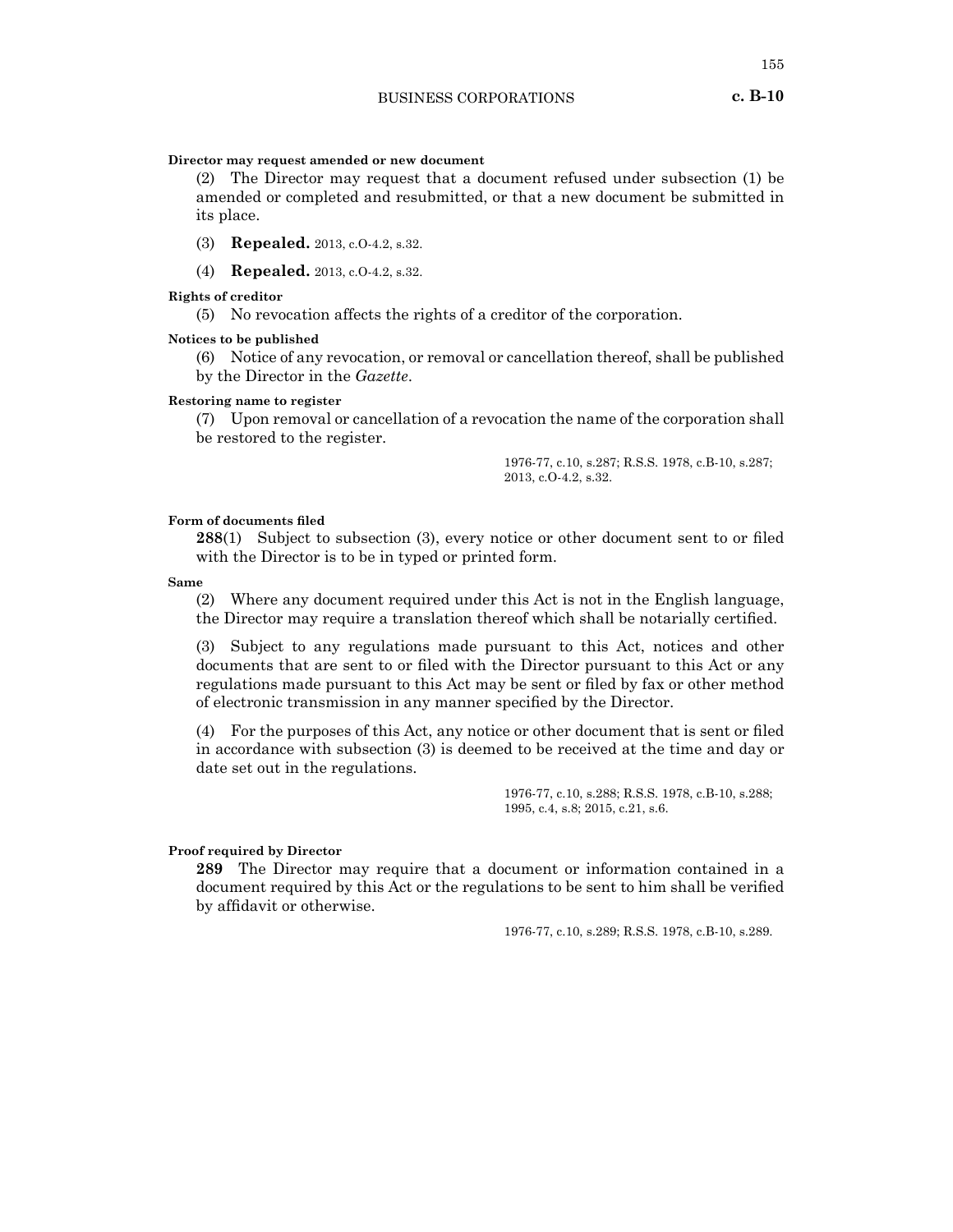**Director may request amended or new document**

(2) The Director may request that a document refused under subsection (1) be amended or completed and resubmitted, or that a new document be submitted in its place.

(3) **Repealed.** 2013, c.O-4.2, s.32.

(4) **Repealed.** 2013, c.O-4.2, s.32.

**Rights of creditor**

(5) No revocation affects the rights of a creditor of the corporation.

**Notices to be published**

(6) Notice of any revocation, or removal or cancellation thereof, shall be published by the Director in the *Gazette*.

**Restoring name to register**

(7) Upon removal or cancellation of a revocation the name of the corporation shall be restored to the register.

1976-77, c.10, s.287; R.S.S. 1978, c.B-10, s.287; 2013, c.O-4.2, s.32.

**Form of documents filed**

**288**(1) Subject to subsection (3), every notice or other document sent to or filed with the Director is to be in typed or printed form.

**Same**

(2) Where any document required under this Act is not in the English language, the Director may require a translation thereof which shall be notarially certified.

(3) Subject to any regulations made pursuant to this Act, notices and other documents that are sent to or filed with the Director pursuant to this Act or any regulations made pursuant to this Act may be sent or filed by fax or other method of electronic transmission in any manner specified by the Director.

(4) For the purposes of this Act, any notice or other document that is sent or filed in accordance with subsection (3) is deemed to be received at the time and day or date set out in the regulations.

1976-77, c.10, s.288; R.S.S. 1978, c.B-10, s.288; 1995, c.4, s.8; 2015, c.21, s.6.

**Proof required by Director**

**289** The Director may require that a document or information contained in a document required by this Act or the regulations to be sent to him shall be verified by affidavit or otherwise.

1976-77, c.10, s.289; R.S.S. 1978, c.B-10, s.289.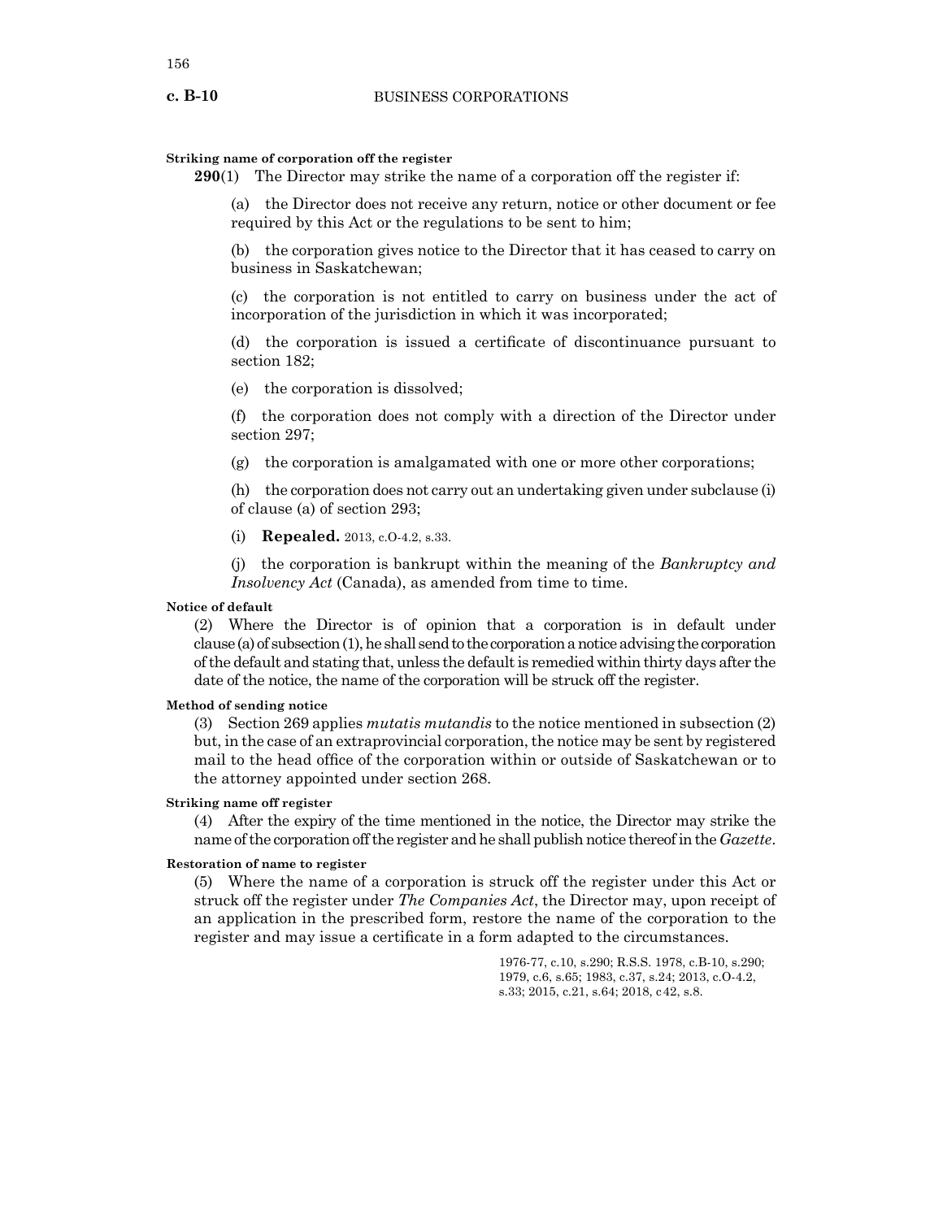**Striking name of corporation off the register**

**290**(1) The Director may strike the name of a corporation off the register if:

(a) the Director does not receive any return, notice or other document or fee required by this Act or the regulations to be sent to him;

(b) the corporation gives notice to the Director that it has ceased to carry on business in Saskatchewan;

(c) the corporation is not entitled to carry on business under the act of incorporation of the jurisdiction in which it was incorporated;

(d) the corporation is issued a certificate of discontinuance pursuant to section 182;

(e) the corporation is dissolved;

(f) the corporation does not comply with a direction of the Director under section 297;

(g) the corporation is amalgamated with one or more other corporations;

(h) the corporation does not carry out an undertaking given under subclause (i) of clause (a) of section 293;

(i) **Repealed.** 2013, c.O-4.2, s.33.

(j) the corporation is bankrupt within the meaning of the *Bankruptcy and Insolvency Act* (Canada), as amended from time to time.

**Notice of default**

(2) Where the Director is of opinion that a corporation is in default under clause (a) of subsection (1), he shall send to the corporation a notice advising the corporation of the default and stating that, unless the default is remedied within thirty days after the date of the notice, the name of the corporation will be struck off the register.

**Method of sending notice**

(3) Section 269 applies *mutatis mutandis* to the notice mentioned in subsection (2) but, in the case of an extraprovincial corporation, the notice may be sent by registered mail to the head office of the corporation within or outside of Saskatchewan or to the attorney appointed under section 268.

**Striking name off register**

(4) After the expiry of the time mentioned in the notice, the Director may strike the name of the corporation off the register and he shall publish notice thereof in the *Gazette*.

**Restoration of name to register**

(5) Where the name of a corporation is struck off the register under this Act or struck off the register under *The Companies Act*, the Director may, upon receipt of an application in the prescribed form, restore the name of the corporation to the register and may issue a certificate in a form adapted to the circumstances.

1976-77, c.10, s.290; R.S.S. 1978, c.B-10, s.290; 1979, c.6, s.65; 1983, c.37, s.24; 2013, c.O-4.2, s.33; 2015, c.21, s.64; 2018, c42, s.8.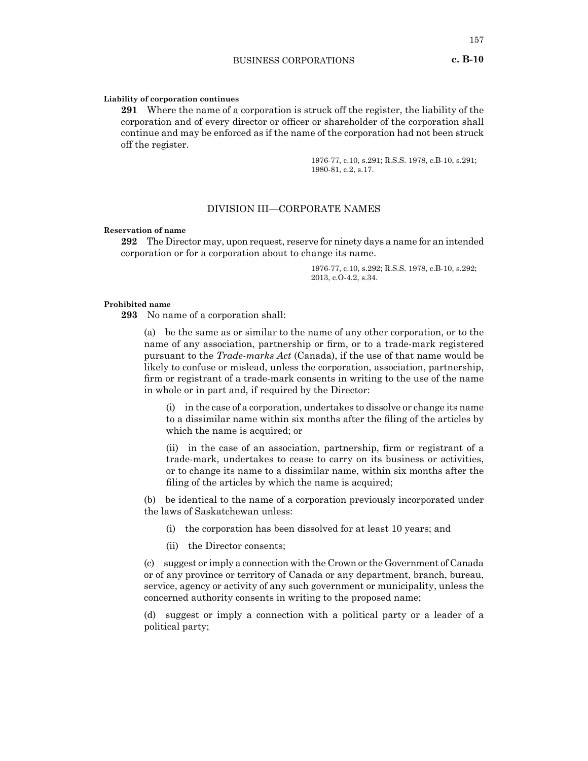**Liability of corporation continues**

**291** Where the name of a corporation is struck off the register, the liability of the corporation and of every director or officer or shareholder of the corporation shall continue and may be enforced as if the name of the corporation had not been struck off the register.

1976-77, c.10, s.291; R.S.S. 1978, c.B-10, s.291; 1980-81, c.2, s.17.

## DIVISION III—CORPORATE NAMES

**Reservation of name**

**292** The Director may, upon request, reserve for ninety days a name for an intended corporation or for a corporation about to change its name.

1976-77, c.10, s.292; R.S.S. 1978, c.B-10, s.292; 2013, c.O-4.2, s.34.

**Prohibited name**

**293** No name of a corporation shall:

(a) be the same as or similar to the name of any other corporation, or to the name of any association, partnership or firm, or to a trade-mark registered pursuant to the *Trade-marks Act* (Canada), if the use of that name would be likely to confuse or mislead, unless the corporation, association, partnership, firm or registrant of a trade-mark consents in writing to the use of the name in whole or in part and, if required by the Director:

(i) in the case of a corporation, undertakes to dissolve or change its name to a dissimilar name within six months after the filing of the articles by which the name is acquired; or

(ii) in the case of an association, partnership, firm or registrant of a trade-mark, undertakes to cease to carry on its business or activities, or to change its name to a dissimilar name, within six months after the filing of the articles by which the name is acquired;

(b) be identical to the name of a corporation previously incorporated under the laws of Saskatchewan unless:

(i) the corporation has been dissolved for at least 10 years; and

(ii) the Director consents;

(c) suggest or imply a connection with the Crown or the Government of Canada or of any province or territory of Canada or any department, branch, bureau, service, agency or activity of any such government or municipality, unless the concerned authority consents in writing to the proposed name;

(d) suggest or imply a connection with a political party or a leader of a political party;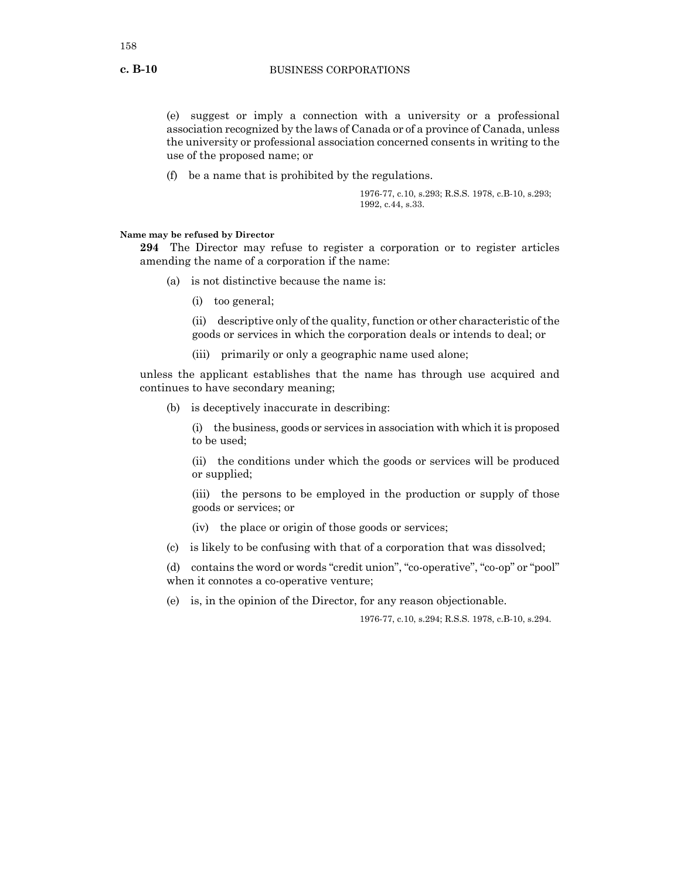(e) suggest or imply a connection with a university or a professional association recognized by the laws of Canada or of a province of Canada, unless the university or professional association concerned consents in writing to the use of the proposed name; or

(f) be a name that is prohibited by the regulations.

1976-77, c.10, s.293; R.S.S. 1978, c.B-10, s.293; 1992, c.44, s.33.

**Name may be refused by Director**

**294** The Director may refuse to register a corporation or to register articles amending the name of a corporation if the name:

(a) is not distinctive because the name is:

(i) too general;

(ii) descriptive only of the quality, function or other characteristic of the goods or services in which the corporation deals or intends to deal; or

(iii) primarily or only a geographic name used alone;

unless the applicant establishes that the name has through use acquired and continues to have secondary meaning;

(b) is deceptively inaccurate in describing:

(i) the business, goods or services in association with which it is proposed to be used;

(ii) the conditions under which the goods or services will be produced or supplied;

(iii) the persons to be employed in the production or supply of those goods or services; or

(iv) the place or origin of those goods or services;

(c) is likely to be confusing with that of a corporation that was dissolved;

(d) contains the word or words "credit union", "co-operative", "co-op" or "pool" when it connotes a co-operative venture;

(e) is, in the opinion of the Director, for any reason objectionable.

1976-77, c.10, s.294; R.S.S. 1978, c.B-10, s.294.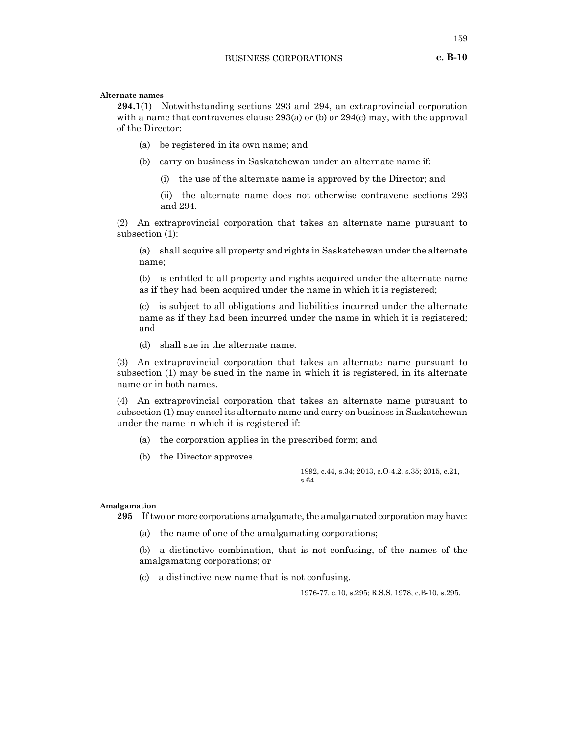**Alternate names**

**294.1**(1) Notwithstanding sections 293 and 294, an extraprovincial corporation with a name that contravenes clause 293(a) or (b) or 294(c) may, with the approval of the Director:

(a) be registered in its own name; and

(b) carry on business in Saskatchewan under an alternate name if:

(i) the use of the alternate name is approved by the Director; and

(ii) the alternate name does not otherwise contravene sections 293 and 294.

(2) An extraprovincial corporation that takes an alternate name pursuant to subsection (1):

(a) shall acquire all property and rights in Saskatchewan under the alternate name;

(b) is entitled to all property and rights acquired under the alternate name as if they had been acquired under the name in which it is registered;

(c) is subject to all obligations and liabilities incurred under the alternate name as if they had been incurred under the name in which it is registered; and

(d) shall sue in the alternate name.

(3) An extraprovincial corporation that takes an alternate name pursuant to subsection (1) may be sued in the name in which it is registered, in its alternate name or in both names.

(4) An extraprovincial corporation that takes an alternate name pursuant to subsection (1) may cancel its alternate name and carry on business in Saskatchewan under the name in which it is registered if:

(a) the corporation applies in the prescribed form; and

(b) the Director approves.

1992, c.44, s.34; 2013, c.O-4.2, s.35; 2015, c.21, s.64.

**Amalgamation**

**295** If two or more corporations amalgamate, the amalgamated corporation may have:

(a) the name of one of the amalgamating corporations;

(b) a distinctive combination, that is not confusing, of the names of the amalgamating corporations; or

(c) a distinctive new name that is not confusing.

1976-77, c.10, s.295; R.S.S. 1978, c.B-10, s.295.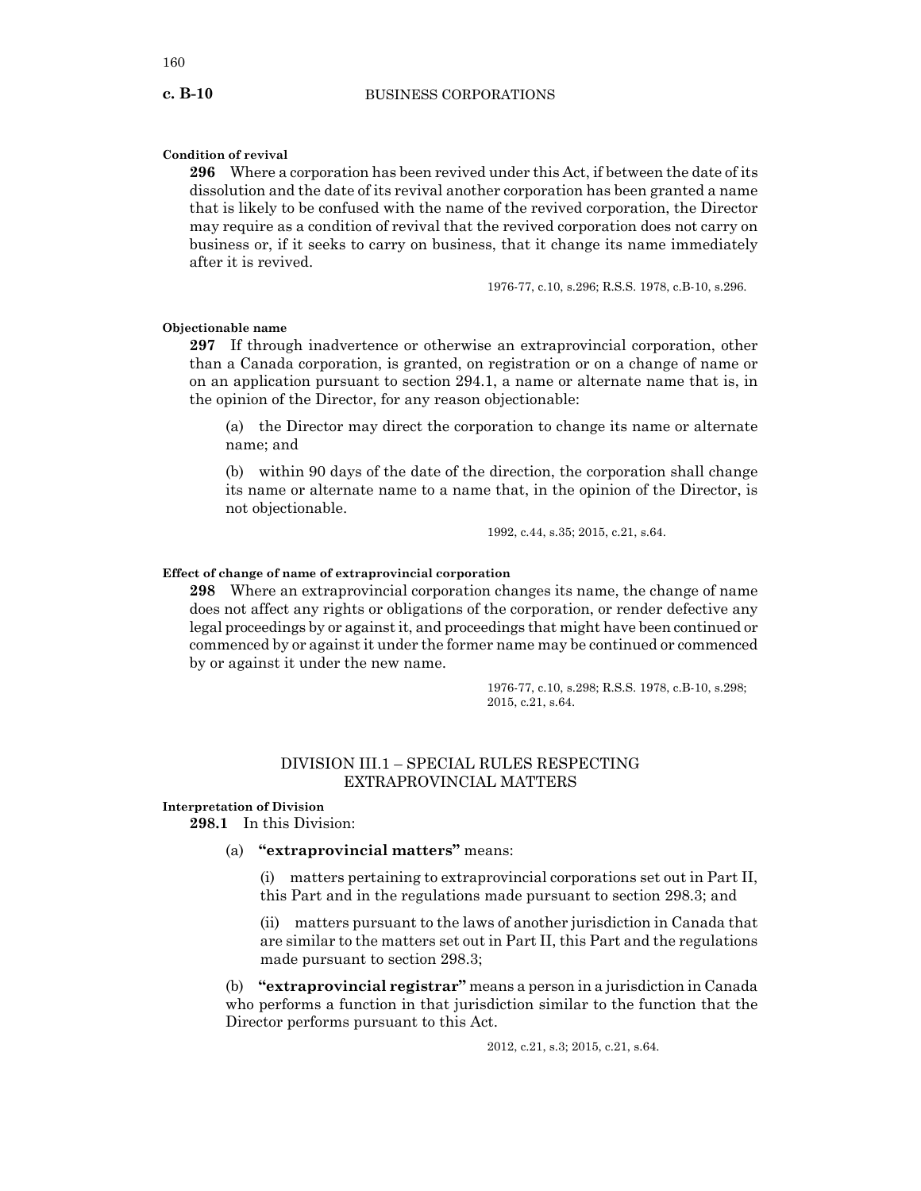**Condition of revival**

**296** Where a corporation has been revived under this Act, if between the date of its dissolution and the date of its revival another corporation has been granted a name that is likely to be confused with the name of the revived corporation, the Director may require as a condition of revival that the revived corporation does not carry on business or, if it seeks to carry on business, that it change its name immediately after it is revived.

1976-77, c.10, s.296; R.S.S. 1978, c.B-10, s.296.

**Objectionable name**

**297** If through inadvertence or otherwise an extraprovincial corporation, other than a Canada corporation, is granted, on registration or on a change of name or on an application pursuant to section 294.1, a name or alternate name that is, in the opinion of the Director, for any reason objectionable:

(a) the Director may direct the corporation to change its name or alternate name; and

(b) within 90 days of the date of the direction, the corporation shall change its name or alternate name to a name that, in the opinion of the Director, is not objectionable.

1992, c.44, s.35; 2015, c.21, s.64.

**Effect of change of name of extraprovincial corporation**

**298** Where an extraprovincial corporation changes its name, the change of name does not affect any rights or obligations of the corporation, or render defective any legal proceedings by or against it, and proceedings that might have been continued or commenced by or against it under the former name may be continued or commenced by or against it under the new name.

1976-77, c.10, s.298; R.S.S. 1978, c.B-10, s.298; 2015, c.21, s.64.

## DIVISION III.1 – SPECIAL RULES RESPECTING EXTRAPROVINCIAL MATTERS

**Interpretation of Division**

**298.1** In this Division:

(a) **"extraprovincial matters"** means:

(i) matters pertaining to extraprovincial corporations set out in Part II, this Part and in the regulations made pursuant to section 298.3; and

(ii) matters pursuant to the laws of another jurisdiction in Canada that are similar to the matters set out in Part II, this Part and the regulations made pursuant to section 298.3;

(b) **"extraprovincial registrar"** means a person in a jurisdiction in Canada who performs a function in that jurisdiction similar to the function that the Director performs pursuant to this Act.

2012, c.21, s.3; 2015, c.21, s.64.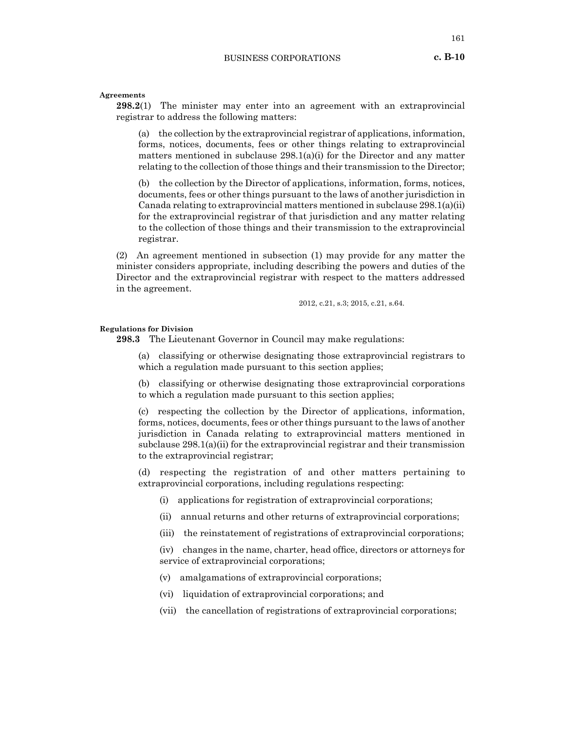**Agreements**

**298.2**(1) The minister may enter into an agreement with an extraprovincial registrar to address the following matters:

(a) the collection by the extraprovincial registrar of applications, information, forms, notices, documents, fees or other things relating to extraprovincial matters mentioned in subclause 298.1(a)(i) for the Director and any matter relating to the collection of those things and their transmission to the Director;

(b) the collection by the Director of applications, information, forms, notices, documents, fees or other things pursuant to the laws of another jurisdiction in Canada relating to extraprovincial matters mentioned in subclause 298.1(a)(ii) for the extraprovincial registrar of that jurisdiction and any matter relating to the collection of those things and their transmission to the extraprovincial registrar.

(2) An agreement mentioned in subsection (1) may provide for any matter the minister considers appropriate, including describing the powers and duties of the Director and the extraprovincial registrar with respect to the matters addressed in the agreement.

2012, c.21, s.3; 2015, c.21, s.64.

**Regulations for Division**

**298.3** The Lieutenant Governor in Council may make regulations:

(a) classifying or otherwise designating those extraprovincial registrars to which a regulation made pursuant to this section applies;

(b) classifying or otherwise designating those extraprovincial corporations to which a regulation made pursuant to this section applies;

(c) respecting the collection by the Director of applications, information, forms, notices, documents, fees or other things pursuant to the laws of another jurisdiction in Canada relating to extraprovincial matters mentioned in subclause 298.1(a)(ii) for the extraprovincial registrar and their transmission to the extraprovincial registrar;

(d) respecting the registration of and other matters pertaining to extraprovincial corporations, including regulations respecting:

(i) applications for registration of extraprovincial corporations;

(ii) annual returns and other returns of extraprovincial corporations;

(iii) the reinstatement of registrations of extraprovincial corporations;

(iv) changes in the name, charter, head office, directors or attorneys for service of extraprovincial corporations;

(v) amalgamations of extraprovincial corporations;

(vi) liquidation of extraprovincial corporations; and

(vii) the cancellation of registrations of extraprovincial corporations;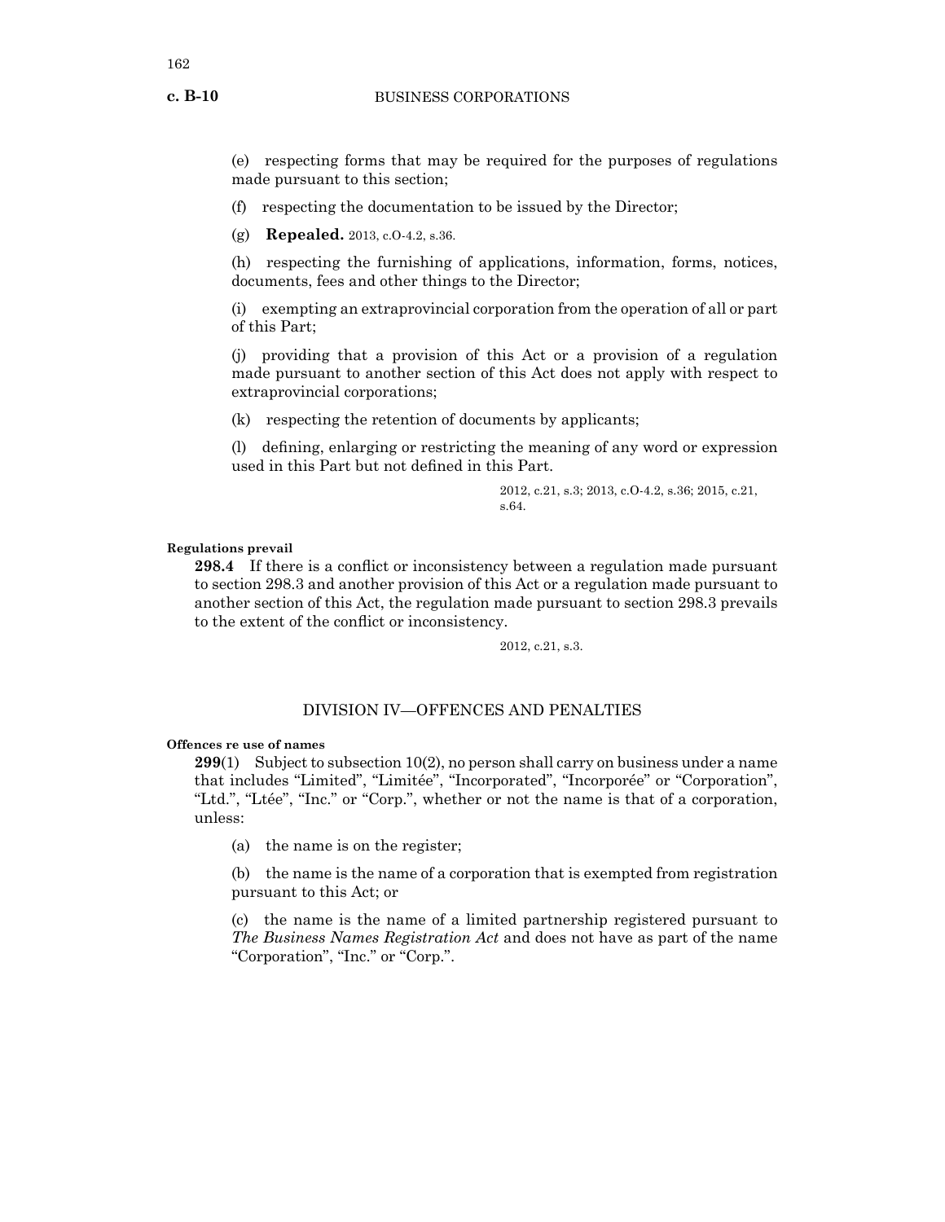(e) respecting forms that may be required for the purposes of regulations made pursuant to this section;

(f) respecting the documentation to be issued by the Director;

(g) **Repealed.** 2013, c.O-4.2, s.36.

(h) respecting the furnishing of applications, information, forms, notices, documents, fees and other things to the Director;

(i) exempting an extraprovincial corporation from the operation of all or part of this Part;

(j) providing that a provision of this Act or a provision of a regulation made pursuant to another section of this Act does not apply with respect to extraprovincial corporations;

(k) respecting the retention of documents by applicants;

(l) defining, enlarging or restricting the meaning of any word or expression used in this Part but not defined in this Part.

2012, c.21, s.3; 2013, c.O-4.2, s.36; 2015, c.21, s.64.

**Regulations prevail**

**298.4** If there is a conflict or inconsistency between a regulation made pursuant to section 298.3 and another provision of this Act or a regulation made pursuant to another section of this Act, the regulation made pursuant to section 298.3 prevails to the extent of the conflict or inconsistency.

2012, c.21, s.3.

## DIVISION IV—OFFENCES AND PENALTIES

**Offences re use of names**

**299**(1) Subject to subsection 10(2), no person shall carry on business under a name that includes "Limited", "Limitée", "Incorporated", "Incorporée" or "Corporation", "Ltd.", "Ltée", "Inc." or "Corp.", whether or not the name is that of a corporation, unless:

(a) the name is on the register;

(b) the name is the name of a corporation that is exempted from registration pursuant to this Act; or

(c) the name is the name of a limited partnership registered pursuant to *The Business Names Registration Act* and does not have as part of the name "Corporation", "Inc." or "Corp.".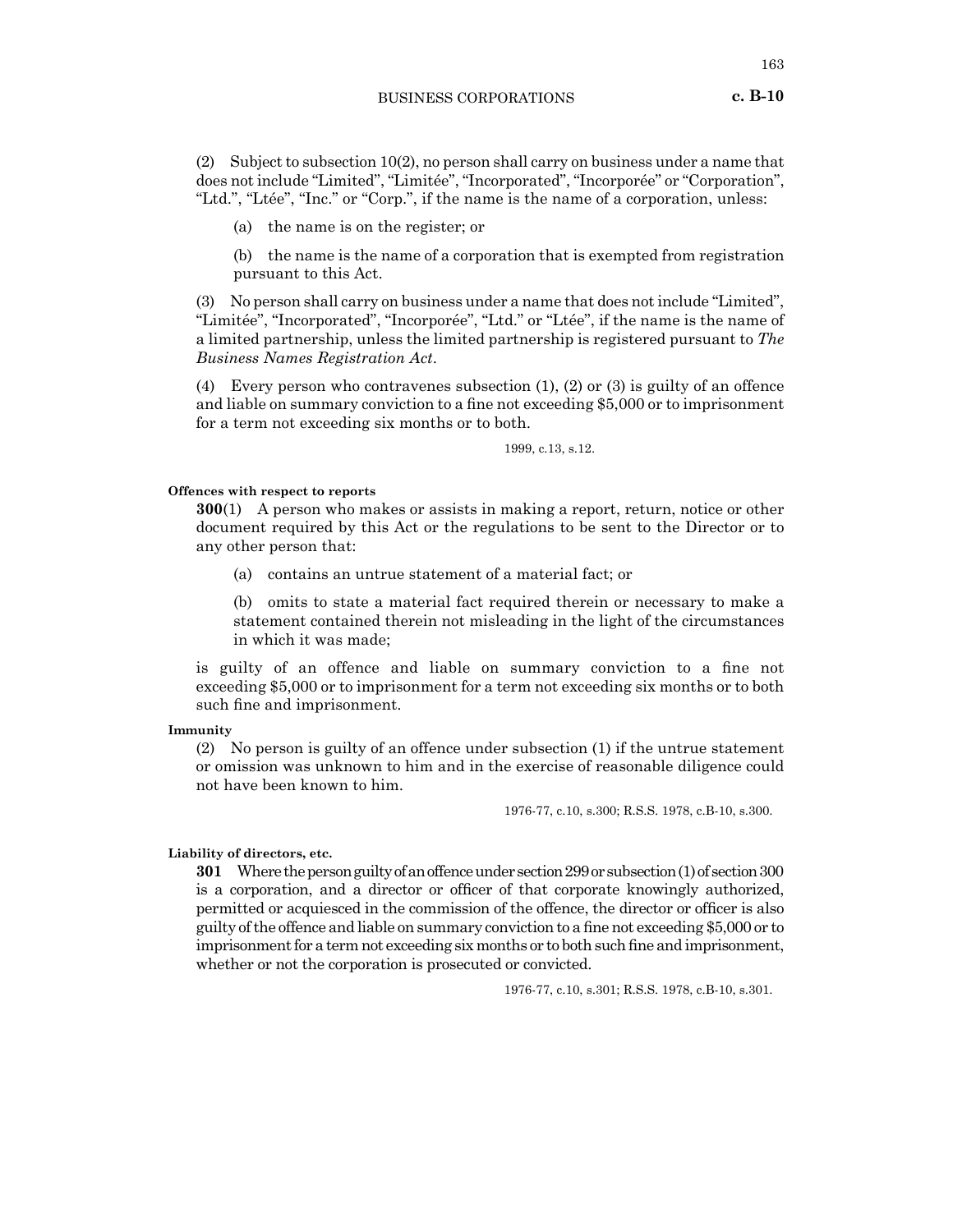(2) Subject to subsection 10(2), no person shall carry on business under a name that does not include "Limited", "Limitée", "Incorporated", "Incorporée" or "Corporation", "Ltd.", "Ltée", "Inc." or "Corp.", if the name is the name of a corporation, unless:

(a) the name is on the register; or

(b) the name is the name of a corporation that is exempted from registration pursuant to this Act.

(3) No person shall carry on business under a name that does not include "Limited", "Limitée", "Incorporated", "Incorporée", "Ltd." or "Ltée", if the name is the name of a limited partnership, unless the limited partnership is registered pursuant to *The Business Names Registration Act*.

(4) Every person who contravenes subsection (1), (2) or (3) is guilty of an offence and liable on summary conviction to a fine not exceeding $5,000 or to imprisonment for a term not exceeding six months or to both.

1999, c.13, s.12.

**Offences with respect to reports**

**300**(1) A person who makes or assists in making a report, return, notice or other document required by this Act or the regulations to be sent to the Director or to any other person that:

(a) contains an untrue statement of a material fact; or

(b) omits to state a material fact required therein or necessary to make a statement contained therein not misleading in the light of the circumstances in which it was made;

is guilty of an offence and liable on summary conviction to a fine not exceeding $5,000 or to imprisonment for a term not exceeding six months or to both such fine and imprisonment.

**Immunity**

(2) No person is guilty of an offence under subsection (1) if the untrue statement or omission was unknown to him and in the exercise of reasonable diligence could not have been known to him.

1976-77, c.10, s.300; R.S.S. 1978, c.B-10, s.300.

**Liability of directors, etc.**

**301** Where the person guilty of an offence under section 299 or subsection (1) of section 300 is a corporation, and a director or officer of that corporate knowingly authorized, permitted or acquiesced in the commission of the offence, the director or officer is also guilty of the offence and liable on summary conviction to a fine not exceeding $5,000 or to imprisonment for a term not exceeding six months or to both such fine and imprisonment, whether or not the corporation is prosecuted or convicted.

1976-77, c.10, s.301; R.S.S. 1978, c.B-10, s.301.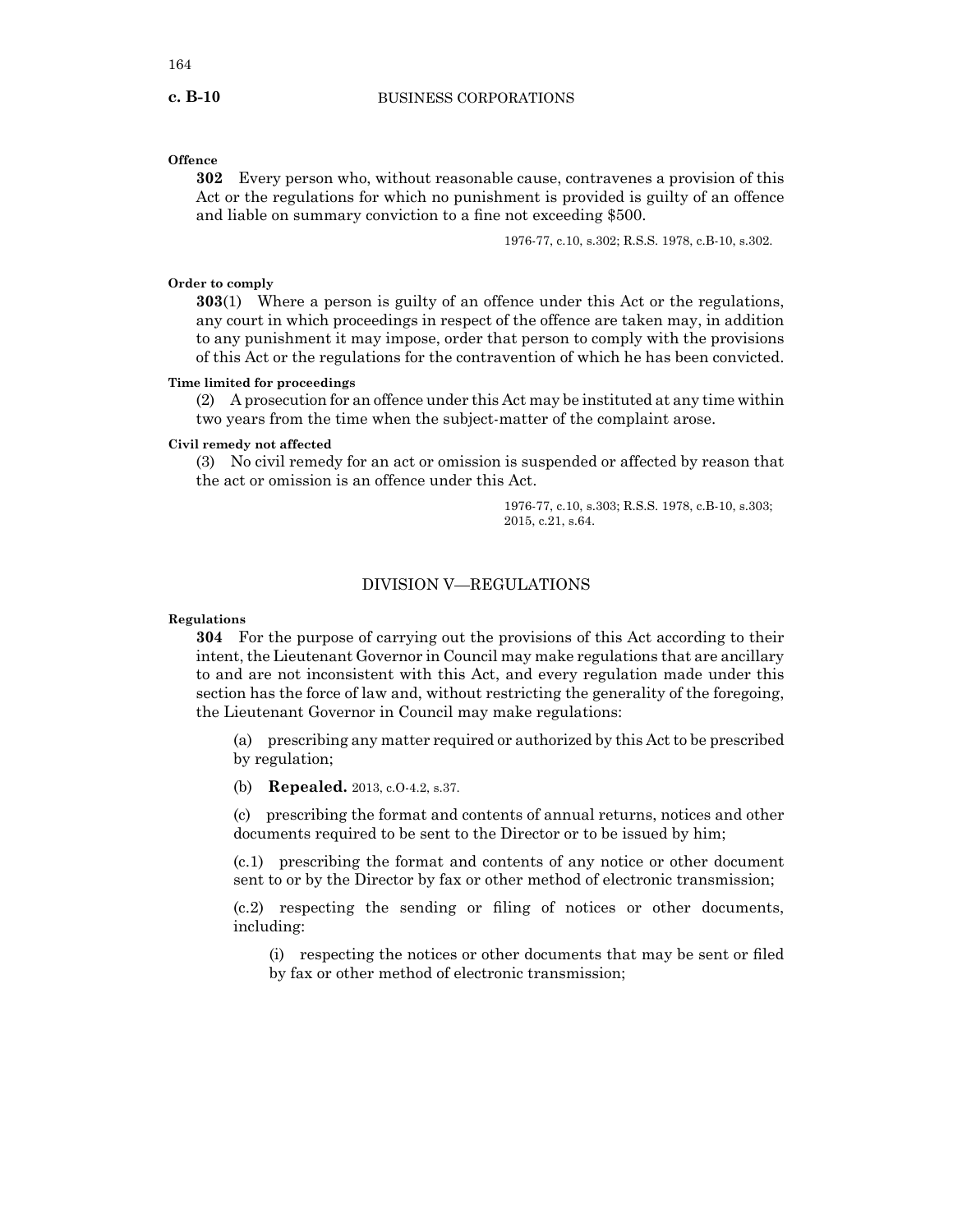**Offence**

**302** Every person who, without reasonable cause, contravenes a provision of this Act or the regulations for which no punishment is provided is guilty of an offence and liable on summary conviction to a fine not exceeding $500.

1976-77, c.10, s.302; R.S.S. 1978, c.B-10, s.302.

**Order to comply**

**303**(1) Where a person is guilty of an offence under this Act or the regulations, any court in which proceedings in respect of the offence are taken may, in addition to any punishment it may impose, order that person to comply with the provisions of this Act or the regulations for the contravention of which he has been convicted.

**Time limited for proceedings**

(2) A prosecution for an offence under this Act may be instituted at any time within two years from the time when the subject-matter of the complaint arose.

**Civil remedy not affected**

(3) No civil remedy for an act or omission is suspended or affected by reason that the act or omission is an offence under this Act.

1976-77, c.10, s.303; R.S.S. 1978, c.B-10, s.303; 2015, c.21, s.64.

## DIVISION V—REGULATIONS

**Regulations**

**304** For the purpose of carrying out the provisions of this Act according to their intent, the Lieutenant Governor in Council may make regulations that are ancillary to and are not inconsistent with this Act, and every regulation made under this section has the force of law and, without restricting the generality of the foregoing, the Lieutenant Governor in Council may make regulations:

(a) prescribing any matter required or authorized by this Act to be prescribed by regulation;

(b) **Repealed.** 2013, c.O-4.2, s.37.

(c) prescribing the format and contents of annual returns, notices and other documents required to be sent to the Director or to be issued by him;

(c.1) prescribing the format and contents of any notice or other document sent to or by the Director by fax or other method of electronic transmission;

(c.2) respecting the sending or filing of notices or other documents, including:

(i) respecting the notices or other documents that may be sent or filed by fax or other method of electronic transmission;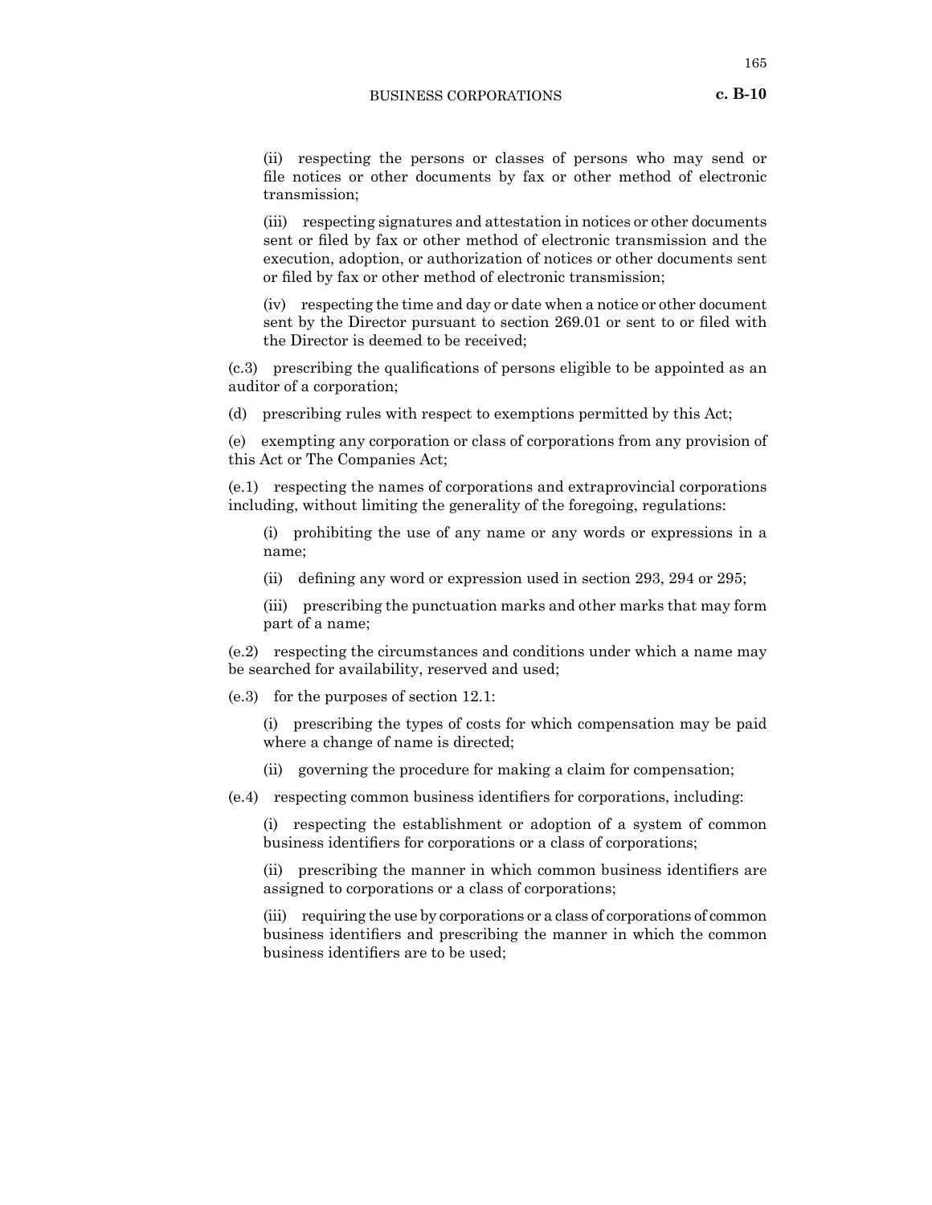(ii) respecting the persons or classes of persons who may send or file notices or other documents by fax or other method of electronic transmission;

(iii) respecting signatures and attestation in notices or other documents sent or filed by fax or other method of electronic transmission and the execution, adoption, or authorization of notices or other documents sent or filed by fax or other method of electronic transmission;

(iv) respecting the time and day or date when a notice or other document sent by the Director pursuant to section 269.01 or sent to or filed with the Director is deemed to be received;

(c.3) prescribing the qualifications of persons eligible to be appointed as an auditor of a corporation;

(d) prescribing rules with respect to exemptions permitted by this Act;

(e) exempting any corporation or class of corporations from any provision of this Act or The Companies Act;

(e.1) respecting the names of corporations and extraprovincial corporations including, without limiting the generality of the foregoing, regulations:

(i) prohibiting the use of any name or any words or expressions in a name;

(ii) defining any word or expression used in section 293, 294 or 295;

(iii) prescribing the punctuation marks and other marks that may form part of a name;

(e.2) respecting the circumstances and conditions under which a name may be searched for availability, reserved and used;

(e.3) for the purposes of section 12.1:

(i) prescribing the types of costs for which compensation may be paid where a change of name is directed;

(ii) governing the procedure for making a claim for compensation;

(e.4) respecting common business identifiers for corporations, including:

(i) respecting the establishment or adoption of a system of common business identifiers for corporations or a class of corporations;

(ii) prescribing the manner in which common business identifiers are assigned to corporations or a class of corporations;

(iii) requiring the use by corporations or a class of corporations of common business identifiers and prescribing the manner in which the common business identifiers are to be used;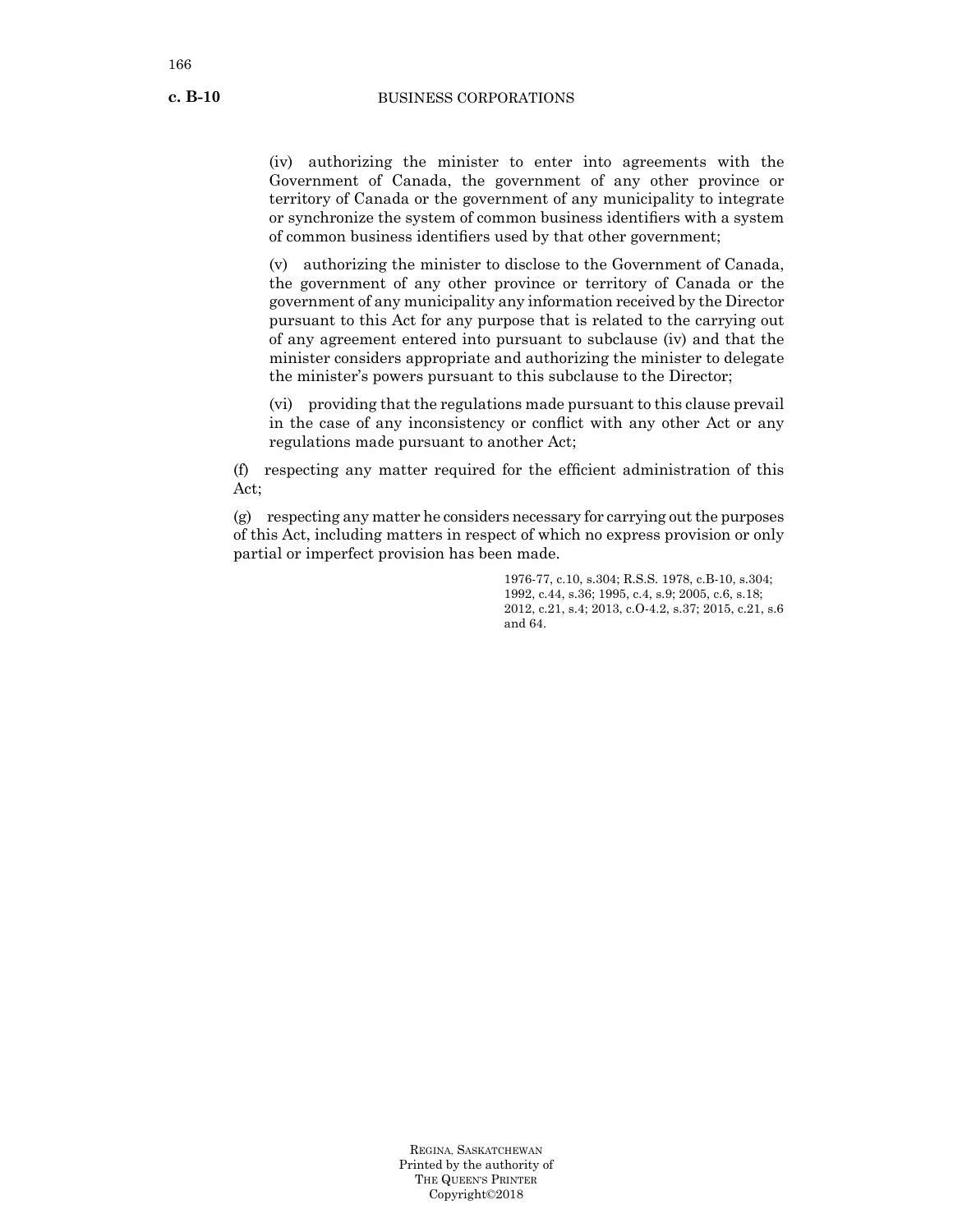(iv) authorizing the minister to enter into agreements with the Government of Canada, the government of any other province or territory of Canada or the government of any municipality to integrate or synchronize the system of common business identifiers with a system of common business identifiers used by that other government;

(v) authorizing the minister to disclose to the Government of Canada, the government of any other province or territory of Canada or the government of any municipality any information received by the Director pursuant to this Act for any purpose that is related to the carrying out of any agreement entered into pursuant to subclause (iv) and that the minister considers appropriate and authorizing the minister to delegate the minister's powers pursuant to this subclause to the Director;

(vi) providing that the regulations made pursuant to this clause prevail in the case of any inconsistency or conflict with any other Act or any regulations made pursuant to another Act;

(f) respecting any matter required for the efficient administration of this Act;

(g) respecting any matter he considers necessary for carrying out the purposes of this Act, including matters in respect of which no express provision or only partial or imperfect provision has been made.

1976-77, c.10, s.304; R.S.S. 1978, c.B-10, s.304; 1992, c.44, s.36; 1995, c.4, s.9; 2005, c.6, s.18; 2012, c.21, s.4; 2013, c.O-4.2, s.37; 2015, c.21, s.6 and 64.

REGINA, SASKATCHEWAN
Printed by the authority of
THE QUEEN'S PRINTER
Copyright©2018